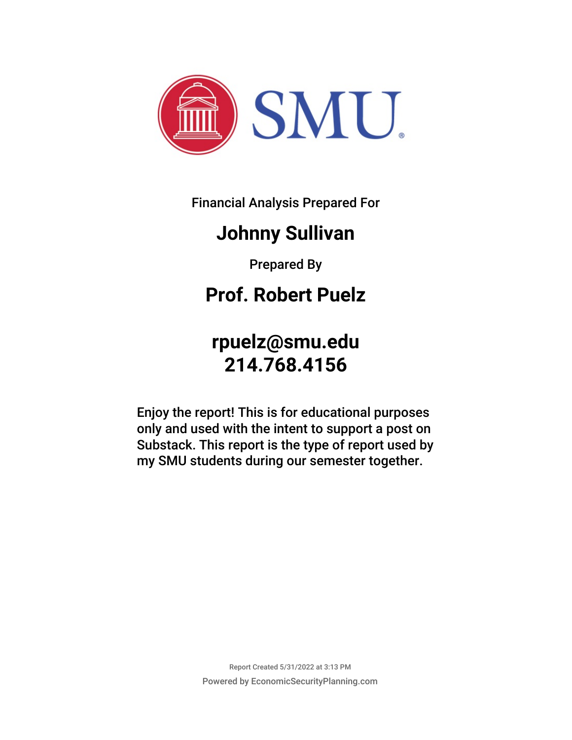SMU

Financial Analysis Prepared For

# Johnny Sullivan

Prepared By

# Prof. Robert Puelz

## rpuelz@smu.edu
## 214.768.4156

Enjoy the report! This is for educational purposes only and used with the intent to support a post on Substack. This report is the type of report used by my SMU students during our semester together.

Report Created 5/31/2022 at 3:13 PM

Powered by EconomicSecurityPlanning.com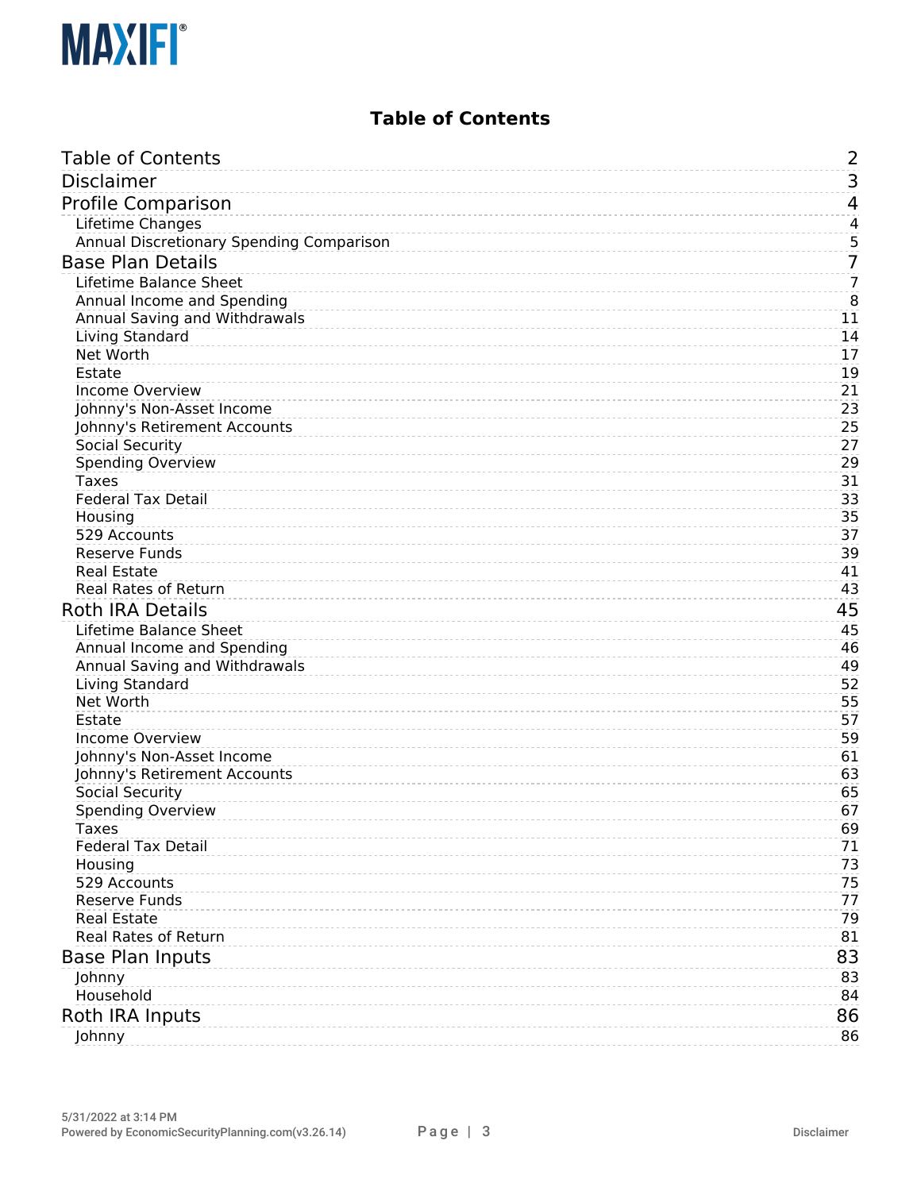# Table of Contents

| | |
|---|---|
| Table of Contents | 2 |
| Disclaimer | 3 |
| Profile Comparison | 4 |
| Lifetime Changes | 4 |
| Annual Discretionary Spending Comparison | 5 |
| Base Plan Details | 7 |
| Lifetime Balance Sheet | 7 |
| Annual Income and Spending | 8 |
| Annual Saving and Withdrawals | 11 |
| Living Standard | 14 |
| Net Worth | 17 |
| Estate | 19 |
| Income Overview | 21 |
| Johnny's Non-Asset Income | 23 |
| Johnny's Retirement Accounts | 25 |
| Social Security | 27 |
| Spending Overview | 29 |
| Taxes | 31 |
| Federal Tax Detail | 33 |
| Housing | 35 |
| 529 Accounts | 37 |
| Reserve Funds | 39 |
| Real Estate | 41 |
| Real Rates of Return | 43 |
| Roth IRA Details | 45 |
| Lifetime Balance Sheet | 45 |
| Annual Income and Spending | 46 |
| Annual Saving and Withdrawals | 49 |
| Living Standard | 52 |
| Net Worth | 55 |
| Estate | 57 |
| Income Overview | 59 |
| Johnny's Non-Asset Income | 61 |
| Johnny's Retirement Accounts | 63 |
| Social Security | 65 |
| Spending Overview | 67 |
| Taxes | 69 |
| Federal Tax Detail | 71 |
| Housing | 73 |
| 529 Accounts | 75 |
| Reserve Funds | 77 |
| Real Estate | 79 |
| Real Rates of Return | 81 |
| Base Plan Inputs | 83 |
| Johnny | 83 |
| Household | 84 |
| Roth IRA Inputs | 86 |
| Johnny | 86 |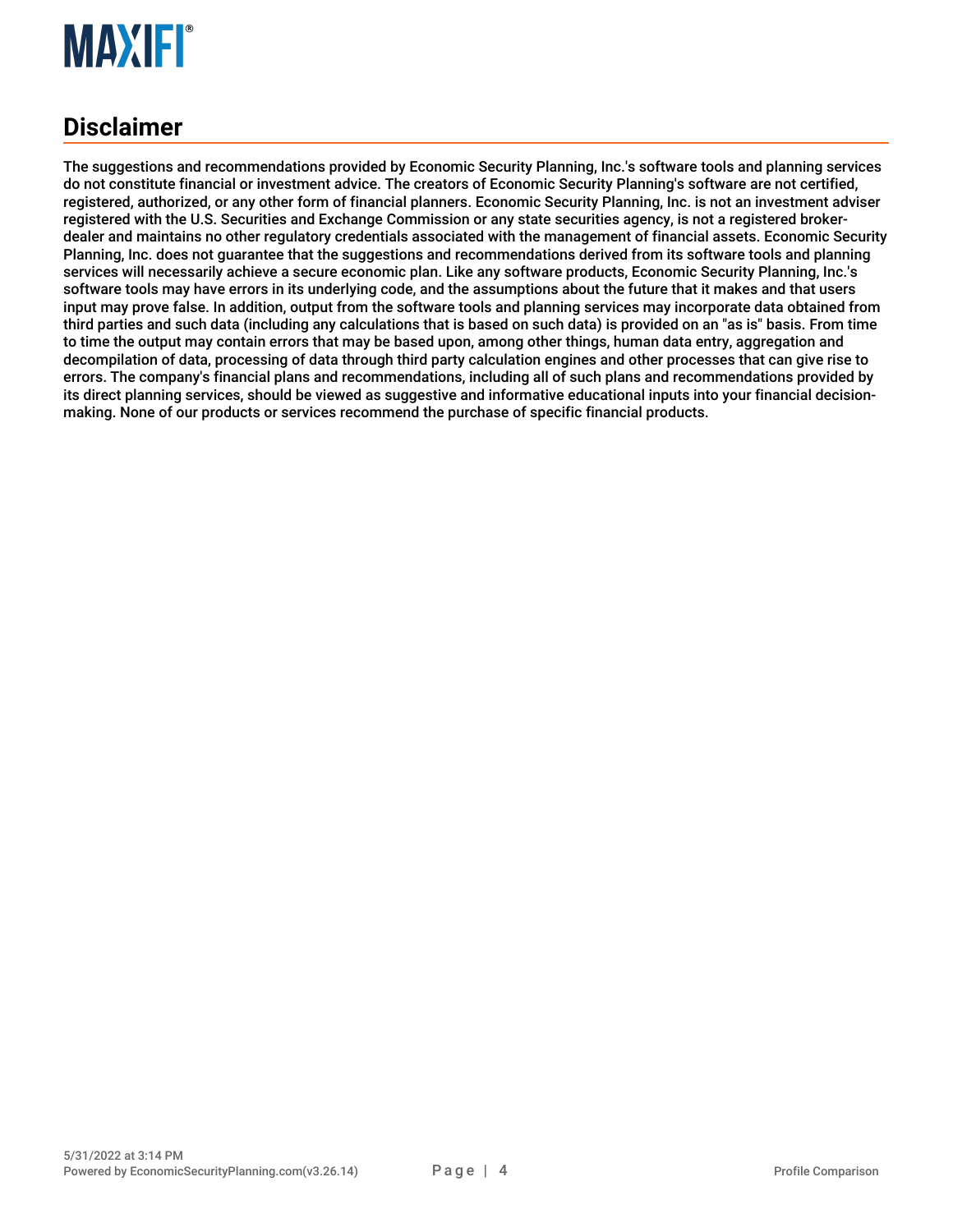## Disclaimer

The suggestions and recommendations provided by Economic Security Planning, Inc.'s software tools and planning services do not constitute financial or investment advice. The creators of Economic Security Planning's software are not certified, registered, authorized, or any other form of financial planners. Economic Security Planning, Inc. is not an investment adviser registered with the U.S. Securities and Exchange Commission or any state securities agency, is not a registered broker-dealer and maintains no other regulatory credentials associated with the management of financial assets. Economic Security Planning, Inc. does not guarantee that the suggestions and recommendations derived from its software tools and planning services will necessarily achieve a secure economic plan. Like any software products, Economic Security Planning, Inc.'s software tools may have errors in its underlying code, and the assumptions about the future that it makes and that users input may prove false. In addition, output from the software tools and planning services may incorporate data obtained from third parties and such data (including any calculations that is based on such data) is provided on an "as is" basis. From time to time the output may contain errors that may be based upon, among other things, human data entry, aggregation and decompilation of data, processing of data through third party calculation engines and other processes that can give rise to errors. The company's financial plans and recommendations, including all of such plans and recommendations provided by its direct planning services, should be viewed as suggestive and informative educational inputs into your financial decision-making. None of our products or services recommend the purchase of specific financial products.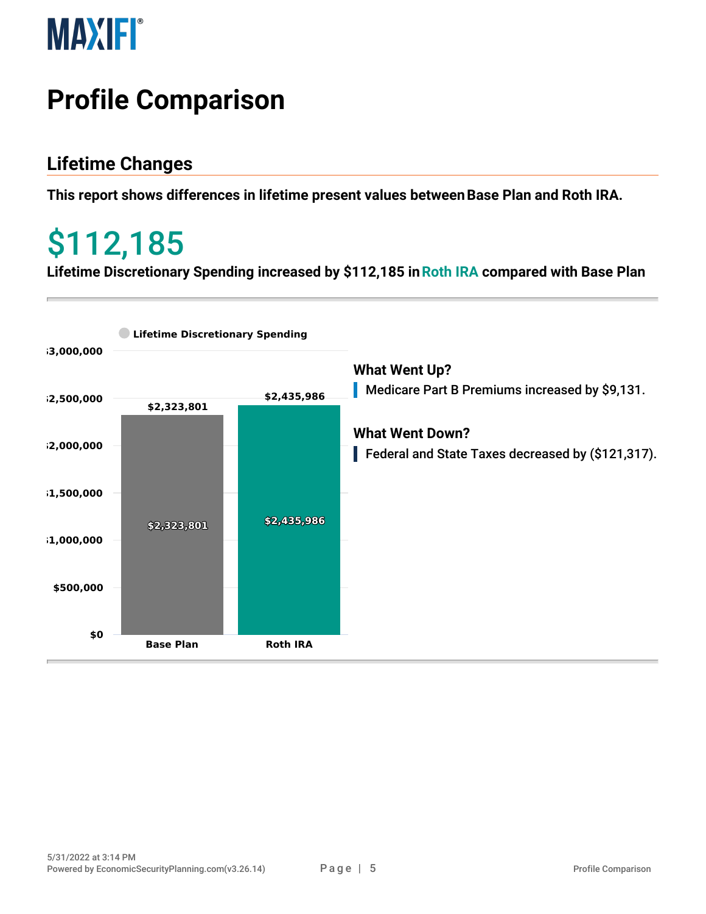# Profile Comparison

## Lifetime Changes

**This report shows differences in lifetime present values between Base Plan and Roth IRA.**

# $112,185

**Lifetime Discretionary Spending increased by $112,185 in Roth IRA compared with Base Plan**

Lifetime Discretionary Spending

| | Base Plan | Roth IRA |
|---|---|---|
| Lifetime Discretionary Spending | $2,323,801 | $2,435,986 |

### What Went Up?

Medicare Part B Premiums increased by $9,131.

### What Went Down?

Federal and State Taxes decreased by ($121,317).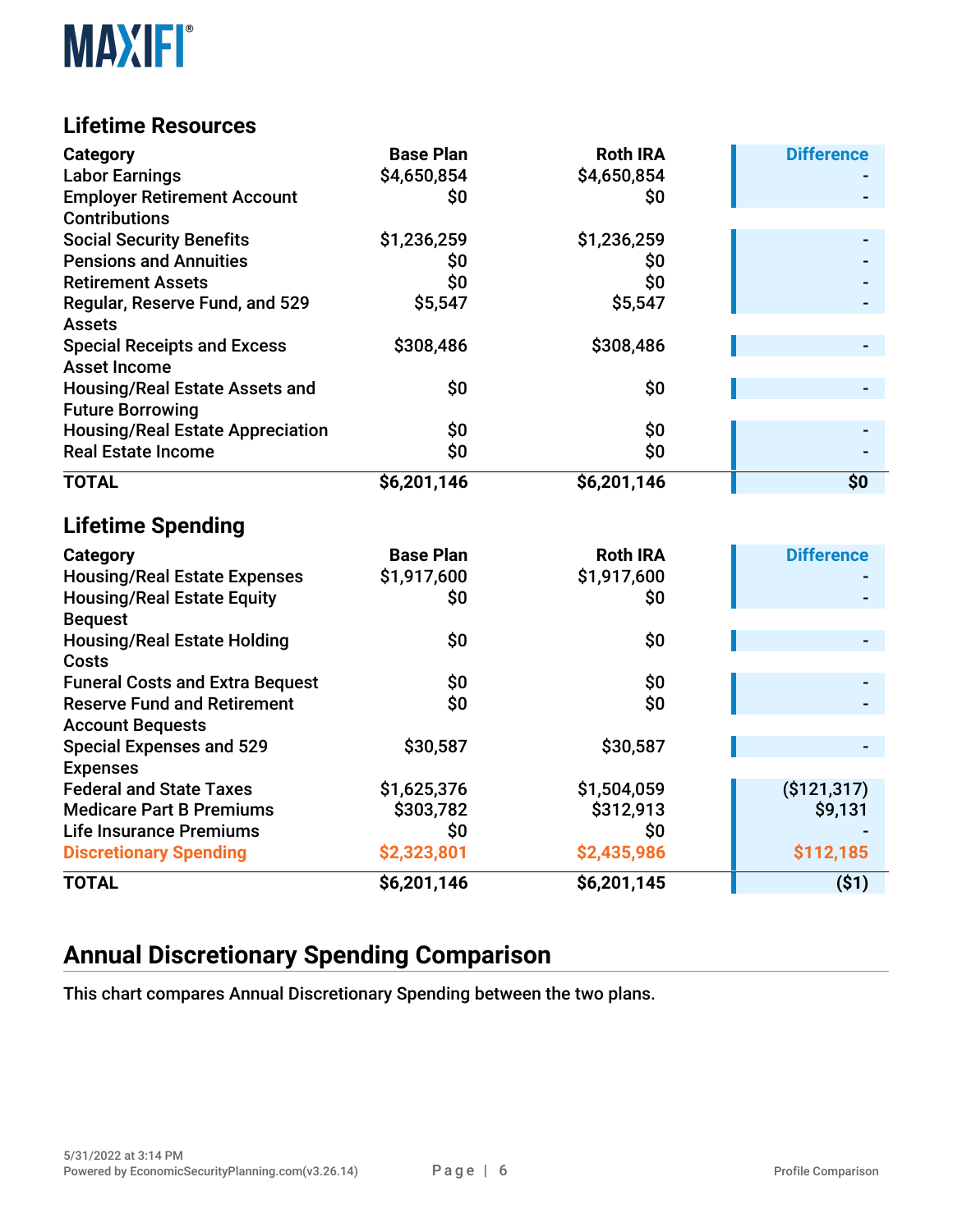## Lifetime Resources

| Category | Base Plan | Roth IRA | Difference |
|---|---|---|---|
| Labor Earnings | $4,650,854 | $4,650,854 | - |
| Employer Retirement Account Contributions | $0 | $0 | - |
| Social Security Benefits | $1,236,259 | $1,236,259 | - |
| Pensions and Annuities | $0 | $0 | - |
| Retirement Assets | $0 | $0 | - |
| Regular, Reserve Fund, and 529 Assets | $5,547 | $5,547 | - |
| Special Receipts and Excess Asset Income | $308,486 | $308,486 | - |
| Housing/Real Estate Assets and Future Borrowing | $0 | $0 | - |
| Housing/Real Estate Appreciation | $0 | $0 | - |
| Real Estate Income | $0 | $0 | - |
| **TOTAL** | **$6,201,146** | **$6,201,146** | **$0** |

## Lifetime Spending

| Category | Base Plan | Roth IRA | Difference |
|---|---|---|---|
| Housing/Real Estate Expenses | $1,917,600 | $1,917,600 | - |
| Housing/Real Estate Equity Bequest | $0 | $0 | - |
| Housing/Real Estate Holding Costs | $0 | $0 | - |
| Funeral Costs and Extra Bequest | $0 | $0 | - |
| Reserve Fund and Retirement Account Bequests | $0 | $0 | - |
| Special Expenses and 529 Expenses | $30,587 | $30,587 | - |
| Federal and State Taxes | $1,625,376 | $1,504,059 | ($121,317) |
| Medicare Part B Premiums | $303,782 | $312,913 | $9,131 |
| Life Insurance Premiums | $0 | $0 | - |
| Discretionary Spending | $2,323,801 | $2,435,986 | $112,185 |
| **TOTAL** | **$6,201,146** | **$6,201,145** | **($1)** |

## Annual Discretionary Spending Comparison

This chart compares Annual Discretionary Spending between the two plans.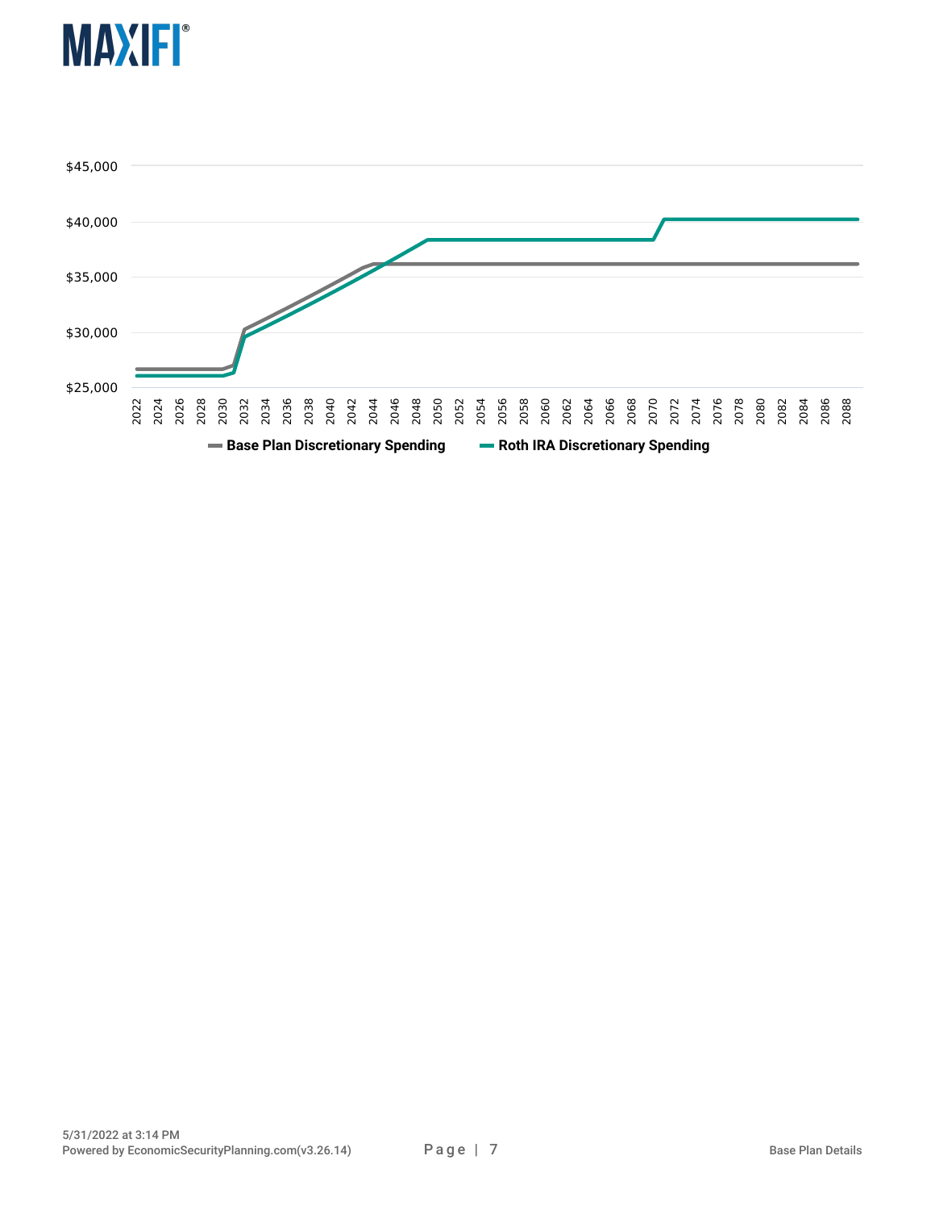$45,000

$40,000

$35,000

$30,000

$25,000

2022 2024 2026 2028 2030 2032 2034 2036 2038 2040 2042 2044 2046 2048 2050 2052 2054 2056 2058 2060 2062 2064 2066 2068 2070 2072 2074 2076 2078 2080 2082 2084 2086 2088

**Base Plan Discretionary Spending** **Roth IRA Discretionary Spending**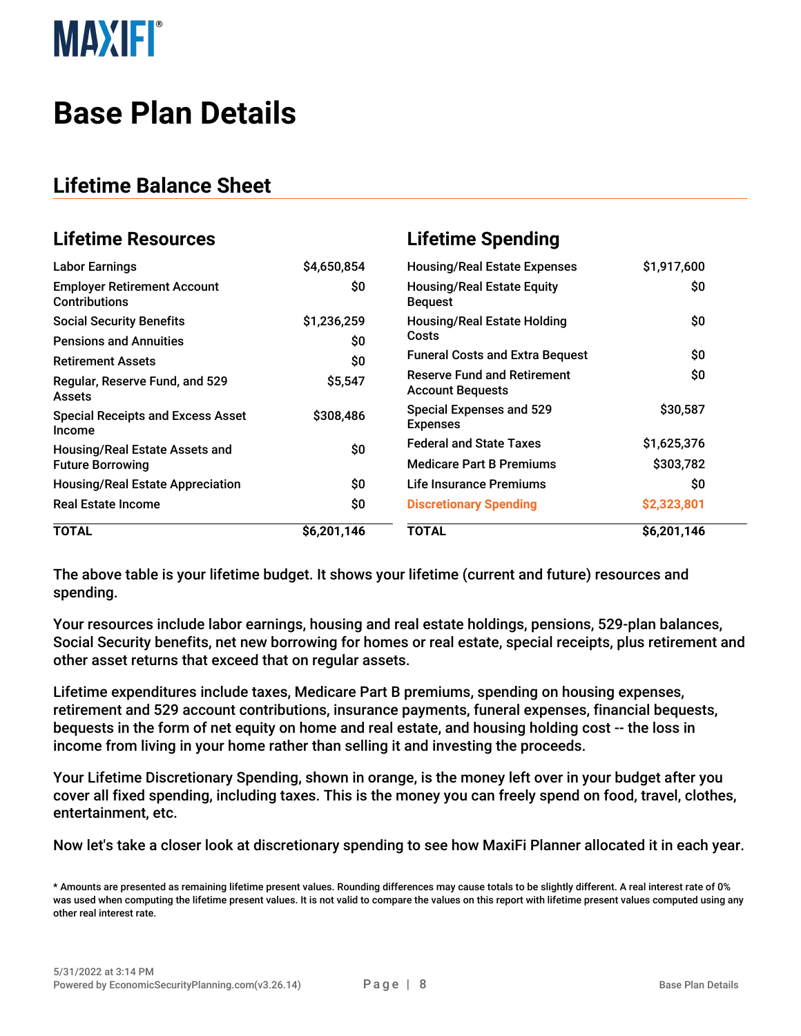# Base Plan Details

## Lifetime Balance Sheet

### Lifetime Resources

| Lifetime Resources | |
|---|---|
| Labor Earnings | $4,650,854 |
| Employer Retirement Account Contributions | $0 |
| Social Security Benefits | $1,236,259 |
| Pensions and Annuities | $0 |
| Retirement Assets | $0 |
| Regular, Reserve Fund, and 529 Assets | $5,547 |
| Special Receipts and Excess Asset Income | $308,486 |
| Housing/Real Estate Assets and Future Borrowing | $0 |
| Housing/Real Estate Appreciation | $0 |
| Real Estate Income | $0 |
| **TOTAL** | **$6,201,146** |

### Lifetime Spending

| Lifetime Spending | |
|---|---|
| Housing/Real Estate Expenses | $1,917,600 |
| Housing/Real Estate Equity Bequest | $0 |
| Housing/Real Estate Holding Costs | $0 |
| Funeral Costs and Extra Bequest | $0 |
| Reserve Fund and Retirement Account Bequests | $0 |
| Special Expenses and 529 Expenses | $30,587 |
| Federal and State Taxes | $1,625,376 |
| Medicare Part B Premiums | $303,782 |
| Life Insurance Premiums | $0 |
| **Discretionary Spending** | **$2,323,801** |
| **TOTAL** | **$6,201,146** |

The above table is your lifetime budget. It shows your lifetime (current and future) resources and spending.

Your resources include labor earnings, housing and real estate holdings, pensions, 529-plan balances, Social Security benefits, net new borrowing for homes or real estate, special receipts, plus retirement and other asset returns that exceed that on regular assets.

Lifetime expenditures include taxes, Medicare Part B premiums, spending on housing expenses, retirement and 529 account contributions, insurance payments, funeral expenses, financial bequests, bequests in the form of net equity on home and real estate, and housing holding cost -- the loss in income from living in your home rather than selling it and investing the proceeds.

Your Lifetime Discretionary Spending, shown in orange, is the money left over in your budget after you cover all fixed spending, including taxes. This is the money you can freely spend on food, travel, clothes, entertainment, etc.

Now let's take a closer look at discretionary spending to see how MaxiFi Planner allocated it in each year.

* Amounts are presented as remaining lifetime present values. Rounding differences may cause totals to be slightly different. A real interest rate of 0% was used when computing the lifetime present values. It is not valid to compare the values on this report with lifetime present values computed using any other real interest rate.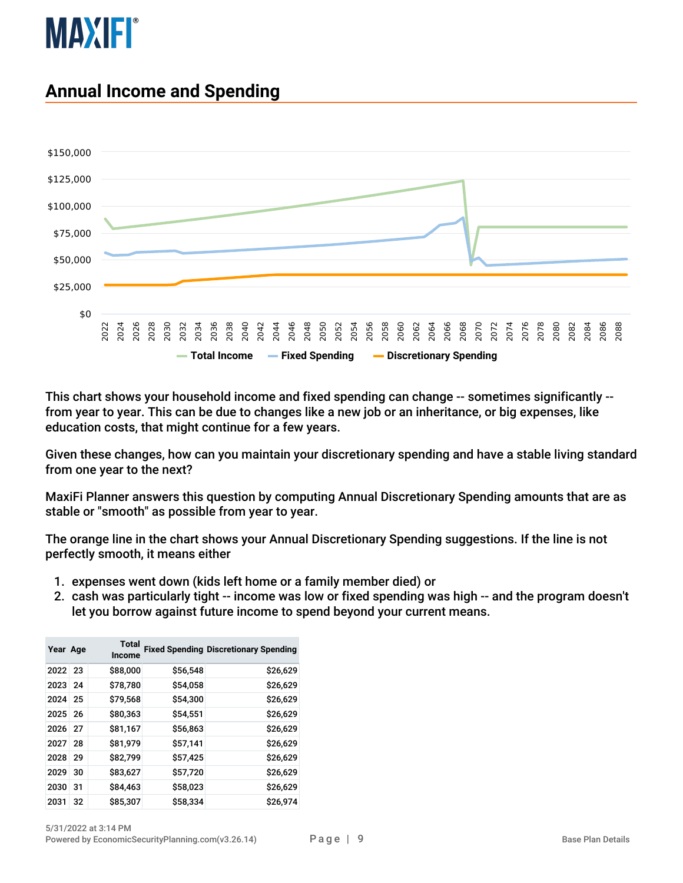## Annual Income and Spending

This chart shows your household income and fixed spending can change -- sometimes significantly -- from year to year. This can be due to changes like a new job or an inheritance, or big expenses, like education costs, that might continue for a few years.

Given these changes, how can you maintain your discretionary spending and have a stable living standard from one year to the next?

MaxiFi Planner answers this question by computing Annual Discretionary Spending amounts that are as stable or "smooth" as possible from year to year.

The orange line in the chart shows your Annual Discretionary Spending suggestions. If the line is not perfectly smooth, it means either

1. expenses went down (kids left home or a family member died) or
2. cash was particularly tight -- income was low or fixed spending was high -- and the program doesn't let you borrow against future income to spend beyond your current means.

| Year | Age | Total Income | Fixed Spending | Discretionary Spending |
|---|---|---|---|---|
| 2022 | 23 | $88,000 | $56,548 | $26,629 |
| 2023 | 24 | $78,780 | $54,058 | $26,629 |
| 2024 | 25 | $79,568 | $54,300 | $26,629 |
| 2025 | 26 | $80,363 | $54,551 | $26,629 |
| 2026 | 27 | $81,167 | $56,863 | $26,629 |
| 2027 | 28 | $81,979 | $57,141 | $26,629 |
| 2028 | 29 | $82,799 | $57,425 | $26,629 |
| 2029 | 30 | $83,627 | $57,720 | $26,629 |
| 2030 | 31 | $84,463 | $58,023 | $26,629 |
| 2031 | 32 | $85,307 | $58,334 | $26,974 |

5/31/2022 at 3:14 PM
Powered by EconomicSecurityPlanning.com(v3.26.14)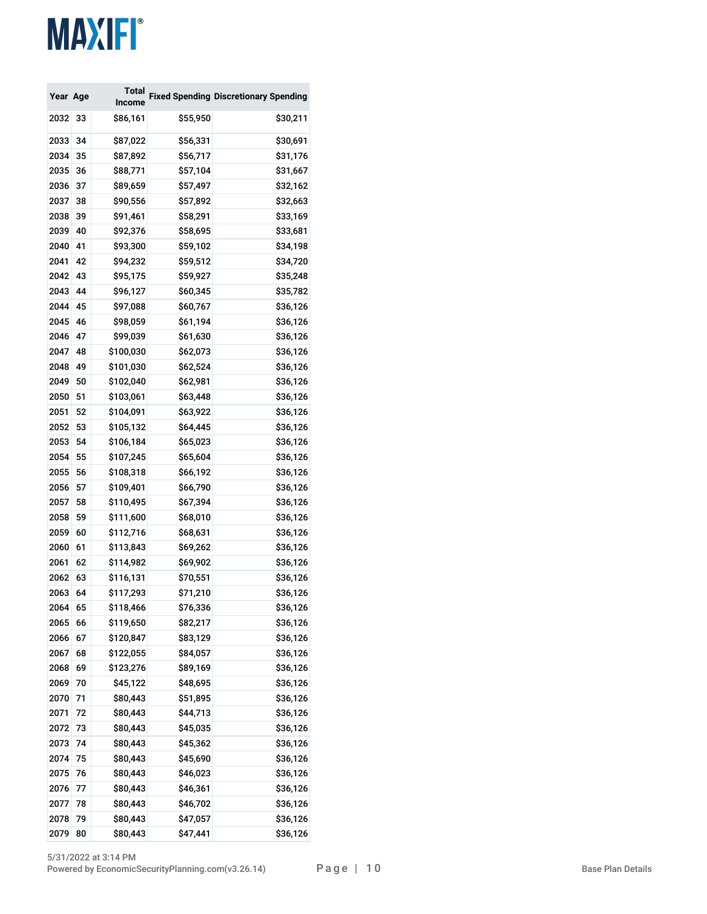| Year | Age | Total Income | Fixed Spending | Discretionary Spending |
|---|---|---|---|---|
| 2032 | 33 | $86,161 | $55,950 | $30,211 |
| 2033 | 34 | $87,022 | $56,331 | $30,691 |
| 2034 | 35 | $87,892 | $56,717 | $31,176 |
| 2035 | 36 | $88,771 | $57,104 | $31,667 |
| 2036 | 37 | $89,659 | $57,497 | $32,162 |
| 2037 | 38 | $90,556 | $57,892 | $32,663 |
| 2038 | 39 | $91,461 | $58,291 | $33,169 |
| 2039 | 40 | $92,376 | $58,695 | $33,681 |
| 2040 | 41 | $93,300 | $59,102 | $34,198 |
| 2041 | 42 | $94,232 | $59,512 | $34,720 |
| 2042 | 43 | $95,175 | $59,927 | $35,248 |
| 2043 | 44 | $96,127 | $60,345 | $35,782 |
| 2044 | 45 | $97,088 | $60,767 | $36,126 |
| 2045 | 46 | $98,059 | $61,194 | $36,126 |
| 2046 | 47 | $99,039 | $61,630 | $36,126 |
| 2047 | 48 | $100,030 | $62,073 | $36,126 |
| 2048 | 49 | $101,030 | $62,524 | $36,126 |
| 2049 | 50 | $102,040 | $62,981 | $36,126 |
| 2050 | 51 | $103,061 | $63,448 | $36,126 |
| 2051 | 52 | $104,091 | $63,922 | $36,126 |
| 2052 | 53 | $105,132 | $64,445 | $36,126 |
| 2053 | 54 | $106,184 | $65,023 | $36,126 |
| 2054 | 55 | $107,245 | $65,604 | $36,126 |
| 2055 | 56 | $108,318 | $66,192 | $36,126 |
| 2056 | 57 | $109,401 | $66,790 | $36,126 |
| 2057 | 58 | $110,495 | $67,394 | $36,126 |
| 2058 | 59 | $111,600 | $68,010 | $36,126 |
| 2059 | 60 | $112,716 | $68,631 | $36,126 |
| 2060 | 61 | $113,843 | $69,262 | $36,126 |
| 2061 | 62 | $114,982 | $69,902 | $36,126 |
| 2062 | 63 | $116,131 | $70,551 | $36,126 |
| 2063 | 64 | $117,293 | $71,210 | $36,126 |
| 2064 | 65 | $118,466 | $76,336 | $36,126 |
| 2065 | 66 | $119,650 | $82,217 | $36,126 |
| 2066 | 67 | $120,847 | $83,129 | $36,126 |
| 2067 | 68 | $122,055 | $84,057 | $36,126 |
| 2068 | 69 | $123,276 | $89,169 | $36,126 |
| 2069 | 70 | $45,122 | $48,695 | $36,126 |
| 2070 | 71 | $80,443 | $51,895 | $36,126 |
| 2071 | 72 | $80,443 | $44,713 | $36,126 |
| 2072 | 73 | $80,443 | $45,035 | $36,126 |
| 2073 | 74 | $80,443 | $45,362 | $36,126 |
| 2074 | 75 | $80,443 | $45,690 | $36,126 |
| 2075 | 76 | $80,443 | $46,023 | $36,126 |
| 2076 | 77 | $80,443 | $46,361 | $36,126 |
| 2077 | 78 | $80,443 | $46,702 | $36,126 |
| 2078 | 79 | $80,443 | $47,057 | $36,126 |
| 2079 | 80 | $80,443 | $47,441 | $36,126 |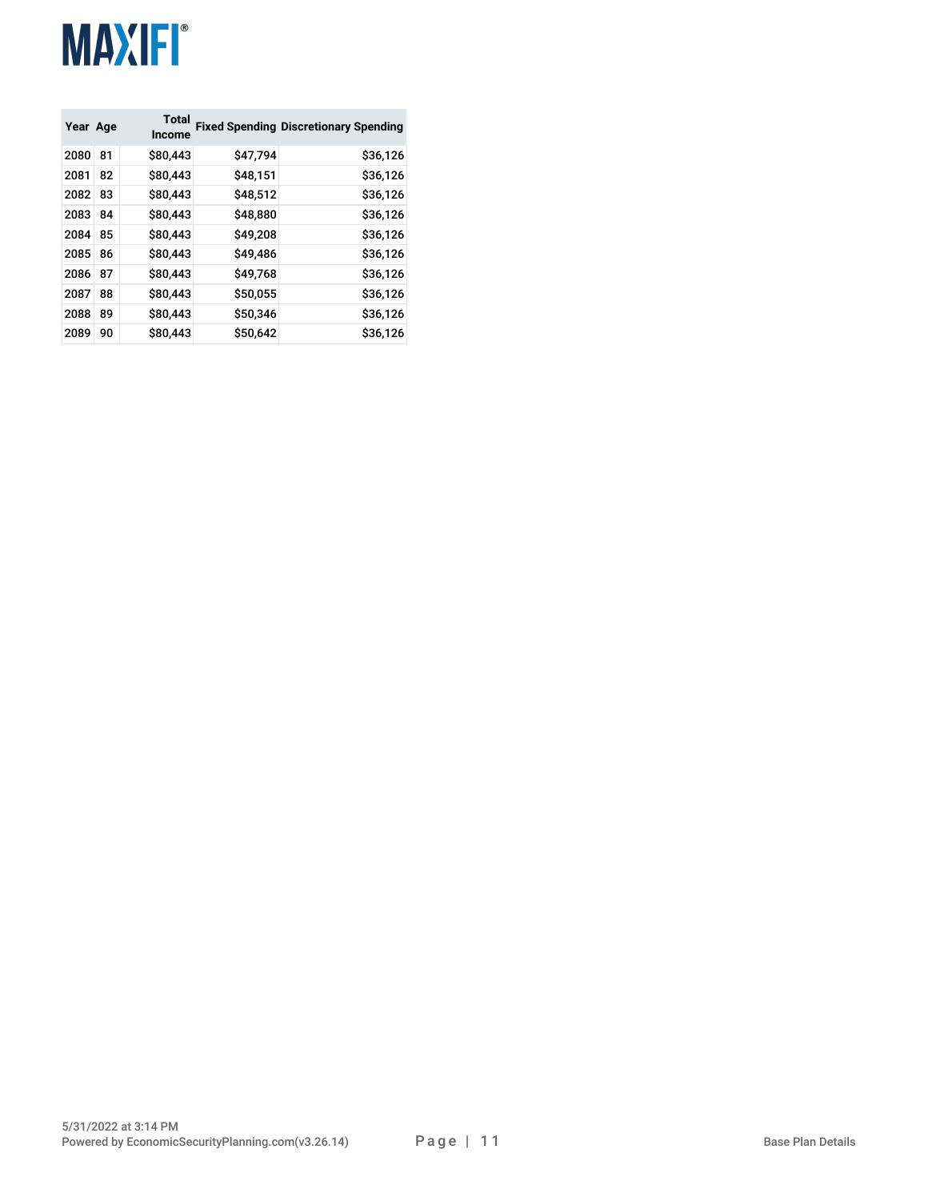| Year | Age | Total Income | Fixed Spending | Discretionary Spending |
|---|---|---|---|---|
| 2080 | 81 | $80,443 | $47,794 | $36,126 |
| 2081 | 82 | $80,443 | $48,151 | $36,126 |
| 2082 | 83 | $80,443 | $48,512 | $36,126 |
| 2083 | 84 | $80,443 | $48,880 | $36,126 |
| 2084 | 85 | $80,443 | $49,208 | $36,126 |
| 2085 | 86 | $80,443 | $49,486 | $36,126 |
| 2086 | 87 | $80,443 | $49,768 | $36,126 |
| 2087 | 88 | $80,443 | $50,055 | $36,126 |
| 2088 | 89 | $80,443 | $50,346 | $36,126 |
| 2089 | 90 | $80,443 | $50,642 | $36,126 |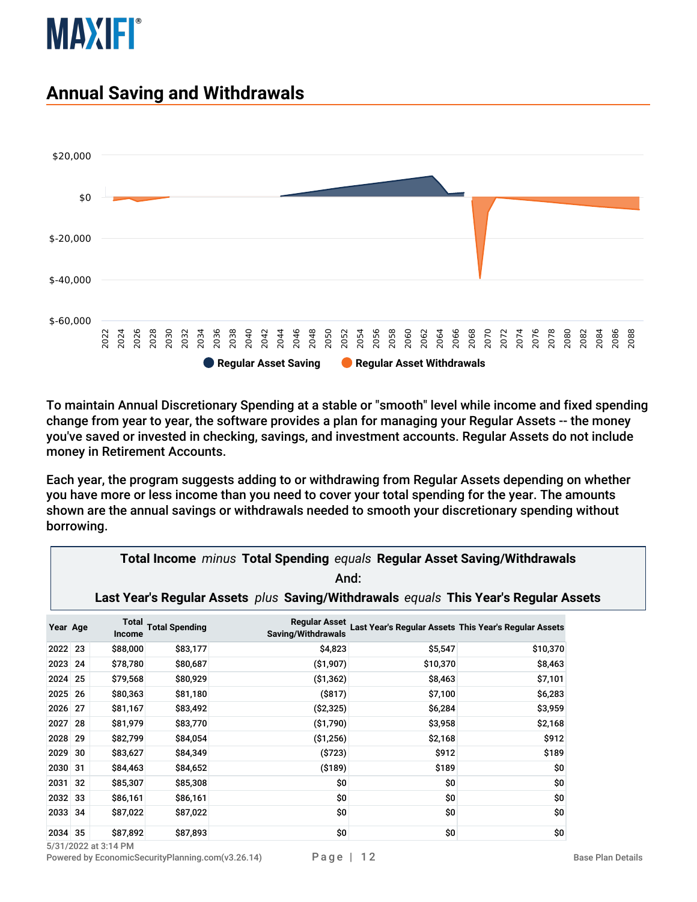## Annual Saving and Withdrawals

To maintain Annual Discretionary Spending at a stable or "smooth" level while income and fixed spending change from year to year, the software provides a plan for managing your Regular Assets -- the money you've saved or invested in checking, savings, and investment accounts. Regular Assets do not include money in Retirement Accounts.

Each year, the program suggests adding to or withdrawing from Regular Assets depending on whether you have more or less income than you need to cover your total spending for the year. The amounts shown are the annual savings or withdrawals needed to smooth your discretionary spending without borrowing.

**Total Income** *minus* **Total Spending** *equals* **Regular Asset Saving/Withdrawals**
**And:**
**Last Year's Regular Assets** *plus* **Saving/Withdrawals** *equals* **This Year's Regular Assets**

| Year | Age | Total Income | Total Spending | Regular Asset Saving/Withdrawals | Last Year's Regular Assets | This Year's Regular Assets |
|---|---|---|---|---|---|---|
| 2022 | 23 | $88,000 | $83,177 | $4,823 | $5,547 | $10,370 |
| 2023 | 24 | $78,780 | $80,687 | ($1,907) | $10,370 | $8,463 |
| 2024 | 25 | $79,568 | $80,929 | ($1,362) | $8,463 | $7,101 |
| 2025 | 26 | $80,363 | $81,180 | ($817) | $7,100 | $6,283 |
| 2026 | 27 | $81,167 | $83,492 | ($2,325) | $6,284 | $3,959 |
| 2027 | 28 | $81,979 | $83,770 | ($1,790) | $3,958 | $2,168 |
| 2028 | 29 | $82,799 | $84,054 | ($1,256) | $2,168 | $912 |
| 2029 | 30 | $83,627 | $84,349 | ($723) | $912 | $189 |
| 2030 | 31 | $84,463 | $84,652 | ($189) | $189 | $0 |
| 2031 | 32 | $85,307 | $85,308 | $0 | $0 | $0 |
| 2032 | 33 | $86,161 | $86,161 | $0 | $0 | $0 |
| 2033 | 34 | $87,022 | $87,022 | $0 | $0 | $0 |
| 2034 | 35 | $87,892 | $87,893 | $0 | $0 | $0 |

5/31/2022 at 3:14 PM
Powered by EconomicSecurityPlanning.com(v3.26.14)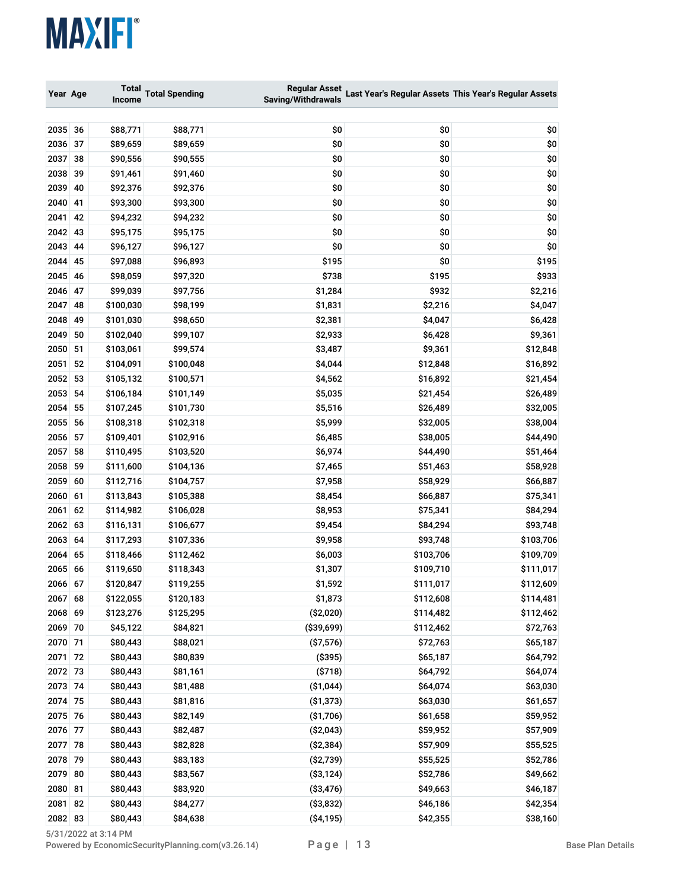| Year | Age | Total Income | Total Spending | Regular Asset Saving/Withdrawals | Last Year's Regular Assets | This Year's Regular Assets |
|---|---|---|---|---|---|---|
| 2035 | 36 | $88,771 | $88,771 | $0 | $0 | $0 |
| 2036 | 37 | $89,659 | $89,659 | $0 | $0 | $0 |
| 2037 | 38 | $90,556 | $90,555 | $0 | $0 | $0 |
| 2038 | 39 | $91,461 | $91,460 | $0 | $0 | $0 |
| 2039 | 40 | $92,376 | $92,376 | $0 | $0 | $0 |
| 2040 | 41 | $93,300 | $93,300 | $0 | $0 | $0 |
| 2041 | 42 | $94,232 | $94,232 | $0 | $0 | $0 |
| 2042 | 43 | $95,175 | $95,175 | $0 | $0 | $0 |
| 2043 | 44 | $96,127 | $96,127 | $0 | $0 | $0 |
| 2044 | 45 | $97,088 | $96,893 | $195 | $0 | $195 |
| 2045 | 46 | $98,059 | $97,320 | $738 | $195 | $933 |
| 2046 | 47 | $99,039 | $97,756 | $1,284 | $932 | $2,216 |
| 2047 | 48 | $100,030 | $98,199 | $1,831 | $2,216 | $4,047 |
| 2048 | 49 | $101,030 | $98,650 | $2,381 | $4,047 | $6,428 |
| 2049 | 50 | $102,040 | $99,107 | $2,933 | $6,428 | $9,361 |
| 2050 | 51 | $103,061 | $99,574 | $3,487 | $9,361 | $12,848 |
| 2051 | 52 | $104,091 | $100,048 | $4,044 | $12,848 | $16,892 |
| 2052 | 53 | $105,132 | $100,571 | $4,562 | $16,892 | $21,454 |
| 2053 | 54 | $106,184 | $101,149 | $5,035 | $21,454 | $26,489 |
| 2054 | 55 | $107,245 | $101,730 | $5,516 | $26,489 | $32,005 |
| 2055 | 56 | $108,318 | $102,318 | $5,999 | $32,005 | $38,004 |
| 2056 | 57 | $109,401 | $102,916 | $6,485 | $38,005 | $44,490 |
| 2057 | 58 | $110,495 | $103,520 | $6,974 | $44,490 | $51,464 |
| 2058 | 59 | $111,600 | $104,136 | $7,465 | $51,463 | $58,928 |
| 2059 | 60 | $112,716 | $104,757 | $7,958 | $58,929 | $66,887 |
| 2060 | 61 | $113,843 | $105,388 | $8,454 | $66,887 | $75,341 |
| 2061 | 62 | $114,982 | $106,028 | $8,953 | $75,341 | $84,294 |
| 2062 | 63 | $116,131 | $106,677 | $9,454 | $84,294 | $93,748 |
| 2063 | 64 | $117,293 | $107,336 | $9,958 | $93,748 | $103,706 |
| 2064 | 65 | $118,466 | $112,462 | $6,003 | $103,706 | $109,709 |
| 2065 | 66 | $119,650 | $118,343 | $1,307 | $109,710 | $111,017 |
| 2066 | 67 | $120,847 | $119,255 | $1,592 | $111,017 | $112,609 |
| 2067 | 68 | $122,055 | $120,183 | $1,873 | $112,608 | $114,481 |
| 2068 | 69 | $123,276 | $125,295 | ($2,020) | $114,482 | $112,462 |
| 2069 | 70 | $45,122 | $84,821 | ($39,699) | $112,462 | $72,763 |
| 2070 | 71 | $80,443 | $88,021 | ($7,576) | $72,763 | $65,187 |
| 2071 | 72 | $80,443 | $80,839 | ($395) | $65,187 | $64,792 |
| 2072 | 73 | $80,443 | $81,161 | ($718) | $64,792 | $64,074 |
| 2073 | 74 | $80,443 | $81,488 | ($1,044) | $64,074 | $63,030 |
| 2074 | 75 | $80,443 | $81,816 | ($1,373) | $63,030 | $61,657 |
| 2075 | 76 | $80,443 | $82,149 | ($1,706) | $61,658 | $59,952 |
| 2076 | 77 | $80,443 | $82,487 | ($2,043) | $59,952 | $57,909 |
| 2077 | 78 | $80,443 | $82,828 | ($2,384) | $57,909 | $55,525 |
| 2078 | 79 | $80,443 | $83,183 | ($2,739) | $55,525 | $52,786 |
| 2079 | 80 | $80,443 | $83,567 | ($3,124) | $52,786 | $49,662 |
| 2080 | 81 | $80,443 | $83,920 | ($3,476) | $49,663 | $46,187 |
| 2081 | 82 | $80,443 | $84,277 | ($3,832) | $46,186 | $42,354 |
| 2082 | 83 | $80,443 | $84,638 | ($4,195) | $42,355 | $38,160 |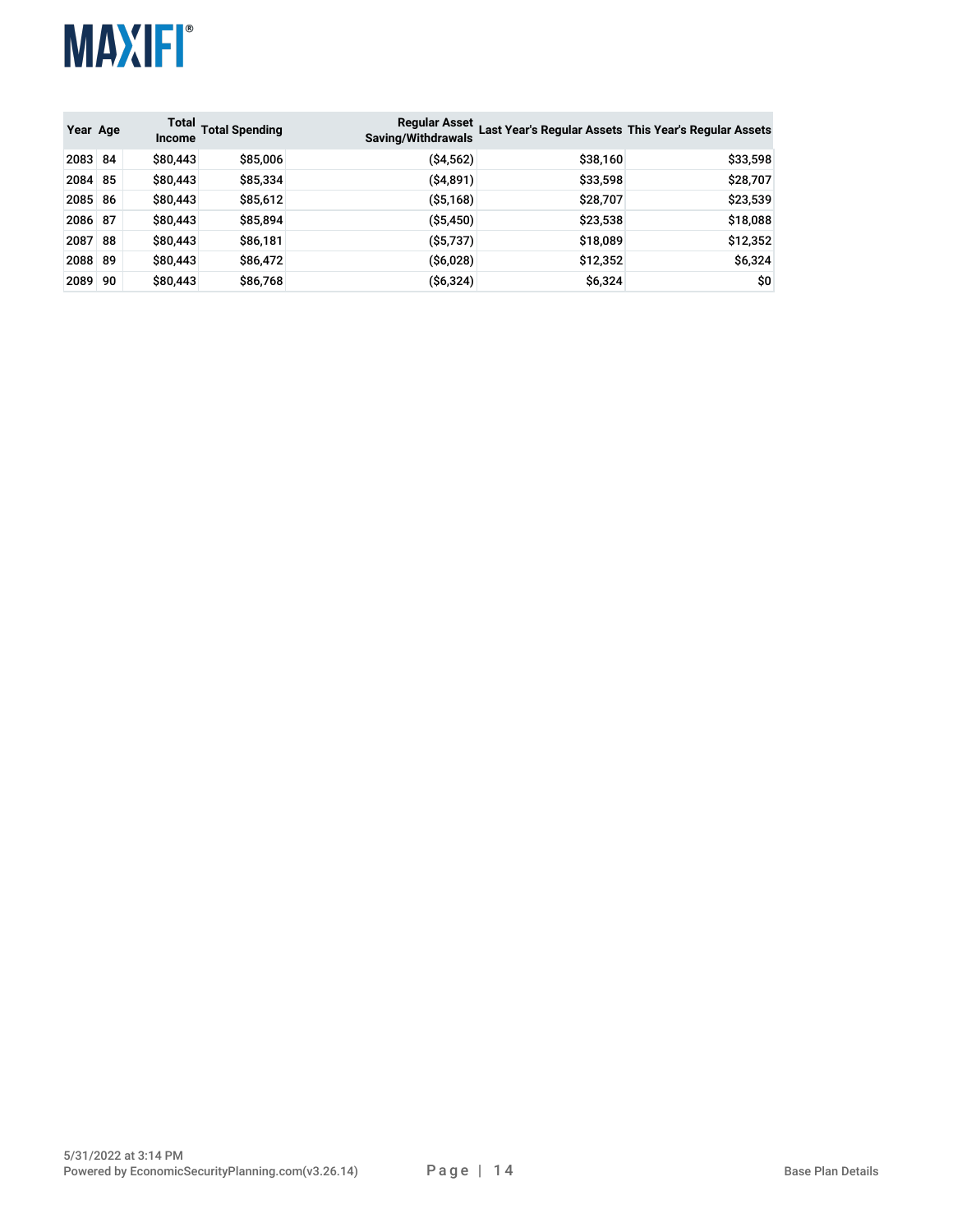| Year | Age | Total Income | Total Spending | Regular Asset Saving/Withdrawals | Last Year's Regular Assets | This Year's Regular Assets |
|---|---|---|---|---|---|---|
| 2083 | 84 | $80,443 | $85,006 | ($4,562) | $38,160 | $33,598 |
| 2084 | 85 | $80,443 | $85,334 | ($4,891) | $33,598 | $28,707 |
| 2085 | 86 | $80,443 | $85,612 | ($5,168) | $28,707 | $23,539 |
| 2086 | 87 | $80,443 | $85,894 | ($5,450) | $23,538 | $18,088 |
| 2087 | 88 | $80,443 | $86,181 | ($5,737) | $18,089 | $12,352 |
| 2088 | 89 | $80,443 | $86,472 | ($6,028) | $12,352 | $6,324 |
| 2089 | 90 | $80,443 | $86,768 | ($6,324) | $6,324 | $0 |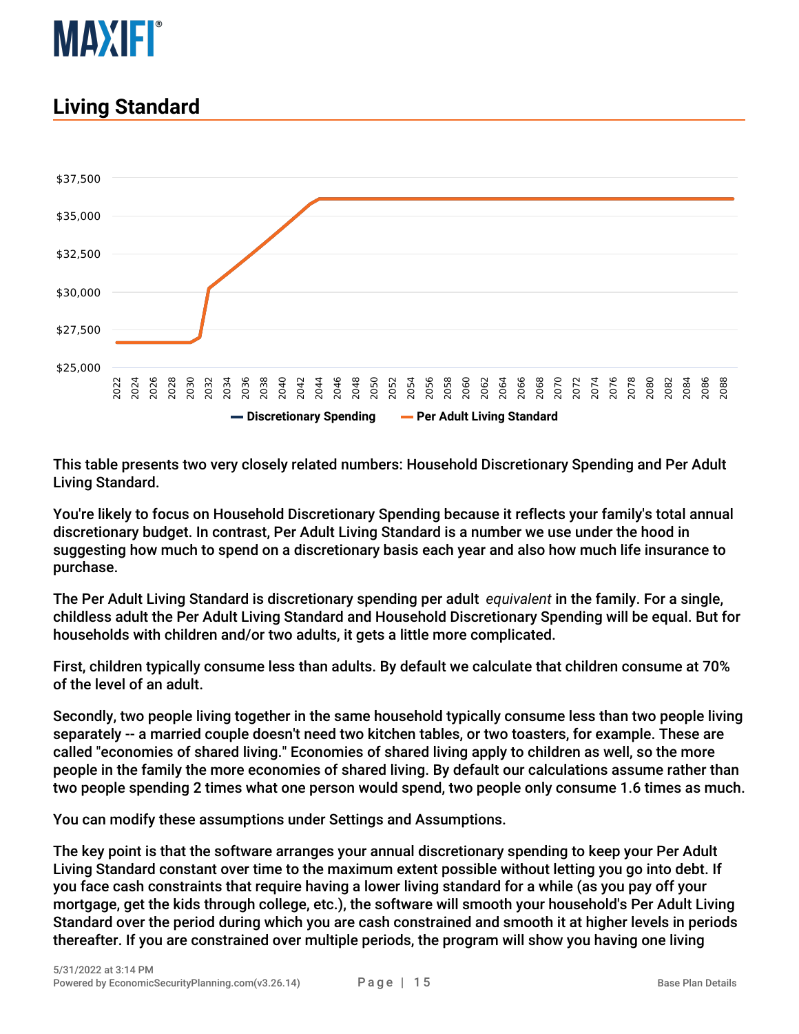# Living Standard

This table presents two very closely related numbers: Household Discretionary Spending and Per Adult Living Standard.

You're likely to focus on Household Discretionary Spending because it reflects your family's total annual discretionary budget. In contrast, Per Adult Living Standard is a number we use under the hood in suggesting how much to spend on a discretionary basis each year and also how much life insurance to purchase.

The Per Adult Living Standard is discretionary spending per adult *equivalent* in the family. For a single, childless adult the Per Adult Living Standard and Household Discretionary Spending will be equal. But for households with children and/or two adults, it gets a little more complicated.

First, children typically consume less than adults. By default we calculate that children consume at 70% of the level of an adult.

Secondly, two people living together in the same household typically consume less than two people living separately -- a married couple doesn't need two kitchen tables, or two toasters, for example. These are called "economies of shared living." Economies of shared living apply to children as well, so the more people in the family the more economies of shared living. By default our calculations assume rather than two people spending 2 times what one person would spend, two people only consume 1.6 times as much.

You can modify these assumptions under Settings and Assumptions.

The key point is that the software arranges your annual discretionary spending to keep your Per Adult Living Standard constant over time to the maximum extent possible without letting you go into debt. If you face cash constraints that require having a lower living standard for a while (as you pay off your mortgage, get the kids through college, etc.), the software will smooth your household's Per Adult Living Standard over the period during which you are cash constrained and smooth it at higher levels in periods thereafter. If you are constrained over multiple periods, the program will show you having one living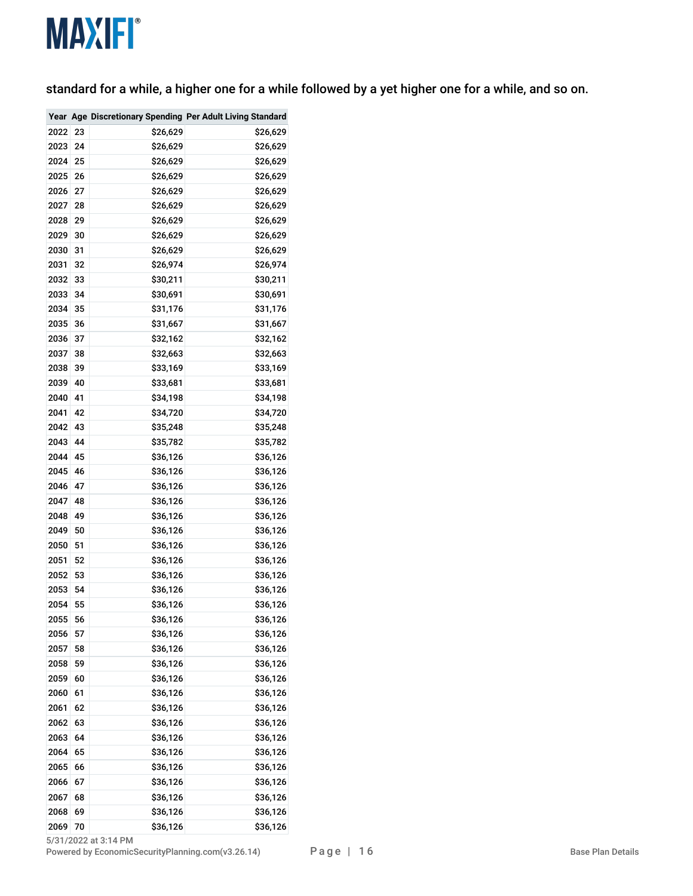standard for a while, a higher one for a while followed by a yet higher one for a while, and so on.

| Year | Age | Discretionary Spending | Per Adult Living Standard |
|---|---|---|---|
| 2022 | 23 | $26,629 | $26,629 |
| 2023 | 24 | $26,629 | $26,629 |
| 2024 | 25 | $26,629 | $26,629 |
| 2025 | 26 | $26,629 | $26,629 |
| 2026 | 27 | $26,629 | $26,629 |
| 2027 | 28 | $26,629 | $26,629 |
| 2028 | 29 | $26,629 | $26,629 |
| 2029 | 30 | $26,629 | $26,629 |
| 2030 | 31 | $26,629 | $26,629 |
| 2031 | 32 | $26,974 | $26,974 |
| 2032 | 33 | $30,211 | $30,211 |
| 2033 | 34 | $30,691 | $30,691 |
| 2034 | 35 | $31,176 | $31,176 |
| 2035 | 36 | $31,667 | $31,667 |
| 2036 | 37 | $32,162 | $32,162 |
| 2037 | 38 | $32,663 | $32,663 |
| 2038 | 39 | $33,169 | $33,169 |
| 2039 | 40 | $33,681 | $33,681 |
| 2040 | 41 | $34,198 | $34,198 |
| 2041 | 42 | $34,720 | $34,720 |
| 2042 | 43 | $35,248 | $35,248 |
| 2043 | 44 | $35,782 | $35,782 |
| 2044 | 45 | $36,126 | $36,126 |
| 2045 | 46 | $36,126 | $36,126 |
| 2046 | 47 | $36,126 | $36,126 |
| 2047 | 48 | $36,126 | $36,126 |
| 2048 | 49 | $36,126 | $36,126 |
| 2049 | 50 | $36,126 | $36,126 |
| 2050 | 51 | $36,126 | $36,126 |
| 2051 | 52 | $36,126 | $36,126 |
| 2052 | 53 | $36,126 | $36,126 |
| 2053 | 54 | $36,126 | $36,126 |
| 2054 | 55 | $36,126 | $36,126 |
| 2055 | 56 | $36,126 | $36,126 |
| 2056 | 57 | $36,126 | $36,126 |
| 2057 | 58 | $36,126 | $36,126 |
| 2058 | 59 | $36,126 | $36,126 |
| 2059 | 60 | $36,126 | $36,126 |
| 2060 | 61 | $36,126 | $36,126 |
| 2061 | 62 | $36,126 | $36,126 |
| 2062 | 63 | $36,126 | $36,126 |
| 2063 | 64 | $36,126 | $36,126 |
| 2064 | 65 | $36,126 | $36,126 |
| 2065 | 66 | $36,126 | $36,126 |
| 2066 | 67 | $36,126 | $36,126 |
| 2067 | 68 | $36,126 | $36,126 |
| 2068 | 69 | $36,126 | $36,126 |
| 2069 | 70 | $36,126 | $36,126 |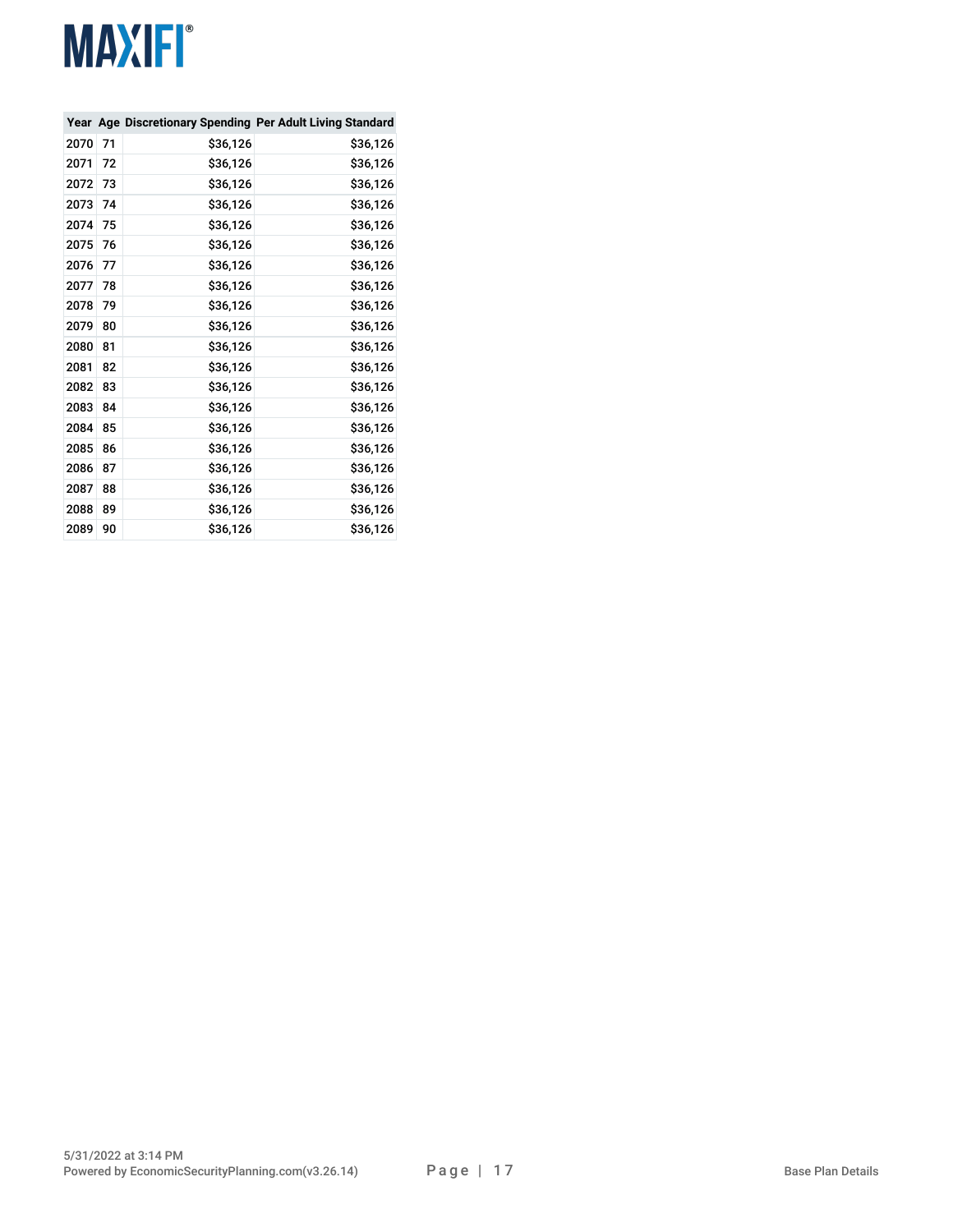| Year | Age | Discretionary Spending | Per Adult Living Standard |
|---|---|---|---|
| 2070 | 71 | $36,126 | $36,126 |
| 2071 | 72 | $36,126 | $36,126 |
| 2072 | 73 | $36,126 | $36,126 |
| 2073 | 74 | $36,126 | $36,126 |
| 2074 | 75 | $36,126 | $36,126 |
| 2075 | 76 | $36,126 | $36,126 |
| 2076 | 77 | $36,126 | $36,126 |
| 2077 | 78 | $36,126 | $36,126 |
| 2078 | 79 | $36,126 | $36,126 |
| 2079 | 80 | $36,126 | $36,126 |
| 2080 | 81 | $36,126 | $36,126 |
| 2081 | 82 | $36,126 | $36,126 |
| 2082 | 83 | $36,126 | $36,126 |
| 2083 | 84 | $36,126 | $36,126 |
| 2084 | 85 | $36,126 | $36,126 |
| 2085 | 86 | $36,126 | $36,126 |
| 2086 | 87 | $36,126 | $36,126 |
| 2087 | 88 | $36,126 | $36,126 |
| 2088 | 89 | $36,126 | $36,126 |
| 2089 | 90 | $36,126 | $36,126 |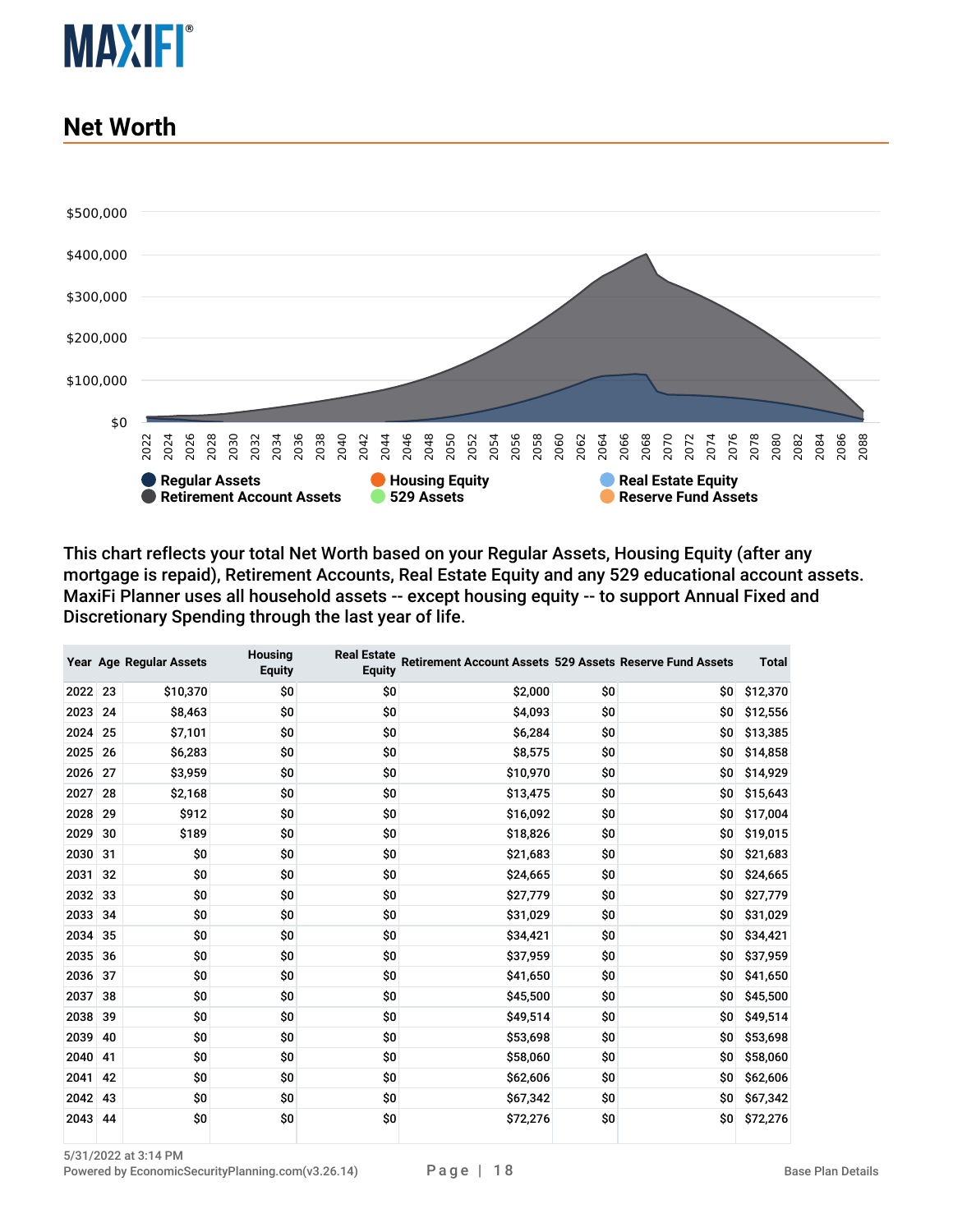## Net Worth

This chart reflects your total Net Worth based on your Regular Assets, Housing Equity (after any mortgage is repaid), Retirement Accounts, Real Estate Equity and any 529 educational account assets. MaxiFi Planner uses all household assets -- except housing equity -- to support Annual Fixed and Discretionary Spending through the last year of life.

| Year | Age | Regular Assets | Housing Equity | Real Estate Equity | Retirement Account Assets | 529 Assets | Reserve Fund Assets | Total |
|---|---|---|---|---|---|---|---|---|
| 2022 | 23 | $10,370 | $0 | $0 | $2,000 | $0 | $0 | $12,370 |
| 2023 | 24 | $8,463 | $0 | $0 | $4,093 | $0 | $0 | $12,556 |
| 2024 | 25 | $7,101 | $0 | $0 | $6,284 | $0 | $0 | $13,385 |
| 2025 | 26 | $6,283 | $0 | $0 | $8,575 | $0 | $0 | $14,858 |
| 2026 | 27 | $3,959 | $0 | $0 | $10,970 | $0 | $0 | $14,929 |
| 2027 | 28 | $2,168 | $0 | $0 | $13,475 | $0 | $0 | $15,643 |
| 2028 | 29 | $912 | $0 | $0 | $16,092 | $0 | $0 | $17,004 |
| 2029 | 30 | $189 | $0 | $0 | $18,826 | $0 | $0 | $19,015 |
| 2030 | 31 | $0 | $0 | $0 | $21,683 | $0 | $0 | $21,683 |
| 2031 | 32 | $0 | $0 | $0 | $24,665 | $0 | $0 | $24,665 |
| 2032 | 33 | $0 | $0 | $0 | $27,779 | $0 | $0 | $27,779 |
| 2033 | 34 | $0 | $0 | $0 | $31,029 | $0 | $0 | $31,029 |
| 2034 | 35 | $0 | $0 | $0 | $34,421 | $0 | $0 | $34,421 |
| 2035 | 36 | $0 | $0 | $0 | $37,959 | $0 | $0 | $37,959 |
| 2036 | 37 | $0 | $0 | $0 | $41,650 | $0 | $0 | $41,650 |
| 2037 | 38 | $0 | $0 | $0 | $45,500 | $0 | $0 | $45,500 |
| 2038 | 39 | $0 | $0 | $0 | $49,514 | $0 | $0 | $49,514 |
| 2039 | 40 | $0 | $0 | $0 | $53,698 | $0 | $0 | $53,698 |
| 2040 | 41 | $0 | $0 | $0 | $58,060 | $0 | $0 | $58,060 |
| 2041 | 42 | $0 | $0 | $0 | $62,606 | $0 | $0 | $62,606 |
| 2042 | 43 | $0 | $0 | $0 | $67,342 | $0 | $0 | $67,342 |
| 2043 | 44 | $0 | $0 | $0 | $72,276 | $0 | $0 | $72,276 |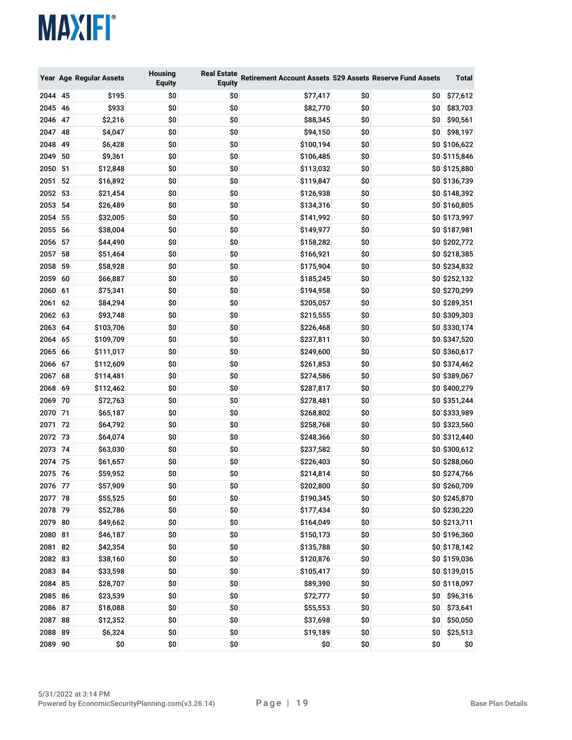| Year | Age | Regular Assets | Housing Equity | Real Estate Equity | Retirement Account Assets | 529 Assets | Reserve Fund Assets | Total |
|---|---|---|---|---|---|---|---|---|
| 2044 | 45 | $195 | $0 | $0 | $77,417 | $0 | $0 | $77,612 |
| 2045 | 46 | $933 | $0 | $0 | $82,770 | $0 | $0 | $83,703 |
| 2046 | 47 | $2,216 | $0 | $0 | $88,345 | $0 | $0 | $90,561 |
| 2047 | 48 | $4,047 | $0 | $0 | $94,150 | $0 | $0 | $98,197 |
| 2048 | 49 | $6,428 | $0 | $0 | $100,194 | $0 | $0 | $106,622 |
| 2049 | 50 | $9,361 | $0 | $0 | $106,485 | $0 | $0 | $115,846 |
| 2050 | 51 | $12,848 | $0 | $0 | $113,032 | $0 | $0 | $125,880 |
| 2051 | 52 | $16,892 | $0 | $0 | $119,847 | $0 | $0 | $136,739 |
| 2052 | 53 | $21,454 | $0 | $0 | $126,938 | $0 | $0 | $148,392 |
| 2053 | 54 | $26,489 | $0 | $0 | $134,316 | $0 | $0 | $160,805 |
| 2054 | 55 | $32,005 | $0 | $0 | $141,992 | $0 | $0 | $173,997 |
| 2055 | 56 | $38,004 | $0 | $0 | $149,977 | $0 | $0 | $187,981 |
| 2056 | 57 | $44,490 | $0 | $0 | $158,282 | $0 | $0 | $202,772 |
| 2057 | 58 | $51,464 | $0 | $0 | $166,921 | $0 | $0 | $218,385 |
| 2058 | 59 | $58,928 | $0 | $0 | $175,904 | $0 | $0 | $234,832 |
| 2059 | 60 | $66,887 | $0 | $0 | $185,245 | $0 | $0 | $252,132 |
| 2060 | 61 | $75,341 | $0 | $0 | $194,958 | $0 | $0 | $270,299 |
| 2061 | 62 | $84,294 | $0 | $0 | $205,057 | $0 | $0 | $289,351 |
| 2062 | 63 | $93,748 | $0 | $0 | $215,555 | $0 | $0 | $309,303 |
| 2063 | 64 | $103,706 | $0 | $0 | $226,468 | $0 | $0 | $330,174 |
| 2064 | 65 | $109,709 | $0 | $0 | $237,811 | $0 | $0 | $347,520 |
| 2065 | 66 | $111,017 | $0 | $0 | $249,600 | $0 | $0 | $360,617 |
| 2066 | 67 | $112,609 | $0 | $0 | $261,853 | $0 | $0 | $374,462 |
| 2067 | 68 | $114,481 | $0 | $0 | $274,586 | $0 | $0 | $389,067 |
| 2068 | 69 | $112,462 | $0 | $0 | $287,817 | $0 | $0 | $400,279 |
| 2069 | 70 | $72,763 | $0 | $0 | $278,481 | $0 | $0 | $351,244 |
| 2070 | 71 | $65,187 | $0 | $0 | $268,802 | $0 | $0 | $333,989 |
| 2071 | 72 | $64,792 | $0 | $0 | $258,768 | $0 | $0 | $323,560 |
| 2072 | 73 | $64,074 | $0 | $0 | $248,366 | $0 | $0 | $312,440 |
| 2073 | 74 | $63,030 | $0 | $0 | $237,582 | $0 | $0 | $300,612 |
| 2074 | 75 | $61,657 | $0 | $0 | $226,403 | $0 | $0 | $288,060 |
| 2075 | 76 | $59,952 | $0 | $0 | $214,814 | $0 | $0 | $274,766 |
| 2076 | 77 | $57,909 | $0 | $0 | $202,800 | $0 | $0 | $260,709 |
| 2077 | 78 | $55,525 | $0 | $0 | $190,345 | $0 | $0 | $245,870 |
| 2078 | 79 | $52,786 | $0 | $0 | $177,434 | $0 | $0 | $230,220 |
| 2079 | 80 | $49,662 | $0 | $0 | $164,049 | $0 | $0 | $213,711 |
| 2080 | 81 | $46,187 | $0 | $0 | $150,173 | $0 | $0 | $196,360 |
| 2081 | 82 | $42,354 | $0 | $0 | $135,788 | $0 | $0 | $178,142 |
| 2082 | 83 | $38,160 | $0 | $0 | $120,876 | $0 | $0 | $159,036 |
| 2083 | 84 | $33,598 | $0 | $0 | $105,417 | $0 | $0 | $139,015 |
| 2084 | 85 | $28,707 | $0 | $0 | $89,390 | $0 | $0 | $118,097 |
| 2085 | 86 | $23,539 | $0 | $0 | $72,777 | $0 | $0 | $96,316 |
| 2086 | 87 | $18,088 | $0 | $0 | $55,553 | $0 | $0 | $73,641 |
| 2087 | 88 | $12,352 | $0 | $0 | $37,698 | $0 | $0 | $50,050 |
| 2088 | 89 | $6,324 | $0 | $0 | $19,189 | $0 | $0 | $25,513 |
| 2089 | 90 | $0 | $0 | $0 | $0 | $0 | $0 | $0 |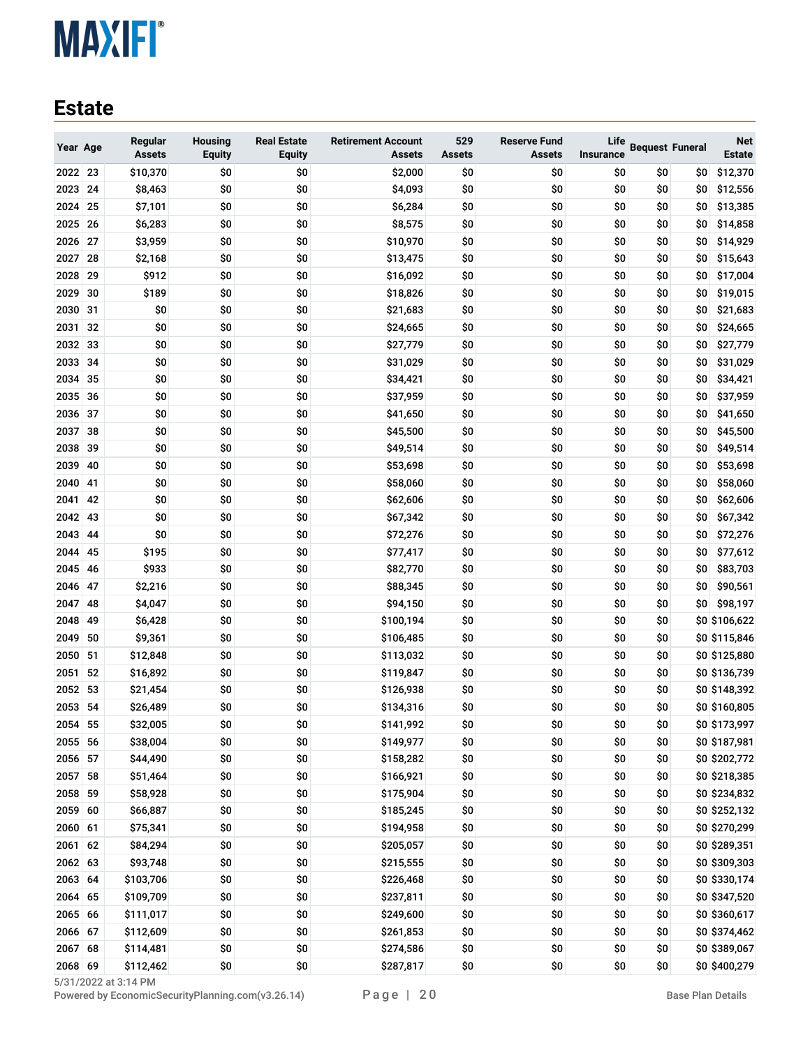## Estate

| Year | Age | Regular Assets | Housing Equity | Real Estate Equity | Retirement Account Assets | 529 Assets | Reserve Fund Assets | Life Insurance | Bequest | Funeral | Net Estate |
|---|---|---|---|---|---|---|---|---|---|---|---|
| 2022 | 23 | $10,370 | $0 | $0 | $2,000 | $0 | $0 | $0 | $0 | $0 | $12,370 |
| 2023 | 24 | $8,463 | $0 | $0 | $4,093 | $0 | $0 | $0 | $0 | $0 | $12,556 |
| 2024 | 25 | $7,101 | $0 | $0 | $6,284 | $0 | $0 | $0 | $0 | $0 | $13,385 |
| 2025 | 26 | $6,283 | $0 | $0 | $8,575 | $0 | $0 | $0 | $0 | $0 | $14,858 |
| 2026 | 27 | $3,959 | $0 | $0 | $10,970 | $0 | $0 | $0 | $0 | $0 | $14,929 |
| 2027 | 28 | $2,168 | $0 | $0 | $13,475 | $0 | $0 | $0 | $0 | $0 | $15,643 |
| 2028 | 29 | $912 | $0 | $0 | $16,092 | $0 | $0 | $0 | $0 | $0 | $17,004 |
| 2029 | 30 | $189 | $0 | $0 | $18,826 | $0 | $0 | $0 | $0 | $0 | $19,015 |
| 2030 | 31 | $0 | $0 | $0 | $21,683 | $0 | $0 | $0 | $0 | $0 | $21,683 |
| 2031 | 32 | $0 | $0 | $0 | $24,665 | $0 | $0 | $0 | $0 | $0 | $24,665 |
| 2032 | 33 | $0 | $0 | $0 | $27,779 | $0 | $0 | $0 | $0 | $0 | $27,779 |
| 2033 | 34 | $0 | $0 | $0 | $31,029 | $0 | $0 | $0 | $0 | $0 | $31,029 |
| 2034 | 35 | $0 | $0 | $0 | $34,421 | $0 | $0 | $0 | $0 | $0 | $34,421 |
| 2035 | 36 | $0 | $0 | $0 | $37,959 | $0 | $0 | $0 | $0 | $0 | $37,959 |
| 2036 | 37 | $0 | $0 | $0 | $41,650 | $0 | $0 | $0 | $0 | $0 | $41,650 |
| 2037 | 38 | $0 | $0 | $0 | $45,500 | $0 | $0 | $0 | $0 | $0 | $45,500 |
| 2038 | 39 | $0 | $0 | $0 | $49,514 | $0 | $0 | $0 | $0 | $0 | $49,514 |
| 2039 | 40 | $0 | $0 | $0 | $53,698 | $0 | $0 | $0 | $0 | $0 | $53,698 |
| 2040 | 41 | $0 | $0 | $0 | $58,060 | $0 | $0 | $0 | $0 | $0 | $58,060 |
| 2041 | 42 | $0 | $0 | $0 | $62,606 | $0 | $0 | $0 | $0 | $0 | $62,606 |
| 2042 | 43 | $0 | $0 | $0 | $67,342 | $0 | $0 | $0 | $0 | $0 | $67,342 |
| 2043 | 44 | $0 | $0 | $0 | $72,276 | $0 | $0 | $0 | $0 | $0 | $72,276 |
| 2044 | 45 | $195 | $0 | $0 | $77,417 | $0 | $0 | $0 | $0 | $0 | $77,612 |
| 2045 | 46 | $933 | $0 | $0 | $82,770 | $0 | $0 | $0 | $0 | $0 | $83,703 |
| 2046 | 47 | $2,216 | $0 | $0 | $88,345 | $0 | $0 | $0 | $0 | $0 | $90,561 |
| 2047 | 48 | $4,047 | $0 | $0 | $94,150 | $0 | $0 | $0 | $0 | $0 | $98,197 |
| 2048 | 49 | $6,428 | $0 | $0 | $100,194 | $0 | $0 | $0 | $0 | $0 | $106,622 |
| 2049 | 50 | $9,361 | $0 | $0 | $106,485 | $0 | $0 | $0 | $0 | $0 | $115,846 |
| 2050 | 51 | $12,848 | $0 | $0 | $113,032 | $0 | $0 | $0 | $0 | $0 | $125,880 |
| 2051 | 52 | $16,892 | $0 | $0 | $119,847 | $0 | $0 | $0 | $0 | $0 | $136,739 |
| 2052 | 53 | $21,454 | $0 | $0 | $126,938 | $0 | $0 | $0 | $0 | $0 | $148,392 |
| 2053 | 54 | $26,489 | $0 | $0 | $134,316 | $0 | $0 | $0 | $0 | $0 | $160,805 |
| 2054 | 55 | $32,005 | $0 | $0 | $141,992 | $0 | $0 | $0 | $0 | $0 | $173,997 |
| 2055 | 56 | $38,004 | $0 | $0 | $149,977 | $0 | $0 | $0 | $0 | $0 | $187,981 |
| 2056 | 57 | $44,490 | $0 | $0 | $158,282 | $0 | $0 | $0 | $0 | $0 | $202,772 |
| 2057 | 58 | $51,464 | $0 | $0 | $166,921 | $0 | $0 | $0 | $0 | $0 | $218,385 |
| 2058 | 59 | $58,928 | $0 | $0 | $175,904 | $0 | $0 | $0 | $0 | $0 | $234,832 |
| 2059 | 60 | $66,887 | $0 | $0 | $185,245 | $0 | $0 | $0 | $0 | $0 | $252,132 |
| 2060 | 61 | $75,341 | $0 | $0 | $194,958 | $0 | $0 | $0 | $0 | $0 | $270,299 |
| 2061 | 62 | $84,294 | $0 | $0 | $205,057 | $0 | $0 | $0 | $0 | $0 | $289,351 |
| 2062 | 63 | $93,748 | $0 | $0 | $215,555 | $0 | $0 | $0 | $0 | $0 | $309,303 |
| 2063 | 64 | $103,706 | $0 | $0 | $226,468 | $0 | $0 | $0 | $0 | $0 | $330,174 |
| 2064 | 65 | $109,709 | $0 | $0 | $237,811 | $0 | $0 | $0 | $0 | $0 | $347,520 |
| 2065 | 66 | $111,017 | $0 | $0 | $249,600 | $0 | $0 | $0 | $0 | $0 | $360,617 |
| 2066 | 67 | $112,609 | $0 | $0 | $261,853 | $0 | $0 | $0 | $0 | $0 | $374,462 |
| 2067 | 68 | $114,481 | $0 | $0 | $274,586 | $0 | $0 | $0 | $0 | $0 | $389,067 |
| 2068 | 69 | $112,462 | $0 | $0 | $287,817 | $0 | $0 | $0 | $0 | $0 | $400,279 |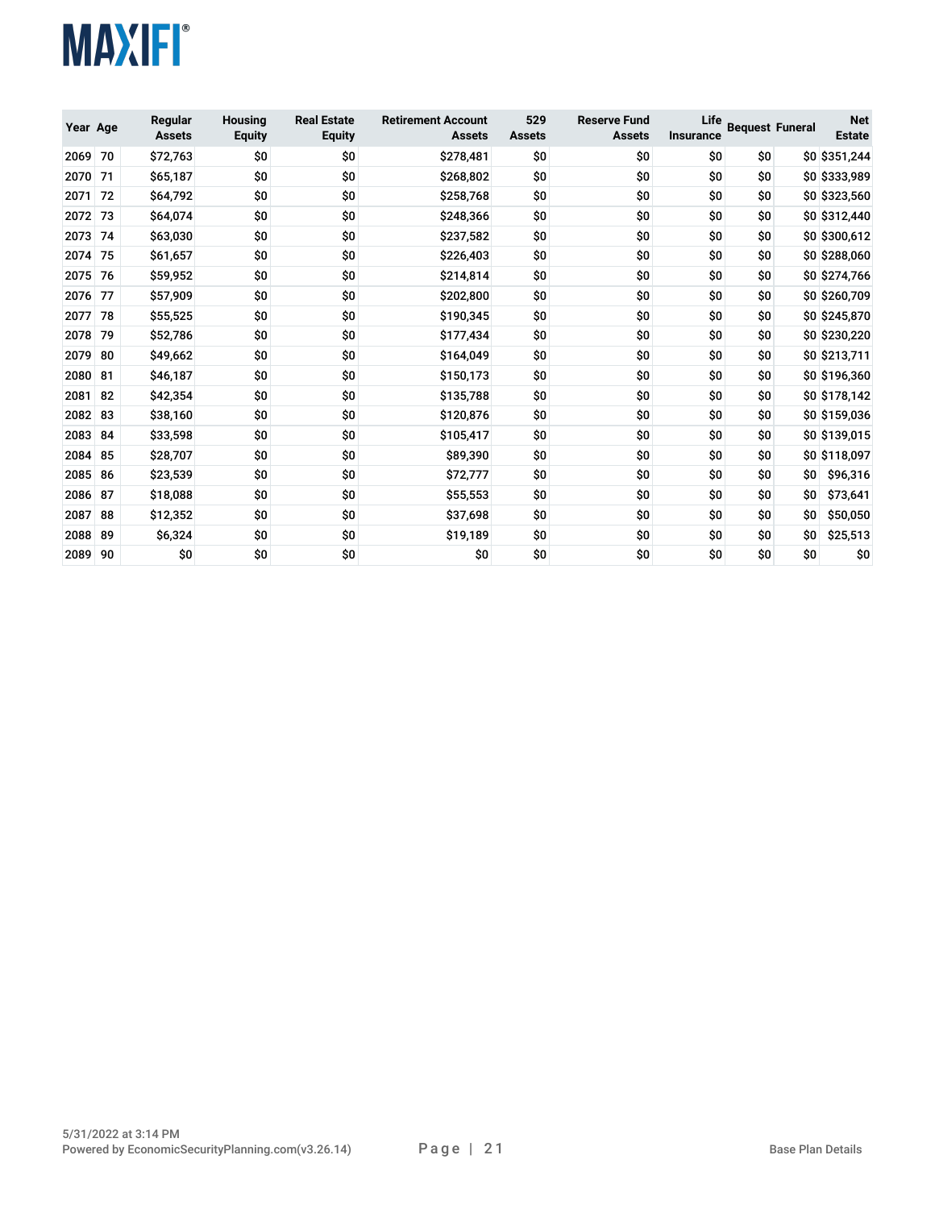| Year | Age | Regular Assets | Housing Equity | Real Estate Equity | Retirement Account Assets | 529 Assets | Reserve Fund Assets | Life Insurance | Bequest | Funeral | Net Estate |
|---|---|---|---|---|---|---|---|---|---|---|---|
| 2069 | 70 | $72,763 | $0 | $0 | $278,481 | $0 | $0 | $0 | $0 | $0 | $351,244 |
| 2070 | 71 | $65,187 | $0 | $0 | $268,802 | $0 | $0 | $0 | $0 | $0 | $333,989 |
| 2071 | 72 | $64,792 | $0 | $0 | $258,768 | $0 | $0 | $0 | $0 | $0 | $323,560 |
| 2072 | 73 | $64,074 | $0 | $0 | $248,366 | $0 | $0 | $0 | $0 | $0 | $312,440 |
| 2073 | 74 | $63,030 | $0 | $0 | $237,582 | $0 | $0 | $0 | $0 | $0 | $300,612 |
| 2074 | 75 | $61,657 | $0 | $0 | $226,403 | $0 | $0 | $0 | $0 | $0 | $288,060 |
| 2075 | 76 | $59,952 | $0 | $0 | $214,814 | $0 | $0 | $0 | $0 | $0 | $274,766 |
| 2076 | 77 | $57,909 | $0 | $0 | $202,800 | $0 | $0 | $0 | $0 | $0 | $260,709 |
| 2077 | 78 | $55,525 | $0 | $0 | $190,345 | $0 | $0 | $0 | $0 | $0 | $245,870 |
| 2078 | 79 | $52,786 | $0 | $0 | $177,434 | $0 | $0 | $0 | $0 | $0 | $230,220 |
| 2079 | 80 | $49,662 | $0 | $0 | $164,049 | $0 | $0 | $0 | $0 | $0 | $213,711 |
| 2080 | 81 | $46,187 | $0 | $0 | $150,173 | $0 | $0 | $0 | $0 | $0 | $196,360 |
| 2081 | 82 | $42,354 | $0 | $0 | $135,788 | $0 | $0 | $0 | $0 | $0 | $178,142 |
| 2082 | 83 | $38,160 | $0 | $0 | $120,876 | $0 | $0 | $0 | $0 | $0 | $159,036 |
| 2083 | 84 | $33,598 | $0 | $0 | $105,417 | $0 | $0 | $0 | $0 | $0 | $139,015 |
| 2084 | 85 | $28,707 | $0 | $0 | $89,390 | $0 | $0 | $0 | $0 | $0 | $118,097 |
| 2085 | 86 | $23,539 | $0 | $0 | $72,777 | $0 | $0 | $0 | $0 | $0 | $96,316 |
| 2086 | 87 | $18,088 | $0 | $0 | $55,553 | $0 | $0 | $0 | $0 | $0 | $73,641 |
| 2087 | 88 | $12,352 | $0 | $0 | $37,698 | $0 | $0 | $0 | $0 | $0 | $50,050 |
| 2088 | 89 | $6,324 | $0 | $0 | $19,189 | $0 | $0 | $0 | $0 | $0 | $25,513 |
| 2089 | 90 | $0 | $0 | $0 | $0 | $0 | $0 | $0 | $0 | $0 | $0 |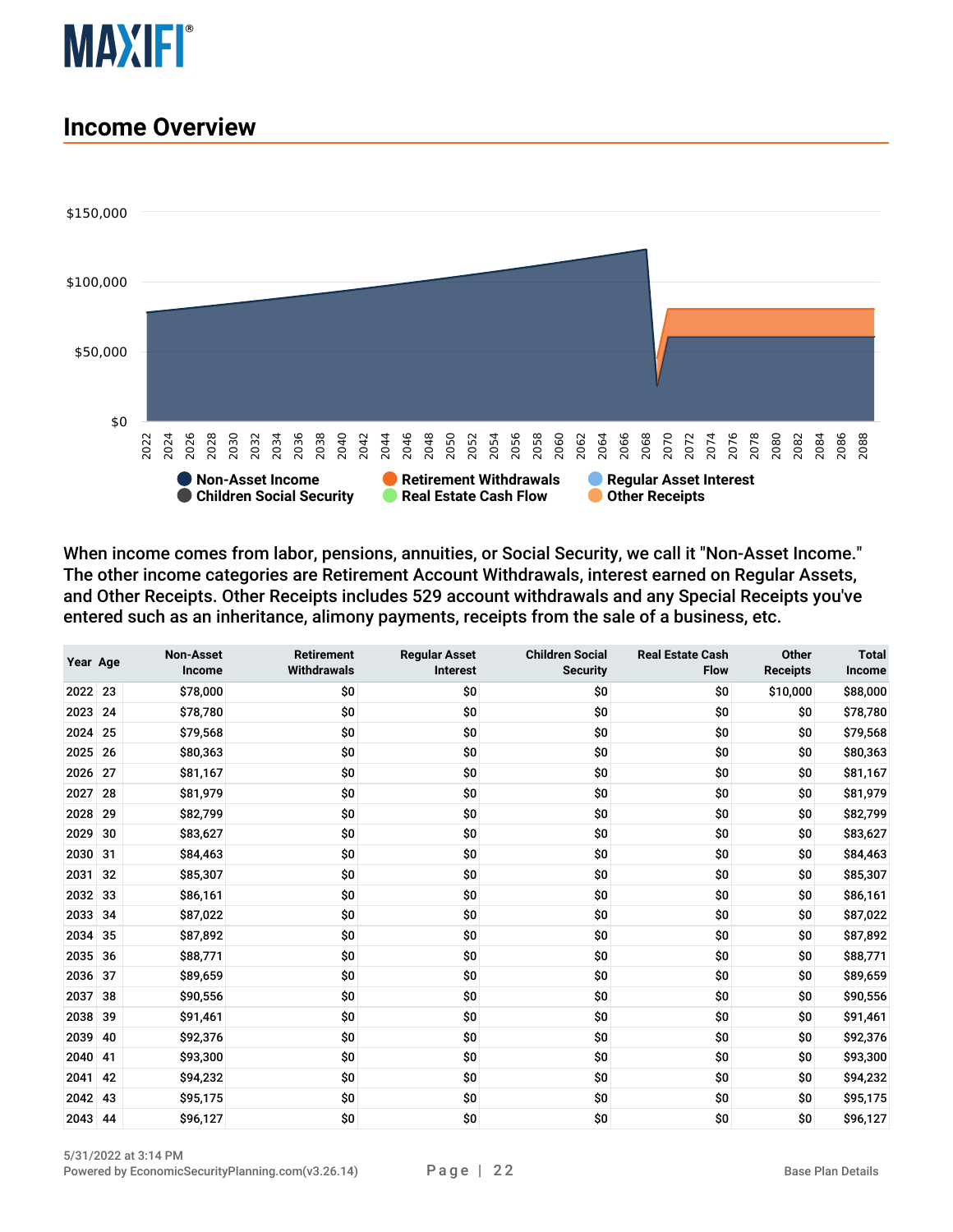## Income Overview

When income comes from labor, pensions, annuities, or Social Security, we call it "Non-Asset Income." The other income categories are Retirement Account Withdrawals, interest earned on Regular Assets, and Other Receipts. Other Receipts includes 529 account withdrawals and any Special Receipts you've entered such as an inheritance, alimony payments, receipts from the sale of a business, etc.

| Year | Age | Non-Asset Income | Retirement Withdrawals | Regular Asset Interest | Children Social Security | Real Estate Cash Flow | Other Receipts | Total Income |
|---|---|---|---|---|---|---|---|---|
| 2022 | 23 | $78,000 | $0 | $0 | $0 | $0 | $10,000 | $88,000 |
| 2023 | 24 | $78,780 | $0 | $0 | $0 | $0 | $0 | $78,780 |
| 2024 | 25 | $79,568 | $0 | $0 | $0 | $0 | $0 | $79,568 |
| 2025 | 26 | $80,363 | $0 | $0 | $0 | $0 | $0 | $80,363 |
| 2026 | 27 | $81,167 | $0 | $0 | $0 | $0 | $0 | $81,167 |
| 2027 | 28 | $81,979 | $0 | $0 | $0 | $0 | $0 | $81,979 |
| 2028 | 29 | $82,799 | $0 | $0 | $0 | $0 | $0 | $82,799 |
| 2029 | 30 | $83,627 | $0 | $0 | $0 | $0 | $0 | $83,627 |
| 2030 | 31 | $84,463 | $0 | $0 | $0 | $0 | $0 | $84,463 |
| 2031 | 32 | $85,307 | $0 | $0 | $0 | $0 | $0 | $85,307 |
| 2032 | 33 | $86,161 | $0 | $0 | $0 | $0 | $0 | $86,161 |
| 2033 | 34 | $87,022 | $0 | $0 | $0 | $0 | $0 | $87,022 |
| 2034 | 35 | $87,892 | $0 | $0 | $0 | $0 | $0 | $87,892 |
| 2035 | 36 | $88,771 | $0 | $0 | $0 | $0 | $0 | $88,771 |
| 2036 | 37 | $89,659 | $0 | $0 | $0 | $0 | $0 | $89,659 |
| 2037 | 38 | $90,556 | $0 | $0 | $0 | $0 | $0 | $90,556 |
| 2038 | 39 | $91,461 | $0 | $0 | $0 | $0 | $0 | $91,461 |
| 2039 | 40 | $92,376 | $0 | $0 | $0 | $0 | $0 | $92,376 |
| 2040 | 41 | $93,300 | $0 | $0 | $0 | $0 | $0 | $93,300 |
| 2041 | 42 | $94,232 | $0 | $0 | $0 | $0 | $0 | $94,232 |
| 2042 | 43 | $95,175 | $0 | $0 | $0 | $0 | $0 | $95,175 |
| 2043 | 44 | $96,127 | $0 | $0 | $0 | $0 | $0 | $96,127 |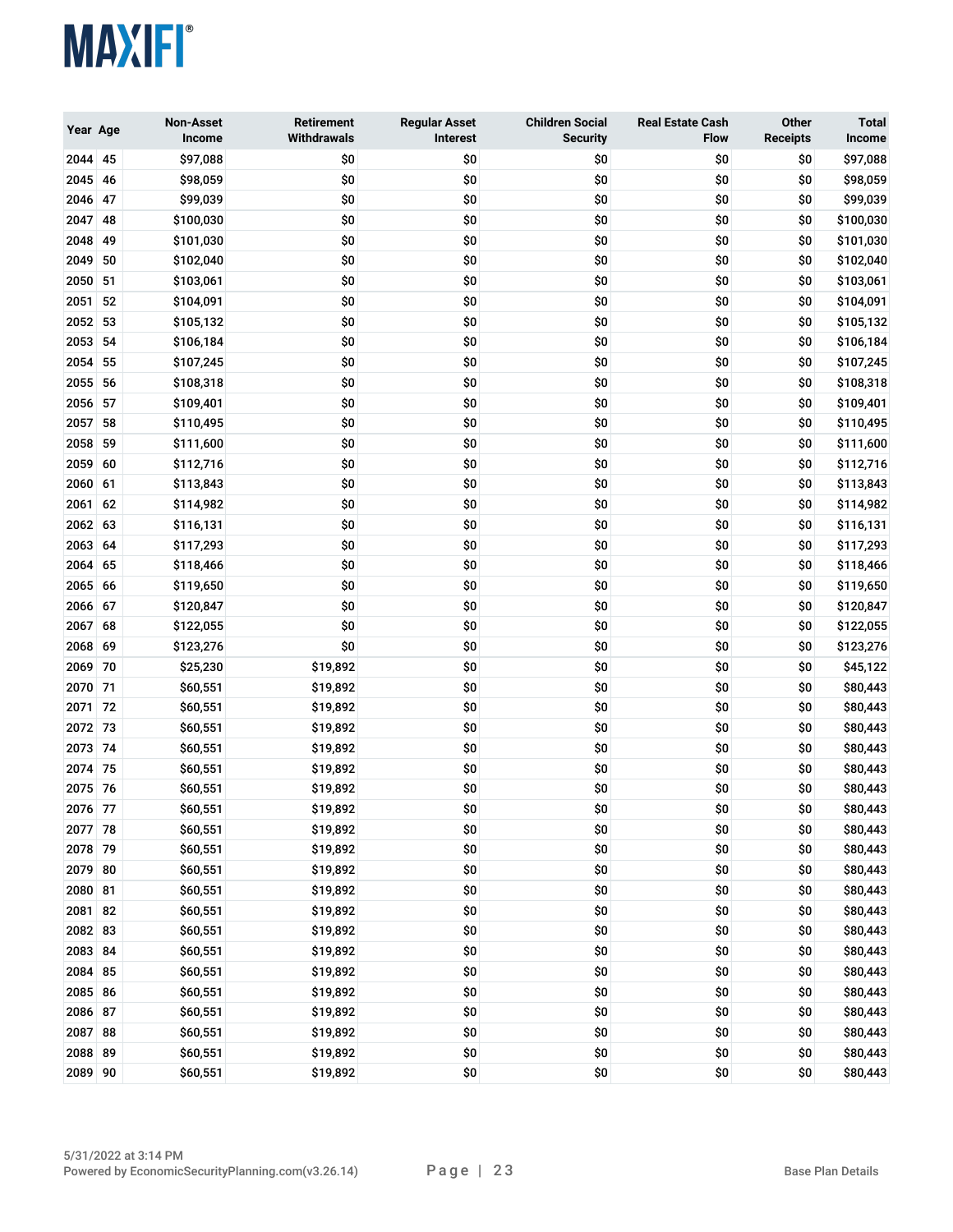| Year | Age | Non-Asset Income | Retirement Withdrawals | Regular Asset Interest | Children Social Security | Real Estate Cash Flow | Other Receipts | Total Income |
|---|---|---|---|---|---|---|---|---|
| 2044 | 45 | $97,088 | $0 | $0 | $0 | $0 | $0 | $97,088 |
| 2045 | 46 | $98,059 | $0 | $0 | $0 | $0 | $0 | $98,059 |
| 2046 | 47 | $99,039 | $0 | $0 | $0 | $0 | $0 | $99,039 |
| 2047 | 48 | $100,030 | $0 | $0 | $0 | $0 | $0 | $100,030 |
| 2048 | 49 | $101,030 | $0 | $0 | $0 | $0 | $0 | $101,030 |
| 2049 | 50 | $102,040 | $0 | $0 | $0 | $0 | $0 | $102,040 |
| 2050 | 51 | $103,061 | $0 | $0 | $0 | $0 | $0 | $103,061 |
| 2051 | 52 | $104,091 | $0 | $0 | $0 | $0 | $0 | $104,091 |
| 2052 | 53 | $105,132 | $0 | $0 | $0 | $0 | $0 | $105,132 |
| 2053 | 54 | $106,184 | $0 | $0 | $0 | $0 | $0 | $106,184 |
| 2054 | 55 | $107,245 | $0 | $0 | $0 | $0 | $0 | $107,245 |
| 2055 | 56 | $108,318 | $0 | $0 | $0 | $0 | $0 | $108,318 |
| 2056 | 57 | $109,401 | $0 | $0 | $0 | $0 | $0 | $109,401 |
| 2057 | 58 | $110,495 | $0 | $0 | $0 | $0 | $0 | $110,495 |
| 2058 | 59 | $111,600 | $0 | $0 | $0 | $0 | $0 | $111,600 |
| 2059 | 60 | $112,716 | $0 | $0 | $0 | $0 | $0 | $112,716 |
| 2060 | 61 | $113,843 | $0 | $0 | $0 | $0 | $0 | $113,843 |
| 2061 | 62 | $114,982 | $0 | $0 | $0 | $0 | $0 | $114,982 |
| 2062 | 63 | $116,131 | $0 | $0 | $0 | $0 | $0 | $116,131 |
| 2063 | 64 | $117,293 | $0 | $0 | $0 | $0 | $0 | $117,293 |
| 2064 | 65 | $118,466 | $0 | $0 | $0 | $0 | $0 | $118,466 |
| 2065 | 66 | $119,650 | $0 | $0 | $0 | $0 | $0 | $119,650 |
| 2066 | 67 | $120,847 | $0 | $0 | $0 | $0 | $0 | $120,847 |
| 2067 | 68 | $122,055 | $0 | $0 | $0 | $0 | $0 | $122,055 |
| 2068 | 69 | $123,276 | $0 | $0 | $0 | $0 | $0 | $123,276 |
| 2069 | 70 | $25,230 | $19,892 | $0 | $0 | $0 | $0 | $45,122 |
| 2070 | 71 | $60,551 | $19,892 | $0 | $0 | $0 | $0 | $80,443 |
| 2071 | 72 | $60,551 | $19,892 | $0 | $0 | $0 | $0 | $80,443 |
| 2072 | 73 | $60,551 | $19,892 | $0 | $0 | $0 | $0 | $80,443 |
| 2073 | 74 | $60,551 | $19,892 | $0 | $0 | $0 | $0 | $80,443 |
| 2074 | 75 | $60,551 | $19,892 | $0 | $0 | $0 | $0 | $80,443 |
| 2075 | 76 | $60,551 | $19,892 | $0 | $0 | $0 | $0 | $80,443 |
| 2076 | 77 | $60,551 | $19,892 | $0 | $0 | $0 | $0 | $80,443 |
| 2077 | 78 | $60,551 | $19,892 | $0 | $0 | $0 | $0 | $80,443 |
| 2078 | 79 | $60,551 | $19,892 | $0 | $0 | $0 | $0 | $80,443 |
| 2079 | 80 | $60,551 | $19,892 | $0 | $0 | $0 | $0 | $80,443 |
| 2080 | 81 | $60,551 | $19,892 | $0 | $0 | $0 | $0 | $80,443 |
| 2081 | 82 | $60,551 | $19,892 | $0 | $0 | $0 | $0 | $80,443 |
| 2082 | 83 | $60,551 | $19,892 | $0 | $0 | $0 | $0 | $80,443 |
| 2083 | 84 | $60,551 | $19,892 | $0 | $0 | $0 | $0 | $80,443 |
| 2084 | 85 | $60,551 | $19,892 | $0 | $0 | $0 | $0 | $80,443 |
| 2085 | 86 | $60,551 | $19,892 | $0 | $0 | $0 | $0 | $80,443 |
| 2086 | 87 | $60,551 | $19,892 | $0 | $0 | $0 | $0 | $80,443 |
| 2087 | 88 | $60,551 | $19,892 | $0 | $0 | $0 | $0 | $80,443 |
| 2088 | 89 | $60,551 | $19,892 | $0 | $0 | $0 | $0 | $80,443 |
| 2089 | 90 | $60,551 | $19,892 | $0 | $0 | $0 | $0 | $80,443 |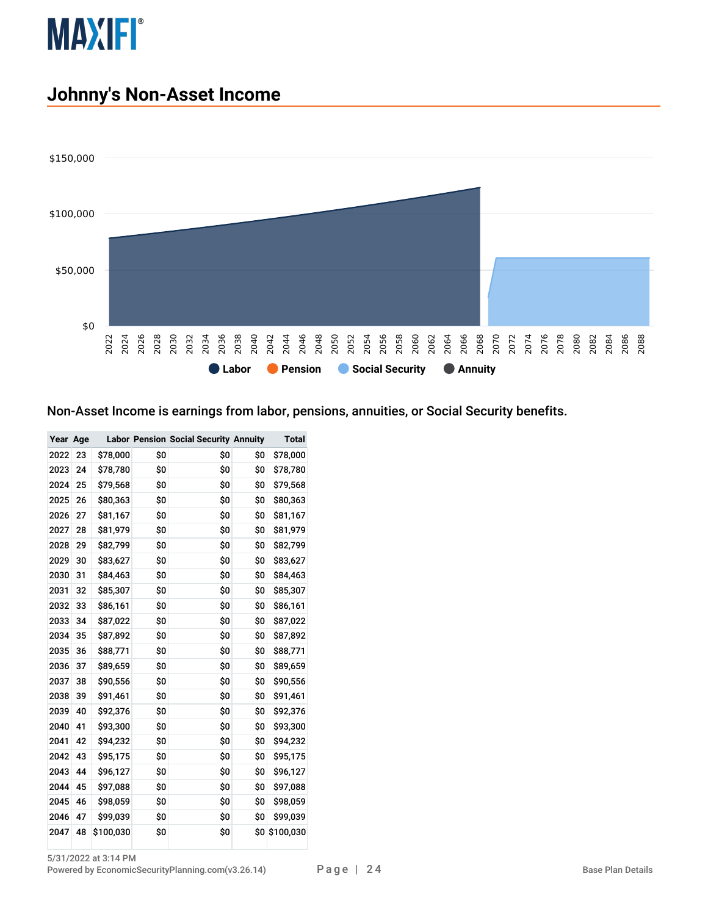# Johnny's Non-Asset Income

Non-Asset Income is earnings from labor, pensions, annuities, or Social Security benefits.

| Year | Age | Labor | Pension | Social Security | Annuity | Total |
|---|---|---|---|---|---|---|
| 2022 | 23 | $78,000 | $0 | $0 | $0 | $78,000 |
| 2023 | 24 | $78,780 | $0 | $0 | $0 | $78,780 |
| 2024 | 25 | $79,568 | $0 | $0 | $0 | $79,568 |
| 2025 | 26 | $80,363 | $0 | $0 | $0 | $80,363 |
| 2026 | 27 | $81,167 | $0 | $0 | $0 | $81,167 |
| 2027 | 28 | $81,979 | $0 | $0 | $0 | $81,979 |
| 2028 | 29 | $82,799 | $0 | $0 | $0 | $82,799 |
| 2029 | 30 | $83,627 | $0 | $0 | $0 | $83,627 |
| 2030 | 31 | $84,463 | $0 | $0 | $0 | $84,463 |
| 2031 | 32 | $85,307 | $0 | $0 | $0 | $85,307 |
| 2032 | 33 | $86,161 | $0 | $0 | $0 | $86,161 |
| 2033 | 34 | $87,022 | $0 | $0 | $0 | $87,022 |
| 2034 | 35 | $87,892 | $0 | $0 | $0 | $87,892 |
| 2035 | 36 | $88,771 | $0 | $0 | $0 | $88,771 |
| 2036 | 37 | $89,659 | $0 | $0 | $0 | $89,659 |
| 2037 | 38 | $90,556 | $0 | $0 | $0 | $90,556 |
| 2038 | 39 | $91,461 | $0 | $0 | $0 | $91,461 |
| 2039 | 40 | $92,376 | $0 | $0 | $0 | $92,376 |
| 2040 | 41 | $93,300 | $0 | $0 | $0 | $93,300 |
| 2041 | 42 | $94,232 | $0 | $0 | $0 | $94,232 |
| 2042 | 43 | $95,175 | $0 | $0 | $0 | $95,175 |
| 2043 | 44 | $96,127 | $0 | $0 | $0 | $96,127 |
| 2044 | 45 | $97,088 | $0 | $0 | $0 | $97,088 |
| 2045 | 46 | $98,059 | $0 | $0 | $0 | $98,059 |
| 2046 | 47 | $99,039 | $0 | $0 | $0 | $99,039 |
| 2047 | 48 | $100,030 | $0 | $0 | $0 | $100,030 |

5/31/2022 at 3:14 PM
Powered by EconomicSecurityPlanning.com(v3.26.14)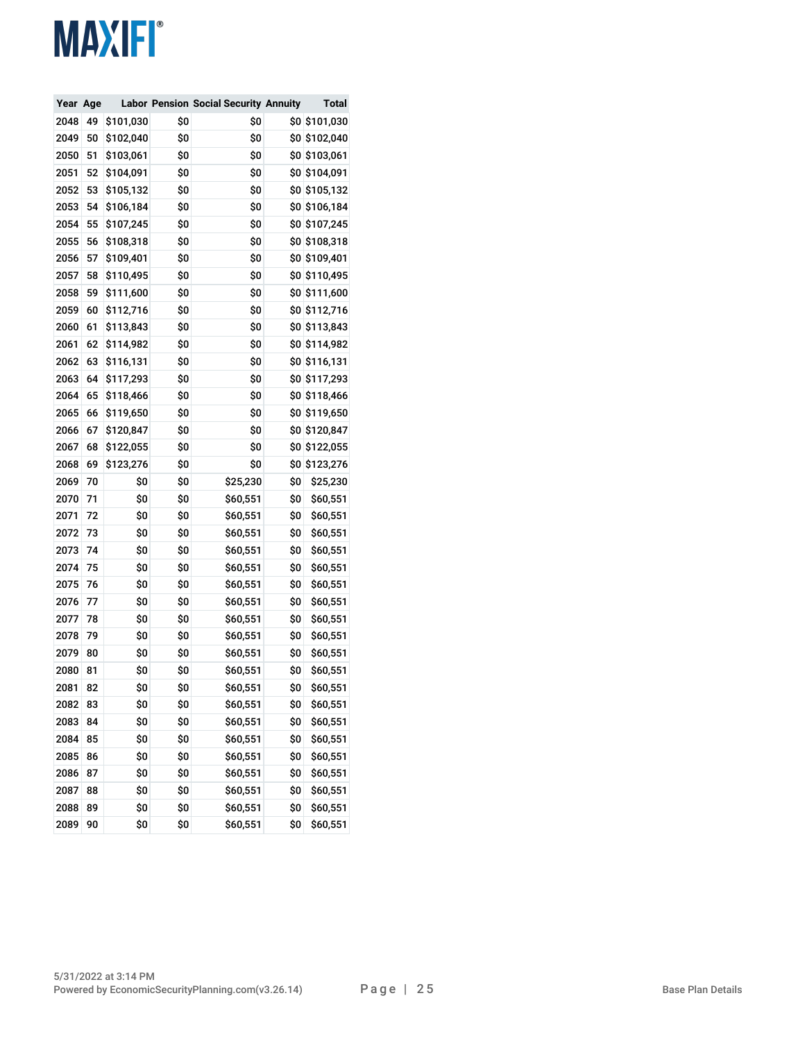| Year | Age | Labor | Pension | Social Security | Annuity | Total |
|---|---|---|---|---|---|---|
| 2048 | 49 | $101,030 | $0 | $0 | $0 | $101,030 |
| 2049 | 50 | $102,040 | $0 | $0 | $0 | $102,040 |
| 2050 | 51 | $103,061 | $0 | $0 | $0 | $103,061 |
| 2051 | 52 | $104,091 | $0 | $0 | $0 | $104,091 |
| 2052 | 53 | $105,132 | $0 | $0 | $0 | $105,132 |
| 2053 | 54 | $106,184 | $0 | $0 | $0 | $106,184 |
| 2054 | 55 | $107,245 | $0 | $0 | $0 | $107,245 |
| 2055 | 56 | $108,318 | $0 | $0 | $0 | $108,318 |
| 2056 | 57 | $109,401 | $0 | $0 | $0 | $109,401 |
| 2057 | 58 | $110,495 | $0 | $0 | $0 | $110,495 |
| 2058 | 59 | $111,600 | $0 | $0 | $0 | $111,600 |
| 2059 | 60 | $112,716 | $0 | $0 | $0 | $112,716 |
| 2060 | 61 | $113,843 | $0 | $0 | $0 | $113,843 |
| 2061 | 62 | $114,982 | $0 | $0 | $0 | $114,982 |
| 2062 | 63 | $116,131 | $0 | $0 | $0 | $116,131 |
| 2063 | 64 | $117,293 | $0 | $0 | $0 | $117,293 |
| 2064 | 65 | $118,466 | $0 | $0 | $0 | $118,466 |
| 2065 | 66 | $119,650 | $0 | $0 | $0 | $119,650 |
| 2066 | 67 | $120,847 | $0 | $0 | $0 | $120,847 |
| 2067 | 68 | $122,055 | $0 | $0 | $0 | $122,055 |
| 2068 | 69 | $123,276 | $0 | $0 | $0 | $123,276 |
| 2069 | 70 | $0 | $0 | $25,230 | $0 | $25,230 |
| 2070 | 71 | $0 | $0 | $60,551 | $0 | $60,551 |
| 2071 | 72 | $0 | $0 | $60,551 | $0 | $60,551 |
| 2072 | 73 | $0 | $0 | $60,551 | $0 | $60,551 |
| 2073 | 74 | $0 | $0 | $60,551 | $0 | $60,551 |
| 2074 | 75 | $0 | $0 | $60,551 | $0 | $60,551 |
| 2075 | 76 | $0 | $0 | $60,551 | $0 | $60,551 |
| 2076 | 77 | $0 | $0 | $60,551 | $0 | $60,551 |
| 2077 | 78 | $0 | $0 | $60,551 | $0 | $60,551 |
| 2078 | 79 | $0 | $0 | $60,551 | $0 | $60,551 |
| 2079 | 80 | $0 | $0 | $60,551 | $0 | $60,551 |
| 2080 | 81 | $0 | $0 | $60,551 | $0 | $60,551 |
| 2081 | 82 | $0 | $0 | $60,551 | $0 | $60,551 |
| 2082 | 83 | $0 | $0 | $60,551 | $0 | $60,551 |
| 2083 | 84 | $0 | $0 | $60,551 | $0 | $60,551 |
| 2084 | 85 | $0 | $0 | $60,551 | $0 | $60,551 |
| 2085 | 86 | $0 | $0 | $60,551 | $0 | $60,551 |
| 2086 | 87 | $0 | $0 | $60,551 | $0 | $60,551 |
| 2087 | 88 | $0 | $0 | $60,551 | $0 | $60,551 |
| 2088 | 89 | $0 | $0 | $60,551 | $0 | $60,551 |
| 2089 | 90 | $0 | $0 | $60,551 | $0 | $60,551 |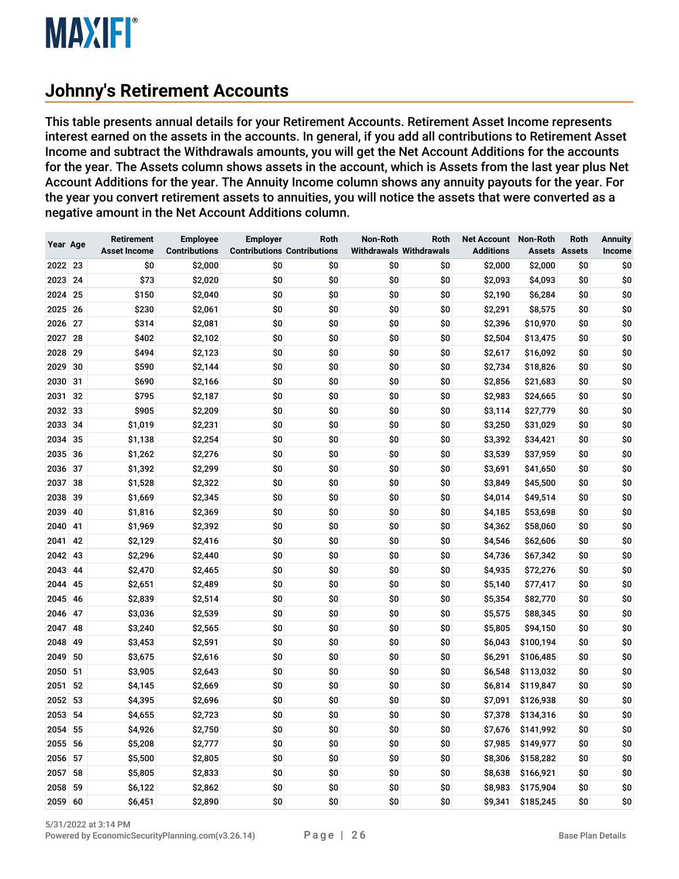## Johnny's Retirement Accounts

This table presents annual details for your Retirement Accounts. Retirement Asset Income represents interest earned on the assets in the accounts. In general, if you add all contributions to Retirement Asset Income and subtract the Withdrawals amounts, you will get the Net Account Additions for the accounts for the year. The Assets column shows assets in the account, which is Assets from the last year plus Net Account Additions for the year. The Annuity Income column shows any annuity payouts for the year. For the year you convert retirement assets to annuities, you will notice the assets that were converted as a negative amount in the Net Account Additions column.

| Year | Age | Retirement Asset Income | Employee Contributions | Employer Contributions | Roth Contributions | Non-Roth Withdrawals | Roth Withdrawals | Net Account Additions | Non-Roth Assets | Roth Assets | Annuity Income |
|---|---|---|---|---|---|---|---|---|---|---|---|
| 2022 | 23 | $0 | $2,000 | $0 | $0 | $0 | $0 | $2,000 | $2,000 | $0 | $0 |
| 2023 | 24 | $73 | $2,020 | $0 | $0 | $0 | $0 | $2,093 | $4,093 | $0 | $0 |
| 2024 | 25 | $150 | $2,040 | $0 | $0 | $0 | $0 | $2,190 | $6,284 | $0 | $0 |
| 2025 | 26 | $230 | $2,061 | $0 | $0 | $0 | $0 | $2,291 | $8,575 | $0 | $0 |
| 2026 | 27 | $314 | $2,081 | $0 | $0 | $0 | $0 | $2,396 | $10,970 | $0 | $0 |
| 2027 | 28 | $402 | $2,102 | $0 | $0 | $0 | $0 | $2,504 | $13,475 | $0 | $0 |
| 2028 | 29 | $494 | $2,123 | $0 | $0 | $0 | $0 | $2,617 | $16,092 | $0 | $0 |
| 2029 | 30 | $590 | $2,144 | $0 | $0 | $0 | $0 | $2,734 | $18,826 | $0 | $0 |
| 2030 | 31 | $690 | $2,166 | $0 | $0 | $0 | $0 | $2,856 | $21,683 | $0 | $0 |
| 2031 | 32 | $795 | $2,187 | $0 | $0 | $0 | $0 | $2,983 | $24,665 | $0 | $0 |
| 2032 | 33 | $905 | $2,209 | $0 | $0 | $0 | $0 | $3,114 | $27,779 | $0 | $0 |
| 2033 | 34 | $1,019 | $2,231 | $0 | $0 | $0 | $0 | $3,250 | $31,029 | $0 | $0 |
| 2034 | 35 | $1,138 | $2,254 | $0 | $0 | $0 | $0 | $3,392 | $34,421 | $0 | $0 |
| 2035 | 36 | $1,262 | $2,276 | $0 | $0 | $0 | $0 | $3,539 | $37,959 | $0 | $0 |
| 2036 | 37 | $1,392 | $2,299 | $0 | $0 | $0 | $0 | $3,691 | $41,650 | $0 | $0 |
| 2037 | 38 | $1,528 | $2,322 | $0 | $0 | $0 | $0 | $3,849 | $45,500 | $0 | $0 |
| 2038 | 39 | $1,669 | $2,345 | $0 | $0 | $0 | $0 | $4,014 | $49,514 | $0 | $0 |
| 2039 | 40 | $1,816 | $2,369 | $0 | $0 | $0 | $0 | $4,185 | $53,698 | $0 | $0 |
| 2040 | 41 | $1,969 | $2,392 | $0 | $0 | $0 | $0 | $4,362 | $58,060 | $0 | $0 |
| 2041 | 42 | $2,129 | $2,416 | $0 | $0 | $0 | $0 | $4,546 | $62,606 | $0 | $0 |
| 2042 | 43 | $2,296 | $2,440 | $0 | $0 | $0 | $0 | $4,736 | $67,342 | $0 | $0 |
| 2043 | 44 | $2,470 | $2,465 | $0 | $0 | $0 | $0 | $4,935 | $72,276 | $0 | $0 |
| 2044 | 45 | $2,651 | $2,489 | $0 | $0 | $0 | $0 | $5,140 | $77,417 | $0 | $0 |
| 2045 | 46 | $2,839 | $2,514 | $0 | $0 | $0 | $0 | $5,354 | $82,770 | $0 | $0 |
| 2046 | 47 | $3,036 | $2,539 | $0 | $0 | $0 | $0 | $5,575 | $88,345 | $0 | $0 |
| 2047 | 48 | $3,240 | $2,565 | $0 | $0 | $0 | $0 | $5,805 | $94,150 | $0 | $0 |
| 2048 | 49 | $3,453 | $2,591 | $0 | $0 | $0 | $0 | $6,043 | $100,194 | $0 | $0 |
| 2049 | 50 | $3,675 | $2,616 | $0 | $0 | $0 | $0 | $6,291 | $106,485 | $0 | $0 |
| 2050 | 51 | $3,905 | $2,643 | $0 | $0 | $0 | $0 | $6,548 | $113,032 | $0 | $0 |
| 2051 | 52 | $4,145 | $2,669 | $0 | $0 | $0 | $0 | $6,814 | $119,847 | $0 | $0 |
| 2052 | 53 | $4,395 | $2,696 | $0 | $0 | $0 | $0 | $7,091 | $126,938 | $0 | $0 |
| 2053 | 54 | $4,655 | $2,723 | $0 | $0 | $0 | $0 | $7,378 | $134,316 | $0 | $0 |
| 2054 | 55 | $4,926 | $2,750 | $0 | $0 | $0 | $0 | $7,676 | $141,992 | $0 | $0 |
| 2055 | 56 | $5,208 | $2,777 | $0 | $0 | $0 | $0 | $7,985 | $149,977 | $0 | $0 |
| 2056 | 57 | $5,500 | $2,805 | $0 | $0 | $0 | $0 | $8,306 | $158,282 | $0 | $0 |
| 2057 | 58 | $5,805 | $2,833 | $0 | $0 | $0 | $0 | $8,638 | $166,921 | $0 | $0 |
| 2058 | 59 | $6,122 | $2,862 | $0 | $0 | $0 | $0 | $8,983 | $175,904 | $0 | $0 |
| 2059 | 60 | $6,451 | $2,890 | $0 | $0 | $0 | $0 | $9,341 | $185,245 | $0 | $0 |

5/31/2022 at 3:14 PM
Powered by EconomicSecurityPlanning.com(v3.26.14)

Base Plan Details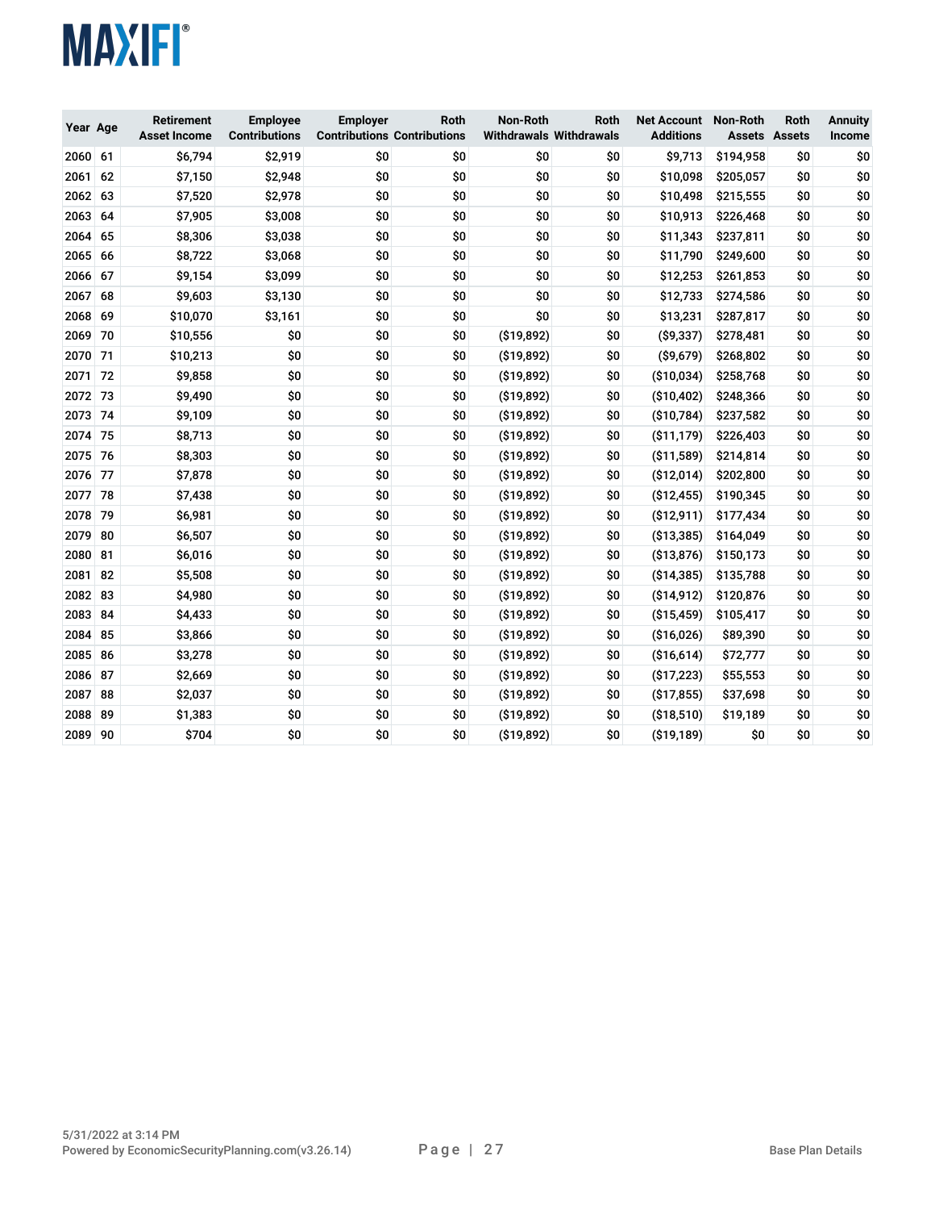| Year | Age | Retirement Asset Income | Employee Contributions | Employer Contributions | Roth Contributions | Non-Roth Withdrawals | Roth Withdrawals | Net Account Additions | Non-Roth Assets | Roth Assets | Annuity Income |
|---|---|---|---|---|---|---|---|---|---|---|---|
| 2060 | 61 | $6,794 | $2,919 | $0 | $0 | $0 | $0 | $9,713 | $194,958 | $0 | $0 |
| 2061 | 62 | $7,150 | $2,948 | $0 | $0 | $0 | $0 | $10,098 | $205,057 | $0 | $0 |
| 2062 | 63 | $7,520 | $2,978 | $0 | $0 | $0 | $0 | $10,498 | $215,555 | $0 | $0 |
| 2063 | 64 | $7,905 | $3,008 | $0 | $0 | $0 | $0 | $10,913 | $226,468 | $0 | $0 |
| 2064 | 65 | $8,306 | $3,038 | $0 | $0 | $0 | $0 | $11,343 | $237,811 | $0 | $0 |
| 2065 | 66 | $8,722 | $3,068 | $0 | $0 | $0 | $0 | $11,790 | $249,600 | $0 | $0 |
| 2066 | 67 | $9,154 | $3,099 | $0 | $0 | $0 | $0 | $12,253 | $261,853 | $0 | $0 |
| 2067 | 68 | $9,603 | $3,130 | $0 | $0 | $0 | $0 | $12,733 | $274,586 | $0 | $0 |
| 2068 | 69 | $10,070 | $3,161 | $0 | $0 | $0 | $0 | $13,231 | $287,817 | $0 | $0 |
| 2069 | 70 | $10,556 | $0 | $0 | $0 | ($19,892) | $0 | ($9,337) | $278,481 | $0 | $0 |
| 2070 | 71 | $10,213 | $0 | $0 | $0 | ($19,892) | $0 | ($9,679) | $268,802 | $0 | $0 |
| 2071 | 72 | $9,858 | $0 | $0 | $0 | ($19,892) | $0 | ($10,034) | $258,768 | $0 | $0 |
| 2072 | 73 | $9,490 | $0 | $0 | $0 | ($19,892) | $0 | ($10,402) | $248,366 | $0 | $0 |
| 2073 | 74 | $9,109 | $0 | $0 | $0 | ($19,892) | $0 | ($10,784) | $237,582 | $0 | $0 |
| 2074 | 75 | $8,713 | $0 | $0 | $0 | ($19,892) | $0 | ($11,179) | $226,403 | $0 | $0 |
| 2075 | 76 | $8,303 | $0 | $0 | $0 | ($19,892) | $0 | ($11,589) | $214,814 | $0 | $0 |
| 2076 | 77 | $7,878 | $0 | $0 | $0 | ($19,892) | $0 | ($12,014) | $202,800 | $0 | $0 |
| 2077 | 78 | $7,438 | $0 | $0 | $0 | ($19,892) | $0 | ($12,455) | $190,345 | $0 | $0 |
| 2078 | 79 | $6,981 | $0 | $0 | $0 | ($19,892) | $0 | ($12,911) | $177,434 | $0 | $0 |
| 2079 | 80 | $6,507 | $0 | $0 | $0 | ($19,892) | $0 | ($13,385) | $164,049 | $0 | $0 |
| 2080 | 81 | $6,016 | $0 | $0 | $0 | ($19,892) | $0 | ($13,876) | $150,173 | $0 | $0 |
| 2081 | 82 | $5,508 | $0 | $0 | $0 | ($19,892) | $0 | ($14,385) | $135,788 | $0 | $0 |
| 2082 | 83 | $4,980 | $0 | $0 | $0 | ($19,892) | $0 | ($14,912) | $120,876 | $0 | $0 |
| 2083 | 84 | $4,433 | $0 | $0 | $0 | ($19,892) | $0 | ($15,459) | $105,417 | $0 | $0 |
| 2084 | 85 | $3,866 | $0 | $0 | $0 | ($19,892) | $0 | ($16,026) | $89,390 | $0 | $0 |
| 2085 | 86 | $3,278 | $0 | $0 | $0 | ($19,892) | $0 | ($16,614) | $72,777 | $0 | $0 |
| 2086 | 87 | $2,669 | $0 | $0 | $0 | ($19,892) | $0 | ($17,223) | $55,553 | $0 | $0 |
| 2087 | 88 | $2,037 | $0 | $0 | $0 | ($19,892) | $0 | ($17,855) | $37,698 | $0 | $0 |
| 2088 | 89 | $1,383 | $0 | $0 | $0 | ($19,892) | $0 | ($18,510) | $19,189 | $0 | $0 |
| 2089 | 90 | $704 | $0 | $0 | $0 | ($19,892) | $0 | ($19,189) | $0 | $0 | $0 |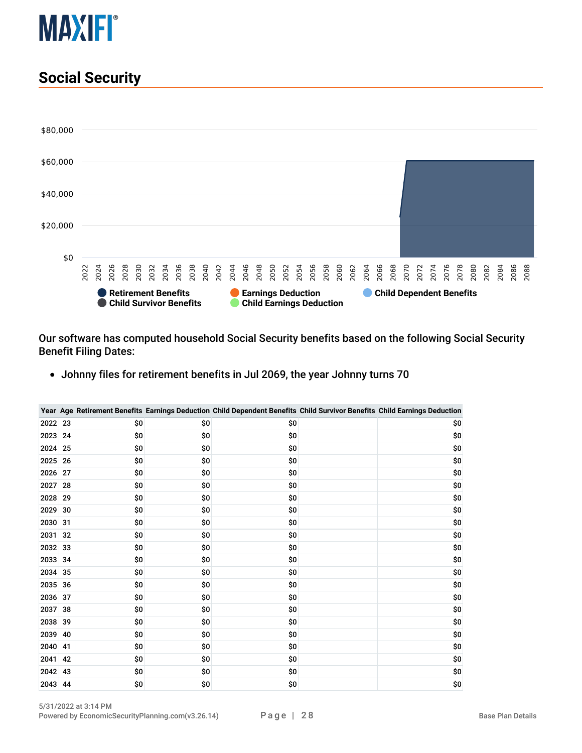## Social Security

Our software has computed household Social Security benefits based on the following Social Security Benefit Filing Dates:

- Johnny files for retirement benefits in Jul 2069, the year Johnny turns 70

| Year | Age | Retirement Benefits | Earnings Deduction | Child Dependent Benefits | Child Survivor Benefits | Child Earnings Deduction |
|---|---|---|---|---|---|---|
| 2022 | 23 | $0 | $0 | $0 | | $0 |
| 2023 | 24 | $0 | $0 | $0 | | $0 |
| 2024 | 25 | $0 | $0 | $0 | | $0 |
| 2025 | 26 | $0 | $0 | $0 | | $0 |
| 2026 | 27 | $0 | $0 | $0 | | $0 |
| 2027 | 28 | $0 | $0 | $0 | | $0 |
| 2028 | 29 | $0 | $0 | $0 | | $0 |
| 2029 | 30 | $0 | $0 | $0 | | $0 |
| 2030 | 31 | $0 | $0 | $0 | | $0 |
| 2031 | 32 | $0 | $0 | $0 | | $0 |
| 2032 | 33 | $0 | $0 | $0 | | $0 |
| 2033 | 34 | $0 | $0 | $0 | | $0 |
| 2034 | 35 | $0 | $0 | $0 | | $0 |
| 2035 | 36 | $0 | $0 | $0 | | $0 |
| 2036 | 37 | $0 | $0 | $0 | | $0 |
| 2037 | 38 | $0 | $0 | $0 | | $0 |
| 2038 | 39 | $0 | $0 | $0 | | $0 |
| 2039 | 40 | $0 | $0 | $0 | | $0 |
| 2040 | 41 | $0 | $0 | $0 | | $0 |
| 2041 | 42 | $0 | $0 | $0 | | $0 |
| 2042 | 43 | $0 | $0 | $0 | | $0 |
| 2043 | 44 | $0 | $0 | $0 | | $0 |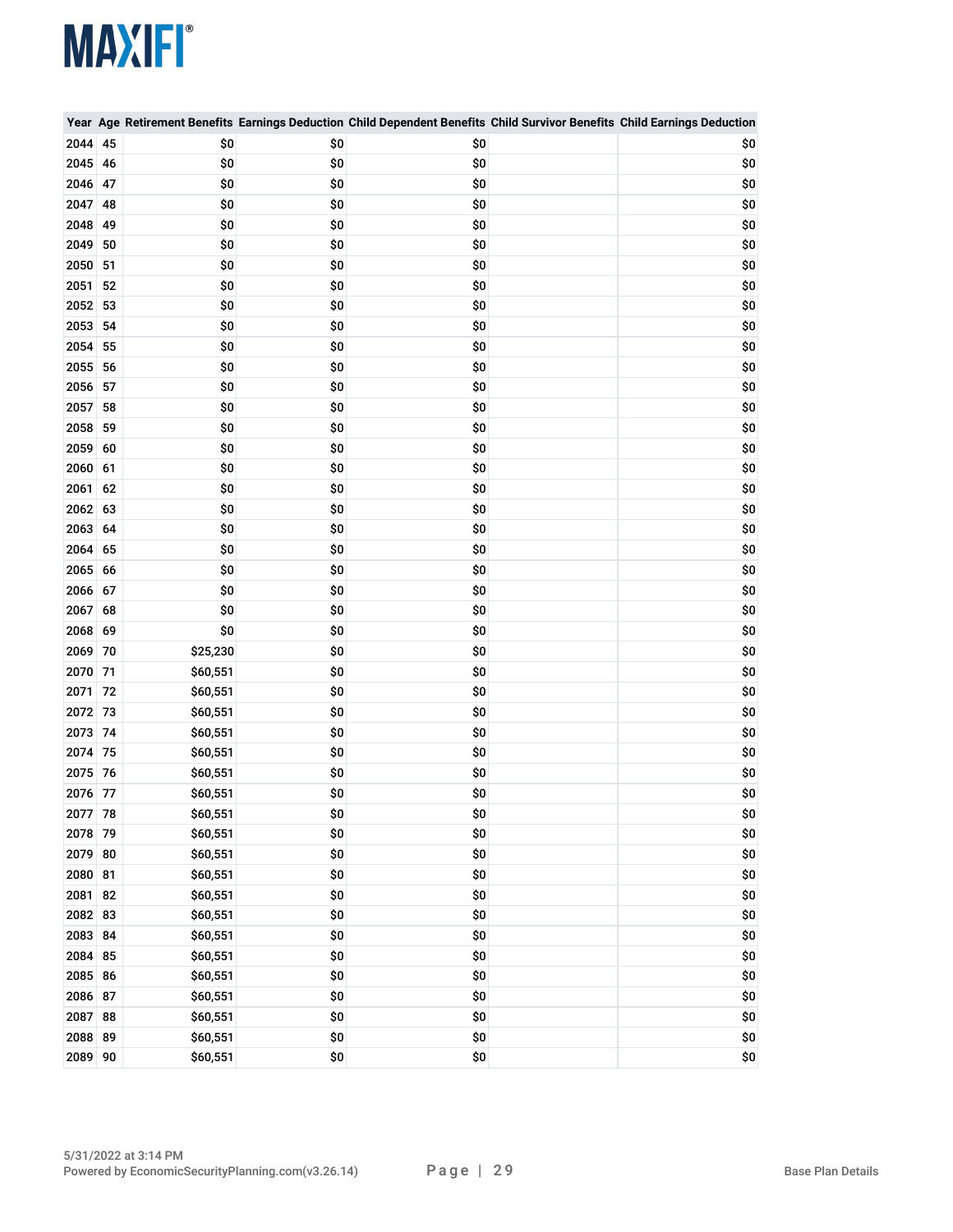| Year | Age | Retirement Benefits | Earnings Deduction | Child Dependent Benefits | Child Survivor Benefits | Child Earnings Deduction |
|---|---|---|---|---|---|---|
| 2044 | 45 | $0 | $0 | $0 | | $0 |
| 2045 | 46 | $0 | $0 | $0 | | $0 |
| 2046 | 47 | $0 | $0 | $0 | | $0 |
| 2047 | 48 | $0 | $0 | $0 | | $0 |
| 2048 | 49 | $0 | $0 | $0 | | $0 |
| 2049 | 50 | $0 | $0 | $0 | | $0 |
| 2050 | 51 | $0 | $0 | $0 | | $0 |
| 2051 | 52 | $0 | $0 | $0 | | $0 |
| 2052 | 53 | $0 | $0 | $0 | | $0 |
| 2053 | 54 | $0 | $0 | $0 | | $0 |
| 2054 | 55 | $0 | $0 | $0 | | $0 |
| 2055 | 56 | $0 | $0 | $0 | | $0 |
| 2056 | 57 | $0 | $0 | $0 | | $0 |
| 2057 | 58 | $0 | $0 | $0 | | $0 |
| 2058 | 59 | $0 | $0 | $0 | | $0 |
| 2059 | 60 | $0 | $0 | $0 | | $0 |
| 2060 | 61 | $0 | $0 | $0 | | $0 |
| 2061 | 62 | $0 | $0 | $0 | | $0 |
| 2062 | 63 | $0 | $0 | $0 | | $0 |
| 2063 | 64 | $0 | $0 | $0 | | $0 |
| 2064 | 65 | $0 | $0 | $0 | | $0 |
| 2065 | 66 | $0 | $0 | $0 | | $0 |
| 2066 | 67 | $0 | $0 | $0 | | $0 |
| 2067 | 68 | $0 | $0 | $0 | | $0 |
| 2068 | 69 | $0 | $0 | $0 | | $0 |
| 2069 | 70 | $25,230 | $0 | $0 | | $0 |
| 2070 | 71 | $60,551 | $0 | $0 | | $0 |
| 2071 | 72 | $60,551 | $0 | $0 | | $0 |
| 2072 | 73 | $60,551 | $0 | $0 | | $0 |
| 2073 | 74 | $60,551 | $0 | $0 | | $0 |
| 2074 | 75 | $60,551 | $0 | $0 | | $0 |
| 2075 | 76 | $60,551 | $0 | $0 | | $0 |
| 2076 | 77 | $60,551 | $0 | $0 | | $0 |
| 2077 | 78 | $60,551 | $0 | $0 | | $0 |
| 2078 | 79 | $60,551 | $0 | $0 | | $0 |
| 2079 | 80 | $60,551 | $0 | $0 | | $0 |
| 2080 | 81 | $60,551 | $0 | $0 | | $0 |
| 2081 | 82 | $60,551 | $0 | $0 | | $0 |
| 2082 | 83 | $60,551 | $0 | $0 | | $0 |
| 2083 | 84 | $60,551 | $0 | $0 | | $0 |
| 2084 | 85 | $60,551 | $0 | $0 | | $0 |
| 2085 | 86 | $60,551 | $0 | $0 | | $0 |
| 2086 | 87 | $60,551 | $0 | $0 | | $0 |
| 2087 | 88 | $60,551 | $0 | $0 | | $0 |
| 2088 | 89 | $60,551 | $0 | $0 | | $0 |
| 2089 | 90 | $60,551 | $0 | $0 | | $0 |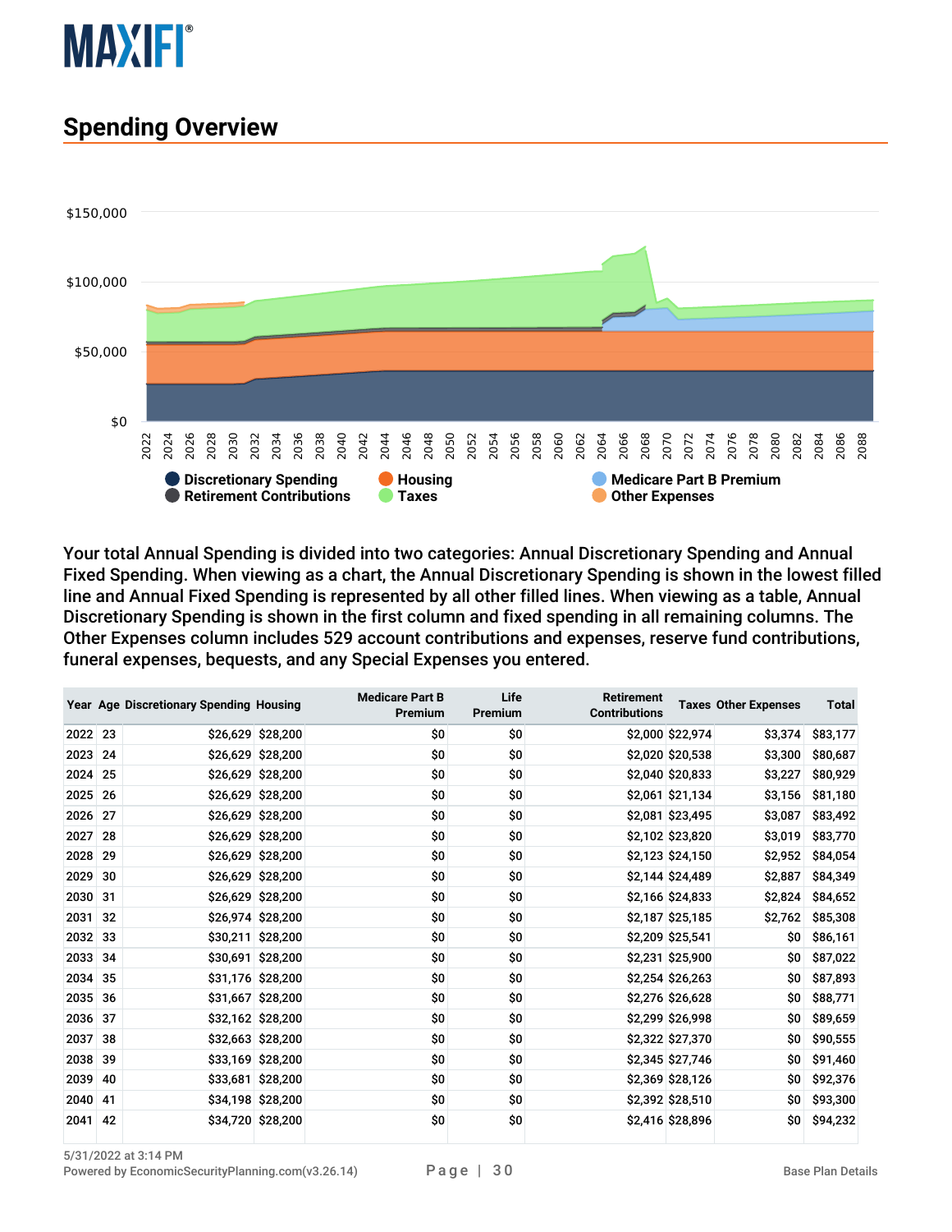## Spending Overview

Your total Annual Spending is divided into two categories: Annual Discretionary Spending and Annual Fixed Spending. When viewing as a chart, the Annual Discretionary Spending is shown in the lowest filled line and Annual Fixed Spending is represented by all other filled lines. When viewing as a table, Annual Discretionary Spending is shown in the first column and fixed spending in all remaining columns. The Other Expenses column includes 529 account contributions and expenses, reserve fund contributions, funeral expenses, bequests, and any Special Expenses you entered.

| Year | Age | Discretionary Spending | Housing | Medicare Part B Premium | Life Premium | Retirement Contributions | Taxes | Other Expenses | Total |
|---|---|---|---|---|---|---|---|---|---|
| 2022 | 23 | $26,629 | $28,200 | $0 | $0 | $2,000 | $22,974 | $3,374 | $83,177 |
| 2023 | 24 | $26,629 | $28,200 | $0 | $0 | $2,020 | $20,538 | $3,300 | $80,687 |
| 2024 | 25 | $26,629 | $28,200 | $0 | $0 | $2,040 | $20,833 | $3,227 | $80,929 |
| 2025 | 26 | $26,629 | $28,200 | $0 | $0 | $2,061 | $21,134 | $3,156 | $81,180 |
| 2026 | 27 | $26,629 | $28,200 | $0 | $0 | $2,081 | $23,495 | $3,087 | $83,492 |
| 2027 | 28 | $26,629 | $28,200 | $0 | $0 | $2,102 | $23,820 | $3,019 | $83,770 |
| 2028 | 29 | $26,629 | $28,200 | $0 | $0 | $2,123 | $24,150 | $2,952 | $84,054 |
| 2029 | 30 | $26,629 | $28,200 | $0 | $0 | $2,144 | $24,489 | $2,887 | $84,349 |
| 2030 | 31 | $26,629 | $28,200 | $0 | $0 | $2,166 | $24,833 | $2,824 | $84,652 |
| 2031 | 32 | $26,974 | $28,200 | $0 | $0 | $2,187 | $25,185 | $2,762 | $85,308 |
| 2032 | 33 | $30,211 | $28,200 | $0 | $0 | $2,209 | $25,541 | $0 | $86,161 |
| 2033 | 34 | $30,691 | $28,200 | $0 | $0 | $2,231 | $25,900 | $0 | $87,022 |
| 2034 | 35 | $31,176 | $28,200 | $0 | $0 | $2,254 | $26,263 | $0 | $87,893 |
| 2035 | 36 | $31,667 | $28,200 | $0 | $0 | $2,276 | $26,628 | $0 | $88,771 |
| 2036 | 37 | $32,162 | $28,200 | $0 | $0 | $2,299 | $26,998 | $0 | $89,659 |
| 2037 | 38 | $32,663 | $28,200 | $0 | $0 | $2,322 | $27,370 | $0 | $90,555 |
| 2038 | 39 | $33,169 | $28,200 | $0 | $0 | $2,345 | $27,746 | $0 | $91,460 |
| 2039 | 40 | $33,681 | $28,200 | $0 | $0 | $2,369 | $28,126 | $0 | $92,376 |
| 2040 | 41 | $34,198 | $28,200 | $0 | $0 | $2,392 | $28,510 | $0 | $93,300 |
| 2041 | 42 | $34,720 | $28,200 | $0 | $0 | $2,416 | $28,896 | $0 | $94,232 |

5/31/2022 at 3:14 PM
Powered by EconomicSecurityPlanning.com(v3.26.14)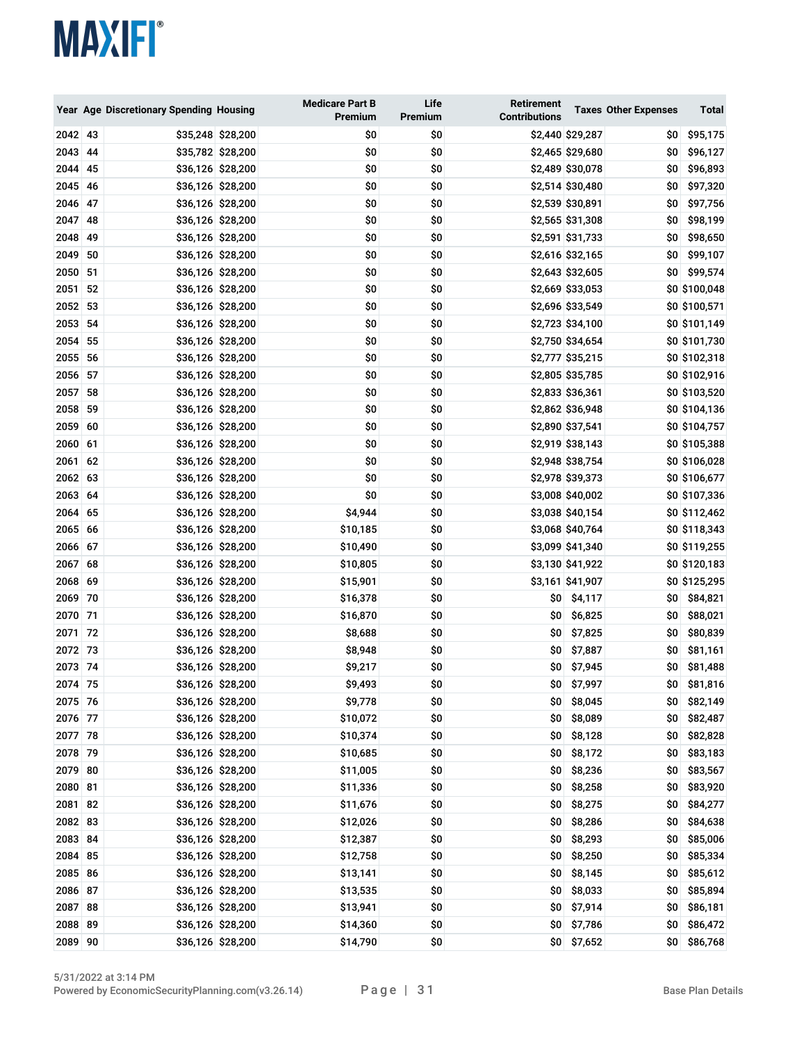| Year | Age | Discretionary Spending | Housing | Medicare Part B Premium | Life Premium | Retirement Contributions | Taxes | Other Expenses | Total |
|---|---|---|---|---|---|---|---|---|---|
| 2042 | 43 | $35,248 | $28,200 | $0 | $0 | $2,440 | $29,287 | $0 | $95,175 |
| 2043 | 44 | $35,782 | $28,200 | $0 | $0 | $2,465 | $29,680 | $0 | $96,127 |
| 2044 | 45 | $36,126 | $28,200 | $0 | $0 | $2,489 | $30,078 | $0 | $96,893 |
| 2045 | 46 | $36,126 | $28,200 | $0 | $0 | $2,514 | $30,480 | $0 | $97,320 |
| 2046 | 47 | $36,126 | $28,200 | $0 | $0 | $2,539 | $30,891 | $0 | $97,756 |
| 2047 | 48 | $36,126 | $28,200 | $0 | $0 | $2,565 | $31,308 | $0 | $98,199 |
| 2048 | 49 | $36,126 | $28,200 | $0 | $0 | $2,591 | $31,733 | $0 | $98,650 |
| 2049 | 50 | $36,126 | $28,200 | $0 | $0 | $2,616 | $32,165 | $0 | $99,107 |
| 2050 | 51 | $36,126 | $28,200 | $0 | $0 | $2,643 | $32,605 | $0 | $99,574 |
| 2051 | 52 | $36,126 | $28,200 | $0 | $0 | $2,669 | $33,053 | $0 | $100,048 |
| 2052 | 53 | $36,126 | $28,200 | $0 | $0 | $2,696 | $33,549 | $0 | $100,571 |
| 2053 | 54 | $36,126 | $28,200 | $0 | $0 | $2,723 | $34,100 | $0 | $101,149 |
| 2054 | 55 | $36,126 | $28,200 | $0 | $0 | $2,750 | $34,654 | $0 | $101,730 |
| 2055 | 56 | $36,126 | $28,200 | $0 | $0 | $2,777 | $35,215 | $0 | $102,318 |
| 2056 | 57 | $36,126 | $28,200 | $0 | $0 | $2,805 | $35,785 | $0 | $102,916 |
| 2057 | 58 | $36,126 | $28,200 | $0 | $0 | $2,833 | $36,361 | $0 | $103,520 |
| 2058 | 59 | $36,126 | $28,200 | $0 | $0 | $2,862 | $36,948 | $0 | $104,136 |
| 2059 | 60 | $36,126 | $28,200 | $0 | $0 | $2,890 | $37,541 | $0 | $104,757 |
| 2060 | 61 | $36,126 | $28,200 | $0 | $0 | $2,919 | $38,143 | $0 | $105,388 |
| 2061 | 62 | $36,126 | $28,200 | $0 | $0 | $2,948 | $38,754 | $0 | $106,028 |
| 2062 | 63 | $36,126 | $28,200 | $0 | $0 | $2,978 | $39,373 | $0 | $106,677 |
| 2063 | 64 | $36,126 | $28,200 | $0 | $0 | $3,008 | $40,002 | $0 | $107,336 |
| 2064 | 65 | $36,126 | $28,200 | $4,944 | $0 | $3,038 | $40,154 | $0 | $112,462 |
| 2065 | 66 | $36,126 | $28,200 | $10,185 | $0 | $3,068 | $40,764 | $0 | $118,343 |
| 2066 | 67 | $36,126 | $28,200 | $10,490 | $0 | $3,099 | $41,340 | $0 | $119,255 |
| 2067 | 68 | $36,126 | $28,200 | $10,805 | $0 | $3,130 | $41,922 | $0 | $120,183 |
| 2068 | 69 | $36,126 | $28,200 | $15,901 | $0 | $3,161 | $41,907 | $0 | $125,295 |
| 2069 | 70 | $36,126 | $28,200 | $16,378 | $0 | $0 | $4,117 | $0 | $84,821 |
| 2070 | 71 | $36,126 | $28,200 | $16,870 | $0 | $0 | $6,825 | $0 | $88,021 |
| 2071 | 72 | $36,126 | $28,200 | $8,688 | $0 | $0 | $7,825 | $0 | $80,839 |
| 2072 | 73 | $36,126 | $28,200 | $8,948 | $0 | $0 | $7,887 | $0 | $81,161 |
| 2073 | 74 | $36,126 | $28,200 | $9,217 | $0 | $0 | $7,945 | $0 | $81,488 |
| 2074 | 75 | $36,126 | $28,200 | $9,493 | $0 | $0 | $7,997 | $0 | $81,816 |
| 2075 | 76 | $36,126 | $28,200 | $9,778 | $0 | $0 | $8,045 | $0 | $82,149 |
| 2076 | 77 | $36,126 | $28,200 | $10,072 | $0 | $0 | $8,089 | $0 | $82,487 |
| 2077 | 78 | $36,126 | $28,200 | $10,374 | $0 | $0 | $8,128 | $0 | $82,828 |
| 2078 | 79 | $36,126 | $28,200 | $10,685 | $0 | $0 | $8,172 | $0 | $83,183 |
| 2079 | 80 | $36,126 | $28,200 | $11,005 | $0 | $0 | $8,236 | $0 | $83,567 |
| 2080 | 81 | $36,126 | $28,200 | $11,336 | $0 | $0 | $8,258 | $0 | $83,920 |
| 2081 | 82 | $36,126 | $28,200 | $11,676 | $0 | $0 | $8,275 | $0 | $84,277 |
| 2082 | 83 | $36,126 | $28,200 | $12,026 | $0 | $0 | $8,286 | $0 | $84,638 |
| 2083 | 84 | $36,126 | $28,200 | $12,387 | $0 | $0 | $8,293 | $0 | $85,006 |
| 2084 | 85 | $36,126 | $28,200 | $12,758 | $0 | $0 | $8,250 | $0 | $85,334 |
| 2085 | 86 | $36,126 | $28,200 | $13,141 | $0 | $0 | $8,145 | $0 | $85,612 |
| 2086 | 87 | $36,126 | $28,200 | $13,535 | $0 | $0 | $8,033 | $0 | $85,894 |
| 2087 | 88 | $36,126 | $28,200 | $13,941 | $0 | $0 | $7,914 | $0 | $86,181 |
| 2088 | 89 | $36,126 | $28,200 | $14,360 | $0 | $0 | $7,786 | $0 | $86,472 |
| 2089 | 90 | $36,126 | $28,200 | $14,790 | $0 | $0 | $7,652 | $0 | $86,768 |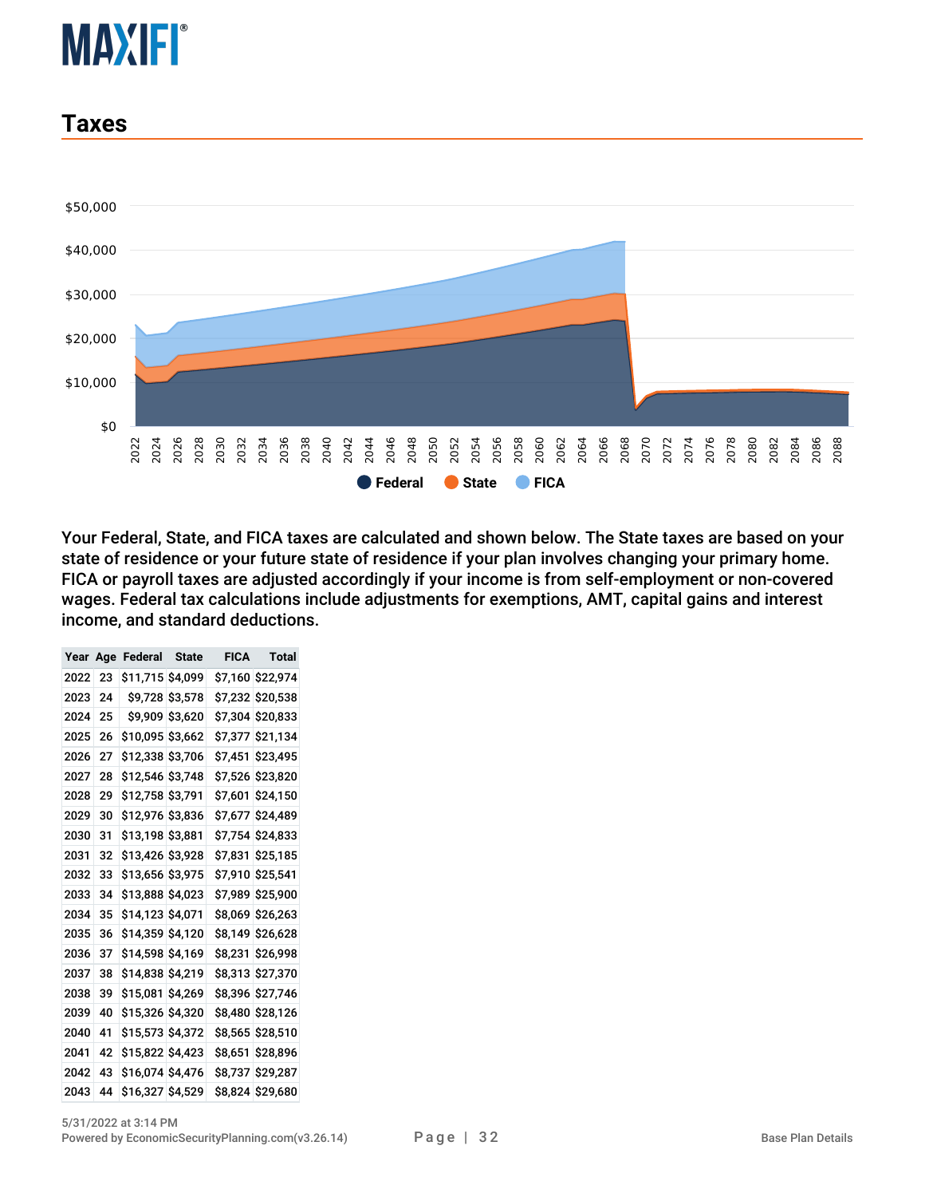## Taxes

Your Federal, State, and FICA taxes are calculated and shown below. The State taxes are based on your state of residence or your future state of residence if your plan involves changing your primary home. FICA or payroll taxes are adjusted accordingly if your income is from self-employment or non-covered wages. Federal tax calculations include adjustments for exemptions, AMT, capital gains and interest income, and standard deductions.

| Year | Age | Federal | State | FICA | Total |
|---|---|---|---|---|---|
| 2022 | 23 | $11,715 | $4,099 | $7,160 | $22,974 |
| 2023 | 24 | $9,728 | $3,578 | $7,232 | $20,538 |
| 2024 | 25 | $9,909 | $3,620 | $7,304 | $20,833 |
| 2025 | 26 | $10,095 | $3,662 | $7,377 | $21,134 |
| 2026 | 27 | $12,338 | $3,706 | $7,451 | $23,495 |
| 2027 | 28 | $12,546 | $3,748 | $7,526 | $23,820 |
| 2028 | 29 | $12,758 | $3,791 | $7,601 | $24,150 |
| 2029 | 30 | $12,976 | $3,836 | $7,677 | $24,489 |
| 2030 | 31 | $13,198 | $3,881 | $7,754 | $24,833 |
| 2031 | 32 | $13,426 | $3,928 | $7,831 | $25,185 |
| 2032 | 33 | $13,656 | $3,975 | $7,910 | $25,541 |
| 2033 | 34 | $13,888 | $4,023 | $7,989 | $25,900 |
| 2034 | 35 | $14,123 | $4,071 | $8,069 | $26,263 |
| 2035 | 36 | $14,359 | $4,120 | $8,149 | $26,628 |
| 2036 | 37 | $14,598 | $4,169 | $8,231 | $26,998 |
| 2037 | 38 | $14,838 | $4,219 | $8,313 | $27,370 |
| 2038 | 39 | $15,081 | $4,269 | $8,396 | $27,746 |
| 2039 | 40 | $15,326 | $4,320 | $8,480 | $28,126 |
| 2040 | 41 | $15,573 | $4,372 | $8,565 | $28,510 |
| 2041 | 42 | $15,822 | $4,423 | $8,651 | $28,896 |
| 2042 | 43 | $16,074 | $4,476 | $8,737 | $29,287 |
| 2043 | 44 | $16,327 | $4,529 | $8,824 | $29,680 |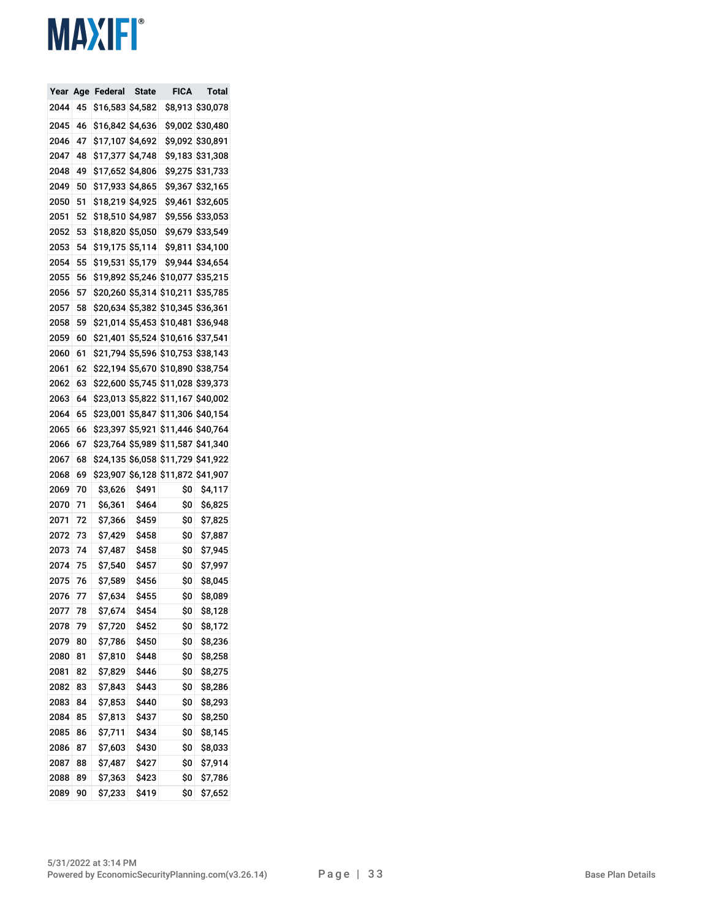| Year | Age | Federal | State | FICA | Total |
|---|---|---|---|---|---|
| 2044 | 45 | $16,583 | $4,582 | $8,913 | $30,078 |
| 2045 | 46 | $16,842 | $4,636 | $9,002 | $30,480 |
| 2046 | 47 | $17,107 | $4,692 | $9,092 | $30,891 |
| 2047 | 48 | $17,377 | $4,748 | $9,183 | $31,308 |
| 2048 | 49 | $17,652 | $4,806 | $9,275 | $31,733 |
| 2049 | 50 | $17,933 | $4,865 | $9,367 | $32,165 |
| 2050 | 51 | $18,219 | $4,925 | $9,461 | $32,605 |
| 2051 | 52 | $18,510 | $4,987 | $9,556 | $33,053 |
| 2052 | 53 | $18,820 | $5,050 | $9,679 | $33,549 |
| 2053 | 54 | $19,175 | $5,114 | $9,811 | $34,100 |
| 2054 | 55 | $19,531 | $5,179 | $9,944 | $34,654 |
| 2055 | 56 | $19,892 | $5,246 | $10,077 | $35,215 |
| 2056 | 57 | $20,260 | $5,314 | $10,211 | $35,785 |
| 2057 | 58 | $20,634 | $5,382 | $10,345 | $36,361 |
| 2058 | 59 | $21,014 | $5,453 | $10,481 | $36,948 |
| 2059 | 60 | $21,401 | $5,524 | $10,616 | $37,541 |
| 2060 | 61 | $21,794 | $5,596 | $10,753 | $38,143 |
| 2061 | 62 | $22,194 | $5,670 | $10,890 | $38,754 |
| 2062 | 63 | $22,600 | $5,745 | $11,028 | $39,373 |
| 2063 | 64 | $23,013 | $5,822 | $11,167 | $40,002 |
| 2064 | 65 | $23,001 | $5,847 | $11,306 | $40,154 |
| 2065 | 66 | $23,397 | $5,921 | $11,446 | $40,764 |
| 2066 | 67 | $23,764 | $5,989 | $11,587 | $41,340 |
| 2067 | 68 | $24,135 | $6,058 | $11,729 | $41,922 |
| 2068 | 69 | $23,907 | $6,128 | $11,872 | $41,907 |
| 2069 | 70 | $3,626 | $491 | $0 | $4,117 |
| 2070 | 71 | $6,361 | $464 | $0 | $6,825 |
| 2071 | 72 | $7,366 | $459 | $0 | $7,825 |
| 2072 | 73 | $7,429 | $458 | $0 | $7,887 |
| 2073 | 74 | $7,487 | $458 | $0 | $7,945 |
| 2074 | 75 | $7,540 | $457 | $0 | $7,997 |
| 2075 | 76 | $7,589 | $456 | $0 | $8,045 |
| 2076 | 77 | $7,634 | $455 | $0 | $8,089 |
| 2077 | 78 | $7,674 | $454 | $0 | $8,128 |
| 2078 | 79 | $7,720 | $452 | $0 | $8,172 |
| 2079 | 80 | $7,786 | $450 | $0 | $8,236 |
| 2080 | 81 | $7,810 | $448 | $0 | $8,258 |
| 2081 | 82 | $7,829 | $446 | $0 | $8,275 |
| 2082 | 83 | $7,843 | $443 | $0 | $8,286 |
| 2083 | 84 | $7,853 | $440 | $0 | $8,293 |
| 2084 | 85 | $7,813 | $437 | $0 | $8,250 |
| 2085 | 86 | $7,711 | $434 | $0 | $8,145 |
| 2086 | 87 | $7,603 | $430 | $0 | $8,033 |
| 2087 | 88 | $7,487 | $427 | $0 | $7,914 |
| 2088 | 89 | $7,363 | $423 | $0 | $7,786 |
| 2089 | 90 | $7,233 | $419 | $0 | $7,652 |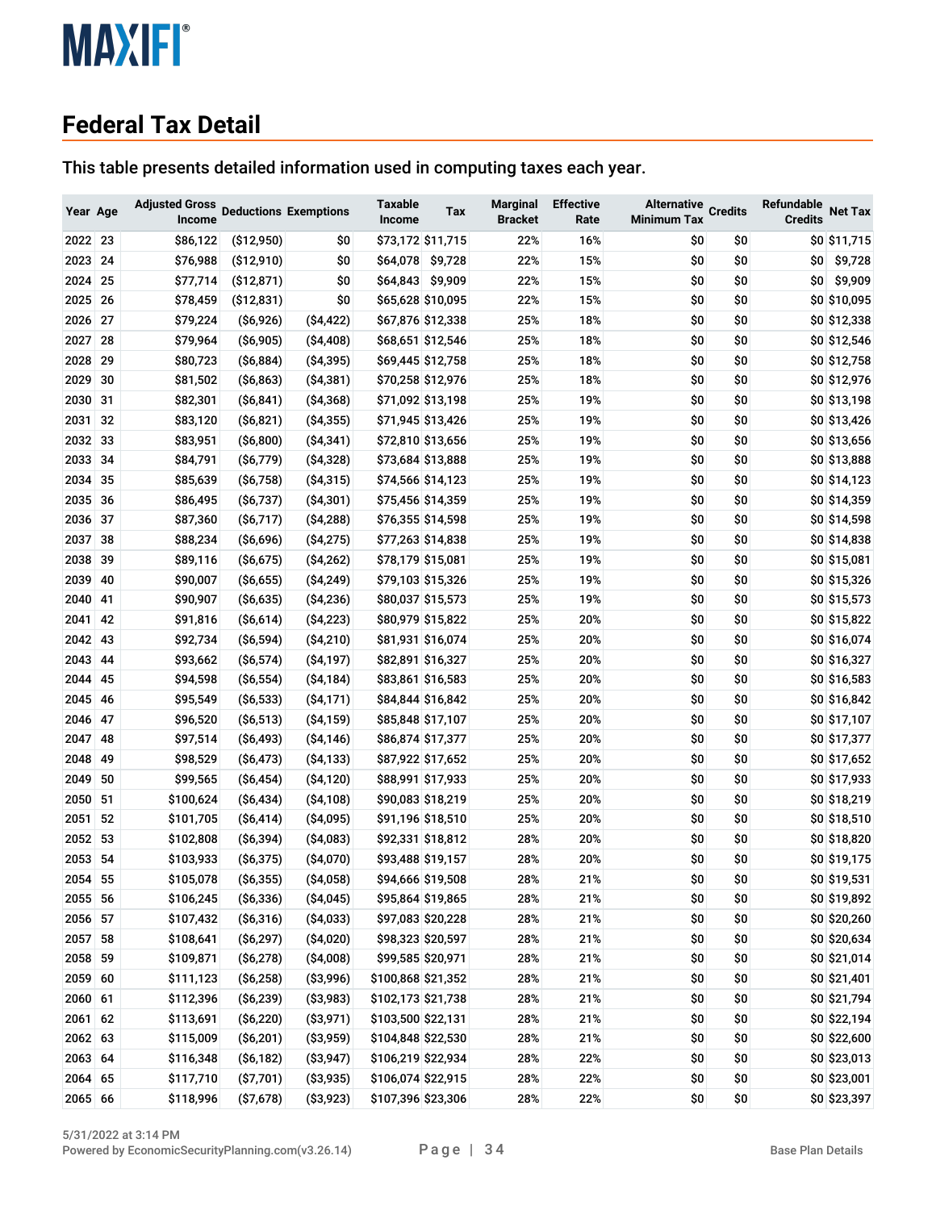## Federal Tax Detail

This table presents detailed information used in computing taxes each year.

| Year | Age | Adjusted Gross Income | Deductions | Exemptions | Taxable Income | Tax | Marginal Bracket | Effective Rate | Alternative Minimum Tax | Credits | Refundable Credits | Net Tax |
|---|---|---|---|---|---|---|---|---|---|---|---|---|
| 2022 | 23 | $86,122 | ($12,950) | $0 | $73,172 | $11,715 | 22% | 16% | $0 | $0 | $0 | $11,715 |
| 2023 | 24 | $76,988 | ($12,910) | $0 | $64,078 | $9,728 | 22% | 15% | $0 | $0 | $0 | $9,728 |
| 2024 | 25 | $77,714 | ($12,871) | $0 | $64,843 | $9,909 | 22% | 15% | $0 | $0 | $0 | $9,909 |
| 2025 | 26 | $78,459 | ($12,831) | $0 | $65,628 | $10,095 | 22% | 15% | $0 | $0 | $0 | $10,095 |
| 2026 | 27 | $79,224 | ($6,926) | ($4,422) | $67,876 | $12,338 | 25% | 18% | $0 | $0 | $0 | $12,338 |
| 2027 | 28 | $79,964 | ($6,905) | ($4,408) | $68,651 | $12,546 | 25% | 18% | $0 | $0 | $0 | $12,546 |
| 2028 | 29 | $80,723 | ($6,884) | ($4,395) | $69,445 | $12,758 | 25% | 18% | $0 | $0 | $0 | $12,758 |
| 2029 | 30 | $81,502 | ($6,863) | ($4,381) | $70,258 | $12,976 | 25% | 18% | $0 | $0 | $0 | $12,976 |
| 2030 | 31 | $82,301 | ($6,841) | ($4,368) | $71,092 | $13,198 | 25% | 19% | $0 | $0 | $0 | $13,198 |
| 2031 | 32 | $83,120 | ($6,821) | ($4,355) | $71,945 | $13,426 | 25% | 19% | $0 | $0 | $0 | $13,426 |
| 2032 | 33 | $83,951 | ($6,800) | ($4,341) | $72,810 | $13,656 | 25% | 19% | $0 | $0 | $0 | $13,656 |
| 2033 | 34 | $84,791 | ($6,779) | ($4,328) | $73,684 | $13,888 | 25% | 19% | $0 | $0 | $0 | $13,888 |
| 2034 | 35 | $85,639 | ($6,758) | ($4,315) | $74,566 | $14,123 | 25% | 19% | $0 | $0 | $0 | $14,123 |
| 2035 | 36 | $86,495 | ($6,737) | ($4,301) | $75,456 | $14,359 | 25% | 19% | $0 | $0 | $0 | $14,359 |
| 2036 | 37 | $87,360 | ($6,717) | ($4,288) | $76,355 | $14,598 | 25% | 19% | $0 | $0 | $0 | $14,598 |
| 2037 | 38 | $88,234 | ($6,696) | ($4,275) | $77,263 | $14,838 | 25% | 19% | $0 | $0 | $0 | $14,838 |
| 2038 | 39 | $89,116 | ($6,675) | ($4,262) | $78,179 | $15,081 | 25% | 19% | $0 | $0 | $0 | $15,081 |
| 2039 | 40 | $90,007 | ($6,655) | ($4,249) | $79,103 | $15,326 | 25% | 19% | $0 | $0 | $0 | $15,326 |
| 2040 | 41 | $90,907 | ($6,635) | ($4,236) | $80,037 | $15,573 | 25% | 19% | $0 | $0 | $0 | $15,573 |
| 2041 | 42 | $91,816 | ($6,614) | ($4,223) | $80,979 | $15,822 | 25% | 20% | $0 | $0 | $0 | $15,822 |
| 2042 | 43 | $92,734 | ($6,594) | ($4,210) | $81,931 | $16,074 | 25% | 20% | $0 | $0 | $0 | $16,074 |
| 2043 | 44 | $93,662 | ($6,574) | ($4,197) | $82,891 | $16,327 | 25% | 20% | $0 | $0 | $0 | $16,327 |
| 2044 | 45 | $94,598 | ($6,554) | ($4,184) | $83,861 | $16,583 | 25% | 20% | $0 | $0 | $0 | $16,583 |
| 2045 | 46 | $95,549 | ($6,533) | ($4,171) | $84,844 | $16,842 | 25% | 20% | $0 | $0 | $0 | $16,842 |
| 2046 | 47 | $96,520 | ($6,513) | ($4,159) | $85,848 | $17,107 | 25% | 20% | $0 | $0 | $0 | $17,107 |
| 2047 | 48 | $97,514 | ($6,493) | ($4,146) | $86,874 | $17,377 | 25% | 20% | $0 | $0 | $0 | $17,377 |
| 2048 | 49 | $98,529 | ($6,473) | ($4,133) | $87,922 | $17,652 | 25% | 20% | $0 | $0 | $0 | $17,652 |
| 2049 | 50 | $99,565 | ($6,454) | ($4,120) | $88,991 | $17,933 | 25% | 20% | $0 | $0 | $0 | $17,933 |
| 2050 | 51 | $100,624 | ($6,434) | ($4,108) | $90,083 | $18,219 | 25% | 20% | $0 | $0 | $0 | $18,219 |
| 2051 | 52 | $101,705 | ($6,414) | ($4,095) | $91,196 | $18,510 | 25% | 20% | $0 | $0 | $0 | $18,510 |
| 2052 | 53 | $102,808 | ($6,394) | ($4,083) | $92,331 | $18,812 | 28% | 20% | $0 | $0 | $0 | $18,820 |
| 2053 | 54 | $103,933 | ($6,375) | ($4,070) | $93,488 | $19,157 | 28% | 20% | $0 | $0 | $0 | $19,175 |
| 2054 | 55 | $105,078 | ($6,355) | ($4,058) | $94,666 | $19,508 | 28% | 21% | $0 | $0 | $0 | $19,531 |
| 2055 | 56 | $106,245 | ($6,336) | ($4,045) | $95,864 | $19,865 | 28% | 21% | $0 | $0 | $0 | $19,892 |
| 2056 | 57 | $107,432 | ($6,316) | ($4,033) | $97,083 | $20,228 | 28% | 21% | $0 | $0 | $0 | $20,260 |
| 2057 | 58 | $108,641 | ($6,297) | ($4,020) | $98,323 | $20,597 | 28% | 21% | $0 | $0 | $0 | $20,634 |
| 2058 | 59 | $109,871 | ($6,278) | ($4,008) | $99,585 | $20,971 | 28% | 21% | $0 | $0 | $0 | $21,014 |
| 2059 | 60 | $111,123 | ($6,258) | ($3,996) | $100,868 | $21,352 | 28% | 21% | $0 | $0 | $0 | $21,401 |
| 2060 | 61 | $112,396 | ($6,239) | ($3,983) | $102,173 | $21,738 | 28% | 21% | $0 | $0 | $0 | $21,794 |
| 2061 | 62 | $113,691 | ($6,220) | ($3,971) | $103,500 | $22,131 | 28% | 21% | $0 | $0 | $0 | $22,194 |
| 2062 | 63 | $115,009 | ($6,201) | ($3,959) | $104,848 | $22,530 | 28% | 21% | $0 | $0 | $0 | $22,600 |
| 2063 | 64 | $116,348 | ($6,182) | ($3,947) | $106,219 | $22,934 | 28% | 22% | $0 | $0 | $0 | $23,013 |
| 2064 | 65 | $117,710 | ($7,701) | ($3,935) | $106,074 | $22,915 | 28% | 22% | $0 | $0 | $0 | $23,001 |
| 2065 | 66 | $118,996 | ($7,678) | ($3,923) | $107,396 | $23,306 | 28% | 22% | $0 | $0 | $0 | $23,397 |

5/31/2022 at 3:14 PM
Powered by EconomicSecurityPlanning.com(v3.26.14)

Base Plan Details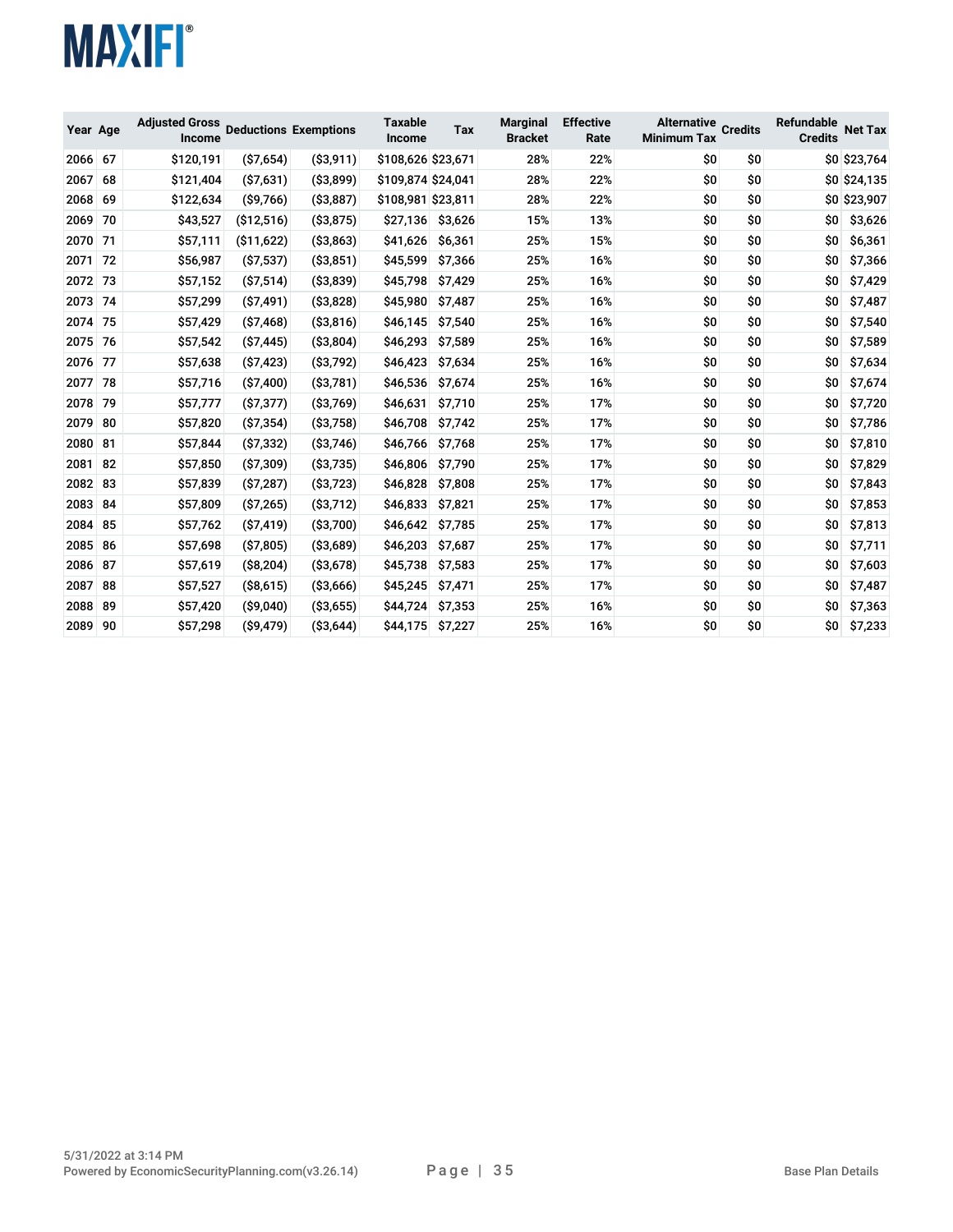| Year | Age | Adjusted Gross Income | Deductions | Exemptions | Taxable Income | Tax | Marginal Bracket | Effective Rate | Alternative Minimum Tax | Credits | Refundable Credits | Net Tax |
|---|---|---|---|---|---|---|---|---|---|---|---|---|
| 2066 | 67 | $120,191 | ($7,654) | ($3,911) | $108,626 | $23,671 | 28% | 22% | $0 | $0 | $0 | $23,764 |
| 2067 | 68 | $121,404 | ($7,631) | ($3,899) | $109,874 | $24,041 | 28% | 22% | $0 | $0 | $0 | $24,135 |
| 2068 | 69 | $122,634 | ($9,766) | ($3,887) | $108,981 | $23,811 | 28% | 22% | $0 | $0 | $0 | $23,907 |
| 2069 | 70 | $43,527 | ($12,516) | ($3,875) | $27,136 | $3,626 | 15% | 13% | $0 | $0 | $0 | $3,626 |
| 2070 | 71 | $57,111 | ($11,622) | ($3,863) | $41,626 | $6,361 | 25% | 15% | $0 | $0 | $0 | $6,361 |
| 2071 | 72 | $56,987 | ($7,537) | ($3,851) | $45,599 | $7,366 | 25% | 16% | $0 | $0 | $0 | $7,366 |
| 2072 | 73 | $57,152 | ($7,514) | ($3,839) | $45,798 | $7,429 | 25% | 16% | $0 | $0 | $0 | $7,429 |
| 2073 | 74 | $57,299 | ($7,491) | ($3,828) | $45,980 | $7,487 | 25% | 16% | $0 | $0 | $0 | $7,487 |
| 2074 | 75 | $57,429 | ($7,468) | ($3,816) | $46,145 | $7,540 | 25% | 16% | $0 | $0 | $0 | $7,540 |
| 2075 | 76 | $57,542 | ($7,445) | ($3,804) | $46,293 | $7,589 | 25% | 16% | $0 | $0 | $0 | $7,589 |
| 2076 | 77 | $57,638 | ($7,423) | ($3,792) | $46,423 | $7,634 | 25% | 16% | $0 | $0 | $0 | $7,634 |
| 2077 | 78 | $57,716 | ($7,400) | ($3,781) | $46,536 | $7,674 | 25% | 16% | $0 | $0 | $0 | $7,674 |
| 2078 | 79 | $57,777 | ($7,377) | ($3,769) | $46,631 | $7,710 | 25% | 17% | $0 | $0 | $0 | $7,720 |
| 2079 | 80 | $57,820 | ($7,354) | ($3,758) | $46,708 | $7,742 | 25% | 17% | $0 | $0 | $0 | $7,786 |
| 2080 | 81 | $57,844 | ($7,332) | ($3,746) | $46,766 | $7,768 | 25% | 17% | $0 | $0 | $0 | $7,810 |
| 2081 | 82 | $57,850 | ($7,309) | ($3,735) | $46,806 | $7,790 | 25% | 17% | $0 | $0 | $0 | $7,829 |
| 2082 | 83 | $57,839 | ($7,287) | ($3,723) | $46,828 | $7,808 | 25% | 17% | $0 | $0 | $0 | $7,843 |
| 2083 | 84 | $57,809 | ($7,265) | ($3,712) | $46,833 | $7,821 | 25% | 17% | $0 | $0 | $0 | $7,853 |
| 2084 | 85 | $57,762 | ($7,419) | ($3,700) | $46,642 | $7,785 | 25% | 17% | $0 | $0 | $0 | $7,813 |
| 2085 | 86 | $57,698 | ($7,805) | ($3,689) | $46,203 | $7,687 | 25% | 17% | $0 | $0 | $0 | $7,711 |
| 2086 | 87 | $57,619 | ($8,204) | ($3,678) | $45,738 | $7,583 | 25% | 17% | $0 | $0 | $0 | $7,603 |
| 2087 | 88 | $57,527 | ($8,615) | ($3,666) | $45,245 | $7,471 | 25% | 17% | $0 | $0 | $0 | $7,487 |
| 2088 | 89 | $57,420 | ($9,040) | ($3,655) | $44,724 | $7,353 | 25% | 16% | $0 | $0 | $0 | $7,363 |
| 2089 | 90 | $57,298 | ($9,479) | ($3,644) | $44,175 | $7,227 | 25% | 16% | $0 | $0 | $0 | $7,233 |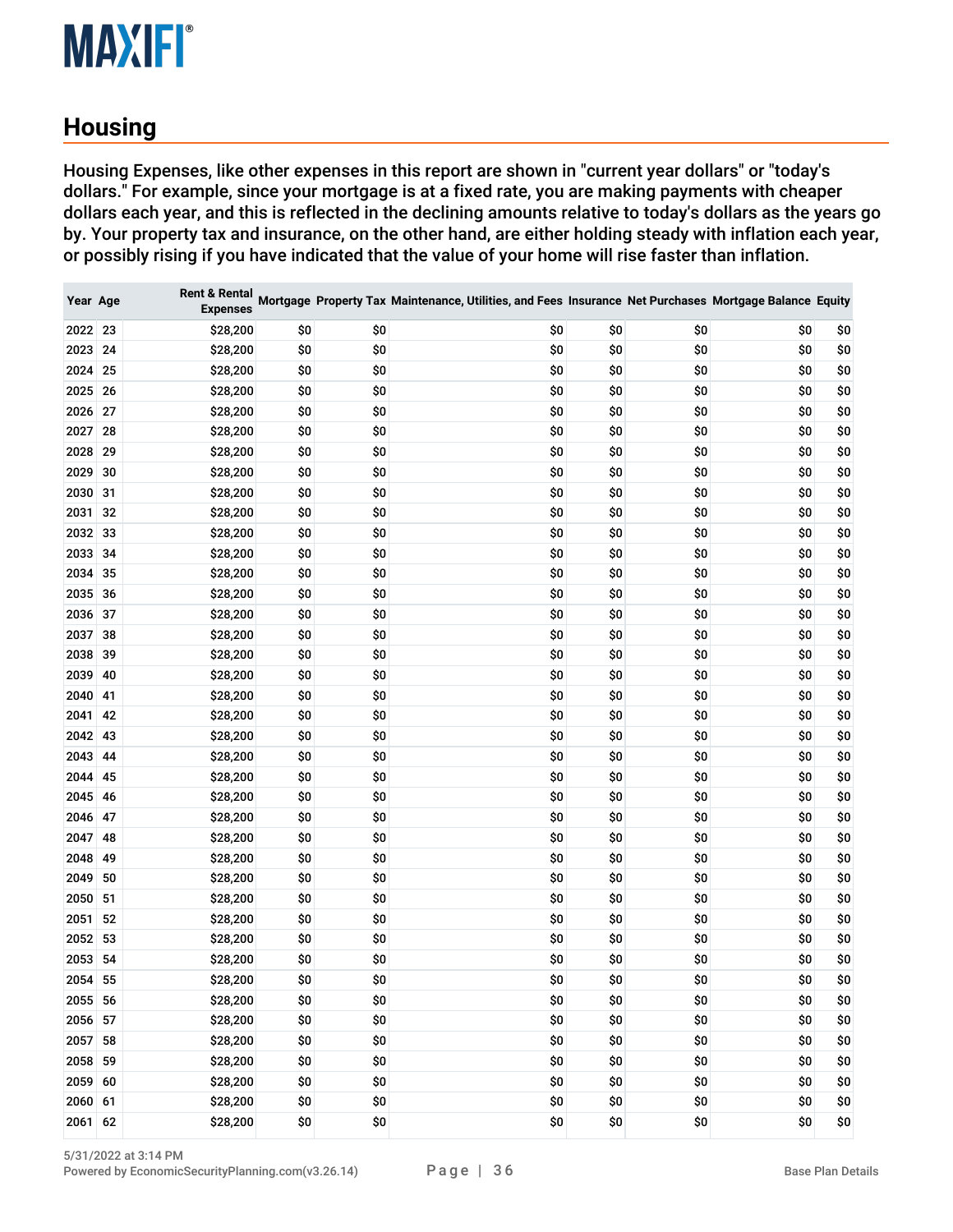## Housing

Housing Expenses, like other expenses in this report are shown in "current year dollars" or "today's dollars." For example, since your mortgage is at a fixed rate, you are making payments with cheaper dollars each year, and this is reflected in the declining amounts relative to today's dollars as the years go by. Your property tax and insurance, on the other hand, are either holding steady with inflation each year, or possibly rising if you have indicated that the value of your home will rise faster than inflation.

| Year | Age | Rent & Rental Expenses | Mortgage | Property Tax | Maintenance, Utilities, and Fees | Insurance | Net Purchases | Mortgage Balance | Equity |
|---|---|---|---|---|---|---|---|---|---|
| 2022 | 23 | $28,200 | $0 | $0 | $0 | $0 | $0 | $0 | $0 |
| 2023 | 24 | $28,200 | $0 | $0 | $0 | $0 | $0 | $0 | $0 |
| 2024 | 25 | $28,200 | $0 | $0 | $0 | $0 | $0 | $0 | $0 |
| 2025 | 26 | $28,200 | $0 | $0 | $0 | $0 | $0 | $0 | $0 |
| 2026 | 27 | $28,200 | $0 | $0 | $0 | $0 | $0 | $0 | $0 |
| 2027 | 28 | $28,200 | $0 | $0 | $0 | $0 | $0 | $0 | $0 |
| 2028 | 29 | $28,200 | $0 | $0 | $0 | $0 | $0 | $0 | $0 |
| 2029 | 30 | $28,200 | $0 | $0 | $0 | $0 | $0 | $0 | $0 |
| 2030 | 31 | $28,200 | $0 | $0 | $0 | $0 | $0 | $0 | $0 |
| 2031 | 32 | $28,200 | $0 | $0 | $0 | $0 | $0 | $0 | $0 |
| 2032 | 33 | $28,200 | $0 | $0 | $0 | $0 | $0 | $0 | $0 |
| 2033 | 34 | $28,200 | $0 | $0 | $0 | $0 | $0 | $0 | $0 |
| 2034 | 35 | $28,200 | $0 | $0 | $0 | $0 | $0 | $0 | $0 |
| 2035 | 36 | $28,200 | $0 | $0 | $0 | $0 | $0 | $0 | $0 |
| 2036 | 37 | $28,200 | $0 | $0 | $0 | $0 | $0 | $0 | $0 |
| 2037 | 38 | $28,200 | $0 | $0 | $0 | $0 | $0 | $0 | $0 |
| 2038 | 39 | $28,200 | $0 | $0 | $0 | $0 | $0 | $0 | $0 |
| 2039 | 40 | $28,200 | $0 | $0 | $0 | $0 | $0 | $0 | $0 |
| 2040 | 41 | $28,200 | $0 | $0 | $0 | $0 | $0 | $0 | $0 |
| 2041 | 42 | $28,200 | $0 | $0 | $0 | $0 | $0 | $0 | $0 |
| 2042 | 43 | $28,200 | $0 | $0 | $0 | $0 | $0 | $0 | $0 |
| 2043 | 44 | $28,200 | $0 | $0 | $0 | $0 | $0 | $0 | $0 |
| 2044 | 45 | $28,200 | $0 | $0 | $0 | $0 | $0 | $0 | $0 |
| 2045 | 46 | $28,200 | $0 | $0 | $0 | $0 | $0 | $0 | $0 |
| 2046 | 47 | $28,200 | $0 | $0 | $0 | $0 | $0 | $0 | $0 |
| 2047 | 48 | $28,200 | $0 | $0 | $0 | $0 | $0 | $0 | $0 |
| 2048 | 49 | $28,200 | $0 | $0 | $0 | $0 | $0 | $0 | $0 |
| 2049 | 50 | $28,200 | $0 | $0 | $0 | $0 | $0 | $0 | $0 |
| 2050 | 51 | $28,200 | $0 | $0 | $0 | $0 | $0 | $0 | $0 |
| 2051 | 52 | $28,200 | $0 | $0 | $0 | $0 | $0 | $0 | $0 |
| 2052 | 53 | $28,200 | $0 | $0 | $0 | $0 | $0 | $0 | $0 |
| 2053 | 54 | $28,200 | $0 | $0 | $0 | $0 | $0 | $0 | $0 |
| 2054 | 55 | $28,200 | $0 | $0 | $0 | $0 | $0 | $0 | $0 |
| 2055 | 56 | $28,200 | $0 | $0 | $0 | $0 | $0 | $0 | $0 |
| 2056 | 57 | $28,200 | $0 | $0 | $0 | $0 | $0 | $0 | $0 |
| 2057 | 58 | $28,200 | $0 | $0 | $0 | $0 | $0 | $0 | $0 |
| 2058 | 59 | $28,200 | $0 | $0 | $0 | $0 | $0 | $0 | $0 |
| 2059 | 60 | $28,200 | $0 | $0 | $0 | $0 | $0 | $0 | $0 |
| 2060 | 61 | $28,200 | $0 | $0 | $0 | $0 | $0 | $0 | $0 |
| 2061 | 62 | $28,200 | $0 | $0 | $0 | $0 | $0 | $0 | $0 |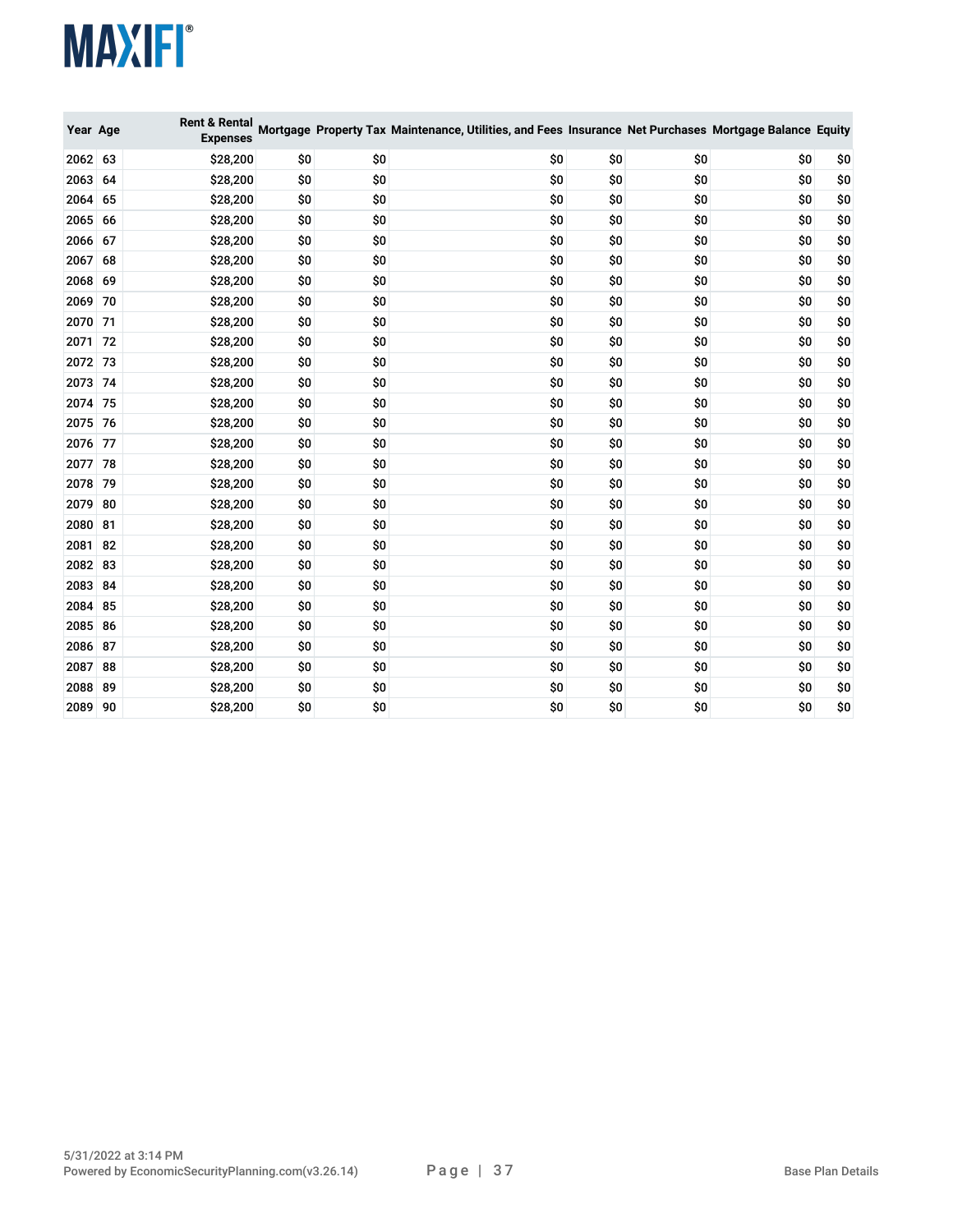| Year | Age | Rent & Rental Expenses | Mortgage | Property Tax | Maintenance, Utilities, and Fees | Insurance | Net Purchases | Mortgage Balance | Equity |
|---|---|---|---|---|---|---|---|---|---|
| 2062 | 63 | $28,200 | $0 | $0 | $0 | $0 | $0 | $0 | $0 |
| 2063 | 64 | $28,200 | $0 | $0 | $0 | $0 | $0 | $0 | $0 |
| 2064 | 65 | $28,200 | $0 | $0 | $0 | $0 | $0 | $0 | $0 |
| 2065 | 66 | $28,200 | $0 | $0 | $0 | $0 | $0 | $0 | $0 |
| 2066 | 67 | $28,200 | $0 | $0 | $0 | $0 | $0 | $0 | $0 |
| 2067 | 68 | $28,200 | $0 | $0 | $0 | $0 | $0 | $0 | $0 |
| 2068 | 69 | $28,200 | $0 | $0 | $0 | $0 | $0 | $0 | $0 |
| 2069 | 70 | $28,200 | $0 | $0 | $0 | $0 | $0 | $0 | $0 |
| 2070 | 71 | $28,200 | $0 | $0 | $0 | $0 | $0 | $0 | $0 |
| 2071 | 72 | $28,200 | $0 | $0 | $0 | $0 | $0 | $0 | $0 |
| 2072 | 73 | $28,200 | $0 | $0 | $0 | $0 | $0 | $0 | $0 |
| 2073 | 74 | $28,200 | $0 | $0 | $0 | $0 | $0 | $0 | $0 |
| 2074 | 75 | $28,200 | $0 | $0 | $0 | $0 | $0 | $0 | $0 |
| 2075 | 76 | $28,200 | $0 | $0 | $0 | $0 | $0 | $0 | $0 |
| 2076 | 77 | $28,200 | $0 | $0 | $0 | $0 | $0 | $0 | $0 |
| 2077 | 78 | $28,200 | $0 | $0 | $0 | $0 | $0 | $0 | $0 |
| 2078 | 79 | $28,200 | $0 | $0 | $0 | $0 | $0 | $0 | $0 |
| 2079 | 80 | $28,200 | $0 | $0 | $0 | $0 | $0 | $0 | $0 |
| 2080 | 81 | $28,200 | $0 | $0 | $0 | $0 | $0 | $0 | $0 |
| 2081 | 82 | $28,200 | $0 | $0 | $0 | $0 | $0 | $0 | $0 |
| 2082 | 83 | $28,200 | $0 | $0 | $0 | $0 | $0 | $0 | $0 |
| 2083 | 84 | $28,200 | $0 | $0 | $0 | $0 | $0 | $0 | $0 |
| 2084 | 85 | $28,200 | $0 | $0 | $0 | $0 | $0 | $0 | $0 |
| 2085 | 86 | $28,200 | $0 | $0 | $0 | $0 | $0 | $0 | $0 |
| 2086 | 87 | $28,200 | $0 | $0 | $0 | $0 | $0 | $0 | $0 |
| 2087 | 88 | $28,200 | $0 | $0 | $0 | $0 | $0 | $0 | $0 |
| 2088 | 89 | $28,200 | $0 | $0 | $0 | $0 | $0 | $0 | $0 |
| 2089 | 90 | $28,200 | $0 | $0 | $0 | $0 | $0 | $0 | $0 |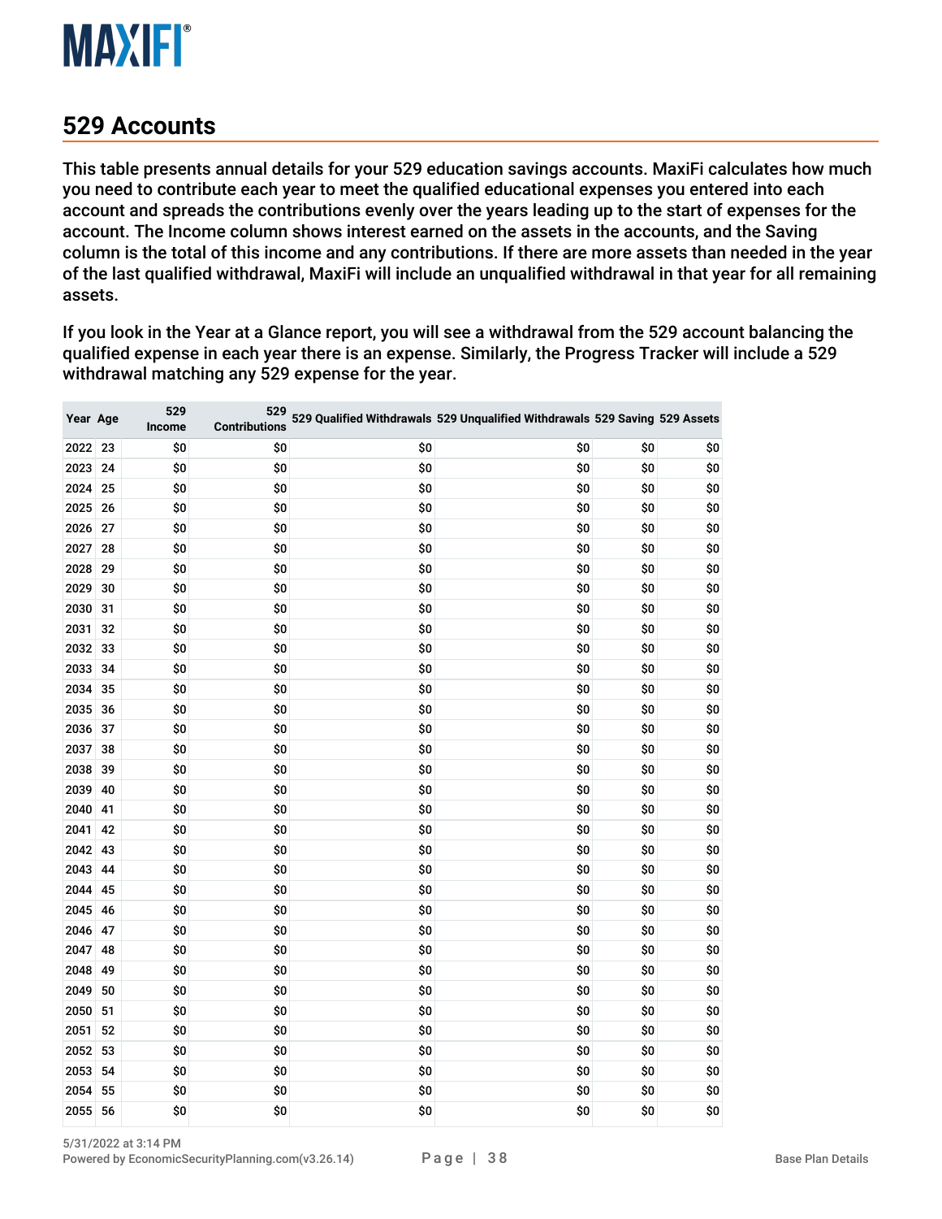## 529 Accounts

This table presents annual details for your 529 education savings accounts. MaxiFi calculates how much you need to contribute each year to meet the qualified educational expenses you entered into each account and spreads the contributions evenly over the years leading up to the start of expenses for the account. The Income column shows interest earned on the assets in the accounts, and the Saving column is the total of this income and any contributions. If there are more assets than needed in the year of the last qualified withdrawal, MaxiFi will include an unqualified withdrawal in that year for all remaining assets.

If you look in the Year at a Glance report, you will see a withdrawal from the 529 account balancing the qualified expense in each year there is an expense. Similarly, the Progress Tracker will include a 529 withdrawal matching any 529 expense for the year.

| Year | Age | 529 Income | 529 Contributions | 529 Qualified Withdrawals | 529 Unqualified Withdrawals | 529 Saving | 529 Assets |
|---|---|---|---|---|---|---|---|
| 2022 | 23 | $0 | $0 | $0 | $0 | $0 | $0 |
| 2023 | 24 | $0 | $0 | $0 | $0 | $0 | $0 |
| 2024 | 25 | $0 | $0 | $0 | $0 | $0 | $0 |
| 2025 | 26 | $0 | $0 | $0 | $0 | $0 | $0 |
| 2026 | 27 | $0 | $0 | $0 | $0 | $0 | $0 |
| 2027 | 28 | $0 | $0 | $0 | $0 | $0 | $0 |
| 2028 | 29 | $0 | $0 | $0 | $0 | $0 | $0 |
| 2029 | 30 | $0 | $0 | $0 | $0 | $0 | $0 |
| 2030 | 31 | $0 | $0 | $0 | $0 | $0 | $0 |
| 2031 | 32 | $0 | $0 | $0 | $0 | $0 | $0 |
| 2032 | 33 | $0 | $0 | $0 | $0 | $0 | $0 |
| 2033 | 34 | $0 | $0 | $0 | $0 | $0 | $0 |
| 2034 | 35 | $0 | $0 | $0 | $0 | $0 | $0 |
| 2035 | 36 | $0 | $0 | $0 | $0 | $0 | $0 |
| 2036 | 37 | $0 | $0 | $0 | $0 | $0 | $0 |
| 2037 | 38 | $0 | $0 | $0 | $0 | $0 | $0 |
| 2038 | 39 | $0 | $0 | $0 | $0 | $0 | $0 |
| 2039 | 40 | $0 | $0 | $0 | $0 | $0 | $0 |
| 2040 | 41 | $0 | $0 | $0 | $0 | $0 | $0 |
| 2041 | 42 | $0 | $0 | $0 | $0 | $0 | $0 |
| 2042 | 43 | $0 | $0 | $0 | $0 | $0 | $0 |
| 2043 | 44 | $0 | $0 | $0 | $0 | $0 | $0 |
| 2044 | 45 | $0 | $0 | $0 | $0 | $0 | $0 |
| 2045 | 46 | $0 | $0 | $0 | $0 | $0 | $0 |
| 2046 | 47 | $0 | $0 | $0 | $0 | $0 | $0 |
| 2047 | 48 | $0 | $0 | $0 | $0 | $0 | $0 |
| 2048 | 49 | $0 | $0 | $0 | $0 | $0 | $0 |
| 2049 | 50 | $0 | $0 | $0 | $0 | $0 | $0 |
| 2050 | 51 | $0 | $0 | $0 | $0 | $0 | $0 |
| 2051 | 52 | $0 | $0 | $0 | $0 | $0 | $0 |
| 2052 | 53 | $0 | $0 | $0 | $0 | $0 | $0 |
| 2053 | 54 | $0 | $0 | $0 | $0 | $0 | $0 |
| 2054 | 55 | $0 | $0 | $0 | $0 | $0 | $0 |
| 2055 | 56 | $0 | $0 | $0 | $0 | $0 | $0 |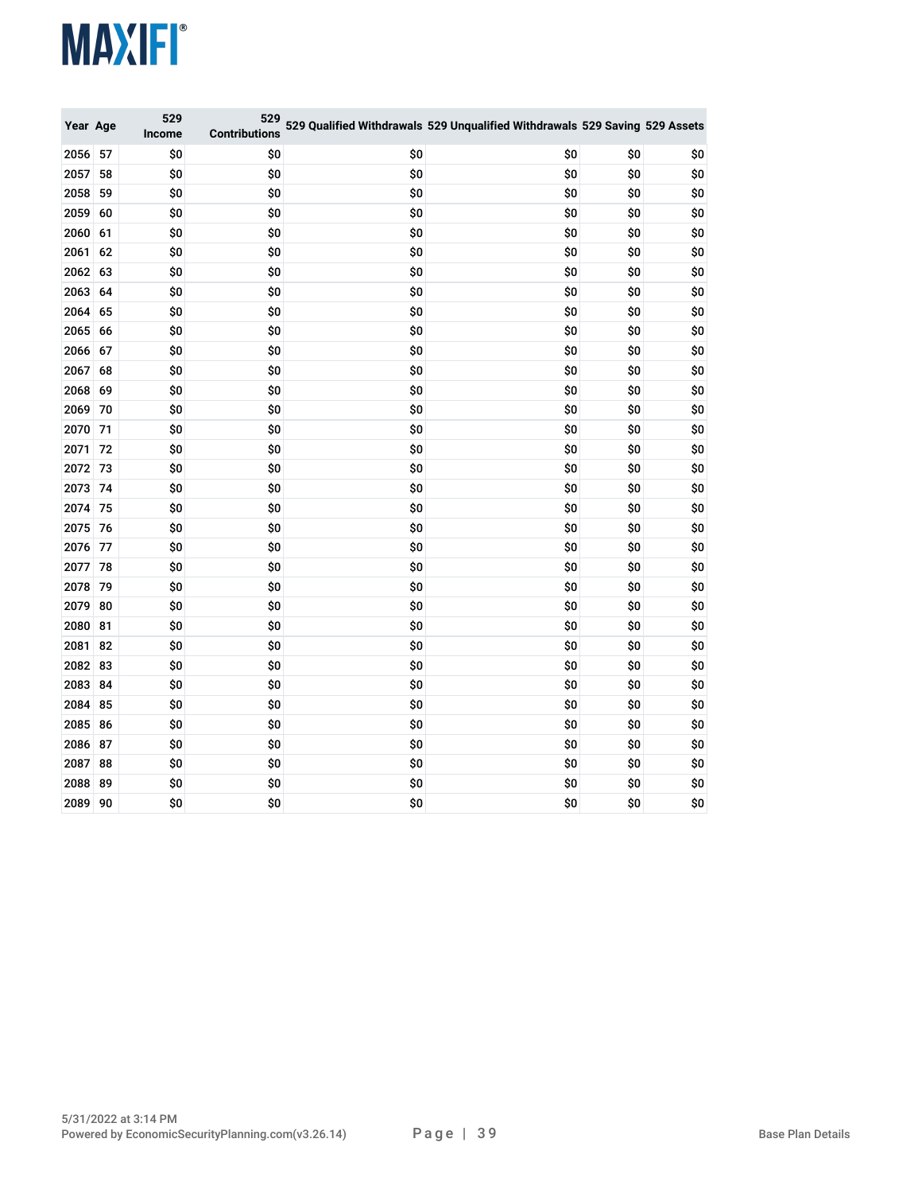| Year | Age | 529 Income | 529 Contributions | 529 Qualified Withdrawals | 529 Unqualified Withdrawals | 529 Saving | 529 Assets |
|---|---|---|---|---|---|---|---|
| 2056 | 57 | $0 | $0 | $0 | $0 | $0 | $0 |
| 2057 | 58 | $0 | $0 | $0 | $0 | $0 | $0 |
| 2058 | 59 | $0 | $0 | $0 | $0 | $0 | $0 |
| 2059 | 60 | $0 | $0 | $0 | $0 | $0 | $0 |
| 2060 | 61 | $0 | $0 | $0 | $0 | $0 | $0 |
| 2061 | 62 | $0 | $0 | $0 | $0 | $0 | $0 |
| 2062 | 63 | $0 | $0 | $0 | $0 | $0 | $0 |
| 2063 | 64 | $0 | $0 | $0 | $0 | $0 | $0 |
| 2064 | 65 | $0 | $0 | $0 | $0 | $0 | $0 |
| 2065 | 66 | $0 | $0 | $0 | $0 | $0 | $0 |
| 2066 | 67 | $0 | $0 | $0 | $0 | $0 | $0 |
| 2067 | 68 | $0 | $0 | $0 | $0 | $0 | $0 |
| 2068 | 69 | $0 | $0 | $0 | $0 | $0 | $0 |
| 2069 | 70 | $0 | $0 | $0 | $0 | $0 | $0 |
| 2070 | 71 | $0 | $0 | $0 | $0 | $0 | $0 |
| 2071 | 72 | $0 | $0 | $0 | $0 | $0 | $0 |
| 2072 | 73 | $0 | $0 | $0 | $0 | $0 | $0 |
| 2073 | 74 | $0 | $0 | $0 | $0 | $0 | $0 |
| 2074 | 75 | $0 | $0 | $0 | $0 | $0 | $0 |
| 2075 | 76 | $0 | $0 | $0 | $0 | $0 | $0 |
| 2076 | 77 | $0 | $0 | $0 | $0 | $0 | $0 |
| 2077 | 78 | $0 | $0 | $0 | $0 | $0 | $0 |
| 2078 | 79 | $0 | $0 | $0 | $0 | $0 | $0 |
| 2079 | 80 | $0 | $0 | $0 | $0 | $0 | $0 |
| 2080 | 81 | $0 | $0 | $0 | $0 | $0 | $0 |
| 2081 | 82 | $0 | $0 | $0 | $0 | $0 | $0 |
| 2082 | 83 | $0 | $0 | $0 | $0 | $0 | $0 |
| 2083 | 84 | $0 | $0 | $0 | $0 | $0 | $0 |
| 2084 | 85 | $0 | $0 | $0 | $0 | $0 | $0 |
| 2085 | 86 | $0 | $0 | $0 | $0 | $0 | $0 |
| 2086 | 87 | $0 | $0 | $0 | $0 | $0 | $0 |
| 2087 | 88 | $0 | $0 | $0 | $0 | $0 | $0 |
| 2088 | 89 | $0 | $0 | $0 | $0 | $0 | $0 |
| 2089 | 90 | $0 | $0 | $0 | $0 | $0 | $0 |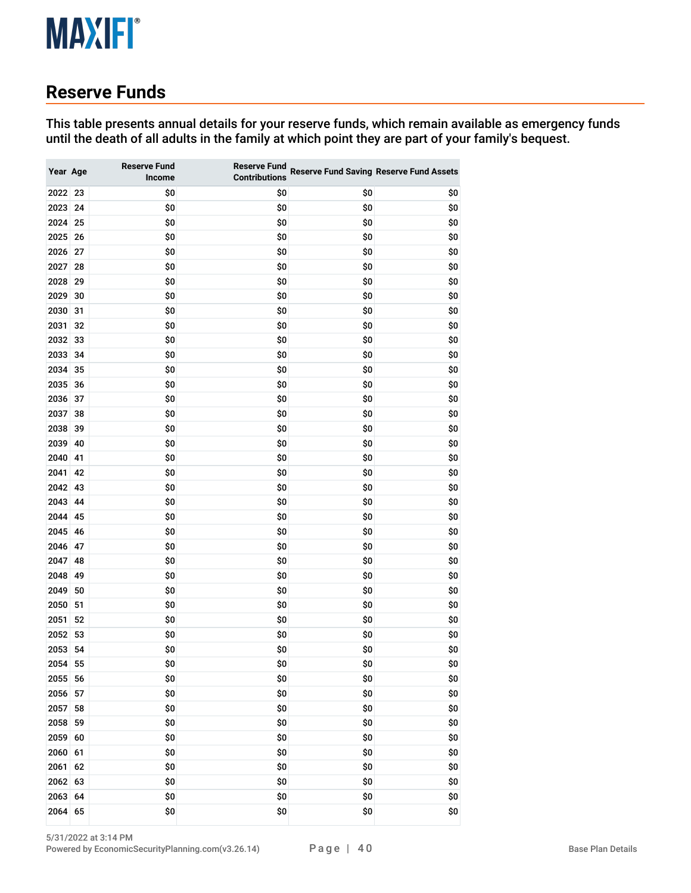## Reserve Funds

This table presents annual details for your reserve funds, which remain available as emergency funds until the death of all adults in the family at which point they are part of your family's bequest.

| Year | Age | Reserve Fund Income | Reserve Fund Contributions | Reserve Fund Saving | Reserve Fund Assets |
|---|---|---|---|---|---|
| 2022 | 23 | $0 | $0 | $0 | $0 |
| 2023 | 24 | $0 | $0 | $0 | $0 |
| 2024 | 25 | $0 | $0 | $0 | $0 |
| 2025 | 26 | $0 | $0 | $0 | $0 |
| 2026 | 27 | $0 | $0 | $0 | $0 |
| 2027 | 28 | $0 | $0 | $0 | $0 |
| 2028 | 29 | $0 | $0 | $0 | $0 |
| 2029 | 30 | $0 | $0 | $0 | $0 |
| 2030 | 31 | $0 | $0 | $0 | $0 |
| 2031 | 32 | $0 | $0 | $0 | $0 |
| 2032 | 33 | $0 | $0 | $0 | $0 |
| 2033 | 34 | $0 | $0 | $0 | $0 |
| 2034 | 35 | $0 | $0 | $0 | $0 |
| 2035 | 36 | $0 | $0 | $0 | $0 |
| 2036 | 37 | $0 | $0 | $0 | $0 |
| 2037 | 38 | $0 | $0 | $0 | $0 |
| 2038 | 39 | $0 | $0 | $0 | $0 |
| 2039 | 40 | $0 | $0 | $0 | $0 |
| 2040 | 41 | $0 | $0 | $0 | $0 |
| 2041 | 42 | $0 | $0 | $0 | $0 |
| 2042 | 43 | $0 | $0 | $0 | $0 |
| 2043 | 44 | $0 | $0 | $0 | $0 |
| 2044 | 45 | $0 | $0 | $0 | $0 |
| 2045 | 46 | $0 | $0 | $0 | $0 |
| 2046 | 47 | $0 | $0 | $0 | $0 |
| 2047 | 48 | $0 | $0 | $0 | $0 |
| 2048 | 49 | $0 | $0 | $0 | $0 |
| 2049 | 50 | $0 | $0 | $0 | $0 |
| 2050 | 51 | $0 | $0 | $0 | $0 |
| 2051 | 52 | $0 | $0 | $0 | $0 |
| 2052 | 53 | $0 | $0 | $0 | $0 |
| 2053 | 54 | $0 | $0 | $0 | $0 |
| 2054 | 55 | $0 | $0 | $0 | $0 |
| 2055 | 56 | $0 | $0 | $0 | $0 |
| 2056 | 57 | $0 | $0 | $0 | $0 |
| 2057 | 58 | $0 | $0 | $0 | $0 |
| 2058 | 59 | $0 | $0 | $0 | $0 |
| 2059 | 60 | $0 | $0 | $0 | $0 |
| 2060 | 61 | $0 | $0 | $0 | $0 |
| 2061 | 62 | $0 | $0 | $0 | $0 |
| 2062 | 63 | $0 | $0 | $0 | $0 |
| 2063 | 64 | $0 | $0 | $0 | $0 |
| 2064 | 65 | $0 | $0 | $0 | $0 |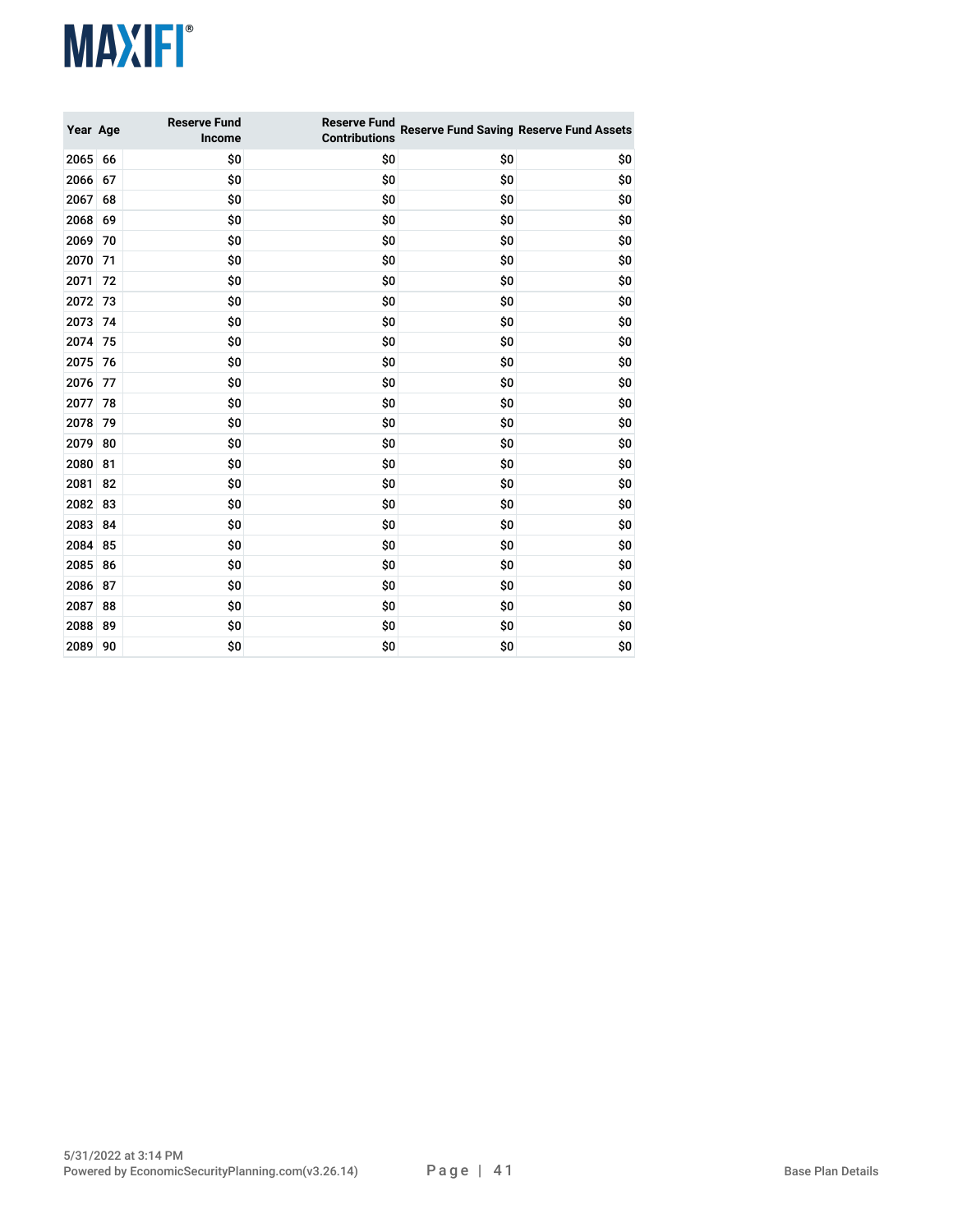| Year | Age | Reserve Fund Income | Reserve Fund Contributions | Reserve Fund Saving | Reserve Fund Assets |
|---|---|---|---|---|---|
| 2065 | 66 | $0 | $0 | $0 | $0 |
| 2066 | 67 | $0 | $0 | $0 | $0 |
| 2067 | 68 | $0 | $0 | $0 | $0 |
| 2068 | 69 | $0 | $0 | $0 | $0 |
| 2069 | 70 | $0 | $0 | $0 | $0 |
| 2070 | 71 | $0 | $0 | $0 | $0 |
| 2071 | 72 | $0 | $0 | $0 | $0 |
| 2072 | 73 | $0 | $0 | $0 | $0 |
| 2073 | 74 | $0 | $0 | $0 | $0 |
| 2074 | 75 | $0 | $0 | $0 | $0 |
| 2075 | 76 | $0 | $0 | $0 | $0 |
| 2076 | 77 | $0 | $0 | $0 | $0 |
| 2077 | 78 | $0 | $0 | $0 | $0 |
| 2078 | 79 | $0 | $0 | $0 | $0 |
| 2079 | 80 | $0 | $0 | $0 | $0 |
| 2080 | 81 | $0 | $0 | $0 | $0 |
| 2081 | 82 | $0 | $0 | $0 | $0 |
| 2082 | 83 | $0 | $0 | $0 | $0 |
| 2083 | 84 | $0 | $0 | $0 | $0 |
| 2084 | 85 | $0 | $0 | $0 | $0 |
| 2085 | 86 | $0 | $0 | $0 | $0 |
| 2086 | 87 | $0 | $0 | $0 | $0 |
| 2087 | 88 | $0 | $0 | $0 | $0 |
| 2088 | 89 | $0 | $0 | $0 | $0 |
| 2089 | 90 | $0 | $0 | $0 | $0 |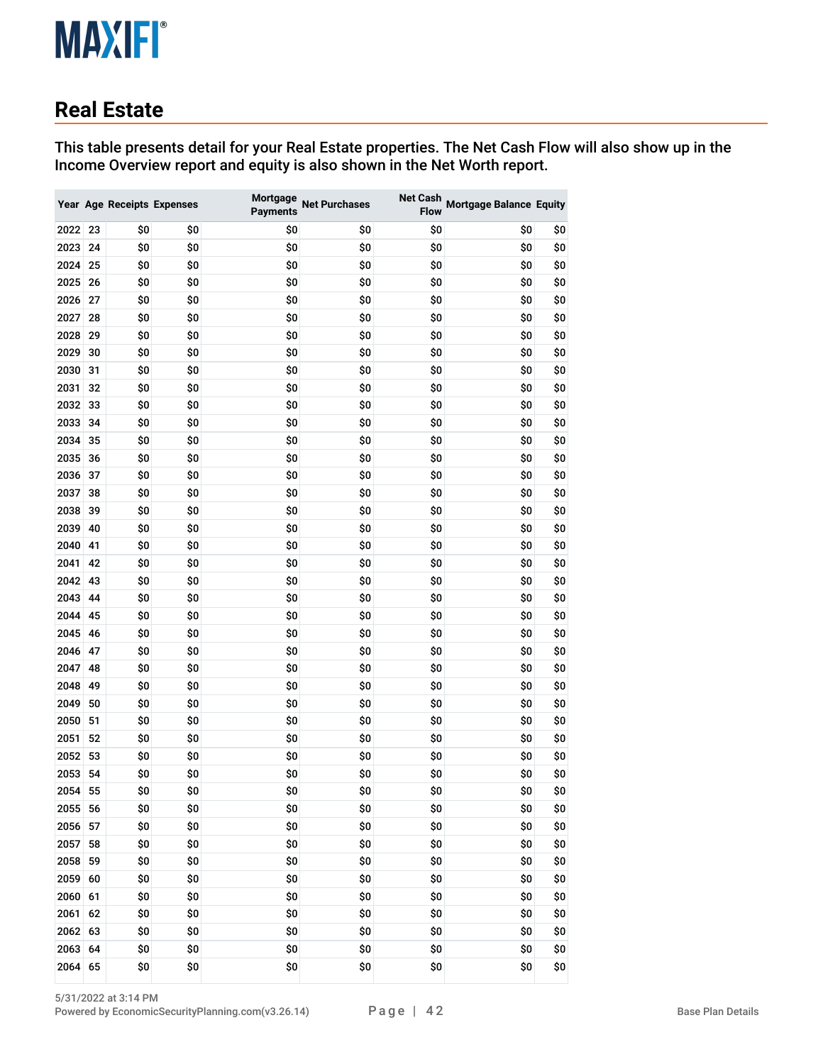## Real Estate

**This table presents detail for your Real Estate properties. The Net Cash Flow will also show up in the Income Overview report and equity is also shown in the Net Worth report.**

| Year | Age | Receipts | Expenses | Mortgage Payments | Net Purchases | Net Cash Flow | Mortgage Balance | Equity |
|---|---|---|---|---|---|---|---|---|
| 2022 | 23 | $0 | $0 | $0 | $0 | $0 | $0 | $0 |
| 2023 | 24 | $0 | $0 | $0 | $0 | $0 | $0 | $0 |
| 2024 | 25 | $0 | $0 | $0 | $0 | $0 | $0 | $0 |
| 2025 | 26 | $0 | $0 | $0 | $0 | $0 | $0 | $0 |
| 2026 | 27 | $0 | $0 | $0 | $0 | $0 | $0 | $0 |
| 2027 | 28 | $0 | $0 | $0 | $0 | $0 | $0 | $0 |
| 2028 | 29 | $0 | $0 | $0 | $0 | $0 | $0 | $0 |
| 2029 | 30 | $0 | $0 | $0 | $0 | $0 | $0 | $0 |
| 2030 | 31 | $0 | $0 | $0 | $0 | $0 | $0 | $0 |
| 2031 | 32 | $0 | $0 | $0 | $0 | $0 | $0 | $0 |
| 2032 | 33 | $0 | $0 | $0 | $0 | $0 | $0 | $0 |
| 2033 | 34 | $0 | $0 | $0 | $0 | $0 | $0 | $0 |
| 2034 | 35 | $0 | $0 | $0 | $0 | $0 | $0 | $0 |
| 2035 | 36 | $0 | $0 | $0 | $0 | $0 | $0 | $0 |
| 2036 | 37 | $0 | $0 | $0 | $0 | $0 | $0 | $0 |
| 2037 | 38 | $0 | $0 | $0 | $0 | $0 | $0 | $0 |
| 2038 | 39 | $0 | $0 | $0 | $0 | $0 | $0 | $0 |
| 2039 | 40 | $0 | $0 | $0 | $0 | $0 | $0 | $0 |
| 2040 | 41 | $0 | $0 | $0 | $0 | $0 | $0 | $0 |
| 2041 | 42 | $0 | $0 | $0 | $0 | $0 | $0 | $0 |
| 2042 | 43 | $0 | $0 | $0 | $0 | $0 | $0 | $0 |
| 2043 | 44 | $0 | $0 | $0 | $0 | $0 | $0 | $0 |
| 2044 | 45 | $0 | $0 | $0 | $0 | $0 | $0 | $0 |
| 2045 | 46 | $0 | $0 | $0 | $0 | $0 | $0 | $0 |
| 2046 | 47 | $0 | $0 | $0 | $0 | $0 | $0 | $0 |
| 2047 | 48 | $0 | $0 | $0 | $0 | $0 | $0 | $0 |
| 2048 | 49 | $0 | $0 | $0 | $0 | $0 | $0 | $0 |
| 2049 | 50 | $0 | $0 | $0 | $0 | $0 | $0 | $0 |
| 2050 | 51 | $0 | $0 | $0 | $0 | $0 | $0 | $0 |
| 2051 | 52 | $0 | $0 | $0 | $0 | $0 | $0 | $0 |
| 2052 | 53 | $0 | $0 | $0 | $0 | $0 | $0 | $0 |
| 2053 | 54 | $0 | $0 | $0 | $0 | $0 | $0 | $0 |
| 2054 | 55 | $0 | $0 | $0 | $0 | $0 | $0 | $0 |
| 2055 | 56 | $0 | $0 | $0 | $0 | $0 | $0 | $0 |
| 2056 | 57 | $0 | $0 | $0 | $0 | $0 | $0 | $0 |
| 2057 | 58 | $0 | $0 | $0 | $0 | $0 | $0 | $0 |
| 2058 | 59 | $0 | $0 | $0 | $0 | $0 | $0 | $0 |
| 2059 | 60 | $0 | $0 | $0 | $0 | $0 | $0 | $0 |
| 2060 | 61 | $0 | $0 | $0 | $0 | $0 | $0 | $0 |
| 2061 | 62 | $0 | $0 | $0 | $0 | $0 | $0 | $0 |
| 2062 | 63 | $0 | $0 | $0 | $0 | $0 | $0 | $0 |
| 2063 | 64 | $0 | $0 | $0 | $0 | $0 | $0 | $0 |
| 2064 | 65 | $0 | $0 | $0 | $0 | $0 | $0 | $0 |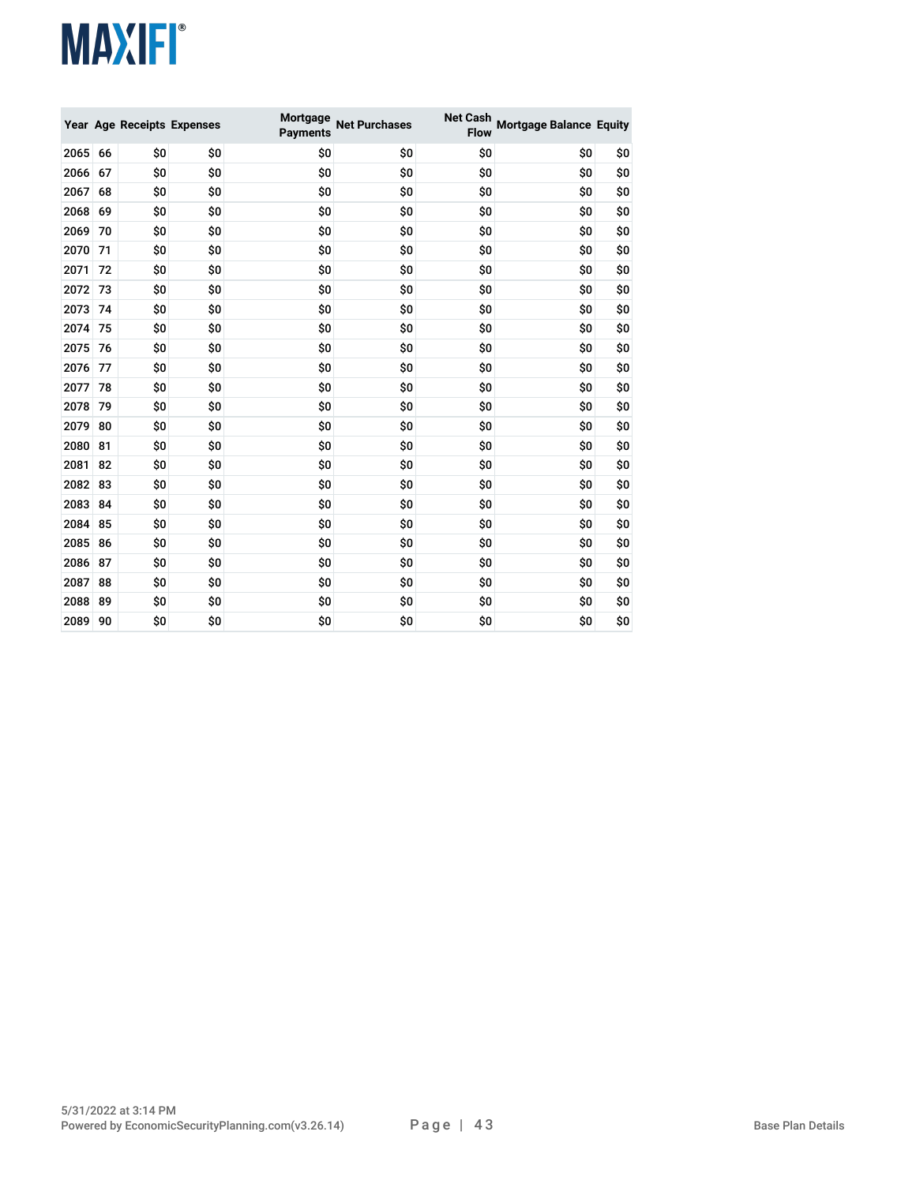| Year | Age | Receipts | Expenses | Mortgage Payments | Net Purchases | Net Cash Flow | Mortgage Balance | Equity |
|---|---|---|---|---|---|---|---|---|
| 2065 | 66 | $0 | $0 | $0 | $0 | $0 | $0 | $0 |
| 2066 | 67 | $0 | $0 | $0 | $0 | $0 | $0 | $0 |
| 2067 | 68 | $0 | $0 | $0 | $0 | $0 | $0 | $0 |
| 2068 | 69 | $0 | $0 | $0 | $0 | $0 | $0 | $0 |
| 2069 | 70 | $0 | $0 | $0 | $0 | $0 | $0 | $0 |
| 2070 | 71 | $0 | $0 | $0 | $0 | $0 | $0 | $0 |
| 2071 | 72 | $0 | $0 | $0 | $0 | $0 | $0 | $0 |
| 2072 | 73 | $0 | $0 | $0 | $0 | $0 | $0 | $0 |
| 2073 | 74 | $0 | $0 | $0 | $0 | $0 | $0 | $0 |
| 2074 | 75 | $0 | $0 | $0 | $0 | $0 | $0 | $0 |
| 2075 | 76 | $0 | $0 | $0 | $0 | $0 | $0 | $0 |
| 2076 | 77 | $0 | $0 | $0 | $0 | $0 | $0 | $0 |
| 2077 | 78 | $0 | $0 | $0 | $0 | $0 | $0 | $0 |
| 2078 | 79 | $0 | $0 | $0 | $0 | $0 | $0 | $0 |
| 2079 | 80 | $0 | $0 | $0 | $0 | $0 | $0 | $0 |
| 2080 | 81 | $0 | $0 | $0 | $0 | $0 | $0 | $0 |
| 2081 | 82 | $0 | $0 | $0 | $0 | $0 | $0 | $0 |
| 2082 | 83 | $0 | $0 | $0 | $0 | $0 | $0 | $0 |
| 2083 | 84 | $0 | $0 | $0 | $0 | $0 | $0 | $0 |
| 2084 | 85 | $0 | $0 | $0 | $0 | $0 | $0 | $0 |
| 2085 | 86 | $0 | $0 | $0 | $0 | $0 | $0 | $0 |
| 2086 | 87 | $0 | $0 | $0 | $0 | $0 | $0 | $0 |
| 2087 | 88 | $0 | $0 | $0 | $0 | $0 | $0 | $0 |
| 2088 | 89 | $0 | $0 | $0 | $0 | $0 | $0 | $0 |
| 2089 | 90 | $0 | $0 | $0 | $0 | $0 | $0 | $0 |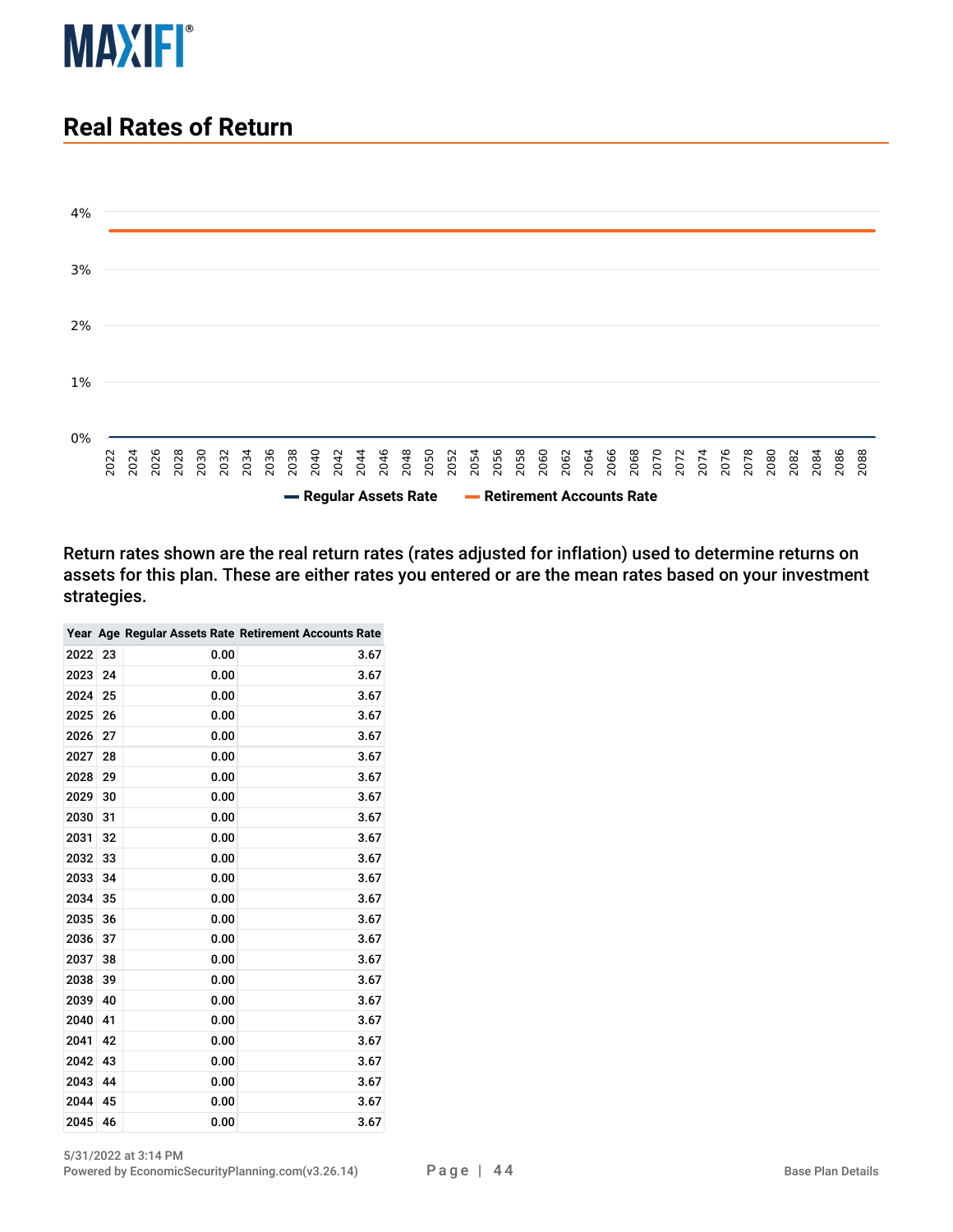# Real Rates of Return

Return rates shown are the real return rates (rates adjusted for inflation) used to determine returns on assets for this plan. These are either rates you entered or are the mean rates based on your investment strategies.

| Year | Age | Regular Assets Rate | Retirement Accounts Rate |
|---|---|---|---|
| 2022 | 23 | 0.00 | 3.67 |
| 2023 | 24 | 0.00 | 3.67 |
| 2024 | 25 | 0.00 | 3.67 |
| 2025 | 26 | 0.00 | 3.67 |
| 2026 | 27 | 0.00 | 3.67 |
| 2027 | 28 | 0.00 | 3.67 |
| 2028 | 29 | 0.00 | 3.67 |
| 2029 | 30 | 0.00 | 3.67 |
| 2030 | 31 | 0.00 | 3.67 |
| 2031 | 32 | 0.00 | 3.67 |
| 2032 | 33 | 0.00 | 3.67 |
| 2033 | 34 | 0.00 | 3.67 |
| 2034 | 35 | 0.00 | 3.67 |
| 2035 | 36 | 0.00 | 3.67 |
| 2036 | 37 | 0.00 | 3.67 |
| 2037 | 38 | 0.00 | 3.67 |
| 2038 | 39 | 0.00 | 3.67 |
| 2039 | 40 | 0.00 | 3.67 |
| 2040 | 41 | 0.00 | 3.67 |
| 2041 | 42 | 0.00 | 3.67 |
| 2042 | 43 | 0.00 | 3.67 |
| 2043 | 44 | 0.00 | 3.67 |
| 2044 | 45 | 0.00 | 3.67 |
| 2045 | 46 | 0.00 | 3.67 |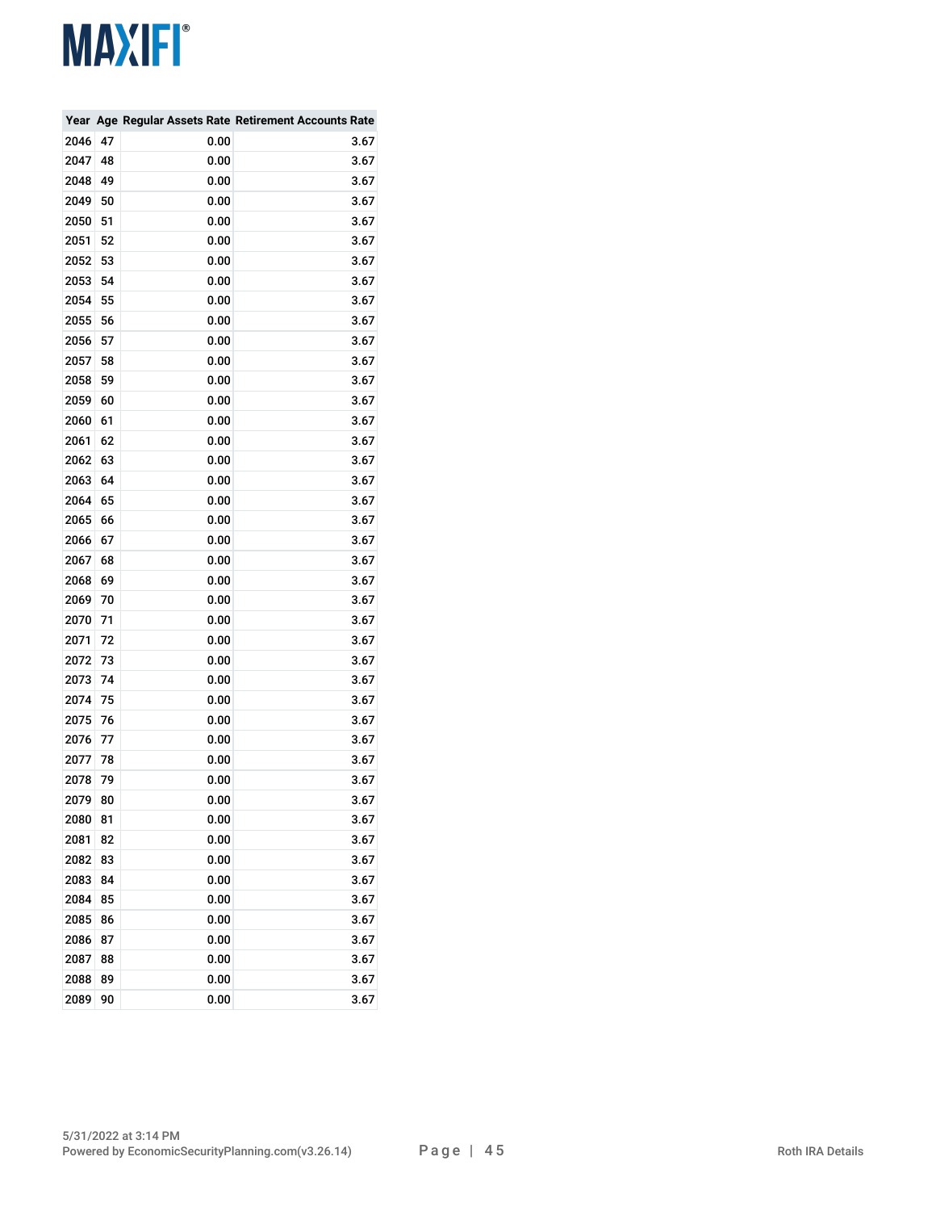| Year | Age | Regular Assets Rate | Retirement Accounts Rate |
|---|---|---|---|
| 2046 | 47 | 0.00 | 3.67 |
| 2047 | 48 | 0.00 | 3.67 |
| 2048 | 49 | 0.00 | 3.67 |
| 2049 | 50 | 0.00 | 3.67 |
| 2050 | 51 | 0.00 | 3.67 |
| 2051 | 52 | 0.00 | 3.67 |
| 2052 | 53 | 0.00 | 3.67 |
| 2053 | 54 | 0.00 | 3.67 |
| 2054 | 55 | 0.00 | 3.67 |
| 2055 | 56 | 0.00 | 3.67 |
| 2056 | 57 | 0.00 | 3.67 |
| 2057 | 58 | 0.00 | 3.67 |
| 2058 | 59 | 0.00 | 3.67 |
| 2059 | 60 | 0.00 | 3.67 |
| 2060 | 61 | 0.00 | 3.67 |
| 2061 | 62 | 0.00 | 3.67 |
| 2062 | 63 | 0.00 | 3.67 |
| 2063 | 64 | 0.00 | 3.67 |
| 2064 | 65 | 0.00 | 3.67 |
| 2065 | 66 | 0.00 | 3.67 |
| 2066 | 67 | 0.00 | 3.67 |
| 2067 | 68 | 0.00 | 3.67 |
| 2068 | 69 | 0.00 | 3.67 |
| 2069 | 70 | 0.00 | 3.67 |
| 2070 | 71 | 0.00 | 3.67 |
| 2071 | 72 | 0.00 | 3.67 |
| 2072 | 73 | 0.00 | 3.67 |
| 2073 | 74 | 0.00 | 3.67 |
| 2074 | 75 | 0.00 | 3.67 |
| 2075 | 76 | 0.00 | 3.67 |
| 2076 | 77 | 0.00 | 3.67 |
| 2077 | 78 | 0.00 | 3.67 |
| 2078 | 79 | 0.00 | 3.67 |
| 2079 | 80 | 0.00 | 3.67 |
| 2080 | 81 | 0.00 | 3.67 |
| 2081 | 82 | 0.00 | 3.67 |
| 2082 | 83 | 0.00 | 3.67 |
| 2083 | 84 | 0.00 | 3.67 |
| 2084 | 85 | 0.00 | 3.67 |
| 2085 | 86 | 0.00 | 3.67 |
| 2086 | 87 | 0.00 | 3.67 |
| 2087 | 88 | 0.00 | 3.67 |
| 2088 | 89 | 0.00 | 3.67 |
| 2089 | 90 | 0.00 | 3.67 |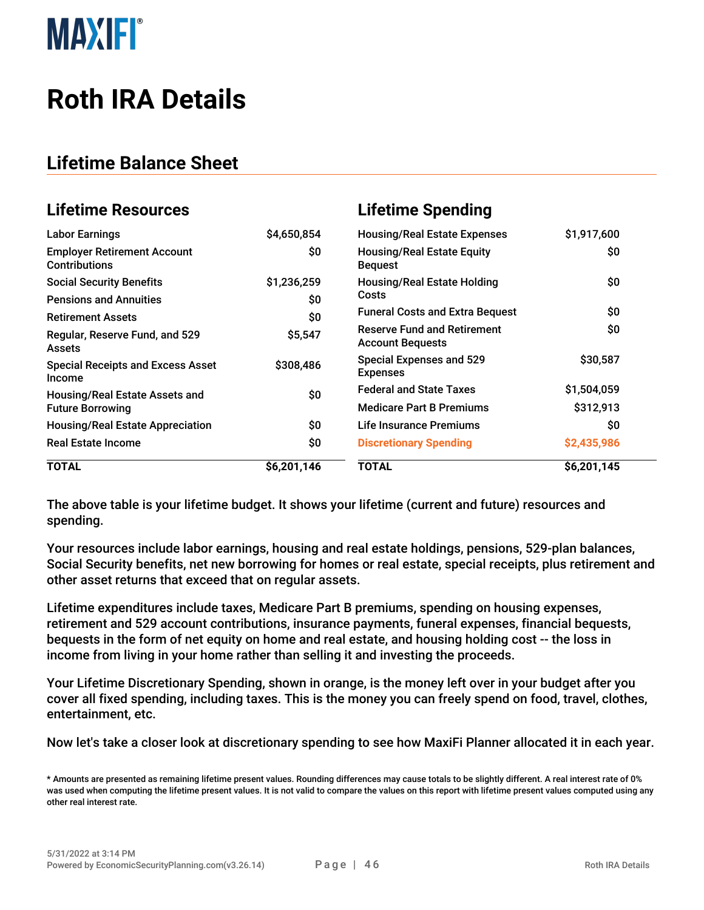# Roth IRA Details

## Lifetime Balance Sheet

### Lifetime Resources

| Lifetime Resources | |
|---|---|
| Labor Earnings | $4,650,854 |
| Employer Retirement Account Contributions | $0 |
| Social Security Benefits | $1,236,259 |
| Pensions and Annuities | $0 |
| Retirement Assets | $0 |
| Regular, Reserve Fund, and 529 Assets | $5,547 |
| Special Receipts and Excess Asset Income | $308,486 |
| Housing/Real Estate Assets and Future Borrowing | $0 |
| Housing/Real Estate Appreciation | $0 |
| Real Estate Income | $0 |
| **TOTAL** | **$6,201,146** |

### Lifetime Spending

| Lifetime Spending | |
|---|---|
| Housing/Real Estate Expenses | $1,917,600 |
| Housing/Real Estate Equity Bequest | $0 |
| Housing/Real Estate Holding Costs | $0 |
| Funeral Costs and Extra Bequest | $0 |
| Reserve Fund and Retirement Account Bequests | $0 |
| Special Expenses and 529 Expenses | $30,587 |
| Federal and State Taxes | $1,504,059 |
| Medicare Part B Premiums | $312,913 |
| Life Insurance Premiums | $0 |
| Discretionary Spending | $2,435,986 |
| **TOTAL** | **$6,201,145** |

The above table is your lifetime budget. It shows your lifetime (current and future) resources and spending.

Your resources include labor earnings, housing and real estate holdings, pensions, 529-plan balances, Social Security benefits, net new borrowing for homes or real estate, special receipts, plus retirement and other asset returns that exceed that on regular assets.

Lifetime expenditures include taxes, Medicare Part B premiums, spending on housing expenses, retirement and 529 account contributions, insurance payments, funeral expenses, financial bequests, bequests in the form of net equity on home and real estate, and housing holding cost -- the loss in income from living in your home rather than selling it and investing the proceeds.

Your Lifetime Discretionary Spending, shown in orange, is the money left over in your budget after you cover all fixed spending, including taxes. This is the money you can freely spend on food, travel, clothes, entertainment, etc.

Now let's take a closer look at discretionary spending to see how MaxiFi Planner allocated it in each year.

* Amounts are presented as remaining lifetime present values. Rounding differences may cause totals to be slightly different. A real interest rate of 0% was used when computing the lifetime present values. It is not valid to compare the values on this report with lifetime present values computed using any other real interest rate.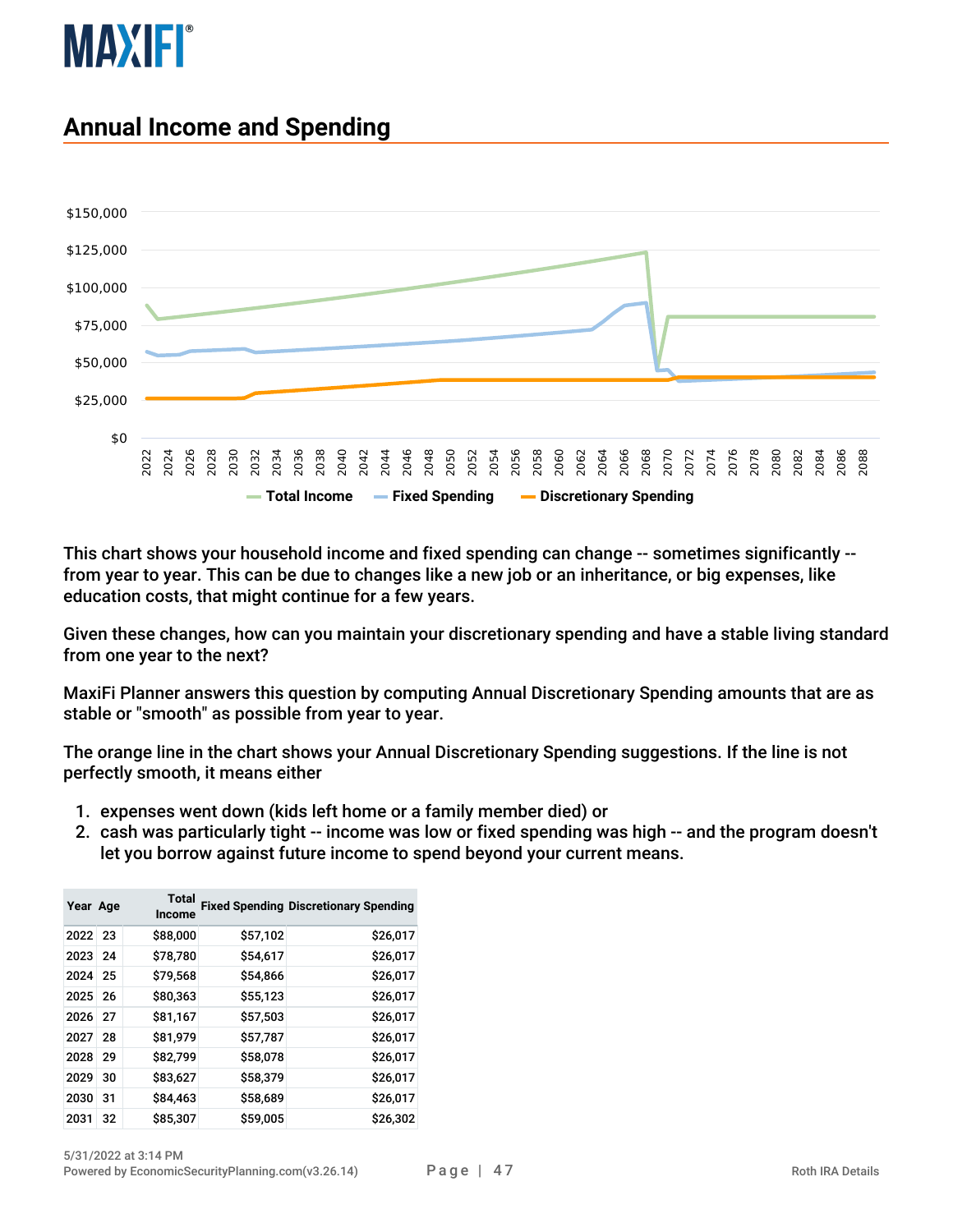## Annual Income and Spending

This chart shows your household income and fixed spending can change -- sometimes significantly -- from year to year. This can be due to changes like a new job or an inheritance, or big expenses, like education costs, that might continue for a few years.

Given these changes, how can you maintain your discretionary spending and have a stable living standard from one year to the next?

MaxiFi Planner answers this question by computing Annual Discretionary Spending amounts that are as stable or "smooth" as possible from year to year.

The orange line in the chart shows your Annual Discretionary Spending suggestions. If the line is not perfectly smooth, it means either

1. expenses went down (kids left home or a family member died) or
2. cash was particularly tight -- income was low or fixed spending was high -- and the program doesn't let you borrow against future income to spend beyond your current means.

| Year | Age | Total Income | Fixed Spending | Discretionary Spending |
|---|---|---|---|---|
| 2022 | 23 | $88,000 | $57,102 | $26,017 |
| 2023 | 24 | $78,780 | $54,617 | $26,017 |
| 2024 | 25 | $79,568 | $54,866 | $26,017 |
| 2025 | 26 | $80,363 | $55,123 | $26,017 |
| 2026 | 27 | $81,167 | $57,503 | $26,017 |
| 2027 | 28 | $81,979 | $57,787 | $26,017 |
| 2028 | 29 | $82,799 | $58,078 | $26,017 |
| 2029 | 30 | $83,627 | $58,379 | $26,017 |
| 2030 | 31 | $84,463 | $58,689 | $26,017 |
| 2031 | 32 | $85,307 | $59,005 | $26,302 |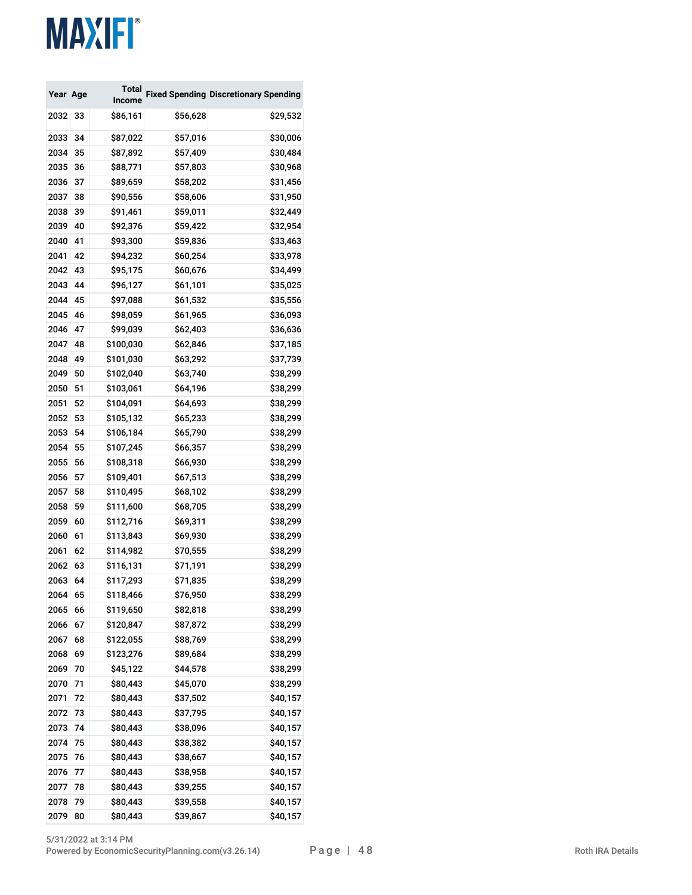MAXIFI®

| Year | Age | Total Income | Fixed Spending | Discretionary Spending |
|---|---|---|---|---|
| 2032 | 33 | $86,161 | $56,628 | $29,532 |
| 2033 | 34 | $87,022 | $57,016 | $30,006 |
| 2034 | 35 | $87,892 | $57,409 | $30,484 |
| 2035 | 36 | $88,771 | $57,803 | $30,968 |
| 2036 | 37 | $89,659 | $58,202 | $31,456 |
| 2037 | 38 | $90,556 | $58,606 | $31,950 |
| 2038 | 39 | $91,461 | $59,011 | $32,449 |
| 2039 | 40 | $92,376 | $59,422 | $32,954 |
| 2040 | 41 | $93,300 | $59,836 | $33,463 |
| 2041 | 42 | $94,232 | $60,254 | $33,978 |
| 2042 | 43 | $95,175 | $60,676 | $34,499 |
| 2043 | 44 | $96,127 | $61,101 | $35,025 |
| 2044 | 45 | $97,088 | $61,532 | $35,556 |
| 2045 | 46 | $98,059 | $61,965 | $36,093 |
| 2046 | 47 | $99,039 | $62,403 | $36,636 |
| 2047 | 48 | $100,030 | $62,846 | $37,185 |
| 2048 | 49 | $101,030 | $63,292 | $37,739 |
| 2049 | 50 | $102,040 | $63,740 | $38,299 |
| 2050 | 51 | $103,061 | $64,196 | $38,299 |
| 2051 | 52 | $104,091 | $64,693 | $38,299 |
| 2052 | 53 | $105,132 | $65,233 | $38,299 |
| 2053 | 54 | $106,184 | $65,790 | $38,299 |
| 2054 | 55 | $107,245 | $66,357 | $38,299 |
| 2055 | 56 | $108,318 | $66,930 | $38,299 |
| 2056 | 57 | $109,401 | $67,513 | $38,299 |
| 2057 | 58 | $110,495 | $68,102 | $38,299 |
| 2058 | 59 | $111,600 | $68,705 | $38,299 |
| 2059 | 60 | $112,716 | $69,311 | $38,299 |
| 2060 | 61 | $113,843 | $69,930 | $38,299 |
| 2061 | 62 | $114,982 | $70,555 | $38,299 |
| 2062 | 63 | $116,131 | $71,191 | $38,299 |
| 2063 | 64 | $117,293 | $71,835 | $38,299 |
| 2064 | 65 | $118,466 | $76,950 | $38,299 |
| 2065 | 66 | $119,650 | $82,818 | $38,299 |
| 2066 | 67 | $120,847 | $87,872 | $38,299 |
| 2067 | 68 | $122,055 | $88,769 | $38,299 |
| 2068 | 69 | $123,276 | $89,684 | $38,299 |
| 2069 | 70 | $45,122 | $44,578 | $38,299 |
| 2070 | 71 | $80,443 | $45,070 | $38,299 |
| 2071 | 72 | $80,443 | $37,502 | $40,157 |
| 2072 | 73 | $80,443 | $37,795 | $40,157 |
| 2073 | 74 | $80,443 | $38,096 | $40,157 |
| 2074 | 75 | $80,443 | $38,382 | $40,157 |
| 2075 | 76 | $80,443 | $38,667 | $40,157 |
| 2076 | 77 | $80,443 | $38,958 | $40,157 |
| 2077 | 78 | $80,443 | $39,255 | $40,157 |
| 2078 | 79 | $80,443 | $39,558 | $40,157 |
| 2079 | 80 | $80,443 | $39,867 | $40,157 |

5/31/2022 at 3:14 PM
Powered by EconomicSecurityPlanning.com(v3.26.14)

Roth IRA Details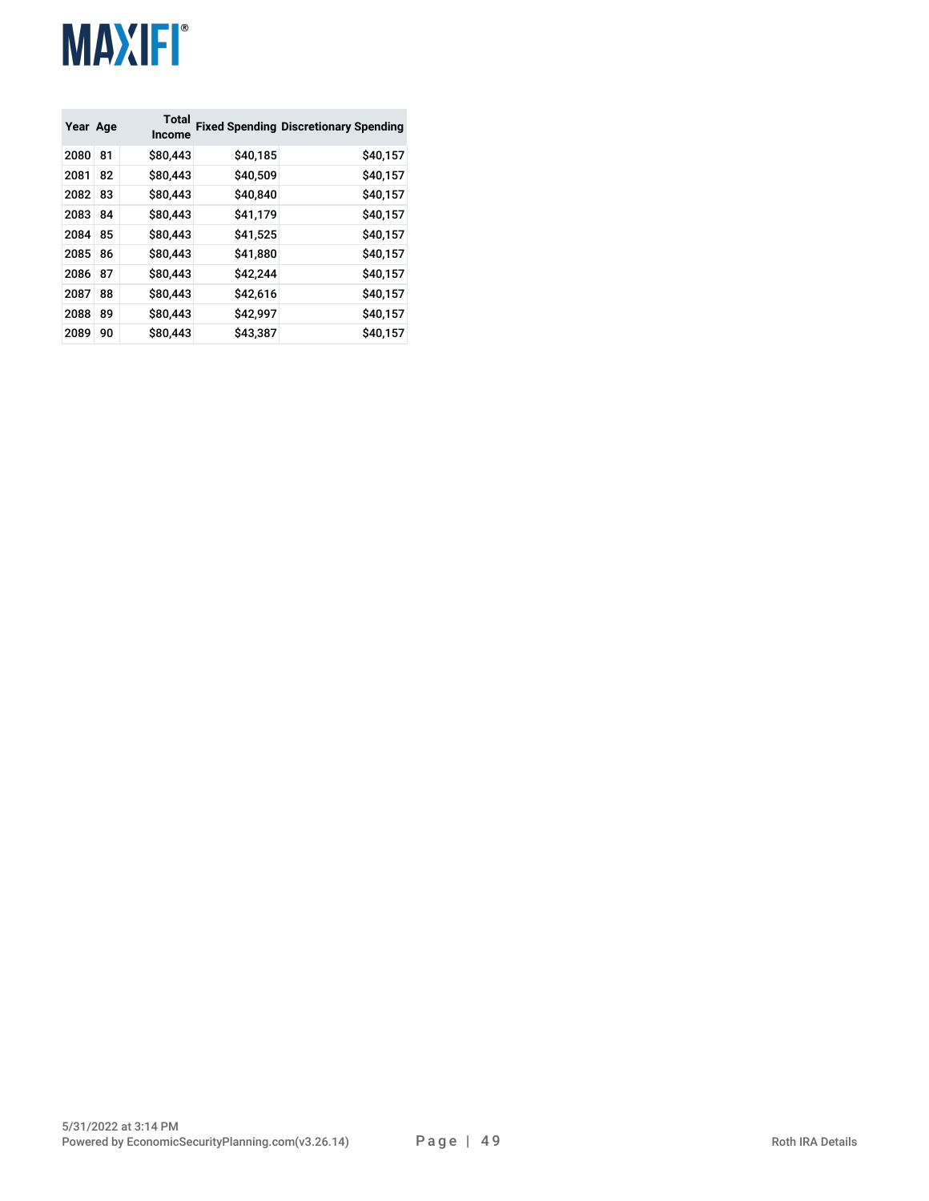| Year | Age | Total Income | Fixed Spending | Discretionary Spending |
|---|---|---|---|---|
| 2080 | 81 | $80,443 | $40,185 | $40,157 |
| 2081 | 82 | $80,443 | $40,509 | $40,157 |
| 2082 | 83 | $80,443 | $40,840 | $40,157 |
| 2083 | 84 | $80,443 | $41,179 | $40,157 |
| 2084 | 85 | $80,443 | $41,525 | $40,157 |
| 2085 | 86 | $80,443 | $41,880 | $40,157 |
| 2086 | 87 | $80,443 | $42,244 | $40,157 |
| 2087 | 88 | $80,443 | $42,616 | $40,157 |
| 2088 | 89 | $80,443 | $42,997 | $40,157 |
| 2089 | 90 | $80,443 | $43,387 | $40,157 |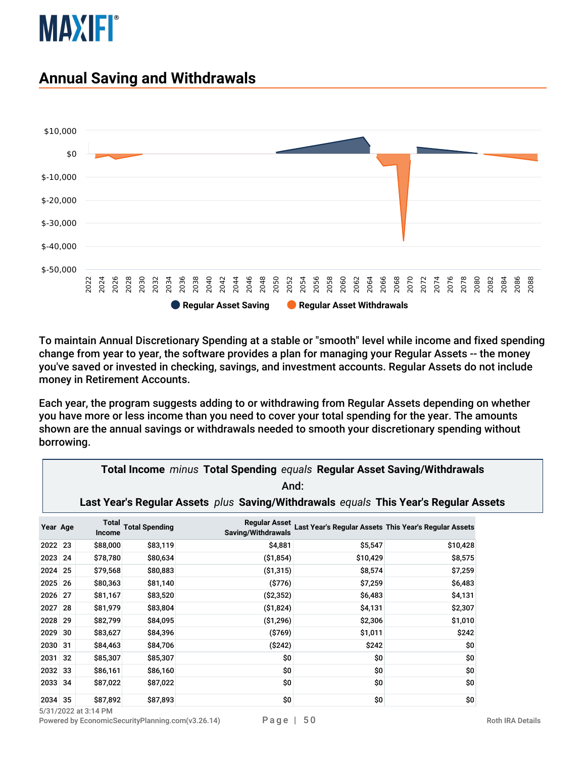## Annual Saving and Withdrawals

To maintain Annual Discretionary Spending at a stable or "smooth" level while income and fixed spending change from year to year, the software provides a plan for managing your Regular Assets -- the money you've saved or invested in checking, savings, and investment accounts. Regular Assets do not include money in Retirement Accounts.

Each year, the program suggests adding to or withdrawing from Regular Assets depending on whether you have more or less income than you need to cover your total spending for the year. The amounts shown are the annual savings or withdrawals needed to smooth your discretionary spending without borrowing.

**Total Income** *minus* **Total Spending** *equals* **Regular Asset Saving/Withdrawals**

**And:**

**Last Year's Regular Assets** *plus* **Saving/Withdrawals** *equals* **This Year's Regular Assets**

| Year | Age | Total Income | Total Spending | Regular Asset Saving/Withdrawals | Last Year's Regular Assets | This Year's Regular Assets |
|---|---|---|---|---|---|---|
| 2022 | 23 | $88,000 | $83,119 | $4,881 | $5,547 | $10,428 |
| 2023 | 24 | $78,780 | $80,634 | ($1,854) | $10,429 | $8,575 |
| 2024 | 25 | $79,568 | $80,883 | ($1,315) | $8,574 | $7,259 |
| 2025 | 26 | $80,363 | $81,140 | ($776) | $7,259 | $6,483 |
| 2026 | 27 | $81,167 | $83,520 | ($2,352) | $6,483 | $4,131 |
| 2027 | 28 | $81,979 | $83,804 | ($1,824) | $4,131 | $2,307 |
| 2028 | 29 | $82,799 | $84,095 | ($1,296) | $2,306 | $1,010 |
| 2029 | 30 | $83,627 | $84,396 | ($769) | $1,011 | $242 |
| 2030 | 31 | $84,463 | $84,706 | ($242) | $242 | $0 |
| 2031 | 32 | $85,307 | $85,307 | $0 | $0 | $0 |
| 2032 | 33 | $86,161 | $86,160 | $0 | $0 | $0 |
| 2033 | 34 | $87,022 | $87,022 | $0 | $0 | $0 |
| 2034 | 35 | $87,892 | $87,893 | $0 | $0 | $0 |

5/31/2022 at 3:14 PM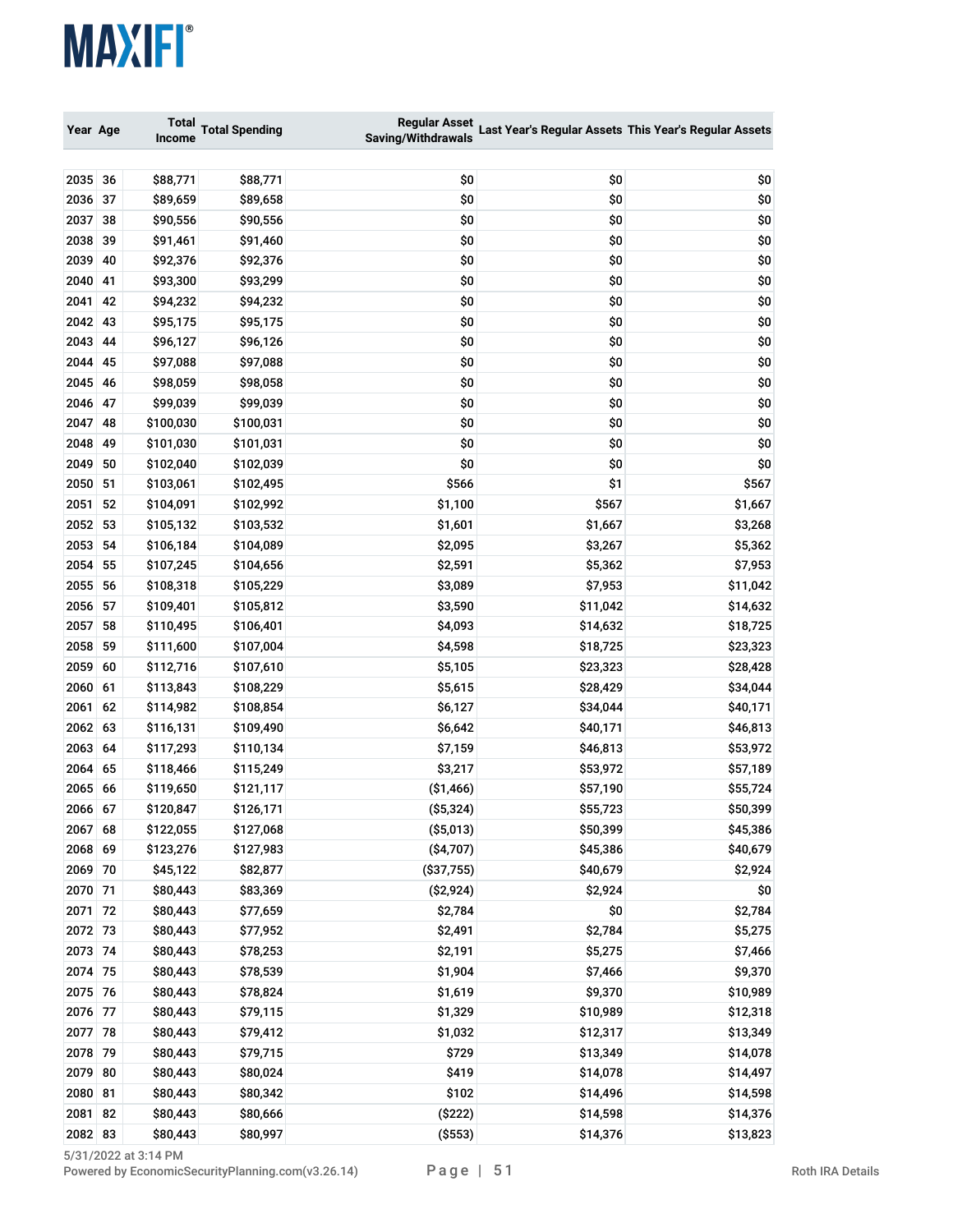| Year | Age | Total Income | Total Spending | Regular Asset Saving/Withdrawals | Last Year's Regular Assets | This Year's Regular Assets |
|---|---|---|---|---|---|---|
| 2035 | 36 | $88,771 | $88,771 | $0 | $0 | $0 |
| 2036 | 37 | $89,659 | $89,658 | $0 | $0 | $0 |
| 2037 | 38 | $90,556 | $90,556 | $0 | $0 | $0 |
| 2038 | 39 | $91,461 | $91,460 | $0 | $0 | $0 |
| 2039 | 40 | $92,376 | $92,376 | $0 | $0 | $0 |
| 2040 | 41 | $93,300 | $93,299 | $0 | $0 | $0 |
| 2041 | 42 | $94,232 | $94,232 | $0 | $0 | $0 |
| 2042 | 43 | $95,175 | $95,175 | $0 | $0 | $0 |
| 2043 | 44 | $96,127 | $96,126 | $0 | $0 | $0 |
| 2044 | 45 | $97,088 | $97,088 | $0 | $0 | $0 |
| 2045 | 46 | $98,059 | $98,058 | $0 | $0 | $0 |
| 2046 | 47 | $99,039 | $99,039 | $0 | $0 | $0 |
| 2047 | 48 | $100,030 | $100,031 | $0 | $0 | $0 |
| 2048 | 49 | $101,030 | $101,031 | $0 | $0 | $0 |
| 2049 | 50 | $102,040 | $102,039 | $0 | $0 | $0 |
| 2050 | 51 | $103,061 | $102,495 | $566 | $1 | $567 |
| 2051 | 52 | $104,091 | $102,992 | $1,100 | $567 | $1,667 |
| 2052 | 53 | $105,132 | $103,532 | $1,601 | $1,667 | $3,268 |
| 2053 | 54 | $106,184 | $104,089 | $2,095 | $3,267 | $5,362 |
| 2054 | 55 | $107,245 | $104,656 | $2,591 | $5,362 | $7,953 |
| 2055 | 56 | $108,318 | $105,229 | $3,089 | $7,953 | $11,042 |
| 2056 | 57 | $109,401 | $105,812 | $3,590 | $11,042 | $14,632 |
| 2057 | 58 | $110,495 | $106,401 | $4,093 | $14,632 | $18,725 |
| 2058 | 59 | $111,600 | $107,004 | $4,598 | $18,725 | $23,323 |
| 2059 | 60 | $112,716 | $107,610 | $5,105 | $23,323 | $28,428 |
| 2060 | 61 | $113,843 | $108,229 | $5,615 | $28,429 | $34,044 |
| 2061 | 62 | $114,982 | $108,854 | $6,127 | $34,044 | $40,171 |
| 2062 | 63 | $116,131 | $109,490 | $6,642 | $40,171 | $46,813 |
| 2063 | 64 | $117,293 | $110,134 | $7,159 | $46,813 | $53,972 |
| 2064 | 65 | $118,466 | $115,249 | $3,217 | $53,972 | $57,189 |
| 2065 | 66 | $119,650 | $121,117 | ($1,466) | $57,190 | $55,724 |
| 2066 | 67 | $120,847 | $126,171 | ($5,324) | $55,723 | $50,399 |
| 2067 | 68 | $122,055 | $127,068 | ($5,013) | $50,399 | $45,386 |
| 2068 | 69 | $123,276 | $127,983 | ($4,707) | $45,386 | $40,679 |
| 2069 | 70 | $45,122 | $82,877 | ($37,755) | $40,679 | $2,924 |
| 2070 | 71 | $80,443 | $83,369 | ($2,924) | $2,924 | $0 |
| 2071 | 72 | $80,443 | $77,659 | $2,784 | $0 | $2,784 |
| 2072 | 73 | $80,443 | $77,952 | $2,491 | $2,784 | $5,275 |
| 2073 | 74 | $80,443 | $78,253 | $2,191 | $5,275 | $7,466 |
| 2074 | 75 | $80,443 | $78,539 | $1,904 | $7,466 | $9,370 |
| 2075 | 76 | $80,443 | $78,824 | $1,619 | $9,370 | $10,989 |
| 2076 | 77 | $80,443 | $79,115 | $1,329 | $10,989 | $12,318 |
| 2077 | 78 | $80,443 | $79,412 | $1,032 | $12,317 | $13,349 |
| 2078 | 79 | $80,443 | $79,715 | $729 | $13,349 | $14,078 |
| 2079 | 80 | $80,443 | $80,024 | $419 | $14,078 | $14,497 |
| 2080 | 81 | $80,443 | $80,342 | $102 | $14,496 | $14,598 |
| 2081 | 82 | $80,443 | $80,666 | ($222) | $14,598 | $14,376 |
| 2082 | 83 | $80,443 | $80,997 | ($553) | $14,376 | $13,823 |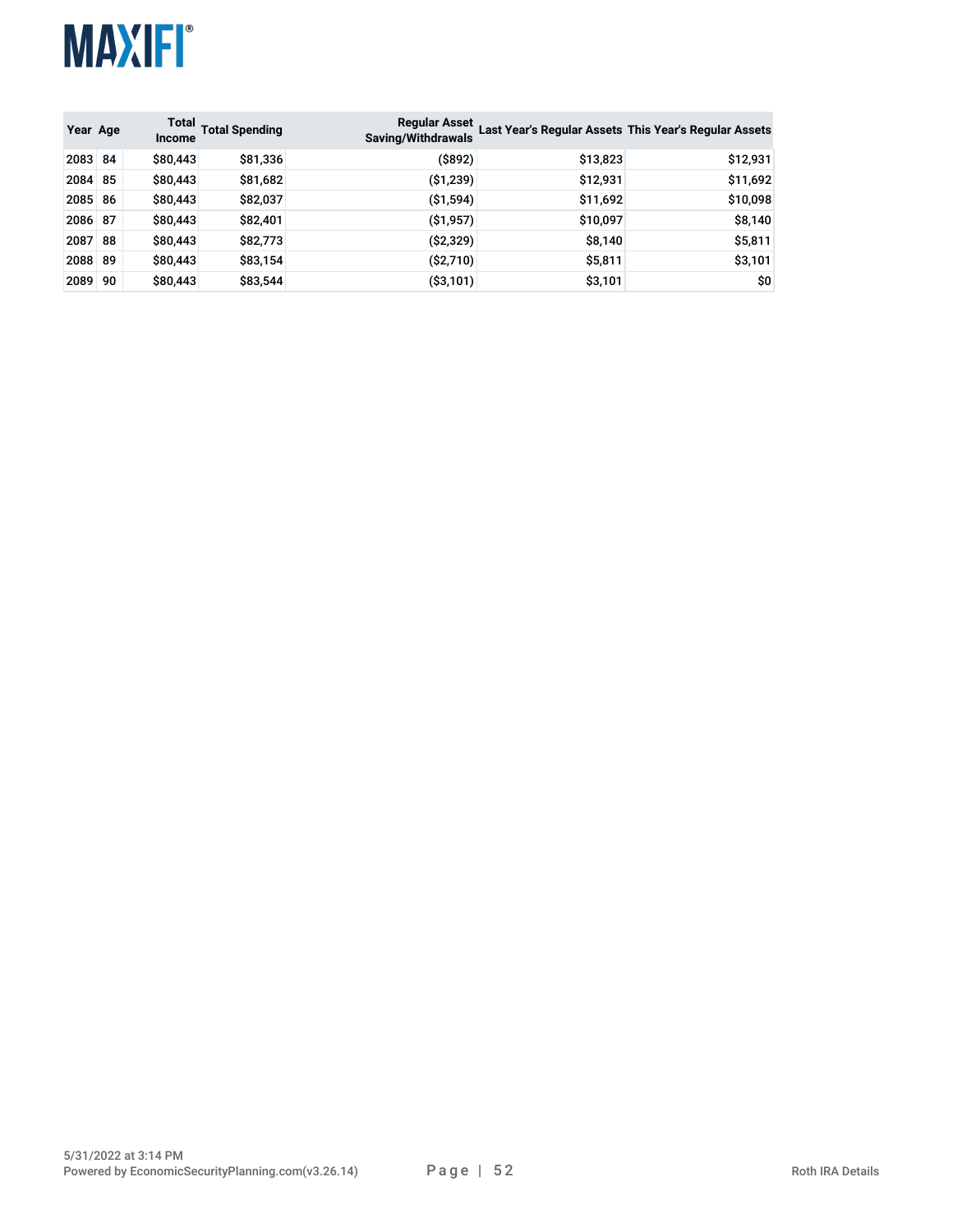| Year | Age | Total Income | Total Spending | Regular Asset Saving/Withdrawals | Last Year's Regular Assets | This Year's Regular Assets |
|---|---|---|---|---|---|---|
| 2083 | 84 | $80,443 | $81,336 | ($892) | $13,823 | $12,931 |
| 2084 | 85 | $80,443 | $81,682 | ($1,239) | $12,931 | $11,692 |
| 2085 | 86 | $80,443 | $82,037 | ($1,594) | $11,692 | $10,098 |
| 2086 | 87 | $80,443 | $82,401 | ($1,957) | $10,097 | $8,140 |
| 2087 | 88 | $80,443 | $82,773 | ($2,329) | $8,140 | $5,811 |
| 2088 | 89 | $80,443 | $83,154 | ($2,710) | $5,811 | $3,101 |
| 2089 | 90 | $80,443 | $83,544 | ($3,101) | $3,101 | $0 |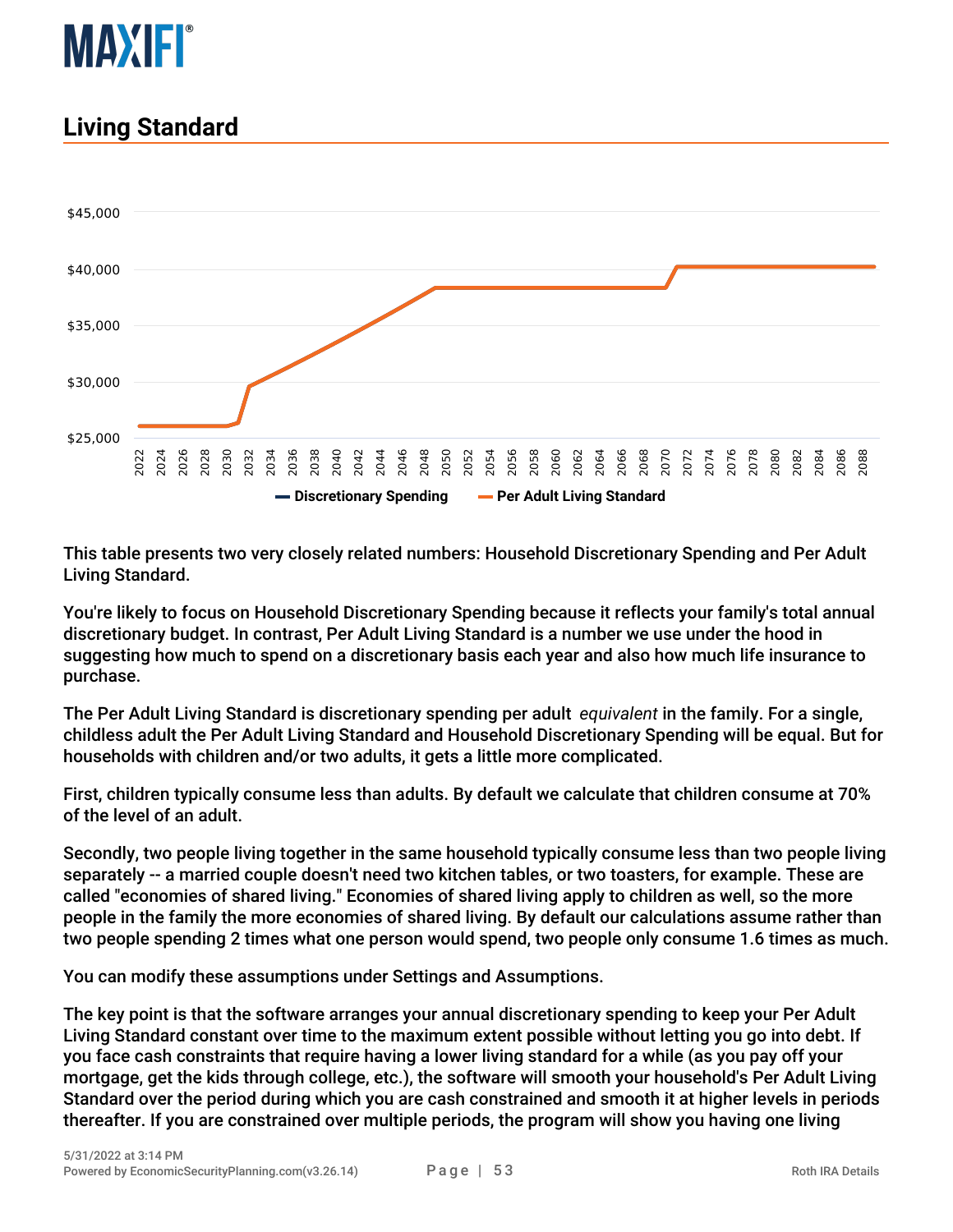## Living Standard

This table presents two very closely related numbers: Household Discretionary Spending and Per Adult Living Standard.

You're likely to focus on Household Discretionary Spending because it reflects your family's total annual discretionary budget. In contrast, Per Adult Living Standard is a number we use under the hood in suggesting how much to spend on a discretionary basis each year and also how much life insurance to purchase.

The Per Adult Living Standard is discretionary spending per adult *equivalent* in the family. For a single, childless adult the Per Adult Living Standard and Household Discretionary Spending will be equal. But for households with children and/or two adults, it gets a little more complicated.

First, children typically consume less than adults. By default we calculate that children consume at 70% of the level of an adult.

Secondly, two people living together in the same household typically consume less than two people living separately -- a married couple doesn't need two kitchen tables, or two toasters, for example. These are called "economies of shared living." Economies of shared living apply to children as well, so the more people in the family the more economies of shared living. By default our calculations assume rather than two people spending 2 times what one person would spend, two people only consume 1.6 times as much.

You can modify these assumptions under Settings and Assumptions.

The key point is that the software arranges your annual discretionary spending to keep your Per Adult Living Standard constant over time to the maximum extent possible without letting you go into debt. If you face cash constraints that require having a lower living standard for a while (as you pay off your mortgage, get the kids through college, etc.), the software will smooth your household's Per Adult Living Standard over the period during which you are cash constrained and smooth it at higher levels in periods thereafter. If you are constrained over multiple periods, the program will show you having one living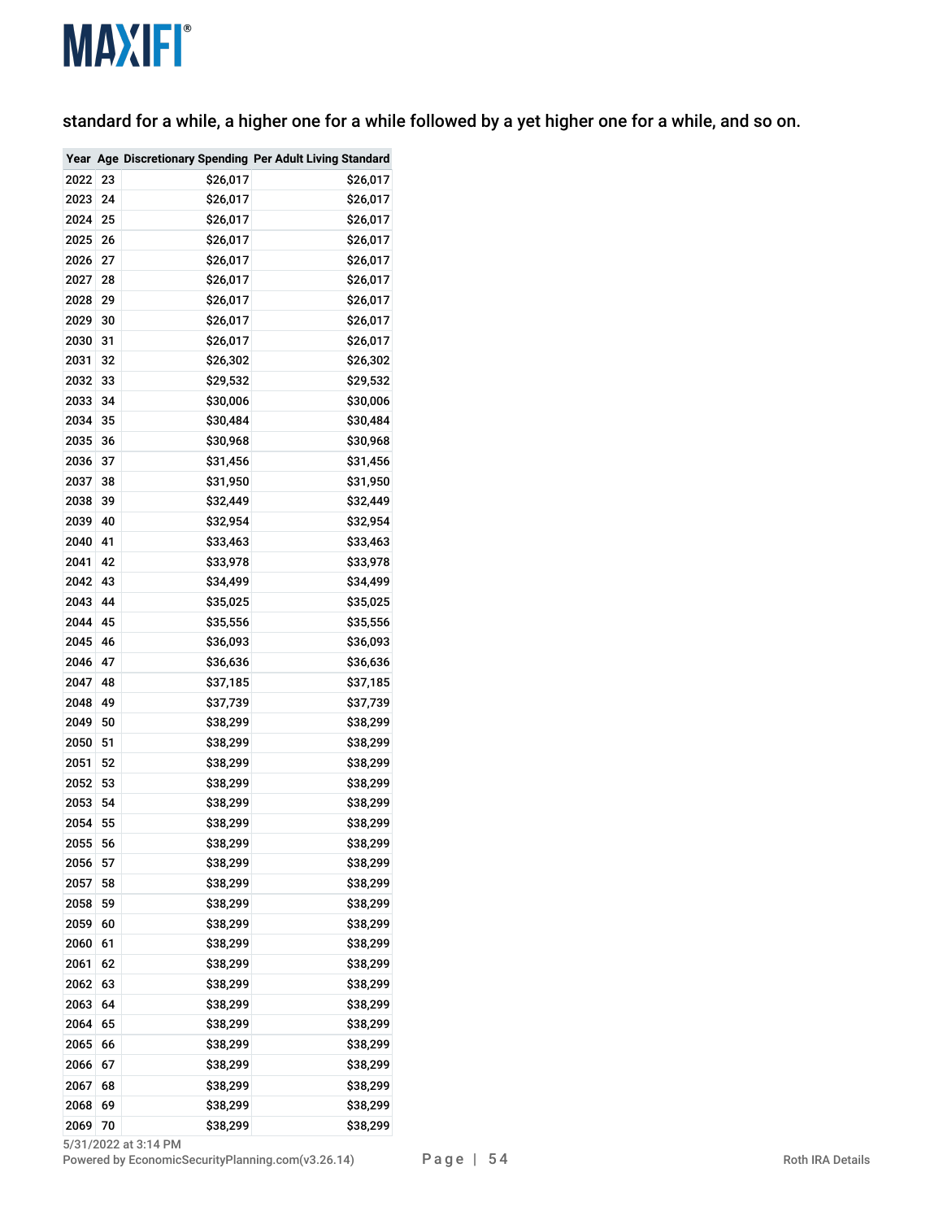standard for a while, a higher one for a while followed by a yet higher one for a while, and so on.

| Year | Age | Discretionary Spending | Per Adult Living Standard |
|---|---|---|---|
| 2022 | 23 | $26,017 | $26,017 |
| 2023 | 24 | $26,017 | $26,017 |
| 2024 | 25 | $26,017 | $26,017 |
| 2025 | 26 | $26,017 | $26,017 |
| 2026 | 27 | $26,017 | $26,017 |
| 2027 | 28 | $26,017 | $26,017 |
| 2028 | 29 | $26,017 | $26,017 |
| 2029 | 30 | $26,017 | $26,017 |
| 2030 | 31 | $26,017 | $26,017 |
| 2031 | 32 | $26,302 | $26,302 |
| 2032 | 33 | $29,532 | $29,532 |
| 2033 | 34 | $30,006 | $30,006 |
| 2034 | 35 | $30,484 | $30,484 |
| 2035 | 36 | $30,968 | $30,968 |
| 2036 | 37 | $31,456 | $31,456 |
| 2037 | 38 | $31,950 | $31,950 |
| 2038 | 39 | $32,449 | $32,449 |
| 2039 | 40 | $32,954 | $32,954 |
| 2040 | 41 | $33,463 | $33,463 |
| 2041 | 42 | $33,978 | $33,978 |
| 2042 | 43 | $34,499 | $34,499 |
| 2043 | 44 | $35,025 | $35,025 |
| 2044 | 45 | $35,556 | $35,556 |
| 2045 | 46 | $36,093 | $36,093 |
| 2046 | 47 | $36,636 | $36,636 |
| 2047 | 48 | $37,185 | $37,185 |
| 2048 | 49 | $37,739 | $37,739 |
| 2049 | 50 | $38,299 | $38,299 |
| 2050 | 51 | $38,299 | $38,299 |
| 2051 | 52 | $38,299 | $38,299 |
| 2052 | 53 | $38,299 | $38,299 |
| 2053 | 54 | $38,299 | $38,299 |
| 2054 | 55 | $38,299 | $38,299 |
| 2055 | 56 | $38,299 | $38,299 |
| 2056 | 57 | $38,299 | $38,299 |
| 2057 | 58 | $38,299 | $38,299 |
| 2058 | 59 | $38,299 | $38,299 |
| 2059 | 60 | $38,299 | $38,299 |
| 2060 | 61 | $38,299 | $38,299 |
| 2061 | 62 | $38,299 | $38,299 |
| 2062 | 63 | $38,299 | $38,299 |
| 2063 | 64 | $38,299 | $38,299 |
| 2064 | 65 | $38,299 | $38,299 |
| 2065 | 66 | $38,299 | $38,299 |
| 2066 | 67 | $38,299 | $38,299 |
| 2067 | 68 | $38,299 | $38,299 |
| 2068 | 69 | $38,299 | $38,299 |
| 2069 | 70 | $38,299 | $38,299 |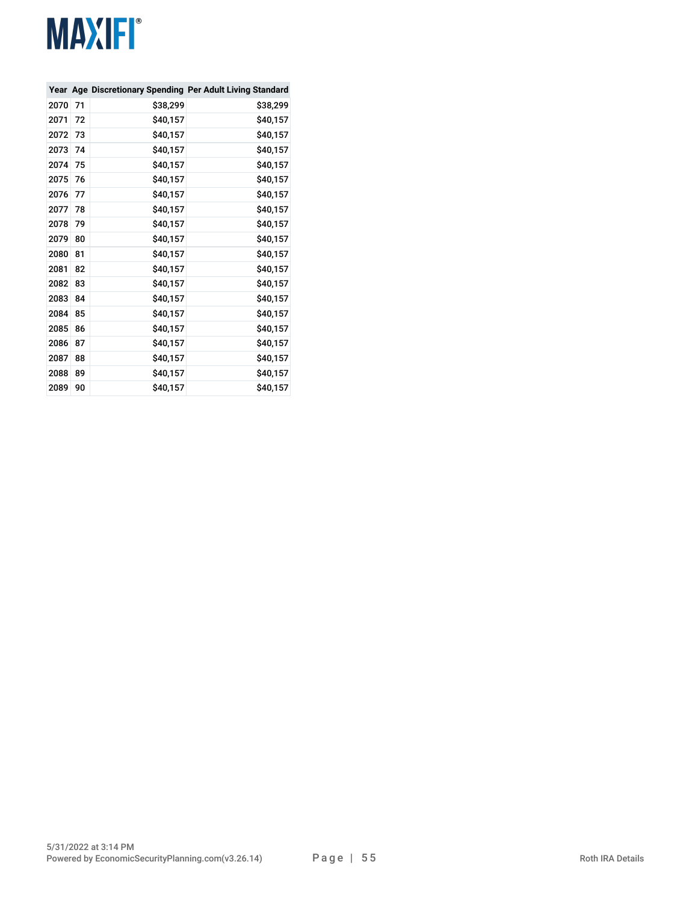| Year | Age | Discretionary Spending | Per Adult Living Standard |
|---|---|---|---|
| 2070 | 71 | $38,299 | $38,299 |
| 2071 | 72 | $40,157 | $40,157 |
| 2072 | 73 | $40,157 | $40,157 |
| 2073 | 74 | $40,157 | $40,157 |
| 2074 | 75 | $40,157 | $40,157 |
| 2075 | 76 | $40,157 | $40,157 |
| 2076 | 77 | $40,157 | $40,157 |
| 2077 | 78 | $40,157 | $40,157 |
| 2078 | 79 | $40,157 | $40,157 |
| 2079 | 80 | $40,157 | $40,157 |
| 2080 | 81 | $40,157 | $40,157 |
| 2081 | 82 | $40,157 | $40,157 |
| 2082 | 83 | $40,157 | $40,157 |
| 2083 | 84 | $40,157 | $40,157 |
| 2084 | 85 | $40,157 | $40,157 |
| 2085 | 86 | $40,157 | $40,157 |
| 2086 | 87 | $40,157 | $40,157 |
| 2087 | 88 | $40,157 | $40,157 |
| 2088 | 89 | $40,157 | $40,157 |
| 2089 | 90 | $40,157 | $40,157 |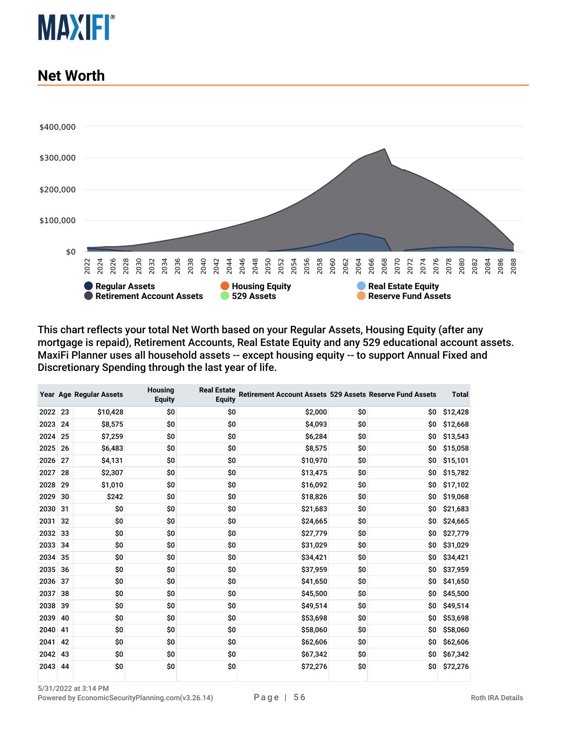## Net Worth

This chart reflects your total Net Worth based on your Regular Assets, Housing Equity (after any mortgage is repaid), Retirement Accounts, Real Estate Equity and any 529 educational account assets. MaxiFi Planner uses all household assets -- except housing equity -- to support Annual Fixed and Discretionary Spending through the last year of life.

| Year | Age | Regular Assets | Housing Equity | Real Estate Equity | Retirement Account Assets | 529 Assets | Reserve Fund Assets | Total |
|---|---|---|---|---|---|---|---|---|
| 2022 | 23 | $10,428 | $0 | $0 | $2,000 | $0 | $0 | $12,428 |
| 2023 | 24 | $8,575 | $0 | $0 | $4,093 | $0 | $0 | $12,668 |
| 2024 | 25 | $7,259 | $0 | $0 | $6,284 | $0 | $0 | $13,543 |
| 2025 | 26 | $6,483 | $0 | $0 | $8,575 | $0 | $0 | $15,058 |
| 2026 | 27 | $4,131 | $0 | $0 | $10,970 | $0 | $0 | $15,101 |
| 2027 | 28 | $2,307 | $0 | $0 | $13,475 | $0 | $0 | $15,782 |
| 2028 | 29 | $1,010 | $0 | $0 | $16,092 | $0 | $0 | $17,102 |
| 2029 | 30 | $242 | $0 | $0 | $18,826 | $0 | $0 | $19,068 |
| 2030 | 31 | $0 | $0 | $0 | $21,683 | $0 | $0 | $21,683 |
| 2031 | 32 | $0 | $0 | $0 | $24,665 | $0 | $0 | $24,665 |
| 2032 | 33 | $0 | $0 | $0 | $27,779 | $0 | $0 | $27,779 |
| 2033 | 34 | $0 | $0 | $0 | $31,029 | $0 | $0 | $31,029 |
| 2034 | 35 | $0 | $0 | $0 | $34,421 | $0 | $0 | $34,421 |
| 2035 | 36 | $0 | $0 | $0 | $37,959 | $0 | $0 | $37,959 |
| 2036 | 37 | $0 | $0 | $0 | $41,650 | $0 | $0 | $41,650 |
| 2037 | 38 | $0 | $0 | $0 | $45,500 | $0 | $0 | $45,500 |
| 2038 | 39 | $0 | $0 | $0 | $49,514 | $0 | $0 | $49,514 |
| 2039 | 40 | $0 | $0 | $0 | $53,698 | $0 | $0 | $53,698 |
| 2040 | 41 | $0 | $0 | $0 | $58,060 | $0 | $0 | $58,060 |
| 2041 | 42 | $0 | $0 | $0 | $62,606 | $0 | $0 | $62,606 |
| 2042 | 43 | $0 | $0 | $0 | $67,342 | $0 | $0 | $67,342 |
| 2043 | 44 | $0 | $0 | $0 | $72,276 | $0 | $0 | $72,276 |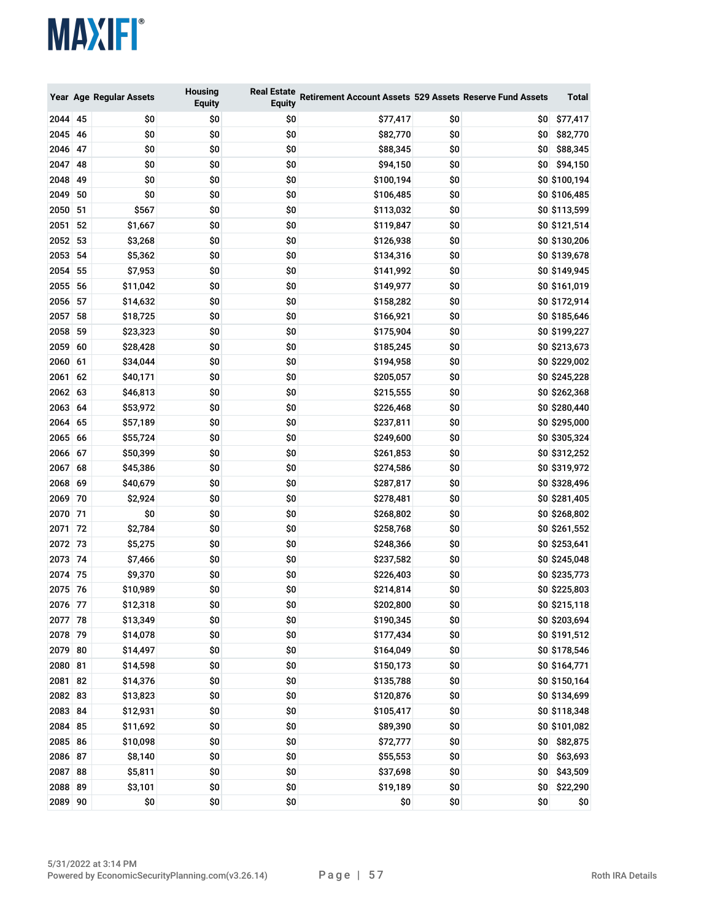| Year | Age | Regular Assets | Housing Equity | Real Estate Equity | Retirement Account Assets | 529 Assets | Reserve Fund Assets | Total |
|---|---|---|---|---|---|---|---|---|
| 2044 | 45 | $0 | $0 | $0 | $77,417 | $0 | $0 | $77,417 |
| 2045 | 46 | $0 | $0 | $0 | $82,770 | $0 | $0 | $82,770 |
| 2046 | 47 | $0 | $0 | $0 | $88,345 | $0 | $0 | $88,345 |
| 2047 | 48 | $0 | $0 | $0 | $94,150 | $0 | $0 | $94,150 |
| 2048 | 49 | $0 | $0 | $0 | $100,194 | $0 | $0 | $100,194 |
| 2049 | 50 | $0 | $0 | $0 | $106,485 | $0 | $0 | $106,485 |
| 2050 | 51 | $567 | $0 | $0 | $113,032 | $0 | $0 | $113,599 |
| 2051 | 52 | $1,667 | $0 | $0 | $119,847 | $0 | $0 | $121,514 |
| 2052 | 53 | $3,268 | $0 | $0 | $126,938 | $0 | $0 | $130,206 |
| 2053 | 54 | $5,362 | $0 | $0 | $134,316 | $0 | $0 | $139,678 |
| 2054 | 55 | $7,953 | $0 | $0 | $141,992 | $0 | $0 | $149,945 |
| 2055 | 56 | $11,042 | $0 | $0 | $149,977 | $0 | $0 | $161,019 |
| 2056 | 57 | $14,632 | $0 | $0 | $158,282 | $0 | $0 | $172,914 |
| 2057 | 58 | $18,725 | $0 | $0 | $166,921 | $0 | $0 | $185,646 |
| 2058 | 59 | $23,323 | $0 | $0 | $175,904 | $0 | $0 | $199,227 |
| 2059 | 60 | $28,428 | $0 | $0 | $185,245 | $0 | $0 | $213,673 |
| 2060 | 61 | $34,044 | $0 | $0 | $194,958 | $0 | $0 | $229,002 |
| 2061 | 62 | $40,171 | $0 | $0 | $205,057 | $0 | $0 | $245,228 |
| 2062 | 63 | $46,813 | $0 | $0 | $215,555 | $0 | $0 | $262,368 |
| 2063 | 64 | $53,972 | $0 | $0 | $226,468 | $0 | $0 | $280,440 |
| 2064 | 65 | $57,189 | $0 | $0 | $237,811 | $0 | $0 | $295,000 |
| 2065 | 66 | $55,724 | $0 | $0 | $249,600 | $0 | $0 | $305,324 |
| 2066 | 67 | $50,399 | $0 | $0 | $261,853 | $0 | $0 | $312,252 |
| 2067 | 68 | $45,386 | $0 | $0 | $274,586 | $0 | $0 | $319,972 |
| 2068 | 69 | $40,679 | $0 | $0 | $287,817 | $0 | $0 | $328,496 |
| 2069 | 70 | $2,924 | $0 | $0 | $278,481 | $0 | $0 | $281,405 |
| 2070 | 71 | $0 | $0 | $0 | $268,802 | $0 | $0 | $268,802 |
| 2071 | 72 | $2,784 | $0 | $0 | $258,768 | $0 | $0 | $261,552 |
| 2072 | 73 | $5,275 | $0 | $0 | $248,366 | $0 | $0 | $253,641 |
| 2073 | 74 | $7,466 | $0 | $0 | $237,582 | $0 | $0 | $245,048 |
| 2074 | 75 | $9,370 | $0 | $0 | $226,403 | $0 | $0 | $235,773 |
| 2075 | 76 | $10,989 | $0 | $0 | $214,814 | $0 | $0 | $225,803 |
| 2076 | 77 | $12,318 | $0 | $0 | $202,800 | $0 | $0 | $215,118 |
| 2077 | 78 | $13,349 | $0 | $0 | $190,345 | $0 | $0 | $203,694 |
| 2078 | 79 | $14,078 | $0 | $0 | $177,434 | $0 | $0 | $191,512 |
| 2079 | 80 | $14,497 | $0 | $0 | $164,049 | $0 | $0 | $178,546 |
| 2080 | 81 | $14,598 | $0 | $0 | $150,173 | $0 | $0 | $164,771 |
| 2081 | 82 | $14,376 | $0 | $0 | $135,788 | $0 | $0 | $150,164 |
| 2082 | 83 | $13,823 | $0 | $0 | $120,876 | $0 | $0 | $134,699 |
| 2083 | 84 | $12,931 | $0 | $0 | $105,417 | $0 | $0 | $118,348 |
| 2084 | 85 | $11,692 | $0 | $0 | $89,390 | $0 | $0 | $101,082 |
| 2085 | 86 | $10,098 | $0 | $0 | $72,777 | $0 | $0 | $82,875 |
| 2086 | 87 | $8,140 | $0 | $0 | $55,553 | $0 | $0 | $63,693 |
| 2087 | 88 | $5,811 | $0 | $0 | $37,698 | $0 | $0 | $43,509 |
| 2088 | 89 | $3,101 | $0 | $0 | $19,189 | $0 | $0 | $22,290 |
| 2089 | 90 | $0 | $0 | $0 | $0 | $0 | $0 | $0 |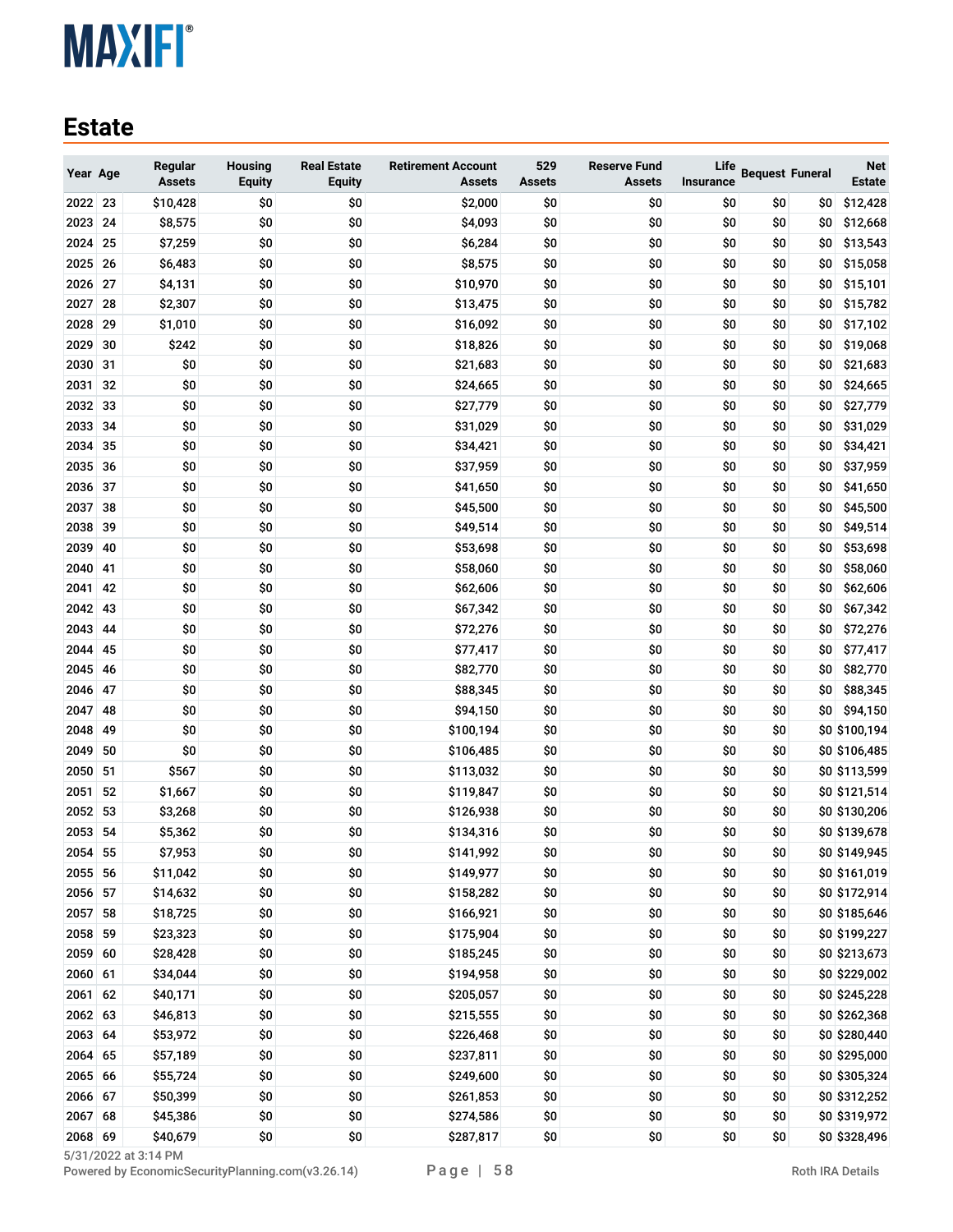## Estate

| Year | Age | Regular Assets | Housing Equity | Real Estate Equity | Retirement Account Assets | 529 Assets | Reserve Fund Assets | Life Insurance | Bequest | Funeral | Net Estate |
|---|---|---|---|---|---|---|---|---|---|---|---|
| 2022 | 23 | $10,428 | $0 | $0 | $2,000 | $0 | $0 | $0 | $0 | $0 | $12,428 |
| 2023 | 24 | $8,575 | $0 | $0 | $4,093 | $0 | $0 | $0 | $0 | $0 | $12,668 |
| 2024 | 25 | $7,259 | $0 | $0 | $6,284 | $0 | $0 | $0 | $0 | $0 | $13,543 |
| 2025 | 26 | $6,483 | $0 | $0 | $8,575 | $0 | $0 | $0 | $0 | $0 | $15,058 |
| 2026 | 27 | $4,131 | $0 | $0 | $10,970 | $0 | $0 | $0 | $0 | $0 | $15,101 |
| 2027 | 28 | $2,307 | $0 | $0 | $13,475 | $0 | $0 | $0 | $0 | $0 | $15,782 |
| 2028 | 29 | $1,010 | $0 | $0 | $16,092 | $0 | $0 | $0 | $0 | $0 | $17,102 |
| 2029 | 30 | $242 | $0 | $0 | $18,826 | $0 | $0 | $0 | $0 | $0 | $19,068 |
| 2030 | 31 | $0 | $0 | $0 | $21,683 | $0 | $0 | $0 | $0 | $0 | $21,683 |
| 2031 | 32 | $0 | $0 | $0 | $24,665 | $0 | $0 | $0 | $0 | $0 | $24,665 |
| 2032 | 33 | $0 | $0 | $0 | $27,779 | $0 | $0 | $0 | $0 | $0 | $27,779 |
| 2033 | 34 | $0 | $0 | $0 | $31,029 | $0 | $0 | $0 | $0 | $0 | $31,029 |
| 2034 | 35 | $0 | $0 | $0 | $34,421 | $0 | $0 | $0 | $0 | $0 | $34,421 |
| 2035 | 36 | $0 | $0 | $0 | $37,959 | $0 | $0 | $0 | $0 | $0 | $37,959 |
| 2036 | 37 | $0 | $0 | $0 | $41,650 | $0 | $0 | $0 | $0 | $0 | $41,650 |
| 2037 | 38 | $0 | $0 | $0 | $45,500 | $0 | $0 | $0 | $0 | $0 | $45,500 |
| 2038 | 39 | $0 | $0 | $0 | $49,514 | $0 | $0 | $0 | $0 | $0 | $49,514 |
| 2039 | 40 | $0 | $0 | $0 | $53,698 | $0 | $0 | $0 | $0 | $0 | $53,698 |
| 2040 | 41 | $0 | $0 | $0 | $58,060 | $0 | $0 | $0 | $0 | $0 | $58,060 |
| 2041 | 42 | $0 | $0 | $0 | $62,606 | $0 | $0 | $0 | $0 | $0 | $62,606 |
| 2042 | 43 | $0 | $0 | $0 | $67,342 | $0 | $0 | $0 | $0 | $0 | $67,342 |
| 2043 | 44 | $0 | $0 | $0 | $72,276 | $0 | $0 | $0 | $0 | $0 | $72,276 |
| 2044 | 45 | $0 | $0 | $0 | $77,417 | $0 | $0 | $0 | $0 | $0 | $77,417 |
| 2045 | 46 | $0 | $0 | $0 | $82,770 | $0 | $0 | $0 | $0 | $0 | $82,770 |
| 2046 | 47 | $0 | $0 | $0 | $88,345 | $0 | $0 | $0 | $0 | $0 | $88,345 |
| 2047 | 48 | $0 | $0 | $0 | $94,150 | $0 | $0 | $0 | $0 | $0 | $94,150 |
| 2048 | 49 | $0 | $0 | $0 | $100,194 | $0 | $0 | $0 | $0 | $0 | $100,194 |
| 2049 | 50 | $0 | $0 | $0 | $106,485 | $0 | $0 | $0 | $0 | $0 | $106,485 |
| 2050 | 51 | $567 | $0 | $0 | $113,032 | $0 | $0 | $0 | $0 | $0 | $113,599 |
| 2051 | 52 | $1,667 | $0 | $0 | $119,847 | $0 | $0 | $0 | $0 | $0 | $121,514 |
| 2052 | 53 | $3,268 | $0 | $0 | $126,938 | $0 | $0 | $0 | $0 | $0 | $130,206 |
| 2053 | 54 | $5,362 | $0 | $0 | $134,316 | $0 | $0 | $0 | $0 | $0 | $139,678 |
| 2054 | 55 | $7,953 | $0 | $0 | $141,992 | $0 | $0 | $0 | $0 | $0 | $149,945 |
| 2055 | 56 | $11,042 | $0 | $0 | $149,977 | $0 | $0 | $0 | $0 | $0 | $161,019 |
| 2056 | 57 | $14,632 | $0 | $0 | $158,282 | $0 | $0 | $0 | $0 | $0 | $172,914 |
| 2057 | 58 | $18,725 | $0 | $0 | $166,921 | $0 | $0 | $0 | $0 | $0 | $185,646 |
| 2058 | 59 | $23,323 | $0 | $0 | $175,904 | $0 | $0 | $0 | $0 | $0 | $199,227 |
| 2059 | 60 | $28,428 | $0 | $0 | $185,245 | $0 | $0 | $0 | $0 | $0 | $213,673 |
| 2060 | 61 | $34,044 | $0 | $0 | $194,958 | $0 | $0 | $0 | $0 | $0 | $229,002 |
| 2061 | 62 | $40,171 | $0 | $0 | $205,057 | $0 | $0 | $0 | $0 | $0 | $245,228 |
| 2062 | 63 | $46,813 | $0 | $0 | $215,555 | $0 | $0 | $0 | $0 | $0 | $262,368 |
| 2063 | 64 | $53,972 | $0 | $0 | $226,468 | $0 | $0 | $0 | $0 | $0 | $280,440 |
| 2064 | 65 | $57,189 | $0 | $0 | $237,811 | $0 | $0 | $0 | $0 | $0 | $295,000 |
| 2065 | 66 | $55,724 | $0 | $0 | $249,600 | $0 | $0 | $0 | $0 | $0 | $305,324 |
| 2066 | 67 | $50,399 | $0 | $0 | $261,853 | $0 | $0 | $0 | $0 | $0 | $312,252 |
| 2067 | 68 | $45,386 | $0 | $0 | $274,586 | $0 | $0 | $0 | $0 | $0 | $319,972 |
| 2068 | 69 | $40,679 | $0 | $0 | $287,817 | $0 | $0 | $0 | $0 | $0 | $328,496 |

5/31/2022 at 3:14 PM
Powered by EconomicSecurityPlanning.com(v3.26.14)

Roth IRA Details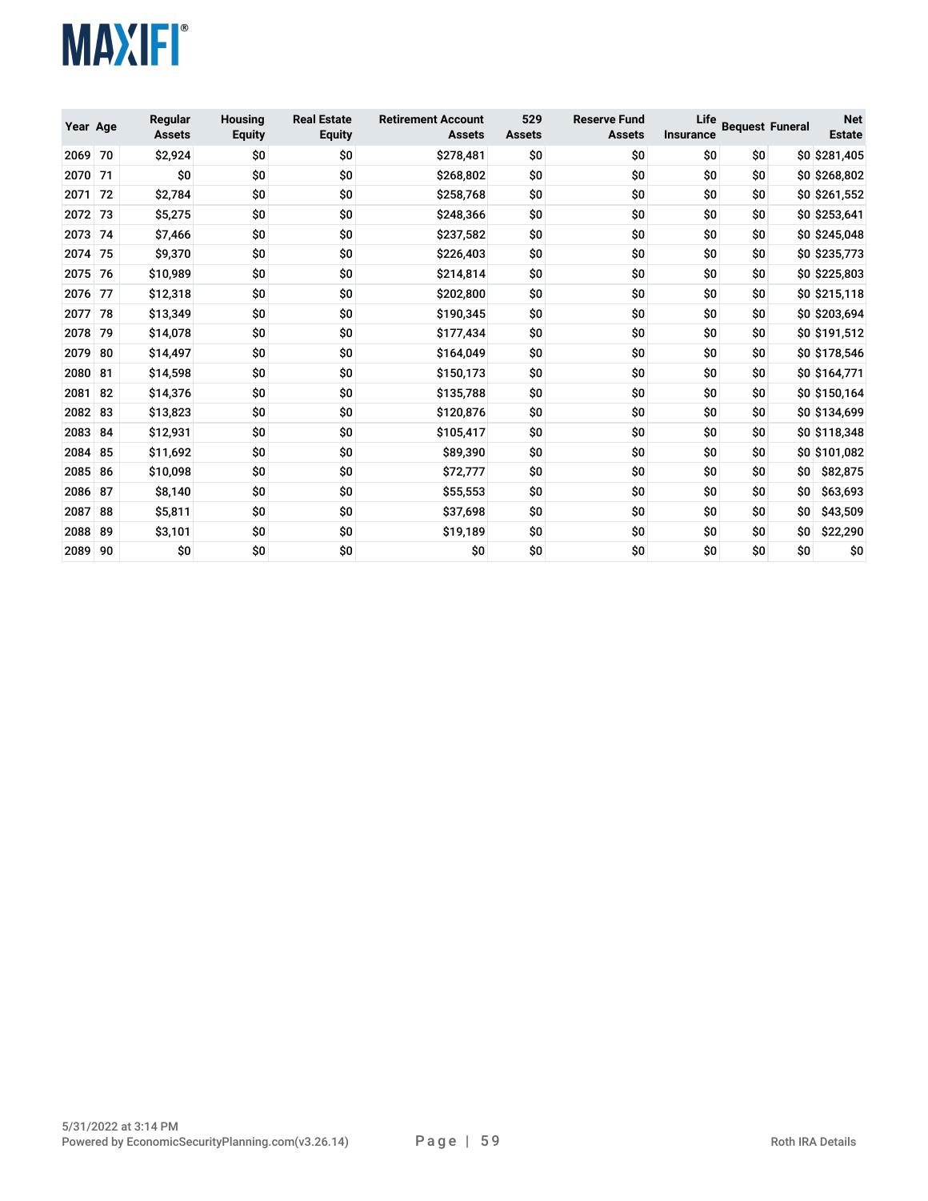| Year | Age | Regular Assets | Housing Equity | Real Estate Equity | Retirement Account Assets | 529 Assets | Reserve Fund Assets | Life Insurance | Bequest | Funeral | Net Estate |
|---|---|---|---|---|---|---|---|---|---|---|---|
| 2069 | 70 | $2,924 | $0 | $0 | $278,481 | $0 | $0 | $0 | $0 | $0 | $281,405 |
| 2070 | 71 | $0 | $0 | $0 | $268,802 | $0 | $0 | $0 | $0 | $0 | $268,802 |
| 2071 | 72 | $2,784 | $0 | $0 | $258,768 | $0 | $0 | $0 | $0 | $0 | $261,552 |
| 2072 | 73 | $5,275 | $0 | $0 | $248,366 | $0 | $0 | $0 | $0 | $0 | $253,641 |
| 2073 | 74 | $7,466 | $0 | $0 | $237,582 | $0 | $0 | $0 | $0 | $0 | $245,048 |
| 2074 | 75 | $9,370 | $0 | $0 | $226,403 | $0 | $0 | $0 | $0 | $0 | $235,773 |
| 2075 | 76 | $10,989 | $0 | $0 | $214,814 | $0 | $0 | $0 | $0 | $0 | $225,803 |
| 2076 | 77 | $12,318 | $0 | $0 | $202,800 | $0 | $0 | $0 | $0 | $0 | $215,118 |
| 2077 | 78 | $13,349 | $0 | $0 | $190,345 | $0 | $0 | $0 | $0 | $0 | $203,694 |
| 2078 | 79 | $14,078 | $0 | $0 | $177,434 | $0 | $0 | $0 | $0 | $0 | $191,512 |
| 2079 | 80 | $14,497 | $0 | $0 | $164,049 | $0 | $0 | $0 | $0 | $0 | $178,546 |
| 2080 | 81 | $14,598 | $0 | $0 | $150,173 | $0 | $0 | $0 | $0 | $0 | $164,771 |
| 2081 | 82 | $14,376 | $0 | $0 | $135,788 | $0 | $0 | $0 | $0 | $0 | $150,164 |
| 2082 | 83 | $13,823 | $0 | $0 | $120,876 | $0 | $0 | $0 | $0 | $0 | $134,699 |
| 2083 | 84 | $12,931 | $0 | $0 | $105,417 | $0 | $0 | $0 | $0 | $0 | $118,348 |
| 2084 | 85 | $11,692 | $0 | $0 | $89,390 | $0 | $0 | $0 | $0 | $0 | $101,082 |
| 2085 | 86 | $10,098 | $0 | $0 | $72,777 | $0 | $0 | $0 | $0 | $0 | $82,875 |
| 2086 | 87 | $8,140 | $0 | $0 | $55,553 | $0 | $0 | $0 | $0 | $0 | $63,693 |
| 2087 | 88 | $5,811 | $0 | $0 | $37,698 | $0 | $0 | $0 | $0 | $0 | $43,509 |
| 2088 | 89 | $3,101 | $0 | $0 | $19,189 | $0 | $0 | $0 | $0 | $0 | $22,290 |
| 2089 | 90 | $0 | $0 | $0 | $0 | $0 | $0 | $0 | $0 | $0 | $0 |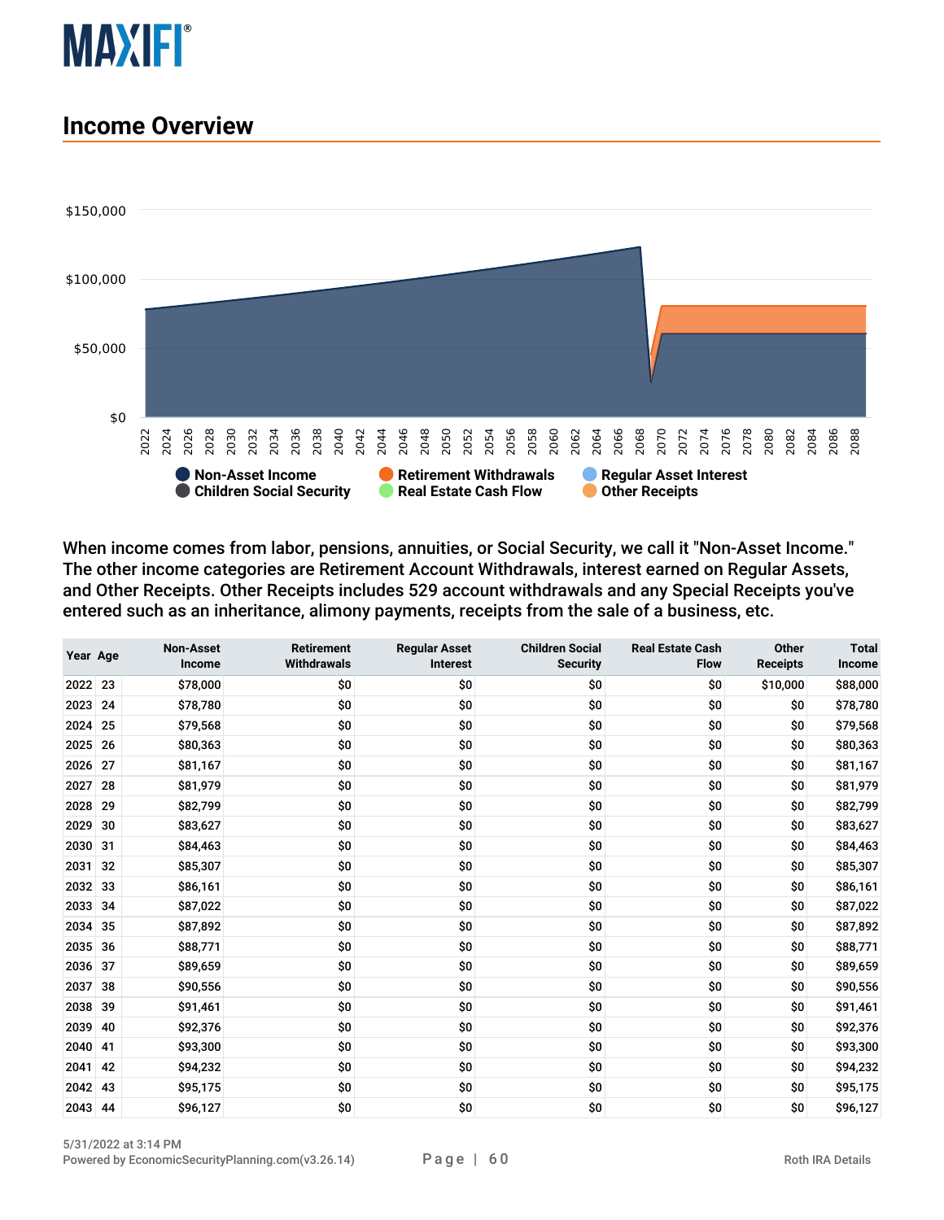## Income Overview

When income comes from labor, pensions, annuities, or Social Security, we call it "Non-Asset Income." The other income categories are Retirement Account Withdrawals, interest earned on Regular Assets, and Other Receipts. Other Receipts includes 529 account withdrawals and any Special Receipts you've entered such as an inheritance, alimony payments, receipts from the sale of a business, etc.

| Year | Age | Non-Asset Income | Retirement Withdrawals | Regular Asset Interest | Children Social Security | Real Estate Cash Flow | Other Receipts | Total Income |
|---|---|---|---|---|---|---|---|---|
| 2022 | 23 | $78,000 | $0 | $0 | $0 | $0 | $10,000 | $88,000 |
| 2023 | 24 | $78,780 | $0 | $0 | $0 | $0 | $0 | $78,780 |
| 2024 | 25 | $79,568 | $0 | $0 | $0 | $0 | $0 | $79,568 |
| 2025 | 26 | $80,363 | $0 | $0 | $0 | $0 | $0 | $80,363 |
| 2026 | 27 | $81,167 | $0 | $0 | $0 | $0 | $0 | $81,167 |
| 2027 | 28 | $81,979 | $0 | $0 | $0 | $0 | $0 | $81,979 |
| 2028 | 29 | $82,799 | $0 | $0 | $0 | $0 | $0 | $82,799 |
| 2029 | 30 | $83,627 | $0 | $0 | $0 | $0 | $0 | $83,627 |
| 2030 | 31 | $84,463 | $0 | $0 | $0 | $0 | $0 | $84,463 |
| 2031 | 32 | $85,307 | $0 | $0 | $0 | $0 | $0 | $85,307 |
| 2032 | 33 | $86,161 | $0 | $0 | $0 | $0 | $0 | $86,161 |
| 2033 | 34 | $87,022 | $0 | $0 | $0 | $0 | $0 | $87,022 |
| 2034 | 35 | $87,892 | $0 | $0 | $0 | $0 | $0 | $87,892 |
| 2035 | 36 | $88,771 | $0 | $0 | $0 | $0 | $0 | $88,771 |
| 2036 | 37 | $89,659 | $0 | $0 | $0 | $0 | $0 | $89,659 |
| 2037 | 38 | $90,556 | $0 | $0 | $0 | $0 | $0 | $90,556 |
| 2038 | 39 | $91,461 | $0 | $0 | $0 | $0 | $0 | $91,461 |
| 2039 | 40 | $92,376 | $0 | $0 | $0 | $0 | $0 | $92,376 |
| 2040 | 41 | $93,300 | $0 | $0 | $0 | $0 | $0 | $93,300 |
| 2041 | 42 | $94,232 | $0 | $0 | $0 | $0 | $0 | $94,232 |
| 2042 | 43 | $95,175 | $0 | $0 | $0 | $0 | $0 | $95,175 |
| 2043 | 44 | $96,127 | $0 | $0 | $0 | $0 | $0 | $96,127 |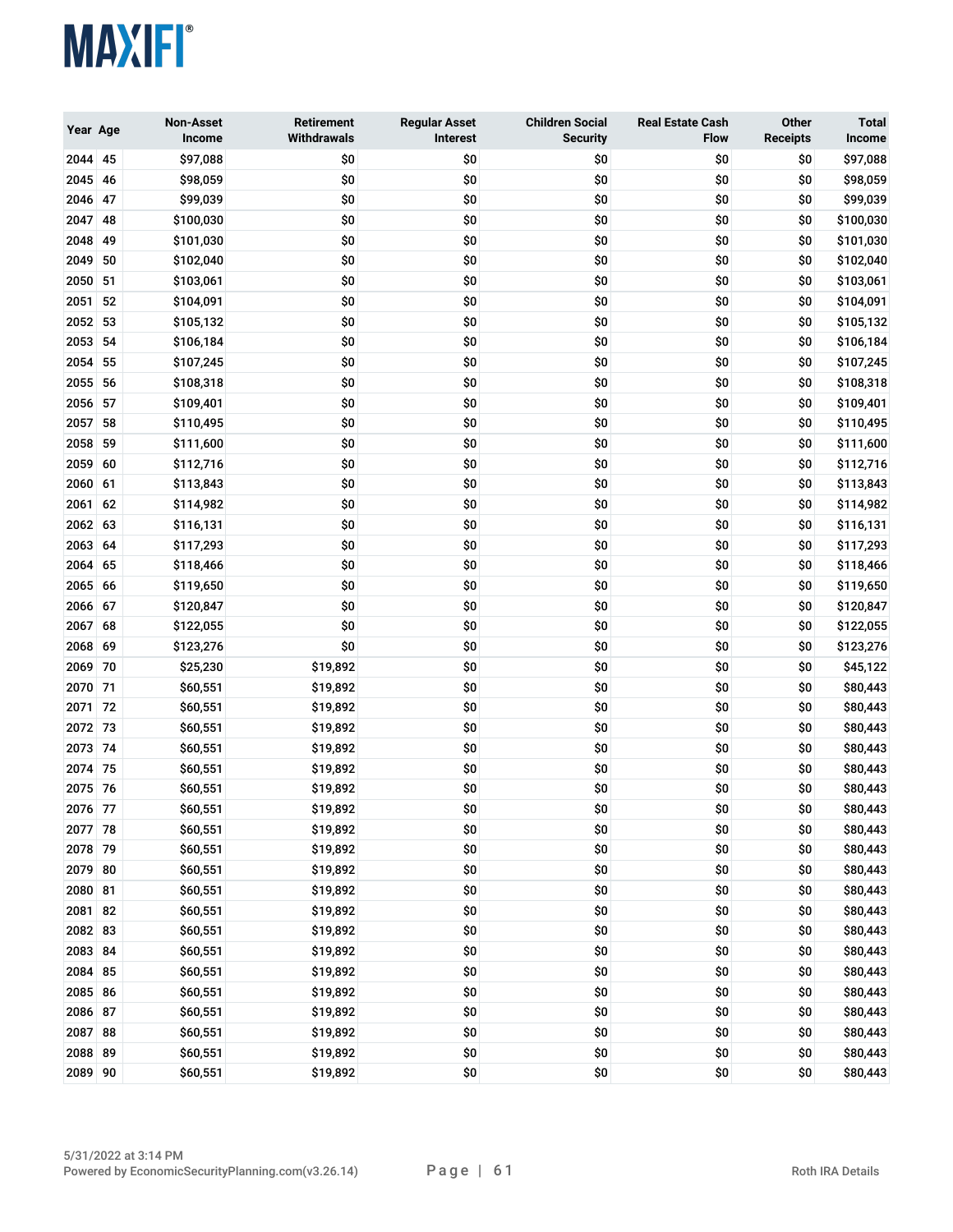| Year | Age | Non-Asset Income | Retirement Withdrawals | Regular Asset Interest | Children Social Security | Real Estate Cash Flow | Other Receipts | Total Income |
|---|---|---|---|---|---|---|---|---|
| 2044 | 45 | $97,088 | $0 | $0 | $0 | $0 | $0 | $97,088 |
| 2045 | 46 | $98,059 | $0 | $0 | $0 | $0 | $0 | $98,059 |
| 2046 | 47 | $99,039 | $0 | $0 | $0 | $0 | $0 | $99,039 |
| 2047 | 48 | $100,030 | $0 | $0 | $0 | $0 | $0 | $100,030 |
| 2048 | 49 | $101,030 | $0 | $0 | $0 | $0 | $0 | $101,030 |
| 2049 | 50 | $102,040 | $0 | $0 | $0 | $0 | $0 | $102,040 |
| 2050 | 51 | $103,061 | $0 | $0 | $0 | $0 | $0 | $103,061 |
| 2051 | 52 | $104,091 | $0 | $0 | $0 | $0 | $0 | $104,091 |
| 2052 | 53 | $105,132 | $0 | $0 | $0 | $0 | $0 | $105,132 |
| 2053 | 54 | $106,184 | $0 | $0 | $0 | $0 | $0 | $106,184 |
| 2054 | 55 | $107,245 | $0 | $0 | $0 | $0 | $0 | $107,245 |
| 2055 | 56 | $108,318 | $0 | $0 | $0 | $0 | $0 | $108,318 |
| 2056 | 57 | $109,401 | $0 | $0 | $0 | $0 | $0 | $109,401 |
| 2057 | 58 | $110,495 | $0 | $0 | $0 | $0 | $0 | $110,495 |
| 2058 | 59 | $111,600 | $0 | $0 | $0 | $0 | $0 | $111,600 |
| 2059 | 60 | $112,716 | $0 | $0 | $0 | $0 | $0 | $112,716 |
| 2060 | 61 | $113,843 | $0 | $0 | $0 | $0 | $0 | $113,843 |
| 2061 | 62 | $114,982 | $0 | $0 | $0 | $0 | $0 | $114,982 |
| 2062 | 63 | $116,131 | $0 | $0 | $0 | $0 | $0 | $116,131 |
| 2063 | 64 | $117,293 | $0 | $0 | $0 | $0 | $0 | $117,293 |
| 2064 | 65 | $118,466 | $0 | $0 | $0 | $0 | $0 | $118,466 |
| 2065 | 66 | $119,650 | $0 | $0 | $0 | $0 | $0 | $119,650 |
| 2066 | 67 | $120,847 | $0 | $0 | $0 | $0 | $0 | $120,847 |
| 2067 | 68 | $122,055 | $0 | $0 | $0 | $0 | $0 | $122,055 |
| 2068 | 69 | $123,276 | $0 | $0 | $0 | $0 | $0 | $123,276 |
| 2069 | 70 | $25,230 | $19,892 | $0 | $0 | $0 | $0 | $45,122 |
| 2070 | 71 | $60,551 | $19,892 | $0 | $0 | $0 | $0 | $80,443 |
| 2071 | 72 | $60,551 | $19,892 | $0 | $0 | $0 | $0 | $80,443 |
| 2072 | 73 | $60,551 | $19,892 | $0 | $0 | $0 | $0 | $80,443 |
| 2073 | 74 | $60,551 | $19,892 | $0 | $0 | $0 | $0 | $80,443 |
| 2074 | 75 | $60,551 | $19,892 | $0 | $0 | $0 | $0 | $80,443 |
| 2075 | 76 | $60,551 | $19,892 | $0 | $0 | $0 | $0 | $80,443 |
| 2076 | 77 | $60,551 | $19,892 | $0 | $0 | $0 | $0 | $80,443 |
| 2077 | 78 | $60,551 | $19,892 | $0 | $0 | $0 | $0 | $80,443 |
| 2078 | 79 | $60,551 | $19,892 | $0 | $0 | $0 | $0 | $80,443 |
| 2079 | 80 | $60,551 | $19,892 | $0 | $0 | $0 | $0 | $80,443 |
| 2080 | 81 | $60,551 | $19,892 | $0 | $0 | $0 | $0 | $80,443 |
| 2081 | 82 | $60,551 | $19,892 | $0 | $0 | $0 | $0 | $80,443 |
| 2082 | 83 | $60,551 | $19,892 | $0 | $0 | $0 | $0 | $80,443 |
| 2083 | 84 | $60,551 | $19,892 | $0 | $0 | $0 | $0 | $80,443 |
| 2084 | 85 | $60,551 | $19,892 | $0 | $0 | $0 | $0 | $80,443 |
| 2085 | 86 | $60,551 | $19,892 | $0 | $0 | $0 | $0 | $80,443 |
| 2086 | 87 | $60,551 | $19,892 | $0 | $0 | $0 | $0 | $80,443 |
| 2087 | 88 | $60,551 | $19,892 | $0 | $0 | $0 | $0 | $80,443 |
| 2088 | 89 | $60,551 | $19,892 | $0 | $0 | $0 | $0 | $80,443 |
| 2089 | 90 | $60,551 | $19,892 | $0 | $0 | $0 | $0 | $80,443 |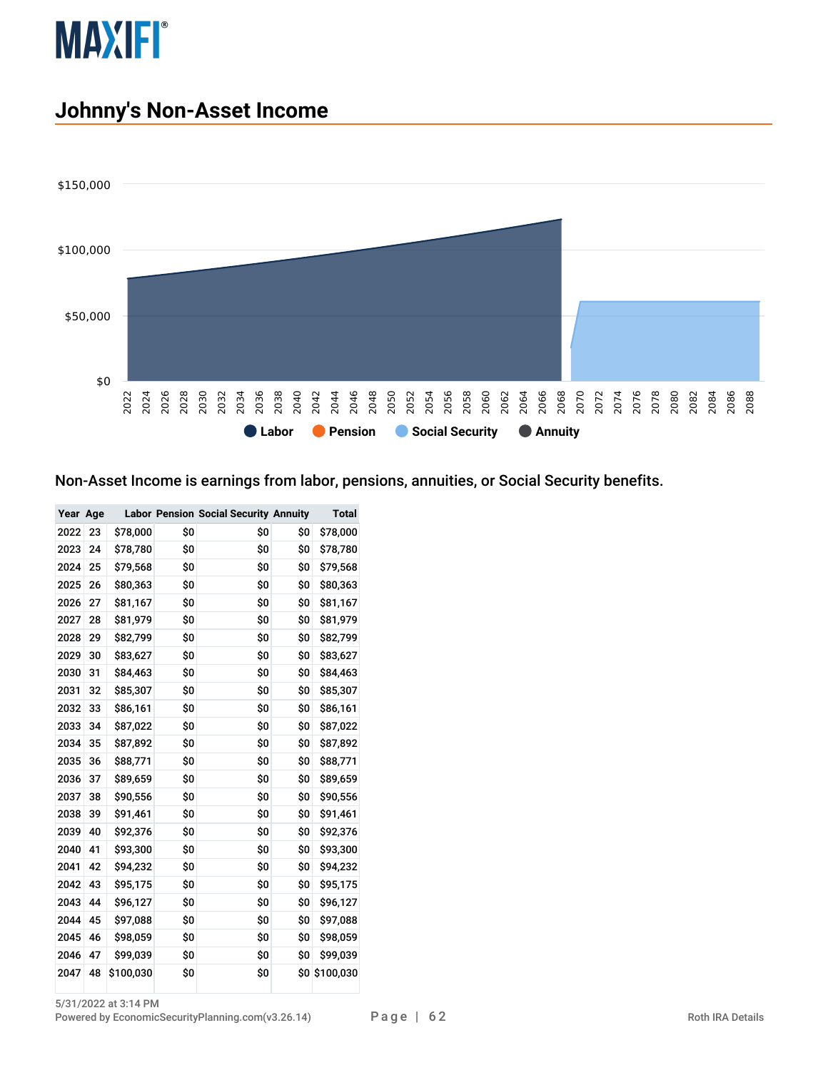## Johnny's Non-Asset Income

Non-Asset Income is earnings from labor, pensions, annuities, or Social Security benefits.

| Year | Age | Labor | Pension | Social Security | Annuity | Total |
|---|---|---|---|---|---|---|
| 2022 | 23 | $78,000 | $0 | $0 | $0 | $78,000 |
| 2023 | 24 | $78,780 | $0 | $0 | $0 | $78,780 |
| 2024 | 25 | $79,568 | $0 | $0 | $0 | $79,568 |
| 2025 | 26 | $80,363 | $0 | $0 | $0 | $80,363 |
| 2026 | 27 | $81,167 | $0 | $0 | $0 | $81,167 |
| 2027 | 28 | $81,979 | $0 | $0 | $0 | $81,979 |
| 2028 | 29 | $82,799 | $0 | $0 | $0 | $82,799 |
| 2029 | 30 | $83,627 | $0 | $0 | $0 | $83,627 |
| 2030 | 31 | $84,463 | $0 | $0 | $0 | $84,463 |
| 2031 | 32 | $85,307 | $0 | $0 | $0 | $85,307 |
| 2032 | 33 | $86,161 | $0 | $0 | $0 | $86,161 |
| 2033 | 34 | $87,022 | $0 | $0 | $0 | $87,022 |
| 2034 | 35 | $87,892 | $0 | $0 | $0 | $87,892 |
| 2035 | 36 | $88,771 | $0 | $0 | $0 | $88,771 |
| 2036 | 37 | $89,659 | $0 | $0 | $0 | $89,659 |
| 2037 | 38 | $90,556 | $0 | $0 | $0 | $90,556 |
| 2038 | 39 | $91,461 | $0 | $0 | $0 | $91,461 |
| 2039 | 40 | $92,376 | $0 | $0 | $0 | $92,376 |
| 2040 | 41 | $93,300 | $0 | $0 | $0 | $93,300 |
| 2041 | 42 | $94,232 | $0 | $0 | $0 | $94,232 |
| 2042 | 43 | $95,175 | $0 | $0 | $0 | $95,175 |
| 2043 | 44 | $96,127 | $0 | $0 | $0 | $96,127 |
| 2044 | 45 | $97,088 | $0 | $0 | $0 | $97,088 |
| 2045 | 46 | $98,059 | $0 | $0 | $0 | $98,059 |
| 2046 | 47 | $99,039 | $0 | $0 | $0 | $99,039 |
| 2047 | 48 | $100,030 | $0 | $0 | $0 | $100,030 |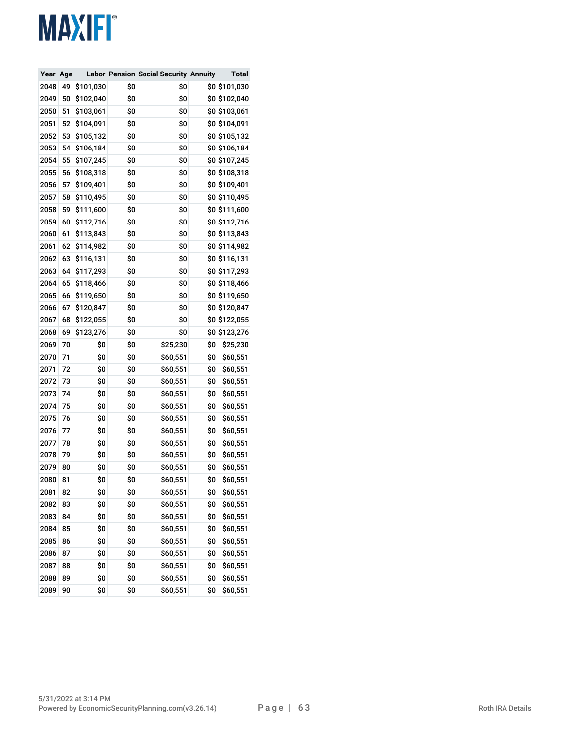| Year | Age | Labor | Pension | Social Security | Annuity | Total |
|---|---|---|---|---|---|---|
| 2048 | 49 | $101,030 | $0 | $0 | $0 | $101,030 |
| 2049 | 50 | $102,040 | $0 | $0 | $0 | $102,040 |
| 2050 | 51 | $103,061 | $0 | $0 | $0 | $103,061 |
| 2051 | 52 | $104,091 | $0 | $0 | $0 | $104,091 |
| 2052 | 53 | $105,132 | $0 | $0 | $0 | $105,132 |
| 2053 | 54 | $106,184 | $0 | $0 | $0 | $106,184 |
| 2054 | 55 | $107,245 | $0 | $0 | $0 | $107,245 |
| 2055 | 56 | $108,318 | $0 | $0 | $0 | $108,318 |
| 2056 | 57 | $109,401 | $0 | $0 | $0 | $109,401 |
| 2057 | 58 | $110,495 | $0 | $0 | $0 | $110,495 |
| 2058 | 59 | $111,600 | $0 | $0 | $0 | $111,600 |
| 2059 | 60 | $112,716 | $0 | $0 | $0 | $112,716 |
| 2060 | 61 | $113,843 | $0 | $0 | $0 | $113,843 |
| 2061 | 62 | $114,982 | $0 | $0 | $0 | $114,982 |
| 2062 | 63 | $116,131 | $0 | $0 | $0 | $116,131 |
| 2063 | 64 | $117,293 | $0 | $0 | $0 | $117,293 |
| 2064 | 65 | $118,466 | $0 | $0 | $0 | $118,466 |
| 2065 | 66 | $119,650 | $0 | $0 | $0 | $119,650 |
| 2066 | 67 | $120,847 | $0 | $0 | $0 | $120,847 |
| 2067 | 68 | $122,055 | $0 | $0 | $0 | $122,055 |
| 2068 | 69 | $123,276 | $0 | $0 | $0 | $123,276 |
| 2069 | 70 | $0 | $0 | $25,230 | $0 | $25,230 |
| 2070 | 71 | $0 | $0 | $60,551 | $0 | $60,551 |
| 2071 | 72 | $0 | $0 | $60,551 | $0 | $60,551 |
| 2072 | 73 | $0 | $0 | $60,551 | $0 | $60,551 |
| 2073 | 74 | $0 | $0 | $60,551 | $0 | $60,551 |
| 2074 | 75 | $0 | $0 | $60,551 | $0 | $60,551 |
| 2075 | 76 | $0 | $0 | $60,551 | $0 | $60,551 |
| 2076 | 77 | $0 | $0 | $60,551 | $0 | $60,551 |
| 2077 | 78 | $0 | $0 | $60,551 | $0 | $60,551 |
| 2078 | 79 | $0 | $0 | $60,551 | $0 | $60,551 |
| 2079 | 80 | $0 | $0 | $60,551 | $0 | $60,551 |
| 2080 | 81 | $0 | $0 | $60,551 | $0 | $60,551 |
| 2081 | 82 | $0 | $0 | $60,551 | $0 | $60,551 |
| 2082 | 83 | $0 | $0 | $60,551 | $0 | $60,551 |
| 2083 | 84 | $0 | $0 | $60,551 | $0 | $60,551 |
| 2084 | 85 | $0 | $0 | $60,551 | $0 | $60,551 |
| 2085 | 86 | $0 | $0 | $60,551 | $0 | $60,551 |
| 2086 | 87 | $0 | $0 | $60,551 | $0 | $60,551 |
| 2087 | 88 | $0 | $0 | $60,551 | $0 | $60,551 |
| 2088 | 89 | $0 | $0 | $60,551 | $0 | $60,551 |
| 2089 | 90 | $0 | $0 | $60,551 | $0 | $60,551 |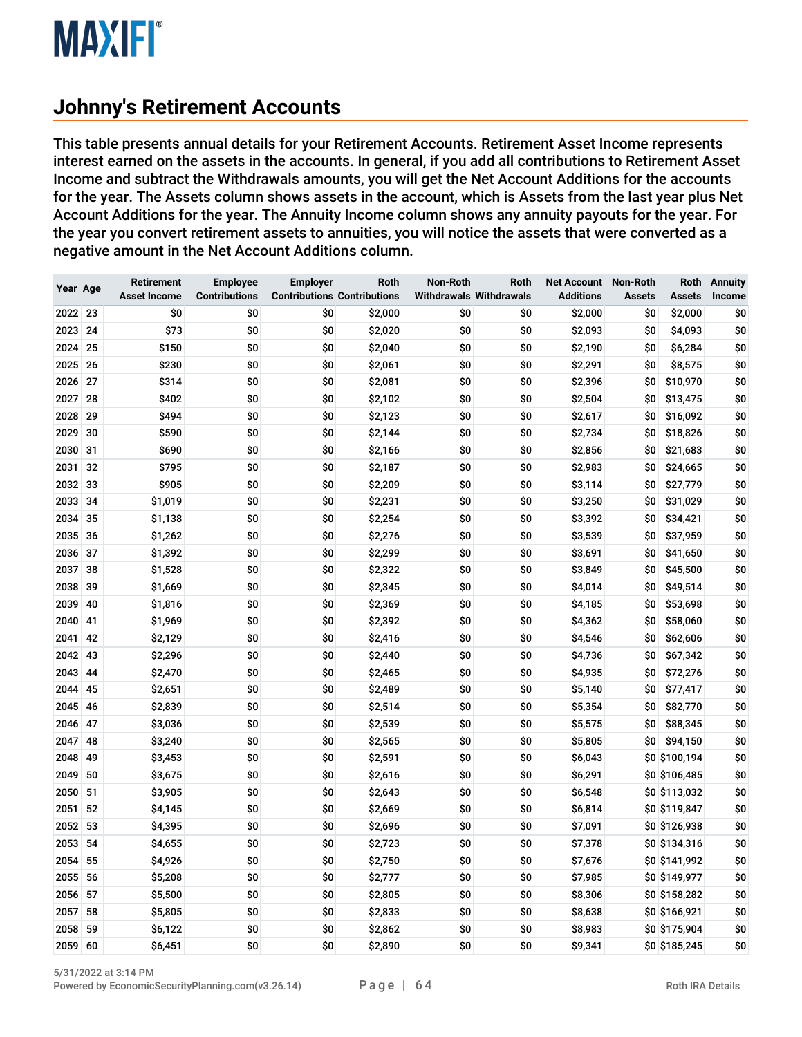# Johnny's Retirement Accounts

This table presents annual details for your Retirement Accounts. Retirement Asset Income represents interest earned on the assets in the accounts. In general, if you add all contributions to Retirement Asset Income and subtract the Withdrawals amounts, you will get the Net Account Additions for the accounts for the year. The Assets column shows assets in the account, which is Assets from the last year plus Net Account Additions for the year. The Annuity Income column shows any annuity payouts for the year. For the year you convert retirement assets to annuities, you will notice the assets that were converted as a negative amount in the Net Account Additions column.

| Year | Age | Retirement Asset Income | Employee Contributions | Employer Contributions | Roth Contributions | Non-Roth Withdrawals | Roth Withdrawals | Net Account Additions | Non-Roth Assets | Roth Assets | Annuity Income |
|---|---|---|---|---|---|---|---|---|---|---|---|
| 2022 | 23 | $0 | $0 | $0 | $2,000 | $0 | $0 | $2,000 | $0 | $2,000 | $0 |
| 2023 | 24 | $73 | $0 | $0 | $2,020 | $0 | $0 | $2,093 | $0 | $4,093 | $0 |
| 2024 | 25 | $150 | $0 | $0 | $2,040 | $0 | $0 | $2,190 | $0 | $6,284 | $0 |
| 2025 | 26 | $230 | $0 | $0 | $2,061 | $0 | $0 | $2,291 | $0 | $8,575 | $0 |
| 2026 | 27 | $314 | $0 | $0 | $2,081 | $0 | $0 | $2,396 | $0 | $10,970 | $0 |
| 2027 | 28 | $402 | $0 | $0 | $2,102 | $0 | $0 | $2,504 | $0 | $13,475 | $0 |
| 2028 | 29 | $494 | $0 | $0 | $2,123 | $0 | $0 | $2,617 | $0 | $16,092 | $0 |
| 2029 | 30 | $590 | $0 | $0 | $2,144 | $0 | $0 | $2,734 | $0 | $18,826 | $0 |
| 2030 | 31 | $690 | $0 | $0 | $2,166 | $0 | $0 | $2,856 | $0 | $21,683 | $0 |
| 2031 | 32 | $795 | $0 | $0 | $2,187 | $0 | $0 | $2,983 | $0 | $24,665 | $0 |
| 2032 | 33 | $905 | $0 | $0 | $2,209 | $0 | $0 | $3,114 | $0 | $27,779 | $0 |
| 2033 | 34 | $1,019 | $0 | $0 | $2,231 | $0 | $0 | $3,250 | $0 | $31,029 | $0 |
| 2034 | 35 | $1,138 | $0 | $0 | $2,254 | $0 | $0 | $3,392 | $0 | $34,421 | $0 |
| 2035 | 36 | $1,262 | $0 | $0 | $2,276 | $0 | $0 | $3,539 | $0 | $37,959 | $0 |
| 2036 | 37 | $1,392 | $0 | $0 | $2,299 | $0 | $0 | $3,691 | $0 | $41,650 | $0 |
| 2037 | 38 | $1,528 | $0 | $0 | $2,322 | $0 | $0 | $3,849 | $0 | $45,500 | $0 |
| 2038 | 39 | $1,669 | $0 | $0 | $2,345 | $0 | $0 | $4,014 | $0 | $49,514 | $0 |
| 2039 | 40 | $1,816 | $0 | $0 | $2,369 | $0 | $0 | $4,185 | $0 | $53,698 | $0 |
| 2040 | 41 | $1,969 | $0 | $0 | $2,392 | $0 | $0 | $4,362 | $0 | $58,060 | $0 |
| 2041 | 42 | $2,129 | $0 | $0 | $2,416 | $0 | $0 | $4,546 | $0 | $62,606 | $0 |
| 2042 | 43 | $2,296 | $0 | $0 | $2,440 | $0 | $0 | $4,736 | $0 | $67,342 | $0 |
| 2043 | 44 | $2,470 | $0 | $0 | $2,465 | $0 | $0 | $4,935 | $0 | $72,276 | $0 |
| 2044 | 45 | $2,651 | $0 | $0 | $2,489 | $0 | $0 | $5,140 | $0 | $77,417 | $0 |
| 2045 | 46 | $2,839 | $0 | $0 | $2,514 | $0 | $0 | $5,354 | $0 | $82,770 | $0 |
| 2046 | 47 | $3,036 | $0 | $0 | $2,539 | $0 | $0 | $5,575 | $0 | $88,345 | $0 |
| 2047 | 48 | $3,240 | $0 | $0 | $2,565 | $0 | $0 | $5,805 | $0 | $94,150 | $0 |
| 2048 | 49 | $3,453 | $0 | $0 | $2,591 | $0 | $0 | $6,043 | $0 | $100,194 | $0 |
| 2049 | 50 | $3,675 | $0 | $0 | $2,616 | $0 | $0 | $6,291 | $0 | $106,485 | $0 |
| 2050 | 51 | $3,905 | $0 | $0 | $2,643 | $0 | $0 | $6,548 | $0 | $113,032 | $0 |
| 2051 | 52 | $4,145 | $0 | $0 | $2,669 | $0 | $0 | $6,814 | $0 | $119,847 | $0 |
| 2052 | 53 | $4,395 | $0 | $0 | $2,696 | $0 | $0 | $7,091 | $0 | $126,938 | $0 |
| 2053 | 54 | $4,655 | $0 | $0 | $2,723 | $0 | $0 | $7,378 | $0 | $134,316 | $0 |
| 2054 | 55 | $4,926 | $0 | $0 | $2,750 | $0 | $0 | $7,676 | $0 | $141,992 | $0 |
| 2055 | 56 | $5,208 | $0 | $0 | $2,777 | $0 | $0 | $7,985 | $0 | $149,977 | $0 |
| 2056 | 57 | $5,500 | $0 | $0 | $2,805 | $0 | $0 | $8,306 | $0 | $158,282 | $0 |
| 2057 | 58 | $5,805 | $0 | $0 | $2,833 | $0 | $0 | $8,638 | $0 | $166,921 | $0 |
| 2058 | 59 | $6,122 | $0 | $0 | $2,862 | $0 | $0 | $8,983 | $0 | $175,904 | $0 |
| 2059 | 60 | $6,451 | $0 | $0 | $2,890 | $0 | $0 | $9,341 | $0 | $185,245 | $0 |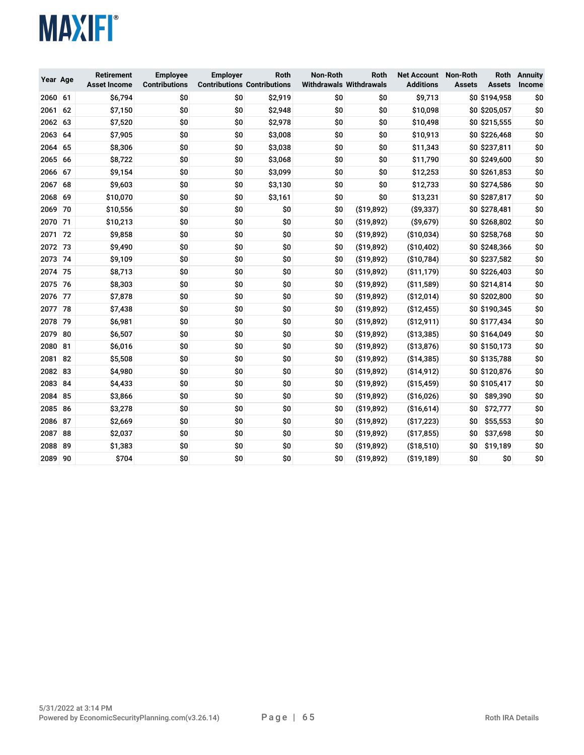| Year | Age | Retirement Asset Income | Employee Contributions | Employer Contributions | Roth Contributions | Non-Roth Withdrawals | Roth Withdrawals | Net Account Additions | Non-Roth Assets | Roth Assets | Annuity Income |
|---|---|---|---|---|---|---|---|---|---|---|---|
| 2060 | 61 | $6,794 | $0 | $0 | $2,919 | $0 | $0 | $9,713 | $0 | $194,958 | $0 |
| 2061 | 62 | $7,150 | $0 | $0 | $2,948 | $0 | $0 | $10,098 | $0 | $205,057 | $0 |
| 2062 | 63 | $7,520 | $0 | $0 | $2,978 | $0 | $0 | $10,498 | $0 | $215,555 | $0 |
| 2063 | 64 | $7,905 | $0 | $0 | $3,008 | $0 | $0 | $10,913 | $0 | $226,468 | $0 |
| 2064 | 65 | $8,306 | $0 | $0 | $3,038 | $0 | $0 | $11,343 | $0 | $237,811 | $0 |
| 2065 | 66 | $8,722 | $0 | $0 | $3,068 | $0 | $0 | $11,790 | $0 | $249,600 | $0 |
| 2066 | 67 | $9,154 | $0 | $0 | $3,099 | $0 | $0 | $12,253 | $0 | $261,853 | $0 |
| 2067 | 68 | $9,603 | $0 | $0 | $3,130 | $0 | $0 | $12,733 | $0 | $274,586 | $0 |
| 2068 | 69 | $10,070 | $0 | $0 | $3,161 | $0 | $0 | $13,231 | $0 | $287,817 | $0 |
| 2069 | 70 | $10,556 | $0 | $0 | $0 | $0 | ($19,892) | ($9,337) | $0 | $278,481 | $0 |
| 2070 | 71 | $10,213 | $0 | $0 | $0 | $0 | ($19,892) | ($9,679) | $0 | $268,802 | $0 |
| 2071 | 72 | $9,858 | $0 | $0 | $0 | $0 | ($19,892) | ($10,034) | $0 | $258,768 | $0 |
| 2072 | 73 | $9,490 | $0 | $0 | $0 | $0 | ($19,892) | ($10,402) | $0 | $248,366 | $0 |
| 2073 | 74 | $9,109 | $0 | $0 | $0 | $0 | ($19,892) | ($10,784) | $0 | $237,582 | $0 |
| 2074 | 75 | $8,713 | $0 | $0 | $0 | $0 | ($19,892) | ($11,179) | $0 | $226,403 | $0 |
| 2075 | 76 | $8,303 | $0 | $0 | $0 | $0 | ($19,892) | ($11,589) | $0 | $214,814 | $0 |
| 2076 | 77 | $7,878 | $0 | $0 | $0 | $0 | ($19,892) | ($12,014) | $0 | $202,800 | $0 |
| 2077 | 78 | $7,438 | $0 | $0 | $0 | $0 | ($19,892) | ($12,455) | $0 | $190,345 | $0 |
| 2078 | 79 | $6,981 | $0 | $0 | $0 | $0 | ($19,892) | ($12,911) | $0 | $177,434 | $0 |
| 2079 | 80 | $6,507 | $0 | $0 | $0 | $0 | ($19,892) | ($13,385) | $0 | $164,049 | $0 |
| 2080 | 81 | $6,016 | $0 | $0 | $0 | $0 | ($19,892) | ($13,876) | $0 | $150,173 | $0 |
| 2081 | 82 | $5,508 | $0 | $0 | $0 | $0 | ($19,892) | ($14,385) | $0 | $135,788 | $0 |
| 2082 | 83 | $4,980 | $0 | $0 | $0 | $0 | ($19,892) | ($14,912) | $0 | $120,876 | $0 |
| 2083 | 84 | $4,433 | $0 | $0 | $0 | $0 | ($19,892) | ($15,459) | $0 | $105,417 | $0 |
| 2084 | 85 | $3,866 | $0 | $0 | $0 | $0 | ($19,892) | ($16,026) | $0 | $89,390 | $0 |
| 2085 | 86 | $3,278 | $0 | $0 | $0 | $0 | ($19,892) | ($16,614) | $0 | $72,777 | $0 |
| 2086 | 87 | $2,669 | $0 | $0 | $0 | $0 | ($19,892) | ($17,223) | $0 | $55,553 | $0 |
| 2087 | 88 | $2,037 | $0 | $0 | $0 | $0 | ($19,892) | ($17,855) | $0 | $37,698 | $0 |
| 2088 | 89 | $1,383 | $0 | $0 | $0 | $0 | ($19,892) | ($18,510) | $0 | $19,189 | $0 |
| 2089 | 90 | $704 | $0 | $0 | $0 | $0 | ($19,892) | ($19,189) | $0 | $0 | $0 |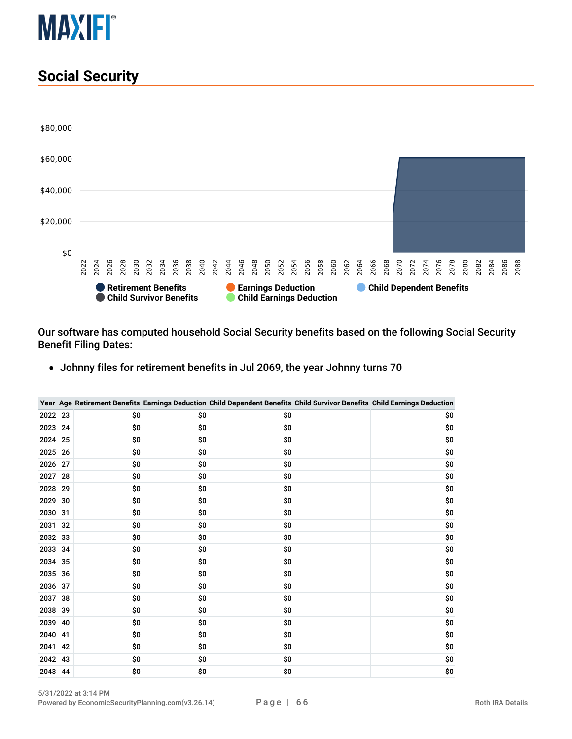## Social Security

Our software has computed household Social Security benefits based on the following Social Security Benefit Filing Dates:

- Johnny files for retirement benefits in Jul 2069, the year Johnny turns 70

| Year | Age | Retirement Benefits | Earnings Deduction | Child Dependent Benefits | Child Survivor Benefits | Child Earnings Deduction |
|---|---|---|---|---|---|---|
| 2022 | 23 | $0 | $0 | $0 | | $0 |
| 2023 | 24 | $0 | $0 | $0 | | $0 |
| 2024 | 25 | $0 | $0 | $0 | | $0 |
| 2025 | 26 | $0 | $0 | $0 | | $0 |
| 2026 | 27 | $0 | $0 | $0 | | $0 |
| 2027 | 28 | $0 | $0 | $0 | | $0 |
| 2028 | 29 | $0 | $0 | $0 | | $0 |
| 2029 | 30 | $0 | $0 | $0 | | $0 |
| 2030 | 31 | $0 | $0 | $0 | | $0 |
| 2031 | 32 | $0 | $0 | $0 | | $0 |
| 2032 | 33 | $0 | $0 | $0 | | $0 |
| 2033 | 34 | $0 | $0 | $0 | | $0 |
| 2034 | 35 | $0 | $0 | $0 | | $0 |
| 2035 | 36 | $0 | $0 | $0 | | $0 |
| 2036 | 37 | $0 | $0 | $0 | | $0 |
| 2037 | 38 | $0 | $0 | $0 | | $0 |
| 2038 | 39 | $0 | $0 | $0 | | $0 |
| 2039 | 40 | $0 | $0 | $0 | | $0 |
| 2040 | 41 | $0 | $0 | $0 | | $0 |
| 2041 | 42 | $0 | $0 | $0 | | $0 |
| 2042 | 43 | $0 | $0 | $0 | | $0 |
| 2043 | 44 | $0 | $0 | $0 | | $0 |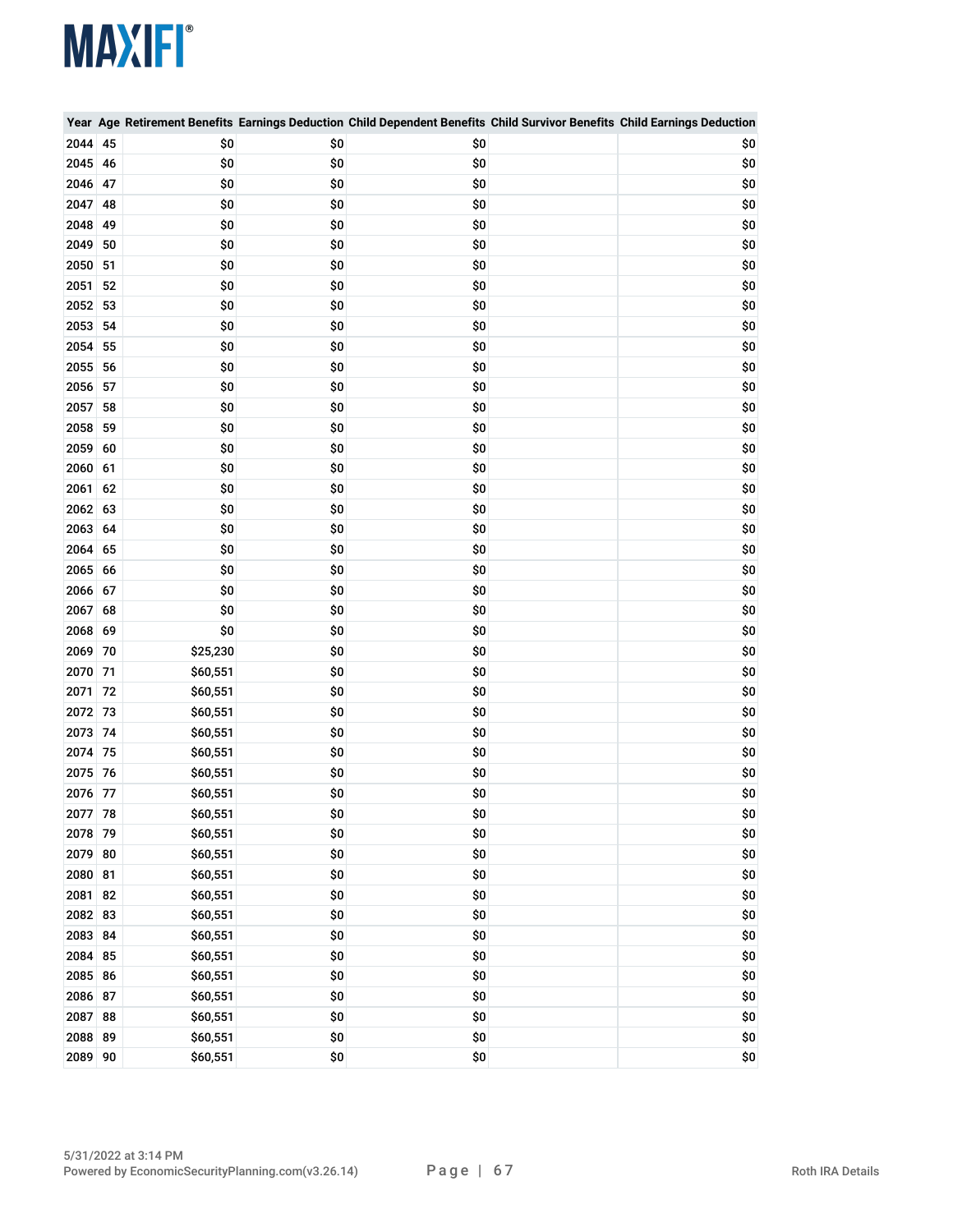| Year | Age | Retirement Benefits | Earnings Deduction | Child Dependent Benefits | Child Survivor Benefits | Child Earnings Deduction |
|---|---|---|---|---|---|---|
| 2044 | 45 | $0 | $0 | $0 | | $0 |
| 2045 | 46 | $0 | $0 | $0 | | $0 |
| 2046 | 47 | $0 | $0 | $0 | | $0 |
| 2047 | 48 | $0 | $0 | $0 | | $0 |
| 2048 | 49 | $0 | $0 | $0 | | $0 |
| 2049 | 50 | $0 | $0 | $0 | | $0 |
| 2050 | 51 | $0 | $0 | $0 | | $0 |
| 2051 | 52 | $0 | $0 | $0 | | $0 |
| 2052 | 53 | $0 | $0 | $0 | | $0 |
| 2053 | 54 | $0 | $0 | $0 | | $0 |
| 2054 | 55 | $0 | $0 | $0 | | $0 |
| 2055 | 56 | $0 | $0 | $0 | | $0 |
| 2056 | 57 | $0 | $0 | $0 | | $0 |
| 2057 | 58 | $0 | $0 | $0 | | $0 |
| 2058 | 59 | $0 | $0 | $0 | | $0 |
| 2059 | 60 | $0 | $0 | $0 | | $0 |
| 2060 | 61 | $0 | $0 | $0 | | $0 |
| 2061 | 62 | $0 | $0 | $0 | | $0 |
| 2062 | 63 | $0 | $0 | $0 | | $0 |
| 2063 | 64 | $0 | $0 | $0 | | $0 |
| 2064 | 65 | $0 | $0 | $0 | | $0 |
| 2065 | 66 | $0 | $0 | $0 | | $0 |
| 2066 | 67 | $0 | $0 | $0 | | $0 |
| 2067 | 68 | $0 | $0 | $0 | | $0 |
| 2068 | 69 | $0 | $0 | $0 | | $0 |
| 2069 | 70 | $25,230 | $0 | $0 | | $0 |
| 2070 | 71 | $60,551 | $0 | $0 | | $0 |
| 2071 | 72 | $60,551 | $0 | $0 | | $0 |
| 2072 | 73 | $60,551 | $0 | $0 | | $0 |
| 2073 | 74 | $60,551 | $0 | $0 | | $0 |
| 2074 | 75 | $60,551 | $0 | $0 | | $0 |
| 2075 | 76 | $60,551 | $0 | $0 | | $0 |
| 2076 | 77 | $60,551 | $0 | $0 | | $0 |
| 2077 | 78 | $60,551 | $0 | $0 | | $0 |
| 2078 | 79 | $60,551 | $0 | $0 | | $0 |
| 2079 | 80 | $60,551 | $0 | $0 | | $0 |
| 2080 | 81 | $60,551 | $0 | $0 | | $0 |
| 2081 | 82 | $60,551 | $0 | $0 | | $0 |
| 2082 | 83 | $60,551 | $0 | $0 | | $0 |
| 2083 | 84 | $60,551 | $0 | $0 | | $0 |
| 2084 | 85 | $60,551 | $0 | $0 | | $0 |
| 2085 | 86 | $60,551 | $0 | $0 | | $0 |
| 2086 | 87 | $60,551 | $0 | $0 | | $0 |
| 2087 | 88 | $60,551 | $0 | $0 | | $0 |
| 2088 | 89 | $60,551 | $0 | $0 | | $0 |
| 2089 | 90 | $60,551 | $0 | $0 | | $0 |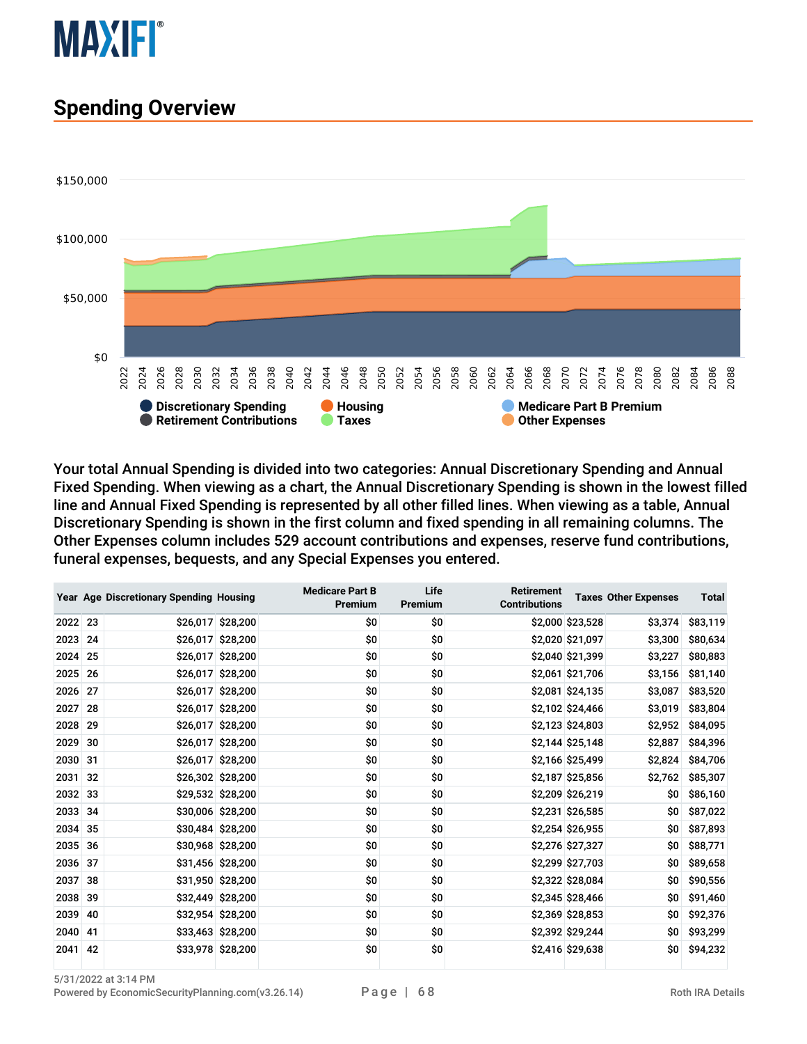## Spending Overview

Your total Annual Spending is divided into two categories: Annual Discretionary Spending and Annual Fixed Spending. When viewing as a chart, the Annual Discretionary Spending is shown in the lowest filled line and Annual Fixed Spending is represented by all other filled lines. When viewing as a table, Annual Discretionary Spending is shown in the first column and fixed spending in all remaining columns. The Other Expenses column includes 529 account contributions and expenses, reserve fund contributions, funeral expenses, bequests, and any Special Expenses you entered.

| Year | Age | Discretionary Spending | Housing | Medicare Part B Premium | Life Premium | Retirement Contributions | Taxes | Other Expenses | Total |
|---|---|---|---|---|---|---|---|---|---|
| 2022 | 23 | $26,017 | $28,200 | $0 | $0 | $2,000 | $23,528 | $3,374 | $83,119 |
| 2023 | 24 | $26,017 | $28,200 | $0 | $0 | $2,020 | $21,097 | $3,300 | $80,634 |
| 2024 | 25 | $26,017 | $28,200 | $0 | $0 | $2,040 | $21,399 | $3,227 | $80,883 |
| 2025 | 26 | $26,017 | $28,200 | $0 | $0 | $2,061 | $21,706 | $3,156 | $81,140 |
| 2026 | 27 | $26,017 | $28,200 | $0 | $0 | $2,081 | $24,135 | $3,087 | $83,520 |
| 2027 | 28 | $26,017 | $28,200 | $0 | $0 | $2,102 | $24,466 | $3,019 | $83,804 |
| 2028 | 29 | $26,017 | $28,200 | $0 | $0 | $2,123 | $24,803 | $2,952 | $84,095 |
| 2029 | 30 | $26,017 | $28,200 | $0 | $0 | $2,144 | $25,148 | $2,887 | $84,396 |
| 2030 | 31 | $26,017 | $28,200 | $0 | $0 | $2,166 | $25,499 | $2,824 | $84,706 |
| 2031 | 32 | $26,302 | $28,200 | $0 | $0 | $2,187 | $25,856 | $2,762 | $85,307 |
| 2032 | 33 | $29,532 | $28,200 | $0 | $0 | $2,209 | $26,219 | $0 | $86,160 |
| 2033 | 34 | $30,006 | $28,200 | $0 | $0 | $2,231 | $26,585 | $0 | $87,022 |
| 2034 | 35 | $30,484 | $28,200 | $0 | $0 | $2,254 | $26,955 | $0 | $87,893 |
| 2035 | 36 | $30,968 | $28,200 | $0 | $0 | $2,276 | $27,327 | $0 | $88,771 |
| 2036 | 37 | $31,456 | $28,200 | $0 | $0 | $2,299 | $27,703 | $0 | $89,658 |
| 2037 | 38 | $31,950 | $28,200 | $0 | $0 | $2,322 | $28,084 | $0 | $90,556 |
| 2038 | 39 | $32,449 | $28,200 | $0 | $0 | $2,345 | $28,466 | $0 | $91,460 |
| 2039 | 40 | $32,954 | $28,200 | $0 | $0 | $2,369 | $28,853 | $0 | $92,376 |
| 2040 | 41 | $33,463 | $28,200 | $0 | $0 | $2,392 | $29,244 | $0 | $93,299 |
| 2041 | 42 | $33,978 | $28,200 | $0 | $0 | $2,416 | $29,638 | $0 | $94,232 |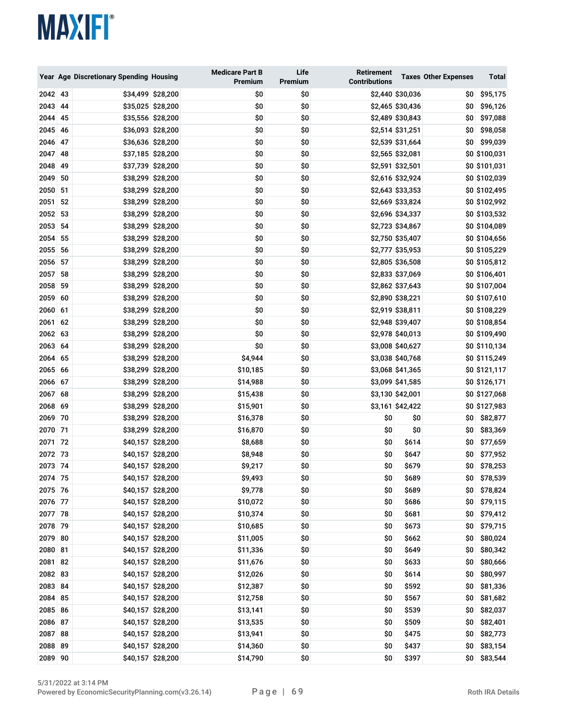| Year | Age | Discretionary Spending | Housing | Medicare Part B Premium | Life Premium | Retirement Contributions | Taxes | Other Expenses | Total |
|---|---|---|---|---|---|---|---|---|---|
| 2042 | 43 | $34,499 | $28,200 | $0 | $0 | $2,440 | $30,036 | $0 | $95,175 |
| 2043 | 44 | $35,025 | $28,200 | $0 | $0 | $2,465 | $30,436 | $0 | $96,126 |
| 2044 | 45 | $35,556 | $28,200 | $0 | $0 | $2,489 | $30,843 | $0 | $97,088 |
| 2045 | 46 | $36,093 | $28,200 | $0 | $0 | $2,514 | $31,251 | $0 | $98,058 |
| 2046 | 47 | $36,636 | $28,200 | $0 | $0 | $2,539 | $31,664 | $0 | $99,039 |
| 2047 | 48 | $37,185 | $28,200 | $0 | $0 | $2,565 | $32,081 | $0 | $100,031 |
| 2048 | 49 | $37,739 | $28,200 | $0 | $0 | $2,591 | $32,501 | $0 | $101,031 |
| 2049 | 50 | $38,299 | $28,200 | $0 | $0 | $2,616 | $32,924 | $0 | $102,039 |
| 2050 | 51 | $38,299 | $28,200 | $0 | $0 | $2,643 | $33,353 | $0 | $102,495 |
| 2051 | 52 | $38,299 | $28,200 | $0 | $0 | $2,669 | $33,824 | $0 | $102,992 |
| 2052 | 53 | $38,299 | $28,200 | $0 | $0 | $2,696 | $34,337 | $0 | $103,532 |
| 2053 | 54 | $38,299 | $28,200 | $0 | $0 | $2,723 | $34,867 | $0 | $104,089 |
| 2054 | 55 | $38,299 | $28,200 | $0 | $0 | $2,750 | $35,407 | $0 | $104,656 |
| 2055 | 56 | $38,299 | $28,200 | $0 | $0 | $2,777 | $35,953 | $0 | $105,229 |
| 2056 | 57 | $38,299 | $28,200 | $0 | $0 | $2,805 | $36,508 | $0 | $105,812 |
| 2057 | 58 | $38,299 | $28,200 | $0 | $0 | $2,833 | $37,069 | $0 | $106,401 |
| 2058 | 59 | $38,299 | $28,200 | $0 | $0 | $2,862 | $37,643 | $0 | $107,004 |
| 2059 | 60 | $38,299 | $28,200 | $0 | $0 | $2,890 | $38,221 | $0 | $107,610 |
| 2060 | 61 | $38,299 | $28,200 | $0 | $0 | $2,919 | $38,811 | $0 | $108,229 |
| 2061 | 62 | $38,299 | $28,200 | $0 | $0 | $2,948 | $39,407 | $0 | $108,854 |
| 2062 | 63 | $38,299 | $28,200 | $0 | $0 | $2,978 | $40,013 | $0 | $109,490 |
| 2063 | 64 | $38,299 | $28,200 | $0 | $0 | $3,008 | $40,627 | $0 | $110,134 |
| 2064 | 65 | $38,299 | $28,200 | $4,944 | $0 | $3,038 | $40,768 | $0 | $115,249 |
| 2065 | 66 | $38,299 | $28,200 | $10,185 | $0 | $3,068 | $41,365 | $0 | $121,117 |
| 2066 | 67 | $38,299 | $28,200 | $14,988 | $0 | $3,099 | $41,585 | $0 | $126,171 |
| 2067 | 68 | $38,299 | $28,200 | $15,438 | $0 | $3,130 | $42,001 | $0 | $127,068 |
| 2068 | 69 | $38,299 | $28,200 | $15,901 | $0 | $3,161 | $42,422 | $0 | $127,983 |
| 2069 | 70 | $38,299 | $28,200 | $16,378 | $0 | $0 | $0 | $0 | $82,877 |
| 2070 | 71 | $38,299 | $28,200 | $16,870 | $0 | $0 | $0 | $0 | $83,369 |
| 2071 | 72 | $40,157 | $28,200 | $8,688 | $0 | $0 | $614 | $0 | $77,659 |
| 2072 | 73 | $40,157 | $28,200 | $8,948 | $0 | $0 | $647 | $0 | $77,952 |
| 2073 | 74 | $40,157 | $28,200 | $9,217 | $0 | $0 | $679 | $0 | $78,253 |
| 2074 | 75 | $40,157 | $28,200 | $9,493 | $0 | $0 | $689 | $0 | $78,539 |
| 2075 | 76 | $40,157 | $28,200 | $9,778 | $0 | $0 | $689 | $0 | $78,824 |
| 2076 | 77 | $40,157 | $28,200 | $10,072 | $0 | $0 | $686 | $0 | $79,115 |
| 2077 | 78 | $40,157 | $28,200 | $10,374 | $0 | $0 | $681 | $0 | $79,412 |
| 2078 | 79 | $40,157 | $28,200 | $10,685 | $0 | $0 | $673 | $0 | $79,715 |
| 2079 | 80 | $40,157 | $28,200 | $11,005 | $0 | $0 | $662 | $0 | $80,024 |
| 2080 | 81 | $40,157 | $28,200 | $11,336 | $0 | $0 | $649 | $0 | $80,342 |
| 2081 | 82 | $40,157 | $28,200 | $11,676 | $0 | $0 | $633 | $0 | $80,666 |
| 2082 | 83 | $40,157 | $28,200 | $12,026 | $0 | $0 | $614 | $0 | $80,997 |
| 2083 | 84 | $40,157 | $28,200 | $12,387 | $0 | $0 | $592 | $0 | $81,336 |
| 2084 | 85 | $40,157 | $28,200 | $12,758 | $0 | $0 | $567 | $0 | $81,682 |
| 2085 | 86 | $40,157 | $28,200 | $13,141 | $0 | $0 | $539 | $0 | $82,037 |
| 2086 | 87 | $40,157 | $28,200 | $13,535 | $0 | $0 | $509 | $0 | $82,401 |
| 2087 | 88 | $40,157 | $28,200 | $13,941 | $0 | $0 | $475 | $0 | $82,773 |
| 2088 | 89 | $40,157 | $28,200 | $14,360 | $0 | $0 | $437 | $0 | $83,154 |
| 2089 | 90 | $40,157 | $28,200 | $14,790 | $0 | $0 | $397 | $0 | $83,544 |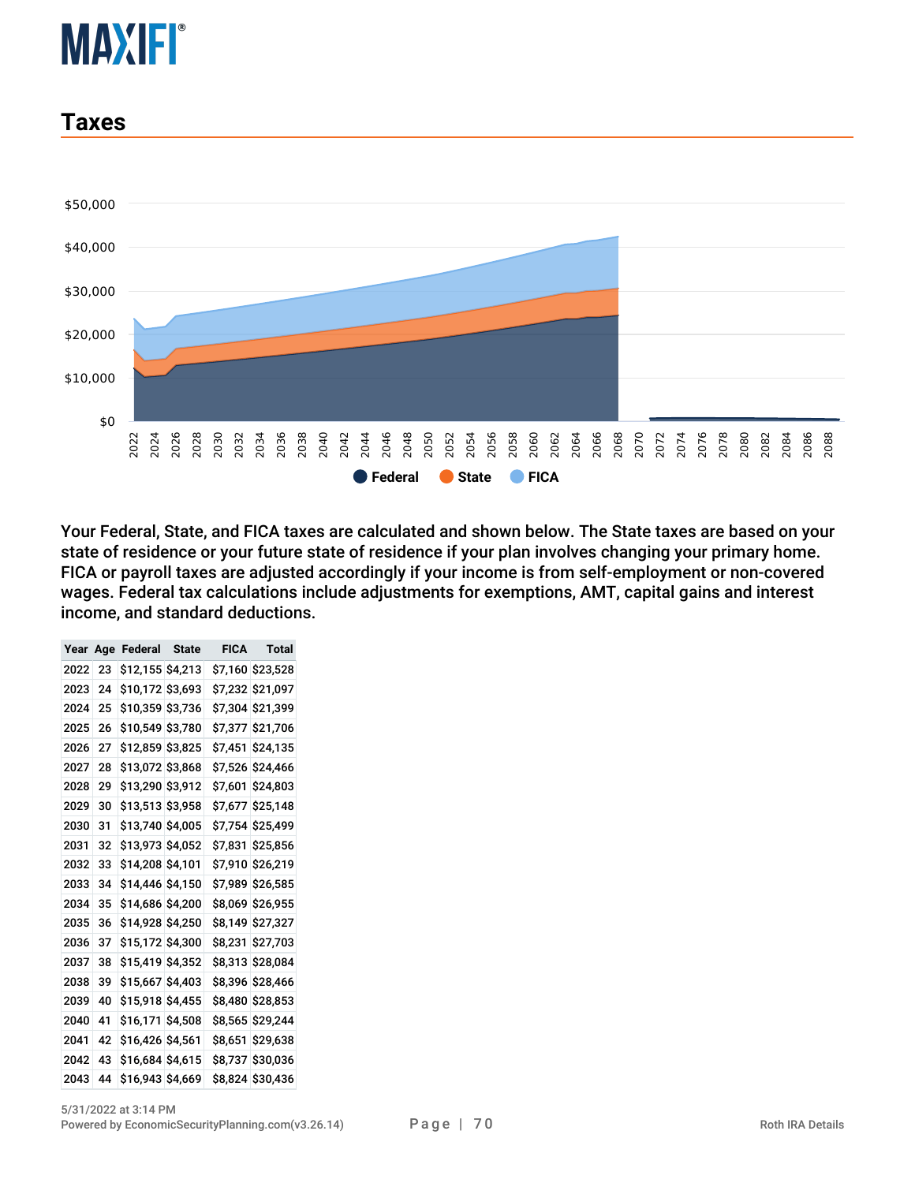## Taxes

Your Federal, State, and FICA taxes are calculated and shown below. The State taxes are based on your state of residence or your future state of residence if your plan involves changing your primary home. FICA or payroll taxes are adjusted accordingly if your income is from self-employment or non-covered wages. Federal tax calculations include adjustments for exemptions, AMT, capital gains and interest income, and standard deductions.

| Year | Age | Federal | State | FICA | Total |
|---|---|---|---|---|---|
| 2022 | 23 | $12,155 | $4,213 | $7,160 | $23,528 |
| 2023 | 24 | $10,172 | $3,693 | $7,232 | $21,097 |
| 2024 | 25 | $10,359 | $3,736 | $7,304 | $21,399 |
| 2025 | 26 | $10,549 | $3,780 | $7,377 | $21,706 |
| 2026 | 27 | $12,859 | $3,825 | $7,451 | $24,135 |
| 2027 | 28 | $13,072 | $3,868 | $7,526 | $24,466 |
| 2028 | 29 | $13,290 | $3,912 | $7,601 | $24,803 |
| 2029 | 30 | $13,513 | $3,958 | $7,677 | $25,148 |
| 2030 | 31 | $13,740 | $4,005 | $7,754 | $25,499 |
| 2031 | 32 | $13,973 | $4,052 | $7,831 | $25,856 |
| 2032 | 33 | $14,208 | $4,101 | $7,910 | $26,219 |
| 2033 | 34 | $14,446 | $4,150 | $7,989 | $26,585 |
| 2034 | 35 | $14,686 | $4,200 | $8,069 | $26,955 |
| 2035 | 36 | $14,928 | $4,250 | $8,149 | $27,327 |
| 2036 | 37 | $15,172 | $4,300 | $8,231 | $27,703 |
| 2037 | 38 | $15,419 | $4,352 | $8,313 | $28,084 |
| 2038 | 39 | $15,667 | $4,403 | $8,396 | $28,466 |
| 2039 | 40 | $15,918 | $4,455 | $8,480 | $28,853 |
| 2040 | 41 | $16,171 | $4,508 | $8,565 | $29,244 |
| 2041 | 42 | $16,426 | $4,561 | $8,651 | $29,638 |
| 2042 | 43 | $16,684 | $4,615 | $8,737 | $30,036 |
| 2043 | 44 | $16,943 | $4,669 | $8,824 | $30,436 |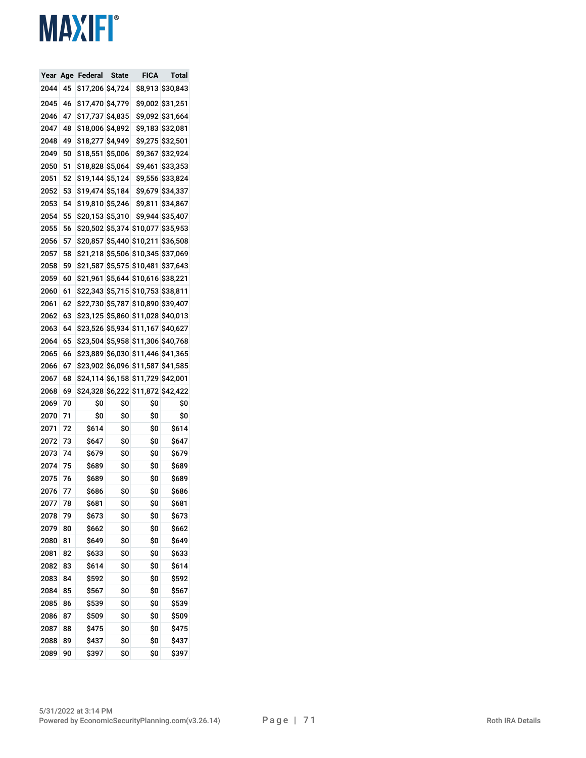| Year | Age | Federal | State | FICA | Total |
|---|---|---|---|---|---|
| 2044 | 45 | $17,206 | $4,724 | $8,913 | $30,843 |
| 2045 | 46 | $17,470 | $4,779 | $9,002 | $31,251 |
| 2046 | 47 | $17,737 | $4,835 | $9,092 | $31,664 |
| 2047 | 48 | $18,006 | $4,892 | $9,183 | $32,081 |
| 2048 | 49 | $18,277 | $4,949 | $9,275 | $32,501 |
| 2049 | 50 | $18,551 | $5,006 | $9,367 | $32,924 |
| 2050 | 51 | $18,828 | $5,064 | $9,461 | $33,353 |
| 2051 | 52 | $19,144 | $5,124 | $9,556 | $33,824 |
| 2052 | 53 | $19,474 | $5,184 | $9,679 | $34,337 |
| 2053 | 54 | $19,810 | $5,246 | $9,811 | $34,867 |
| 2054 | 55 | $20,153 | $5,310 | $9,944 | $35,407 |
| 2055 | 56 | $20,502 | $5,374 | $10,077 | $35,953 |
| 2056 | 57 | $20,857 | $5,440 | $10,211 | $36,508 |
| 2057 | 58 | $21,218 | $5,506 | $10,345 | $37,069 |
| 2058 | 59 | $21,587 | $5,575 | $10,481 | $37,643 |
| 2059 | 60 | $21,961 | $5,644 | $10,616 | $38,221 |
| 2060 | 61 | $22,343 | $5,715 | $10,753 | $38,811 |
| 2061 | 62 | $22,730 | $5,787 | $10,890 | $39,407 |
| 2062 | 63 | $23,125 | $5,860 | $11,028 | $40,013 |
| 2063 | 64 | $23,526 | $5,934 | $11,167 | $40,627 |
| 2064 | 65 | $23,504 | $5,958 | $11,306 | $40,768 |
| 2065 | 66 | $23,889 | $6,030 | $11,446 | $41,365 |
| 2066 | 67 | $23,902 | $6,096 | $11,587 | $41,585 |
| 2067 | 68 | $24,114 | $6,158 | $11,729 | $42,001 |
| 2068 | 69 | $24,328 | $6,222 | $11,872 | $42,422 |
| 2069 | 70 | $0 | $0 | $0 | $0 |
| 2070 | 71 | $0 | $0 | $0 | $0 |
| 2071 | 72 | $614 | $0 | $0 | $614 |
| 2072 | 73 | $647 | $0 | $0 | $647 |
| 2073 | 74 | $679 | $0 | $0 | $679 |
| 2074 | 75 | $689 | $0 | $0 | $689 |
| 2075 | 76 | $689 | $0 | $0 | $689 |
| 2076 | 77 | $686 | $0 | $0 | $686 |
| 2077 | 78 | $681 | $0 | $0 | $681 |
| 2078 | 79 | $673 | $0 | $0 | $673 |
| 2079 | 80 | $662 | $0 | $0 | $662 |
| 2080 | 81 | $649 | $0 | $0 | $649 |
| 2081 | 82 | $633 | $0 | $0 | $633 |
| 2082 | 83 | $614 | $0 | $0 | $614 |
| 2083 | 84 | $592 | $0 | $0 | $592 |
| 2084 | 85 | $567 | $0 | $0 | $567 |
| 2085 | 86 | $539 | $0 | $0 | $539 |
| 2086 | 87 | $509 | $0 | $0 | $509 |
| 2087 | 88 | $475 | $0 | $0 | $475 |
| 2088 | 89 | $437 | $0 | $0 | $437 |
| 2089 | 90 | $397 | $0 | $0 | $397 |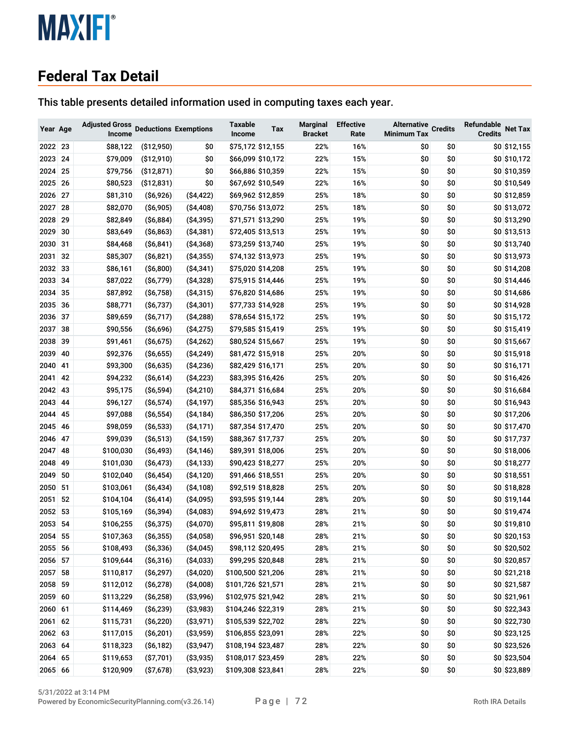## Federal Tax Detail

This table presents detailed information used in computing taxes each year.

| Year | Age | Adjusted Gross Income | Deductions | Exemptions | Taxable Income | Tax | Marginal Bracket | Effective Rate | Alternative Minimum Tax | Credits | Refundable Credits | Net Tax |
|---|---|---|---|---|---|---|---|---|---|---|---|---|
| 2022 | 23 | $88,122 | ($12,950) | $0 | $75,172 | $12,155 | 22% | 16% | $0 | $0 | $0 | $12,155 |
| 2023 | 24 | $79,009 | ($12,910) | $0 | $66,099 | $10,172 | 22% | 15% | $0 | $0 | $0 | $10,172 |
| 2024 | 25 | $79,756 | ($12,871) | $0 | $66,886 | $10,359 | 22% | 15% | $0 | $0 | $0 | $10,359 |
| 2025 | 26 | $80,523 | ($12,831) | $0 | $67,692 | $10,549 | 22% | 16% | $0 | $0 | $0 | $10,549 |
| 2026 | 27 | $81,310 | ($6,926) | ($4,422) | $69,962 | $12,859 | 25% | 18% | $0 | $0 | $0 | $12,859 |
| 2027 | 28 | $82,070 | ($6,905) | ($4,408) | $70,756 | $13,072 | 25% | 18% | $0 | $0 | $0 | $13,072 |
| 2028 | 29 | $82,849 | ($6,884) | ($4,395) | $71,571 | $13,290 | 25% | 19% | $0 | $0 | $0 | $13,290 |
| 2029 | 30 | $83,649 | ($6,863) | ($4,381) | $72,405 | $13,513 | 25% | 19% | $0 | $0 | $0 | $13,513 |
| 2030 | 31 | $84,468 | ($6,841) | ($4,368) | $73,259 | $13,740 | 25% | 19% | $0 | $0 | $0 | $13,740 |
| 2031 | 32 | $85,307 | ($6,821) | ($4,355) | $74,132 | $13,973 | 25% | 19% | $0 | $0 | $0 | $13,973 |
| 2032 | 33 | $86,161 | ($6,800) | ($4,341) | $75,020 | $14,208 | 25% | 19% | $0 | $0 | $0 | $14,208 |
| 2033 | 34 | $87,022 | ($6,779) | ($4,328) | $75,915 | $14,446 | 25% | 19% | $0 | $0 | $0 | $14,446 |
| 2034 | 35 | $87,892 | ($6,758) | ($4,315) | $76,820 | $14,686 | 25% | 19% | $0 | $0 | $0 | $14,686 |
| 2035 | 36 | $88,771 | ($6,737) | ($4,301) | $77,733 | $14,928 | 25% | 19% | $0 | $0 | $0 | $14,928 |
| 2036 | 37 | $89,659 | ($6,717) | ($4,288) | $78,654 | $15,172 | 25% | 19% | $0 | $0 | $0 | $15,172 |
| 2037 | 38 | $90,556 | ($6,696) | ($4,275) | $79,585 | $15,419 | 25% | 19% | $0 | $0 | $0 | $15,419 |
| 2038 | 39 | $91,461 | ($6,675) | ($4,262) | $80,524 | $15,667 | 25% | 19% | $0 | $0 | $0 | $15,667 |
| 2039 | 40 | $92,376 | ($6,655) | ($4,249) | $81,472 | $15,918 | 25% | 20% | $0 | $0 | $0 | $15,918 |
| 2040 | 41 | $93,300 | ($6,635) | ($4,236) | $82,429 | $16,171 | 25% | 20% | $0 | $0 | $0 | $16,171 |
| 2041 | 42 | $94,232 | ($6,614) | ($4,223) | $83,395 | $16,426 | 25% | 20% | $0 | $0 | $0 | $16,426 |
| 2042 | 43 | $95,175 | ($6,594) | ($4,210) | $84,371 | $16,684 | 25% | 20% | $0 | $0 | $0 | $16,684 |
| 2043 | 44 | $96,127 | ($6,574) | ($4,197) | $85,356 | $16,943 | 25% | 20% | $0 | $0 | $0 | $16,943 |
| 2044 | 45 | $97,088 | ($6,554) | ($4,184) | $86,350 | $17,206 | 25% | 20% | $0 | $0 | $0 | $17,206 |
| 2045 | 46 | $98,059 | ($6,533) | ($4,171) | $87,354 | $17,470 | 25% | 20% | $0 | $0 | $0 | $17,470 |
| 2046 | 47 | $99,039 | ($6,513) | ($4,159) | $88,367 | $17,737 | 25% | 20% | $0 | $0 | $0 | $17,737 |
| 2047 | 48 | $100,030 | ($6,493) | ($4,146) | $89,391 | $18,006 | 25% | 20% | $0 | $0 | $0 | $18,006 |
| 2048 | 49 | $101,030 | ($6,473) | ($4,133) | $90,423 | $18,277 | 25% | 20% | $0 | $0 | $0 | $18,277 |
| 2049 | 50 | $102,040 | ($6,454) | ($4,120) | $91,466 | $18,551 | 25% | 20% | $0 | $0 | $0 | $18,551 |
| 2050 | 51 | $103,061 | ($6,434) | ($4,108) | $92,519 | $18,828 | 25% | 20% | $0 | $0 | $0 | $18,828 |
| 2051 | 52 | $104,104 | ($6,414) | ($4,095) | $93,595 | $19,144 | 28% | 20% | $0 | $0 | $0 | $19,144 |
| 2052 | 53 | $105,169 | ($6,394) | ($4,083) | $94,692 | $19,473 | 28% | 21% | $0 | $0 | $0 | $19,474 |
| 2053 | 54 | $106,255 | ($6,375) | ($4,070) | $95,811 | $19,808 | 28% | 21% | $0 | $0 | $0 | $19,810 |
| 2054 | 55 | $107,363 | ($6,355) | ($4,058) | $96,951 | $20,148 | 28% | 21% | $0 | $0 | $0 | $20,153 |
| 2055 | 56 | $108,493 | ($6,336) | ($4,045) | $98,112 | $20,495 | 28% | 21% | $0 | $0 | $0 | $20,502 |
| 2056 | 57 | $109,644 | ($6,316) | ($4,033) | $99,295 | $20,848 | 28% | 21% | $0 | $0 | $0 | $20,857 |
| 2057 | 58 | $110,817 | ($6,297) | ($4,020) | $100,500 | $21,206 | 28% | 21% | $0 | $0 | $0 | $21,218 |
| 2058 | 59 | $112,012 | ($6,278) | ($4,008) | $101,726 | $21,571 | 28% | 21% | $0 | $0 | $0 | $21,587 |
| 2059 | 60 | $113,229 | ($6,258) | ($3,996) | $102,975 | $21,942 | 28% | 21% | $0 | $0 | $0 | $21,961 |
| 2060 | 61 | $114,469 | ($6,239) | ($3,983) | $104,246 | $22,319 | 28% | 21% | $0 | $0 | $0 | $22,343 |
| 2061 | 62 | $115,731 | ($6,220) | ($3,971) | $105,539 | $22,702 | 28% | 22% | $0 | $0 | $0 | $22,730 |
| 2062 | 63 | $117,015 | ($6,201) | ($3,959) | $106,855 | $23,091 | 28% | 22% | $0 | $0 | $0 | $23,125 |
| 2063 | 64 | $118,323 | ($6,182) | ($3,947) | $108,194 | $23,487 | 28% | 22% | $0 | $0 | $0 | $23,526 |
| 2064 | 65 | $119,653 | ($7,701) | ($3,935) | $108,017 | $23,459 | 28% | 22% | $0 | $0 | $0 | $23,504 |
| 2065 | 66 | $120,909 | ($7,678) | ($3,923) | $109,308 | $23,841 | 28% | 22% | $0 | $0 | $0 | $23,889 |

5/31/2022 at 3:14 PM
Powered by EconomicSecurityPlanning.com(v3.26.14)

Roth IRA Details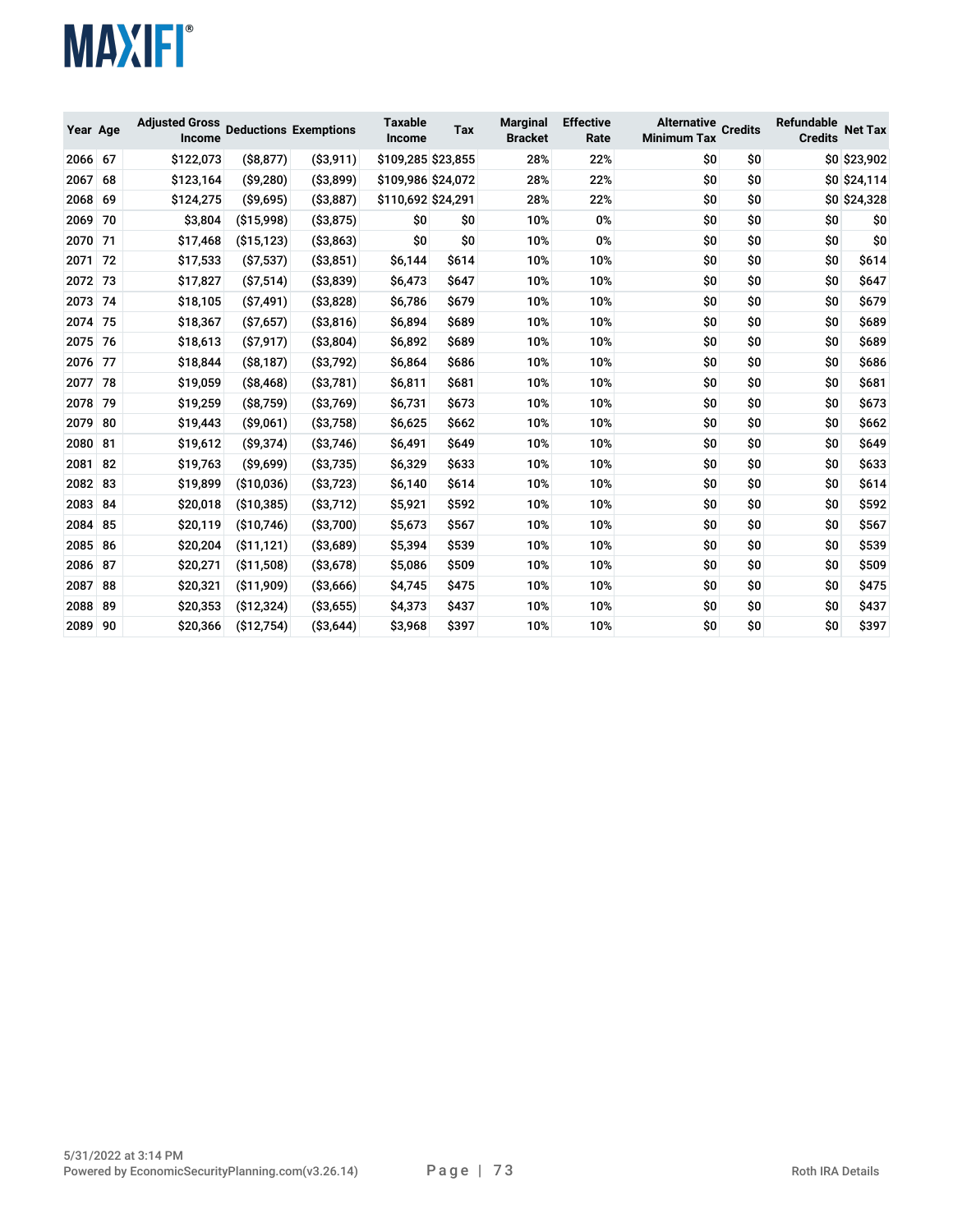| Year | Age | Adjusted Gross Income | Deductions | Exemptions | Taxable Income | Tax | Marginal Bracket | Effective Rate | Alternative Minimum Tax | Credits | Refundable Credits | Net Tax |
|---|---|---|---|---|---|---|---|---|---|---|---|---|
| 2066 | 67 | $122,073 | ($8,877) | ($3,911) | $109,285 | $23,855 | 28% | 22% | $0 | $0 | $0 | $23,902 |
| 2067 | 68 | $123,164 | ($9,280) | ($3,899) | $109,986 | $24,072 | 28% | 22% | $0 | $0 | $0 | $24,114 |
| 2068 | 69 | $124,275 | ($9,695) | ($3,887) | $110,692 | $24,291 | 28% | 22% | $0 | $0 | $0 | $24,328 |
| 2069 | 70 | $3,804 | ($15,998) | ($3,875) | $0 | $0 | 10% | 0% | $0 | $0 | $0 | $0 |
| 2070 | 71 | $17,468 | ($15,123) | ($3,863) | $0 | $0 | 10% | 0% | $0 | $0 | $0 | $0 |
| 2071 | 72 | $17,533 | ($7,537) | ($3,851) | $6,144 | $614 | 10% | 10% | $0 | $0 | $0 | $614 |
| 2072 | 73 | $17,827 | ($7,514) | ($3,839) | $6,473 | $647 | 10% | 10% | $0 | $0 | $0 | $647 |
| 2073 | 74 | $18,105 | ($7,491) | ($3,828) | $6,786 | $679 | 10% | 10% | $0 | $0 | $0 | $679 |
| 2074 | 75 | $18,367 | ($7,657) | ($3,816) | $6,894 | $689 | 10% | 10% | $0 | $0 | $0 | $689 |
| 2075 | 76 | $18,613 | ($7,917) | ($3,804) | $6,892 | $689 | 10% | 10% | $0 | $0 | $0 | $689 |
| 2076 | 77 | $18,844 | ($8,187) | ($3,792) | $6,864 | $686 | 10% | 10% | $0 | $0 | $0 | $686 |
| 2077 | 78 | $19,059 | ($8,468) | ($3,781) | $6,811 | $681 | 10% | 10% | $0 | $0 | $0 | $681 |
| 2078 | 79 | $19,259 | ($8,759) | ($3,769) | $6,731 | $673 | 10% | 10% | $0 | $0 | $0 | $673 |
| 2079 | 80 | $19,443 | ($9,061) | ($3,758) | $6,625 | $662 | 10% | 10% | $0 | $0 | $0 | $662 |
| 2080 | 81 | $19,612 | ($9,374) | ($3,746) | $6,491 | $649 | 10% | 10% | $0 | $0 | $0 | $649 |
| 2081 | 82 | $19,763 | ($9,699) | ($3,735) | $6,329 | $633 | 10% | 10% | $0 | $0 | $0 | $633 |
| 2082 | 83 | $19,899 | ($10,036) | ($3,723) | $6,140 | $614 | 10% | 10% | $0 | $0 | $0 | $614 |
| 2083 | 84 | $20,018 | ($10,385) | ($3,712) | $5,921 | $592 | 10% | 10% | $0 | $0 | $0 | $592 |
| 2084 | 85 | $20,119 | ($10,746) | ($3,700) | $5,673 | $567 | 10% | 10% | $0 | $0 | $0 | $567 |
| 2085 | 86 | $20,204 | ($11,121) | ($3,689) | $5,394 | $539 | 10% | 10% | $0 | $0 | $0 | $539 |
| 2086 | 87 | $20,271 | ($11,508) | ($3,678) | $5,086 | $509 | 10% | 10% | $0 | $0 | $0 | $509 |
| 2087 | 88 | $20,321 | ($11,909) | ($3,666) | $4,745 | $475 | 10% | 10% | $0 | $0 | $0 | $475 |
| 2088 | 89 | $20,353 | ($12,324) | ($3,655) | $4,373 | $437 | 10% | 10% | $0 | $0 | $0 | $437 |
| 2089 | 90 | $20,366 | ($12,754) | ($3,644) | $3,968 | $397 | 10% | 10% | $0 | $0 | $0 | $397 |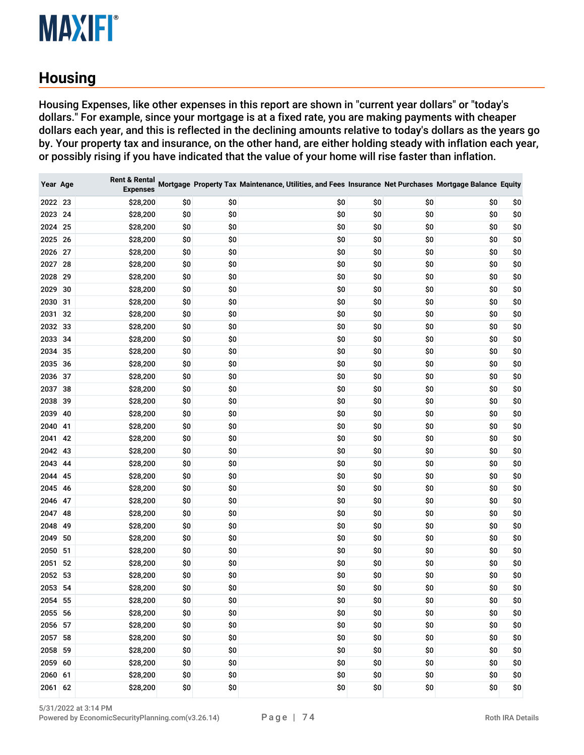## Housing

Housing Expenses, like other expenses in this report are shown in "current year dollars" or "today's dollars." For example, since your mortgage is at a fixed rate, you are making payments with cheaper dollars each year, and this is reflected in the declining amounts relative to today's dollars as the years go by. Your property tax and insurance, on the other hand, are either holding steady with inflation each year, or possibly rising if you have indicated that the value of your home will rise faster than inflation.

| Year | Age | Rent & Rental Expenses | Mortgage | Property Tax | Maintenance, Utilities, and Fees | Insurance | Net Purchases | Mortgage Balance | Equity |
|---|---|---|---|---|---|---|---|---|---|
| 2022 | 23 | $28,200 | $0 | $0 | $0 | $0 | $0 | $0 | $0 |
| 2023 | 24 | $28,200 | $0 | $0 | $0 | $0 | $0 | $0 | $0 |
| 2024 | 25 | $28,200 | $0 | $0 | $0 | $0 | $0 | $0 | $0 |
| 2025 | 26 | $28,200 | $0 | $0 | $0 | $0 | $0 | $0 | $0 |
| 2026 | 27 | $28,200 | $0 | $0 | $0 | $0 | $0 | $0 | $0 |
| 2027 | 28 | $28,200 | $0 | $0 | $0 | $0 | $0 | $0 | $0 |
| 2028 | 29 | $28,200 | $0 | $0 | $0 | $0 | $0 | $0 | $0 |
| 2029 | 30 | $28,200 | $0 | $0 | $0 | $0 | $0 | $0 | $0 |
| 2030 | 31 | $28,200 | $0 | $0 | $0 | $0 | $0 | $0 | $0 |
| 2031 | 32 | $28,200 | $0 | $0 | $0 | $0 | $0 | $0 | $0 |
| 2032 | 33 | $28,200 | $0 | $0 | $0 | $0 | $0 | $0 | $0 |
| 2033 | 34 | $28,200 | $0 | $0 | $0 | $0 | $0 | $0 | $0 |
| 2034 | 35 | $28,200 | $0 | $0 | $0 | $0 | $0 | $0 | $0 |
| 2035 | 36 | $28,200 | $0 | $0 | $0 | $0 | $0 | $0 | $0 |
| 2036 | 37 | $28,200 | $0 | $0 | $0 | $0 | $0 | $0 | $0 |
| 2037 | 38 | $28,200 | $0 | $0 | $0 | $0 | $0 | $0 | $0 |
| 2038 | 39 | $28,200 | $0 | $0 | $0 | $0 | $0 | $0 | $0 |
| 2039 | 40 | $28,200 | $0 | $0 | $0 | $0 | $0 | $0 | $0 |
| 2040 | 41 | $28,200 | $0 | $0 | $0 | $0 | $0 | $0 | $0 |
| 2041 | 42 | $28,200 | $0 | $0 | $0 | $0 | $0 | $0 | $0 |
| 2042 | 43 | $28,200 | $0 | $0 | $0 | $0 | $0 | $0 | $0 |
| 2043 | 44 | $28,200 | $0 | $0 | $0 | $0 | $0 | $0 | $0 |
| 2044 | 45 | $28,200 | $0 | $0 | $0 | $0 | $0 | $0 | $0 |
| 2045 | 46 | $28,200 | $0 | $0 | $0 | $0 | $0 | $0 | $0 |
| 2046 | 47 | $28,200 | $0 | $0 | $0 | $0 | $0 | $0 | $0 |
| 2047 | 48 | $28,200 | $0 | $0 | $0 | $0 | $0 | $0 | $0 |
| 2048 | 49 | $28,200 | $0 | $0 | $0 | $0 | $0 | $0 | $0 |
| 2049 | 50 | $28,200 | $0 | $0 | $0 | $0 | $0 | $0 | $0 |
| 2050 | 51 | $28,200 | $0 | $0 | $0 | $0 | $0 | $0 | $0 |
| 2051 | 52 | $28,200 | $0 | $0 | $0 | $0 | $0 | $0 | $0 |
| 2052 | 53 | $28,200 | $0 | $0 | $0 | $0 | $0 | $0 | $0 |
| 2053 | 54 | $28,200 | $0 | $0 | $0 | $0 | $0 | $0 | $0 |
| 2054 | 55 | $28,200 | $0 | $0 | $0 | $0 | $0 | $0 | $0 |
| 2055 | 56 | $28,200 | $0 | $0 | $0 | $0 | $0 | $0 | $0 |
| 2056 | 57 | $28,200 | $0 | $0 | $0 | $0 | $0 | $0 | $0 |
| 2057 | 58 | $28,200 | $0 | $0 | $0 | $0 | $0 | $0 | $0 |
| 2058 | 59 | $28,200 | $0 | $0 | $0 | $0 | $0 | $0 | $0 |
| 2059 | 60 | $28,200 | $0 | $0 | $0 | $0 | $0 | $0 | $0 |
| 2060 | 61 | $28,200 | $0 | $0 | $0 | $0 | $0 | $0 | $0 |
| 2061 | 62 | $28,200 | $0 | $0 | $0 | $0 | $0 | $0 | $0 |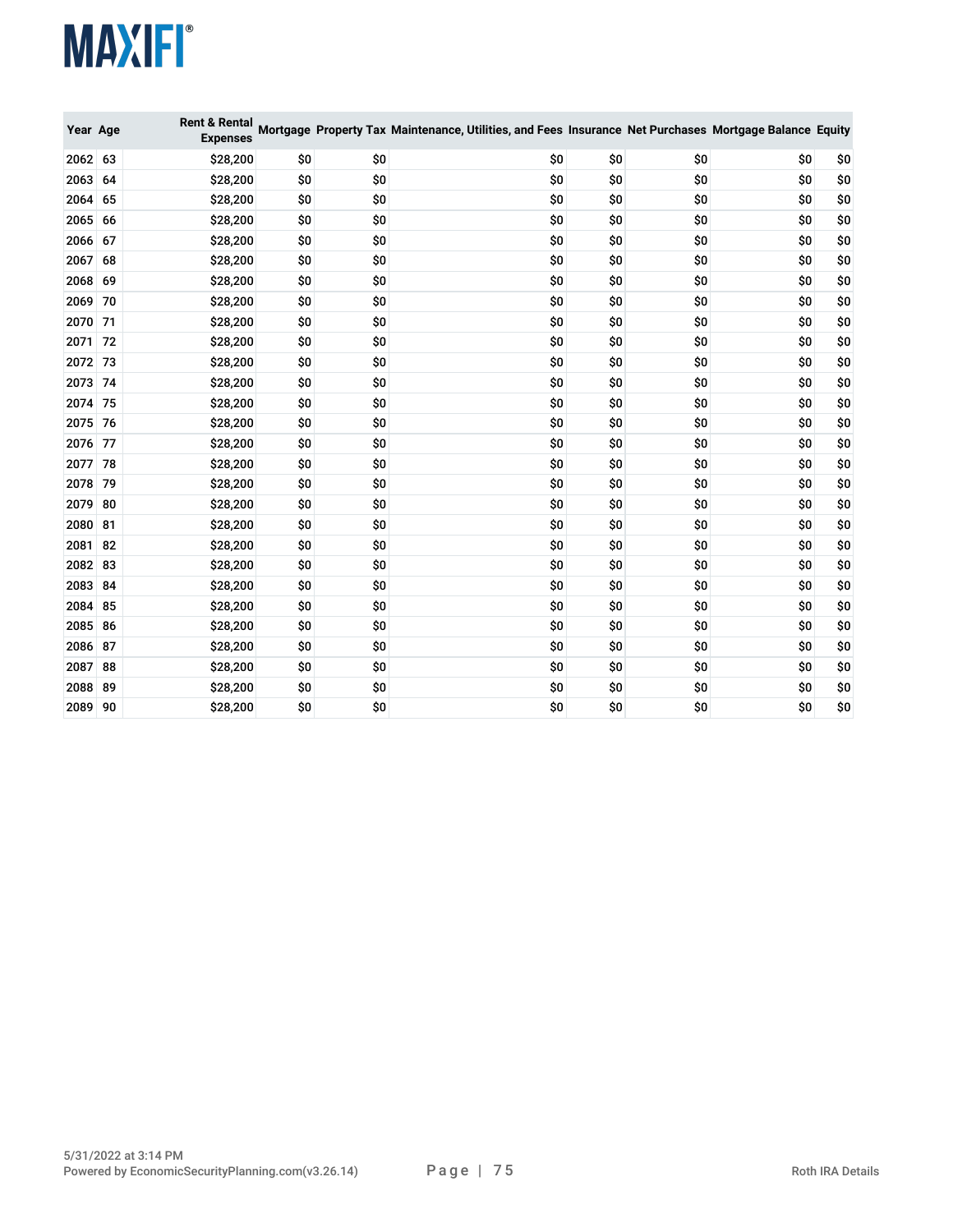| Year | Age | Rent & Rental Expenses | Mortgage | Property Tax | Maintenance, Utilities, and Fees | Insurance | Net Purchases | Mortgage Balance | Equity |
|---|---|---|---|---|---|---|---|---|---|
| 2062 | 63 | $28,200 | $0 | $0 | $0 | $0 | $0 | $0 | $0 |
| 2063 | 64 | $28,200 | $0 | $0 | $0 | $0 | $0 | $0 | $0 |
| 2064 | 65 | $28,200 | $0 | $0 | $0 | $0 | $0 | $0 | $0 |
| 2065 | 66 | $28,200 | $0 | $0 | $0 | $0 | $0 | $0 | $0 |
| 2066 | 67 | $28,200 | $0 | $0 | $0 | $0 | $0 | $0 | $0 |
| 2067 | 68 | $28,200 | $0 | $0 | $0 | $0 | $0 | $0 | $0 |
| 2068 | 69 | $28,200 | $0 | $0 | $0 | $0 | $0 | $0 | $0 |
| 2069 | 70 | $28,200 | $0 | $0 | $0 | $0 | $0 | $0 | $0 |
| 2070 | 71 | $28,200 | $0 | $0 | $0 | $0 | $0 | $0 | $0 |
| 2071 | 72 | $28,200 | $0 | $0 | $0 | $0 | $0 | $0 | $0 |
| 2072 | 73 | $28,200 | $0 | $0 | $0 | $0 | $0 | $0 | $0 |
| 2073 | 74 | $28,200 | $0 | $0 | $0 | $0 | $0 | $0 | $0 |
| 2074 | 75 | $28,200 | $0 | $0 | $0 | $0 | $0 | $0 | $0 |
| 2075 | 76 | $28,200 | $0 | $0 | $0 | $0 | $0 | $0 | $0 |
| 2076 | 77 | $28,200 | $0 | $0 | $0 | $0 | $0 | $0 | $0 |
| 2077 | 78 | $28,200 | $0 | $0 | $0 | $0 | $0 | $0 | $0 |
| 2078 | 79 | $28,200 | $0 | $0 | $0 | $0 | $0 | $0 | $0 |
| 2079 | 80 | $28,200 | $0 | $0 | $0 | $0 | $0 | $0 | $0 |
| 2080 | 81 | $28,200 | $0 | $0 | $0 | $0 | $0 | $0 | $0 |
| 2081 | 82 | $28,200 | $0 | $0 | $0 | $0 | $0 | $0 | $0 |
| 2082 | 83 | $28,200 | $0 | $0 | $0 | $0 | $0 | $0 | $0 |
| 2083 | 84 | $28,200 | $0 | $0 | $0 | $0 | $0 | $0 | $0 |
| 2084 | 85 | $28,200 | $0 | $0 | $0 | $0 | $0 | $0 | $0 |
| 2085 | 86 | $28,200 | $0 | $0 | $0 | $0 | $0 | $0 | $0 |
| 2086 | 87 | $28,200 | $0 | $0 | $0 | $0 | $0 | $0 | $0 |
| 2087 | 88 | $28,200 | $0 | $0 | $0 | $0 | $0 | $0 | $0 |
| 2088 | 89 | $28,200 | $0 | $0 | $0 | $0 | $0 | $0 | $0 |
| 2089 | 90 | $28,200 | $0 | $0 | $0 | $0 | $0 | $0 | $0 |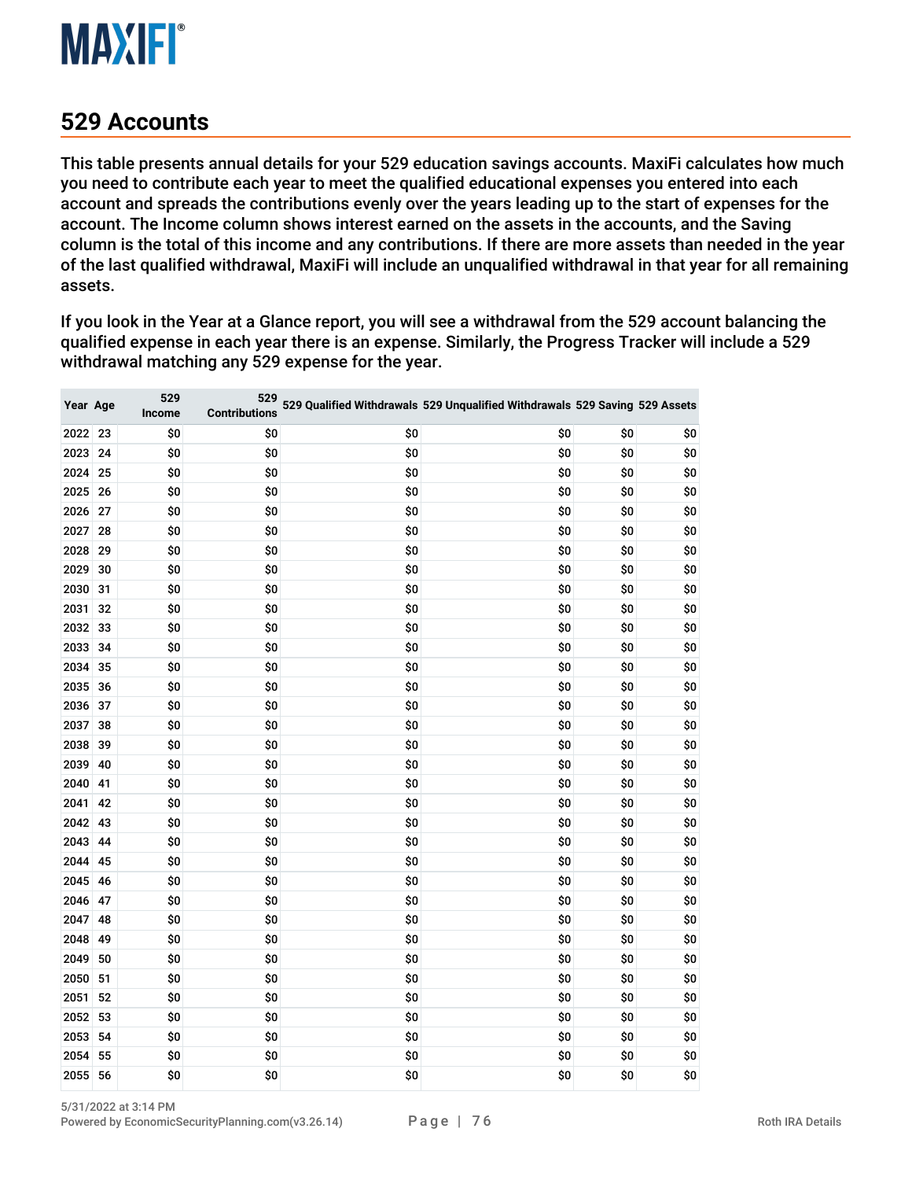## 529 Accounts

This table presents annual details for your 529 education savings accounts. MaxiFi calculates how much you need to contribute each year to meet the qualified educational expenses you entered into each account and spreads the contributions evenly over the years leading up to the start of expenses for the account. The Income column shows interest earned on the assets in the accounts, and the Saving column is the total of this income and any contributions. If there are more assets than needed in the year of the last qualified withdrawal, MaxiFi will include an unqualified withdrawal in that year for all remaining assets.

If you look in the Year at a Glance report, you will see a withdrawal from the 529 account balancing the qualified expense in each year there is an expense. Similarly, the Progress Tracker will include a 529 withdrawal matching any 529 expense for the year.

| Year | Age | 529 Income | 529 Contributions | 529 Qualified Withdrawals | 529 Unqualified Withdrawals | 529 Saving | 529 Assets |
|---|---|---|---|---|---|---|---|
| 2022 | 23 | $0 | $0 | $0 | $0 | $0 | $0 |
| 2023 | 24 | $0 | $0 | $0 | $0 | $0 | $0 |
| 2024 | 25 | $0 | $0 | $0 | $0 | $0 | $0 |
| 2025 | 26 | $0 | $0 | $0 | $0 | $0 | $0 |
| 2026 | 27 | $0 | $0 | $0 | $0 | $0 | $0 |
| 2027 | 28 | $0 | $0 | $0 | $0 | $0 | $0 |
| 2028 | 29 | $0 | $0 | $0 | $0 | $0 | $0 |
| 2029 | 30 | $0 | $0 | $0 | $0 | $0 | $0 |
| 2030 | 31 | $0 | $0 | $0 | $0 | $0 | $0 |
| 2031 | 32 | $0 | $0 | $0 | $0 | $0 | $0 |
| 2032 | 33 | $0 | $0 | $0 | $0 | $0 | $0 |
| 2033 | 34 | $0 | $0 | $0 | $0 | $0 | $0 |
| 2034 | 35 | $0 | $0 | $0 | $0 | $0 | $0 |
| 2035 | 36 | $0 | $0 | $0 | $0 | $0 | $0 |
| 2036 | 37 | $0 | $0 | $0 | $0 | $0 | $0 |
| 2037 | 38 | $0 | $0 | $0 | $0 | $0 | $0 |
| 2038 | 39 | $0 | $0 | $0 | $0 | $0 | $0 |
| 2039 | 40 | $0 | $0 | $0 | $0 | $0 | $0 |
| 2040 | 41 | $0 | $0 | $0 | $0 | $0 | $0 |
| 2041 | 42 | $0 | $0 | $0 | $0 | $0 | $0 |
| 2042 | 43 | $0 | $0 | $0 | $0 | $0 | $0 |
| 2043 | 44 | $0 | $0 | $0 | $0 | $0 | $0 |
| 2044 | 45 | $0 | $0 | $0 | $0 | $0 | $0 |
| 2045 | 46 | $0 | $0 | $0 | $0 | $0 | $0 |
| 2046 | 47 | $0 | $0 | $0 | $0 | $0 | $0 |
| 2047 | 48 | $0 | $0 | $0 | $0 | $0 | $0 |
| 2048 | 49 | $0 | $0 | $0 | $0 | $0 | $0 |
| 2049 | 50 | $0 | $0 | $0 | $0 | $0 | $0 |
| 2050 | 51 | $0 | $0 | $0 | $0 | $0 | $0 |
| 2051 | 52 | $0 | $0 | $0 | $0 | $0 | $0 |
| 2052 | 53 | $0 | $0 | $0 | $0 | $0 | $0 |
| 2053 | 54 | $0 | $0 | $0 | $0 | $0 | $0 |
| 2054 | 55 | $0 | $0 | $0 | $0 | $0 | $0 |
| 2055 | 56 | $0 | $0 | $0 | $0 | $0 | $0 |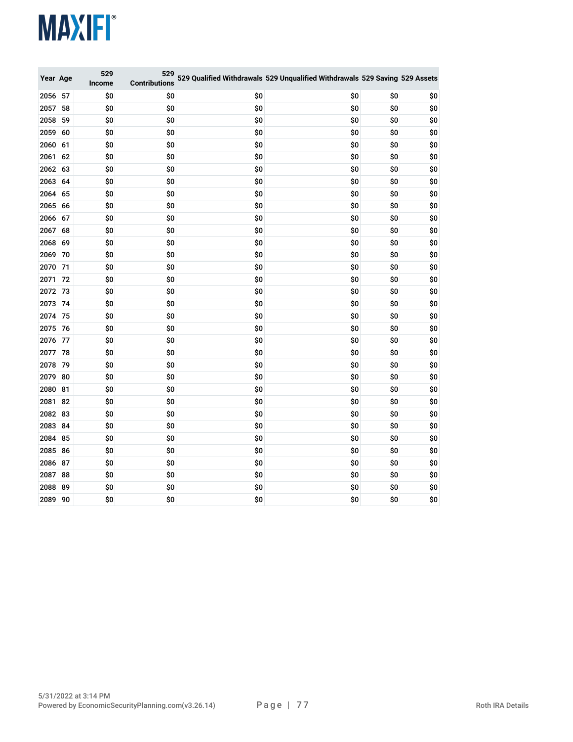| Year | Age | 529 Income | 529 Contributions | 529 Qualified Withdrawals | 529 Unqualified Withdrawals | 529 Saving | 529 Assets |
|---|---|---|---|---|---|---|---|
| 2056 | 57 | $0 | $0 | $0 | $0 | $0 | $0 |
| 2057 | 58 | $0 | $0 | $0 | $0 | $0 | $0 |
| 2058 | 59 | $0 | $0 | $0 | $0 | $0 | $0 |
| 2059 | 60 | $0 | $0 | $0 | $0 | $0 | $0 |
| 2060 | 61 | $0 | $0 | $0 | $0 | $0 | $0 |
| 2061 | 62 | $0 | $0 | $0 | $0 | $0 | $0 |
| 2062 | 63 | $0 | $0 | $0 | $0 | $0 | $0 |
| 2063 | 64 | $0 | $0 | $0 | $0 | $0 | $0 |
| 2064 | 65 | $0 | $0 | $0 | $0 | $0 | $0 |
| 2065 | 66 | $0 | $0 | $0 | $0 | $0 | $0 |
| 2066 | 67 | $0 | $0 | $0 | $0 | $0 | $0 |
| 2067 | 68 | $0 | $0 | $0 | $0 | $0 | $0 |
| 2068 | 69 | $0 | $0 | $0 | $0 | $0 | $0 |
| 2069 | 70 | $0 | $0 | $0 | $0 | $0 | $0 |
| 2070 | 71 | $0 | $0 | $0 | $0 | $0 | $0 |
| 2071 | 72 | $0 | $0 | $0 | $0 | $0 | $0 |
| 2072 | 73 | $0 | $0 | $0 | $0 | $0 | $0 |
| 2073 | 74 | $0 | $0 | $0 | $0 | $0 | $0 |
| 2074 | 75 | $0 | $0 | $0 | $0 | $0 | $0 |
| 2075 | 76 | $0 | $0 | $0 | $0 | $0 | $0 |
| 2076 | 77 | $0 | $0 | $0 | $0 | $0 | $0 |
| 2077 | 78 | $0 | $0 | $0 | $0 | $0 | $0 |
| 2078 | 79 | $0 | $0 | $0 | $0 | $0 | $0 |
| 2079 | 80 | $0 | $0 | $0 | $0 | $0 | $0 |
| 2080 | 81 | $0 | $0 | $0 | $0 | $0 | $0 |
| 2081 | 82 | $0 | $0 | $0 | $0 | $0 | $0 |
| 2082 | 83 | $0 | $0 | $0 | $0 | $0 | $0 |
| 2083 | 84 | $0 | $0 | $0 | $0 | $0 | $0 |
| 2084 | 85 | $0 | $0 | $0 | $0 | $0 | $0 |
| 2085 | 86 | $0 | $0 | $0 | $0 | $0 | $0 |
| 2086 | 87 | $0 | $0 | $0 | $0 | $0 | $0 |
| 2087 | 88 | $0 | $0 | $0 | $0 | $0 | $0 |
| 2088 | 89 | $0 | $0 | $0 | $0 | $0 | $0 |
| 2089 | 90 | $0 | $0 | $0 | $0 | $0 | $0 |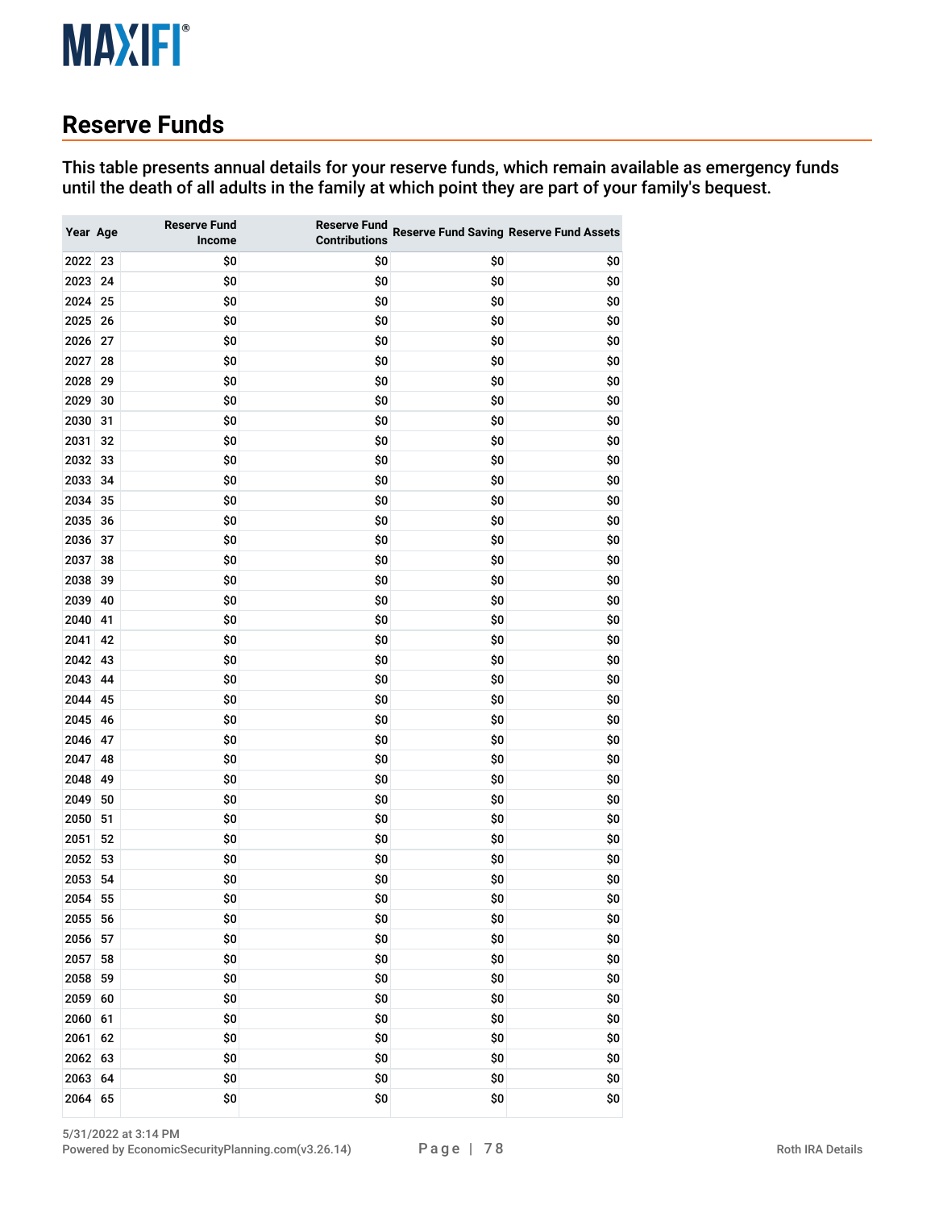## Reserve Funds

**This table presents annual details for your reserve funds, which remain available as emergency funds until the death of all adults in the family at which point they are part of your family's bequest.**

| Year | Age | Reserve Fund Income | Reserve Fund Contributions | Reserve Fund Saving | Reserve Fund Assets |
|---|---|---|---|---|---|
| 2022 | 23 | $0 | $0 | $0 | $0 |
| 2023 | 24 | $0 | $0 | $0 | $0 |
| 2024 | 25 | $0 | $0 | $0 | $0 |
| 2025 | 26 | $0 | $0 | $0 | $0 |
| 2026 | 27 | $0 | $0 | $0 | $0 |
| 2027 | 28 | $0 | $0 | $0 | $0 |
| 2028 | 29 | $0 | $0 | $0 | $0 |
| 2029 | 30 | $0 | $0 | $0 | $0 |
| 2030 | 31 | $0 | $0 | $0 | $0 |
| 2031 | 32 | $0 | $0 | $0 | $0 |
| 2032 | 33 | $0 | $0 | $0 | $0 |
| 2033 | 34 | $0 | $0 | $0 | $0 |
| 2034 | 35 | $0 | $0 | $0 | $0 |
| 2035 | 36 | $0 | $0 | $0 | $0 |
| 2036 | 37 | $0 | $0 | $0 | $0 |
| 2037 | 38 | $0 | $0 | $0 | $0 |
| 2038 | 39 | $0 | $0 | $0 | $0 |
| 2039 | 40 | $0 | $0 | $0 | $0 |
| 2040 | 41 | $0 | $0 | $0 | $0 |
| 2041 | 42 | $0 | $0 | $0 | $0 |
| 2042 | 43 | $0 | $0 | $0 | $0 |
| 2043 | 44 | $0 | $0 | $0 | $0 |
| 2044 | 45 | $0 | $0 | $0 | $0 |
| 2045 | 46 | $0 | $0 | $0 | $0 |
| 2046 | 47 | $0 | $0 | $0 | $0 |
| 2047 | 48 | $0 | $0 | $0 | $0 |
| 2048 | 49 | $0 | $0 | $0 | $0 |
| 2049 | 50 | $0 | $0 | $0 | $0 |
| 2050 | 51 | $0 | $0 | $0 | $0 |
| 2051 | 52 | $0 | $0 | $0 | $0 |
| 2052 | 53 | $0 | $0 | $0 | $0 |
| 2053 | 54 | $0 | $0 | $0 | $0 |
| 2054 | 55 | $0 | $0 | $0 | $0 |
| 2055 | 56 | $0 | $0 | $0 | $0 |
| 2056 | 57 | $0 | $0 | $0 | $0 |
| 2057 | 58 | $0 | $0 | $0 | $0 |
| 2058 | 59 | $0 | $0 | $0 | $0 |
| 2059 | 60 | $0 | $0 | $0 | $0 |
| 2060 | 61 | $0 | $0 | $0 | $0 |
| 2061 | 62 | $0 | $0 | $0 | $0 |
| 2062 | 63 | $0 | $0 | $0 | $0 |
| 2063 | 64 | $0 | $0 | $0 | $0 |
| 2064 | 65 | $0 | $0 | $0 | $0 |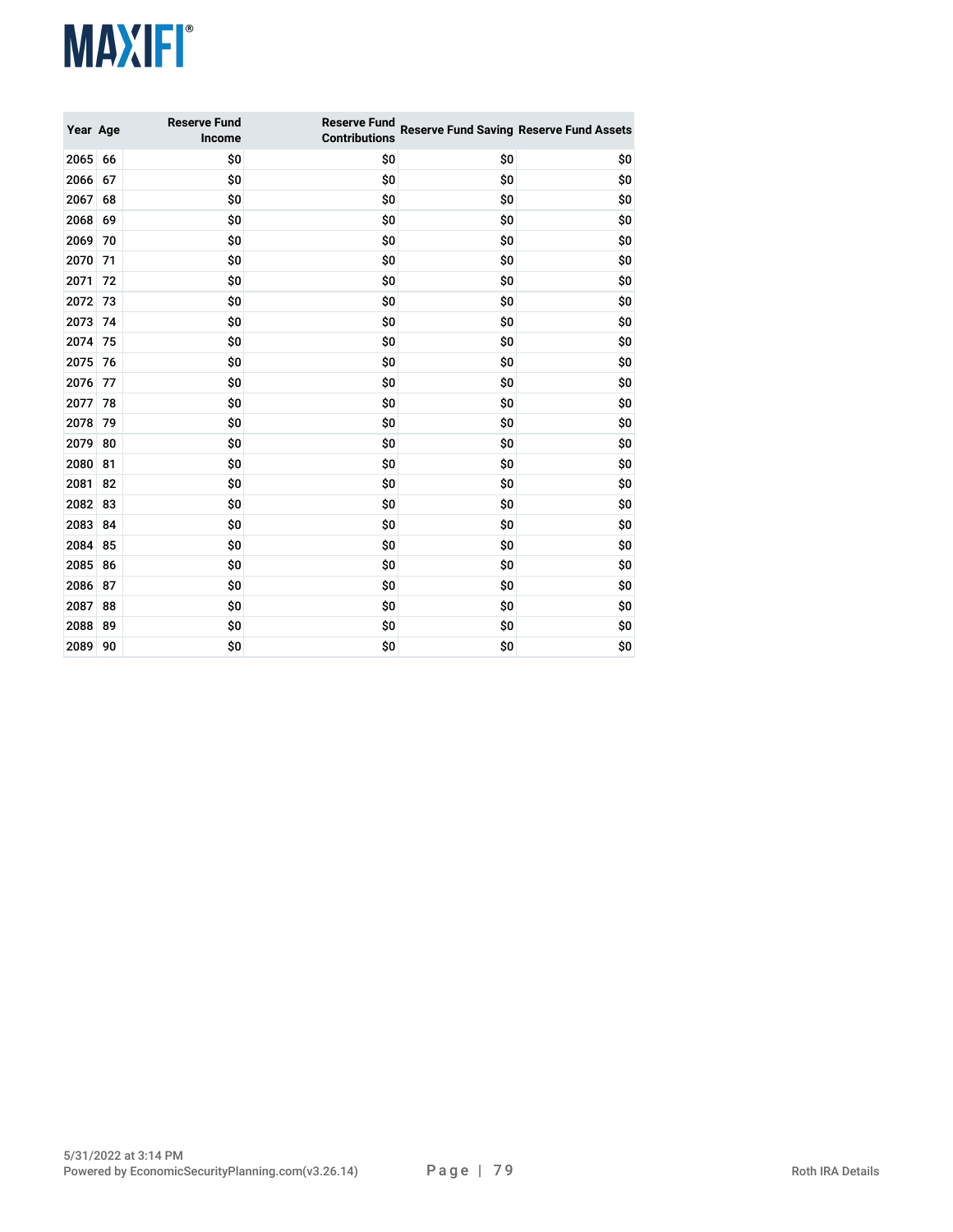| Year | Age | Reserve Fund Income | Reserve Fund Contributions | Reserve Fund Saving | Reserve Fund Assets |
|---|---|---|---|---|---|
| 2065 | 66 | $0 | $0 | $0 | $0 |
| 2066 | 67 | $0 | $0 | $0 | $0 |
| 2067 | 68 | $0 | $0 | $0 | $0 |
| 2068 | 69 | $0 | $0 | $0 | $0 |
| 2069 | 70 | $0 | $0 | $0 | $0 |
| 2070 | 71 | $0 | $0 | $0 | $0 |
| 2071 | 72 | $0 | $0 | $0 | $0 |
| 2072 | 73 | $0 | $0 | $0 | $0 |
| 2073 | 74 | $0 | $0 | $0 | $0 |
| 2074 | 75 | $0 | $0 | $0 | $0 |
| 2075 | 76 | $0 | $0 | $0 | $0 |
| 2076 | 77 | $0 | $0 | $0 | $0 |
| 2077 | 78 | $0 | $0 | $0 | $0 |
| 2078 | 79 | $0 | $0 | $0 | $0 |
| 2079 | 80 | $0 | $0 | $0 | $0 |
| 2080 | 81 | $0 | $0 | $0 | $0 |
| 2081 | 82 | $0 | $0 | $0 | $0 |
| 2082 | 83 | $0 | $0 | $0 | $0 |
| 2083 | 84 | $0 | $0 | $0 | $0 |
| 2084 | 85 | $0 | $0 | $0 | $0 |
| 2085 | 86 | $0 | $0 | $0 | $0 |
| 2086 | 87 | $0 | $0 | $0 | $0 |
| 2087 | 88 | $0 | $0 | $0 | $0 |
| 2088 | 89 | $0 | $0 | $0 | $0 |
| 2089 | 90 | $0 | $0 | $0 | $0 |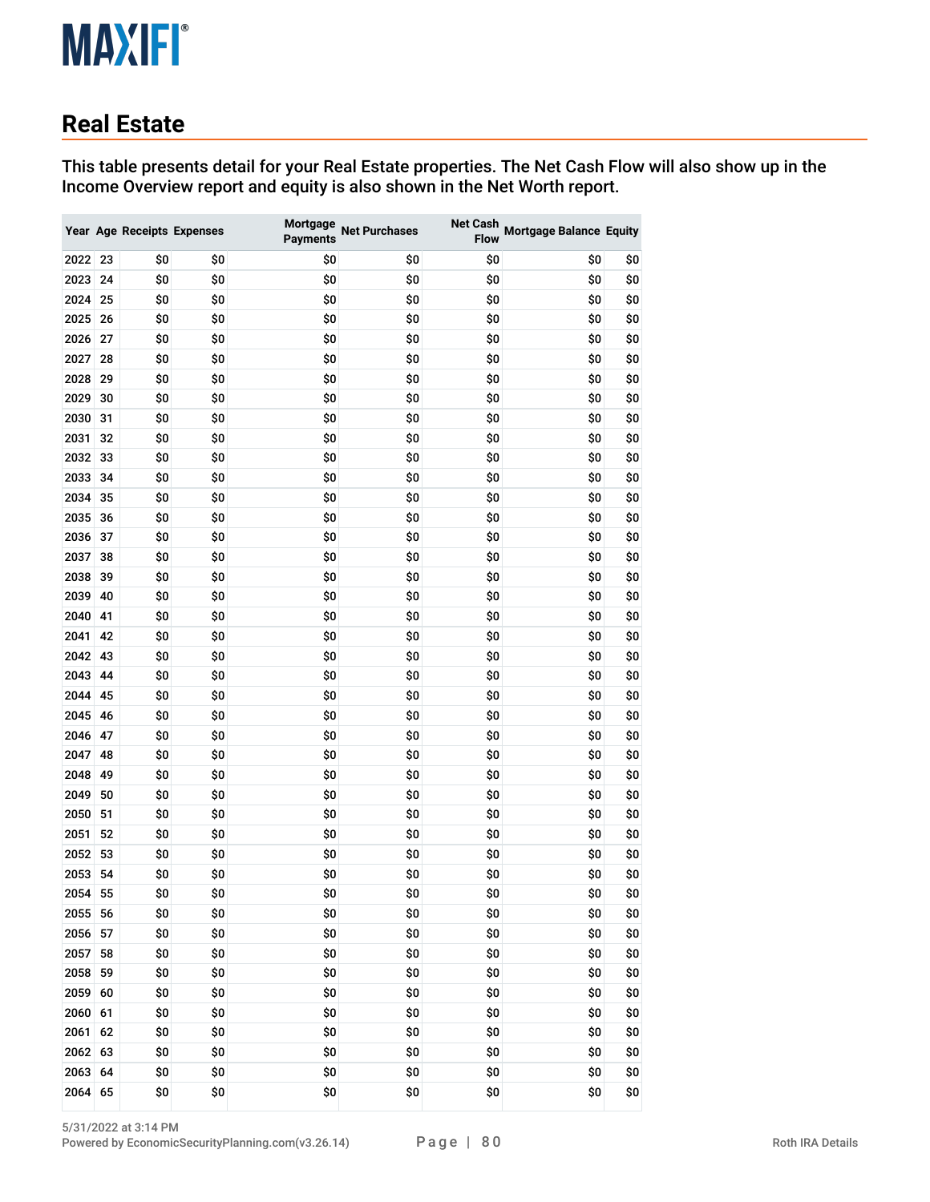## Real Estate

**This table presents detail for your Real Estate properties. The Net Cash Flow will also show up in the Income Overview report and equity is also shown in the Net Worth report.**

| Year | Age | Receipts | Expenses | Mortgage Payments | Net Purchases | Net Cash Flow | Mortgage Balance | Equity |
|---|---|---|---|---|---|---|---|---|
| 2022 | 23 | $0 | $0 | $0 | $0 | $0 | $0 | $0 |
| 2023 | 24 | $0 | $0 | $0 | $0 | $0 | $0 | $0 |
| 2024 | 25 | $0 | $0 | $0 | $0 | $0 | $0 | $0 |
| 2025 | 26 | $0 | $0 | $0 | $0 | $0 | $0 | $0 |
| 2026 | 27 | $0 | $0 | $0 | $0 | $0 | $0 | $0 |
| 2027 | 28 | $0 | $0 | $0 | $0 | $0 | $0 | $0 |
| 2028 | 29 | $0 | $0 | $0 | $0 | $0 | $0 | $0 |
| 2029 | 30 | $0 | $0 | $0 | $0 | $0 | $0 | $0 |
| 2030 | 31 | $0 | $0 | $0 | $0 | $0 | $0 | $0 |
| 2031 | 32 | $0 | $0 | $0 | $0 | $0 | $0 | $0 |
| 2032 | 33 | $0 | $0 | $0 | $0 | $0 | $0 | $0 |
| 2033 | 34 | $0 | $0 | $0 | $0 | $0 | $0 | $0 |
| 2034 | 35 | $0 | $0 | $0 | $0 | $0 | $0 | $0 |
| 2035 | 36 | $0 | $0 | $0 | $0 | $0 | $0 | $0 |
| 2036 | 37 | $0 | $0 | $0 | $0 | $0 | $0 | $0 |
| 2037 | 38 | $0 | $0 | $0 | $0 | $0 | $0 | $0 |
| 2038 | 39 | $0 | $0 | $0 | $0 | $0 | $0 | $0 |
| 2039 | 40 | $0 | $0 | $0 | $0 | $0 | $0 | $0 |
| 2040 | 41 | $0 | $0 | $0 | $0 | $0 | $0 | $0 |
| 2041 | 42 | $0 | $0 | $0 | $0 | $0 | $0 | $0 |
| 2042 | 43 | $0 | $0 | $0 | $0 | $0 | $0 | $0 |
| 2043 | 44 | $0 | $0 | $0 | $0 | $0 | $0 | $0 |
| 2044 | 45 | $0 | $0 | $0 | $0 | $0 | $0 | $0 |
| 2045 | 46 | $0 | $0 | $0 | $0 | $0 | $0 | $0 |
| 2046 | 47 | $0 | $0 | $0 | $0 | $0 | $0 | $0 |
| 2047 | 48 | $0 | $0 | $0 | $0 | $0 | $0 | $0 |
| 2048 | 49 | $0 | $0 | $0 | $0 | $0 | $0 | $0 |
| 2049 | 50 | $0 | $0 | $0 | $0 | $0 | $0 | $0 |
| 2050 | 51 | $0 | $0 | $0 | $0 | $0 | $0 | $0 |
| 2051 | 52 | $0 | $0 | $0 | $0 | $0 | $0 | $0 |
| 2052 | 53 | $0 | $0 | $0 | $0 | $0 | $0 | $0 |
| 2053 | 54 | $0 | $0 | $0 | $0 | $0 | $0 | $0 |
| 2054 | 55 | $0 | $0 | $0 | $0 | $0 | $0 | $0 |
| 2055 | 56 | $0 | $0 | $0 | $0 | $0 | $0 | $0 |
| 2056 | 57 | $0 | $0 | $0 | $0 | $0 | $0 | $0 |
| 2057 | 58 | $0 | $0 | $0 | $0 | $0 | $0 | $0 |
| 2058 | 59 | $0 | $0 | $0 | $0 | $0 | $0 | $0 |
| 2059 | 60 | $0 | $0 | $0 | $0 | $0 | $0 | $0 |
| 2060 | 61 | $0 | $0 | $0 | $0 | $0 | $0 | $0 |
| 2061 | 62 | $0 | $0 | $0 | $0 | $0 | $0 | $0 |
| 2062 | 63 | $0 | $0 | $0 | $0 | $0 | $0 | $0 |
| 2063 | 64 | $0 | $0 | $0 | $0 | $0 | $0 | $0 |
| 2064 | 65 | $0 | $0 | $0 | $0 | $0 | $0 | $0 |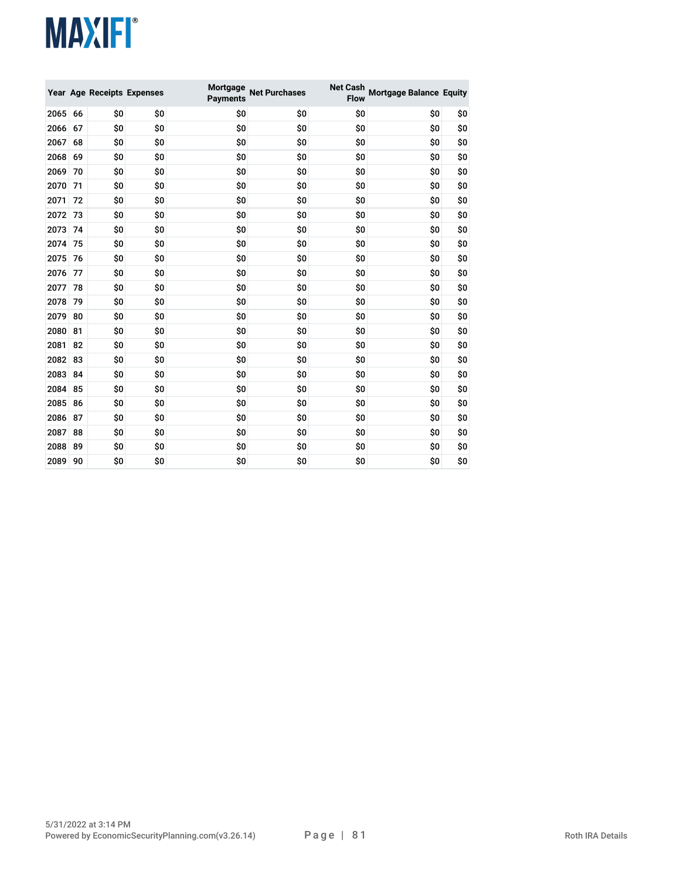| Year | Age | Receipts | Expenses | Mortgage Payments | Net Purchases | Net Cash Flow | Mortgage Balance | Equity |
|---|---|---|---|---|---|---|---|---|
| 2065 | 66 | $0 | $0 | $0 | $0 | $0 | $0 | $0 |
| 2066 | 67 | $0 | $0 | $0 | $0 | $0 | $0 | $0 |
| 2067 | 68 | $0 | $0 | $0 | $0 | $0 | $0 | $0 |
| 2068 | 69 | $0 | $0 | $0 | $0 | $0 | $0 | $0 |
| 2069 | 70 | $0 | $0 | $0 | $0 | $0 | $0 | $0 |
| 2070 | 71 | $0 | $0 | $0 | $0 | $0 | $0 | $0 |
| 2071 | 72 | $0 | $0 | $0 | $0 | $0 | $0 | $0 |
| 2072 | 73 | $0 | $0 | $0 | $0 | $0 | $0 | $0 |
| 2073 | 74 | $0 | $0 | $0 | $0 | $0 | $0 | $0 |
| 2074 | 75 | $0 | $0 | $0 | $0 | $0 | $0 | $0 |
| 2075 | 76 | $0 | $0 | $0 | $0 | $0 | $0 | $0 |
| 2076 | 77 | $0 | $0 | $0 | $0 | $0 | $0 | $0 |
| 2077 | 78 | $0 | $0 | $0 | $0 | $0 | $0 | $0 |
| 2078 | 79 | $0 | $0 | $0 | $0 | $0 | $0 | $0 |
| 2079 | 80 | $0 | $0 | $0 | $0 | $0 | $0 | $0 |
| 2080 | 81 | $0 | $0 | $0 | $0 | $0 | $0 | $0 |
| 2081 | 82 | $0 | $0 | $0 | $0 | $0 | $0 | $0 |
| 2082 | 83 | $0 | $0 | $0 | $0 | $0 | $0 | $0 |
| 2083 | 84 | $0 | $0 | $0 | $0 | $0 | $0 | $0 |
| 2084 | 85 | $0 | $0 | $0 | $0 | $0 | $0 | $0 |
| 2085 | 86 | $0 | $0 | $0 | $0 | $0 | $0 | $0 |
| 2086 | 87 | $0 | $0 | $0 | $0 | $0 | $0 | $0 |
| 2087 | 88 | $0 | $0 | $0 | $0 | $0 | $0 | $0 |
| 2088 | 89 | $0 | $0 | $0 | $0 | $0 | $0 | $0 |
| 2089 | 90 | $0 | $0 | $0 | $0 | $0 | $0 | $0 |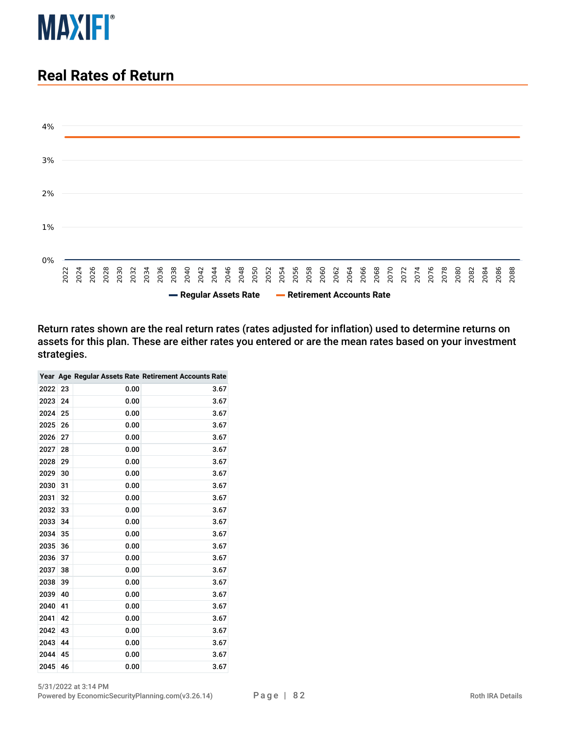# Real Rates of Return

Return rates shown are the real return rates (rates adjusted for inflation) used to determine returns on assets for this plan. These are either rates you entered or are the mean rates based on your investment strategies.

| Year | Age | Regular Assets Rate | Retirement Accounts Rate |
|---|---|---|---|
| 2022 | 23 | 0.00 | 3.67 |
| 2023 | 24 | 0.00 | 3.67 |
| 2024 | 25 | 0.00 | 3.67 |
| 2025 | 26 | 0.00 | 3.67 |
| 2026 | 27 | 0.00 | 3.67 |
| 2027 | 28 | 0.00 | 3.67 |
| 2028 | 29 | 0.00 | 3.67 |
| 2029 | 30 | 0.00 | 3.67 |
| 2030 | 31 | 0.00 | 3.67 |
| 2031 | 32 | 0.00 | 3.67 |
| 2032 | 33 | 0.00 | 3.67 |
| 2033 | 34 | 0.00 | 3.67 |
| 2034 | 35 | 0.00 | 3.67 |
| 2035 | 36 | 0.00 | 3.67 |
| 2036 | 37 | 0.00 | 3.67 |
| 2037 | 38 | 0.00 | 3.67 |
| 2038 | 39 | 0.00 | 3.67 |
| 2039 | 40 | 0.00 | 3.67 |
| 2040 | 41 | 0.00 | 3.67 |
| 2041 | 42 | 0.00 | 3.67 |
| 2042 | 43 | 0.00 | 3.67 |
| 2043 | 44 | 0.00 | 3.67 |
| 2044 | 45 | 0.00 | 3.67 |
| 2045 | 46 | 0.00 | 3.67 |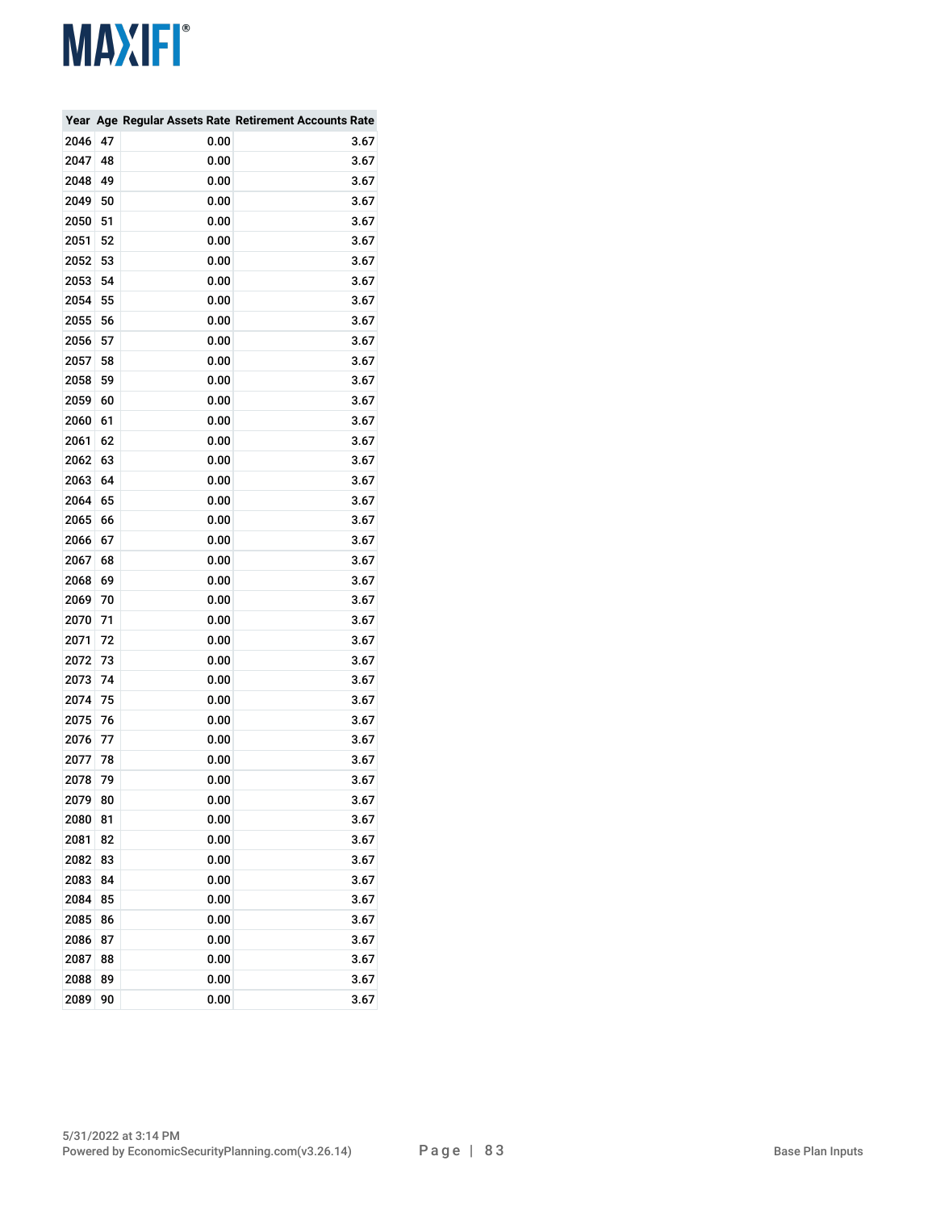| Year | Age | Regular Assets Rate | Retirement Accounts Rate |
|---|---|---|---|
| 2046 | 47 | 0.00 | 3.67 |
| 2047 | 48 | 0.00 | 3.67 |
| 2048 | 49 | 0.00 | 3.67 |
| 2049 | 50 | 0.00 | 3.67 |
| 2050 | 51 | 0.00 | 3.67 |
| 2051 | 52 | 0.00 | 3.67 |
| 2052 | 53 | 0.00 | 3.67 |
| 2053 | 54 | 0.00 | 3.67 |
| 2054 | 55 | 0.00 | 3.67 |
| 2055 | 56 | 0.00 | 3.67 |
| 2056 | 57 | 0.00 | 3.67 |
| 2057 | 58 | 0.00 | 3.67 |
| 2058 | 59 | 0.00 | 3.67 |
| 2059 | 60 | 0.00 | 3.67 |
| 2060 | 61 | 0.00 | 3.67 |
| 2061 | 62 | 0.00 | 3.67 |
| 2062 | 63 | 0.00 | 3.67 |
| 2063 | 64 | 0.00 | 3.67 |
| 2064 | 65 | 0.00 | 3.67 |
| 2065 | 66 | 0.00 | 3.67 |
| 2066 | 67 | 0.00 | 3.67 |
| 2067 | 68 | 0.00 | 3.67 |
| 2068 | 69 | 0.00 | 3.67 |
| 2069 | 70 | 0.00 | 3.67 |
| 2070 | 71 | 0.00 | 3.67 |
| 2071 | 72 | 0.00 | 3.67 |
| 2072 | 73 | 0.00 | 3.67 |
| 2073 | 74 | 0.00 | 3.67 |
| 2074 | 75 | 0.00 | 3.67 |
| 2075 | 76 | 0.00 | 3.67 |
| 2076 | 77 | 0.00 | 3.67 |
| 2077 | 78 | 0.00 | 3.67 |
| 2078 | 79 | 0.00 | 3.67 |
| 2079 | 80 | 0.00 | 3.67 |
| 2080 | 81 | 0.00 | 3.67 |
| 2081 | 82 | 0.00 | 3.67 |
| 2082 | 83 | 0.00 | 3.67 |
| 2083 | 84 | 0.00 | 3.67 |
| 2084 | 85 | 0.00 | 3.67 |
| 2085 | 86 | 0.00 | 3.67 |
| 2086 | 87 | 0.00 | 3.67 |
| 2087 | 88 | 0.00 | 3.67 |
| 2088 | 89 | 0.00 | 3.67 |
| 2089 | 90 | 0.00 | 3.67 |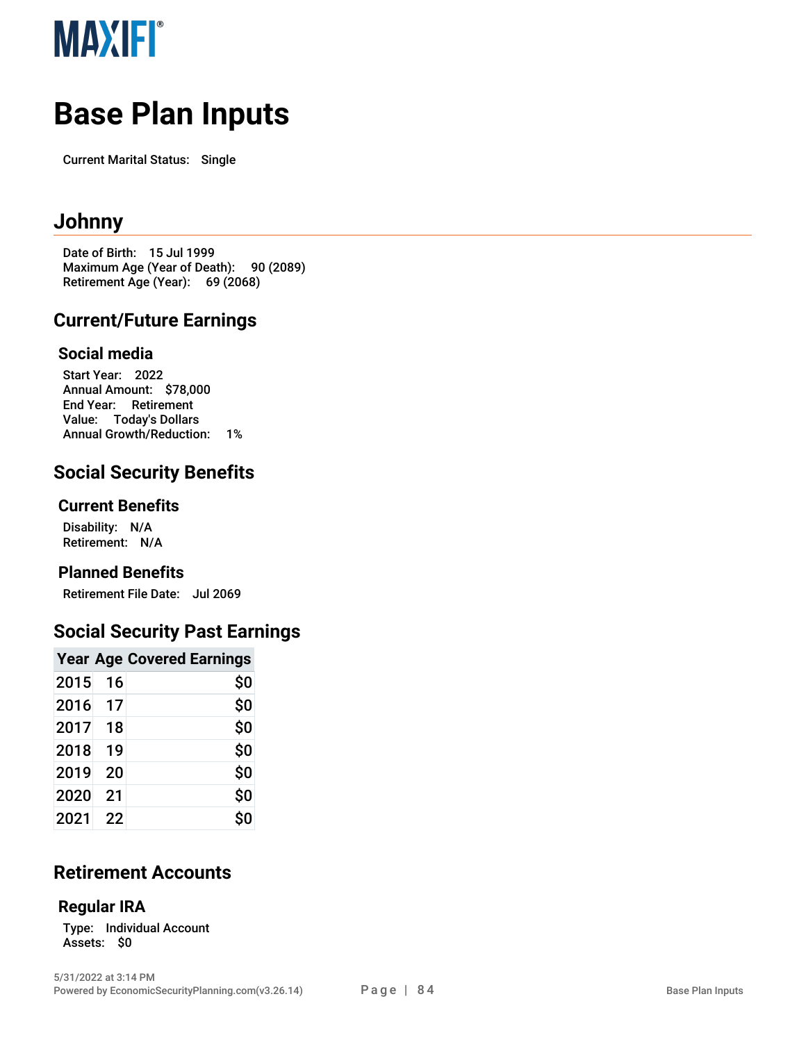# Base Plan Inputs

Current Marital Status: Single

## Johnny

Date of Birth: 15 Jul 1999
Maximum Age (Year of Death): 90 (2089)
Retirement Age (Year): 69 (2068)

## Current/Future Earnings

### Social media

Start Year: 2022
Annual Amount: $78,000
End Year: Retirement
Value: Today's Dollars
Annual Growth/Reduction: 1%

## Social Security Benefits

### Current Benefits

Disability: N/A
Retirement: N/A

### Planned Benefits

Retirement File Date: Jul 2069

## Social Security Past Earnings

| Year | Age | Covered Earnings |
|---|---|---|
| 2015 | 16 | $0 |
| 2016 | 17 | $0 |
| 2017 | 18 | $0 |
| 2018 | 19 | $0 |
| 2019 | 20 | $0 |
| 2020 | 21 | $0 |
| 2021 | 22 | $0 |

## Retirement Accounts

### Regular IRA

Type: Individual Account
Assets: $0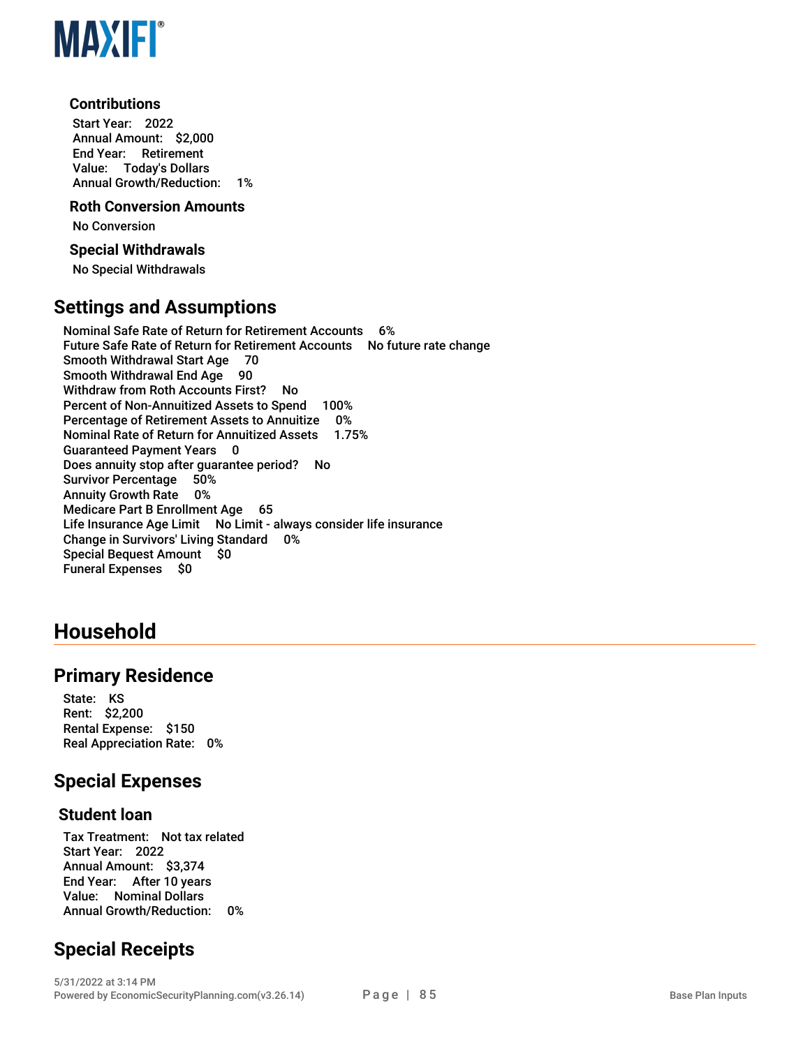### Contributions

Start Year: 2022
Annual Amount: $2,000
End Year: Retirement
Value: Today's Dollars
Annual Growth/Reduction: 1%

### Roth Conversion Amounts

No Conversion

### Special Withdrawals

No Special Withdrawals

## Settings and Assumptions

Nominal Safe Rate of Return for Retirement Accounts 6%
Future Safe Rate of Return for Retirement Accounts No future rate change
Smooth Withdrawal Start Age 70
Smooth Withdrawal End Age 90
Withdraw from Roth Accounts First? No
Percent of Non-Annuitized Assets to Spend 100%
Percentage of Retirement Assets to Annuitize 0%
Nominal Rate of Return for Annuitized Assets 1.75%
Guaranteed Payment Years 0
Does annuity stop after guarantee period? No
Survivor Percentage 50%
Annuity Growth Rate 0%
Medicare Part B Enrollment Age 65
Life Insurance Age Limit No Limit - always consider life insurance
Change in Survivors' Living Standard 0%
Special Bequest Amount $0
Funeral Expenses $0

# Household

## Primary Residence

State: KS
Rent: $2,200
Rental Expense: $150
Real Appreciation Rate: 0%

## Special Expenses

### Student loan

Tax Treatment: Not tax related
Start Year: 2022
Annual Amount: $3,374
End Year: After 10 years
Value: Nominal Dollars
Annual Growth/Reduction: 0%

## Special Receipts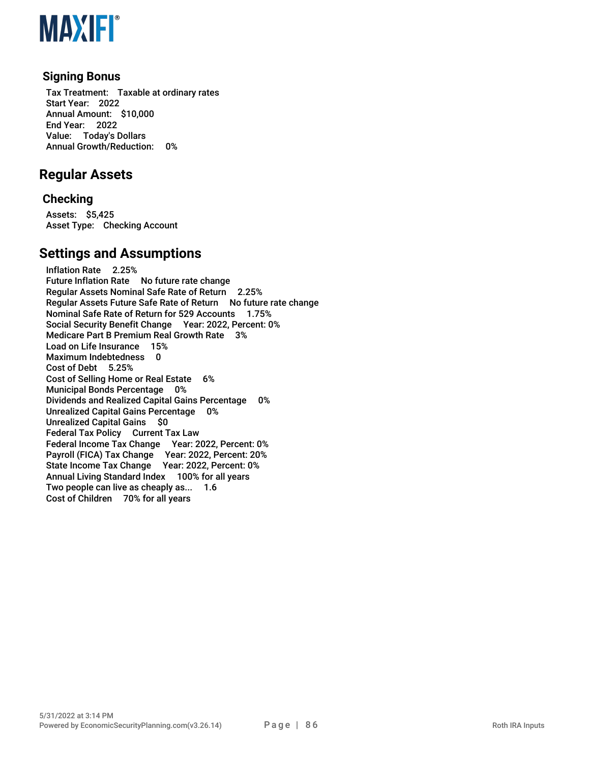### Signing Bonus

Tax Treatment: Taxable at ordinary rates
Start Year: 2022
Annual Amount: $10,000
End Year: 2022
Value: Today's Dollars
Annual Growth/Reduction: 0%

## Regular Assets

### Checking

Assets: $5,425
Asset Type: Checking Account

## Settings and Assumptions

Inflation Rate 2.25%
Future Inflation Rate No future rate change
Regular Assets Nominal Safe Rate of Return 2.25%
Regular Assets Future Safe Rate of Return No future rate change
Nominal Safe Rate of Return for 529 Accounts 1.75%
Social Security Benefit Change Year: 2022, Percent: 0%
Medicare Part B Premium Real Growth Rate 3%
Load on Life Insurance 15%
Maximum Indebtedness 0
Cost of Debt 5.25%
Cost of Selling Home or Real Estate 6%
Municipal Bonds Percentage 0%
Dividends and Realized Capital Gains Percentage 0%
Unrealized Capital Gains Percentage 0%
Unrealized Capital Gains $0
Federal Tax Policy Current Tax Law
Federal Income Tax Change Year: 2022, Percent: 0%
Payroll (FICA) Tax Change Year: 2022, Percent: 20%
State Income Tax Change Year: 2022, Percent: 0%
Annual Living Standard Index 100% for all years
Two people can live as cheaply as... 1.6
Cost of Children 70% for all years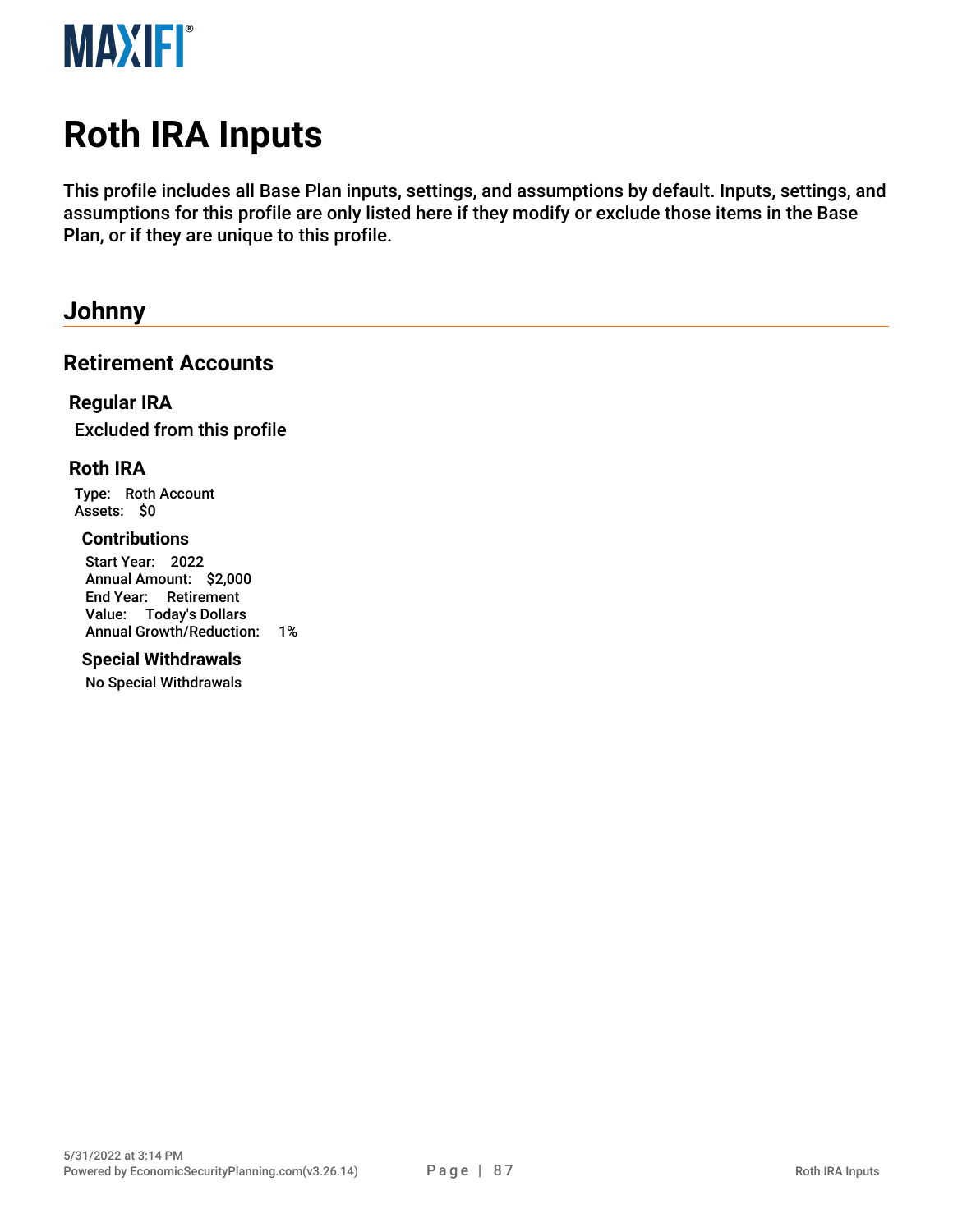MAXIFI®

# Roth IRA Inputs

**This profile includes all Base Plan inputs, settings, and assumptions by default. Inputs, settings, and assumptions for this profile are only listed here if they modify or exclude those items in the Base Plan, or if they are unique to this profile.**

## Johnny

### Retirement Accounts

#### Regular IRA

Excluded from this profile

#### Roth IRA

Type: Roth Account
Assets: $0

##### Contributions

Start Year: 2022
Annual Amount: $2,000
End Year: Retirement
Value: Today's Dollars
Annual Growth/Reduction: 1%

##### Special Withdrawals

No Special Withdrawals